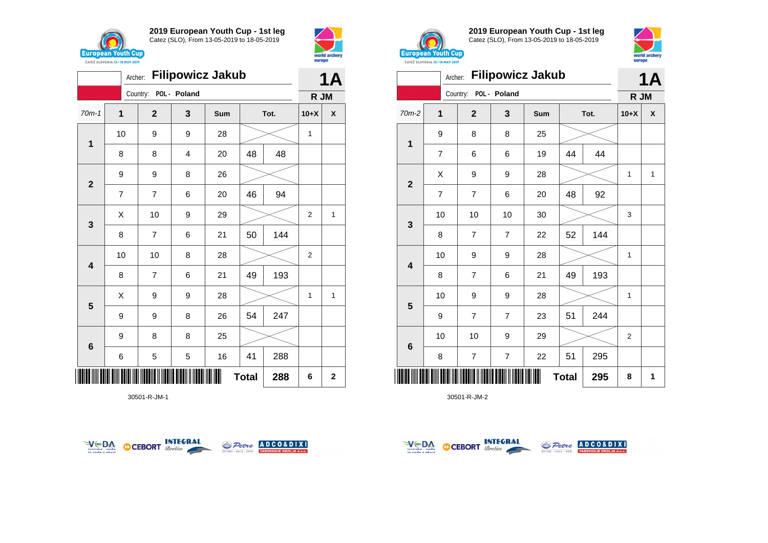## 2019 European Youth Cup - 1st leg

Catez (SLO), From 13-05-2019 to 18-05-2019

Archer: **Filipowicz Jakub**

Country: POL - Poland

**1A**

**R JM**

| 70m-1 | 1 | 2 | 3 | Sum | Tot. | | 10+X | X |
|---|---|---|---|---|---|---|---|---|
| 1 | 10 | 9 | 9 | 28 | | | 1 | |
| | 8 | 8 | 4 | 20 | 48 | 48 | | |
| 2 | 9 | 9 | 8 | 26 | | | | |
| | 7 | 7 | 6 | 20 | 46 | 94 | | |
| 3 | X | 10 | 9 | 29 | | | 2 | 1 |
| | 8 | 7 | 6 | 21 | 50 | 144 | | |
| 4 | 10 | 10 | 8 | 28 | | | 2 | |
| | 8 | 7 | 6 | 21 | 49 | 193 | | |
| 5 | X | 9 | 9 | 28 | | | 1 | 1 |
| | 9 | 9 | 8 | 26 | 54 | 247 | | |
| 6 | 9 | 8 | 8 | 25 | | | | |
| | 6 | 5 | 5 | 16 | 41 | 288 | | |
| | | | | | **Total** | **288** | **6** | **2** |

30501-R-JM-1

## 2019 European Youth Cup - 1st leg

Catez (SLO), From 13-05-2019 to 18-05-2019

Archer: **Filipowicz Jakub**

Country: POL - Poland

**1A**

**R JM**

| 70m-2 | 1 | 2 | 3 | Sum | Tot. | | 10+X | X |
|---|---|---|---|---|---|---|---|---|
| 1 | 9 | 8 | 8 | 25 | | | | |
| | 7 | 6 | 6 | 19 | 44 | 44 | | |
| 2 | X | 9 | 9 | 28 | | | 1 | 1 |
| | 7 | 7 | 6 | 20 | 48 | 92 | | |
| 3 | 10 | 10 | 10 | 30 | | | 3 | |
| | 8 | 7 | 7 | 22 | 52 | 144 | | |
| 4 | 10 | 9 | 9 | 28 | | | 1 | |
| | 8 | 7 | 6 | 21 | 49 | 193 | | |
| 5 | 10 | 9 | 9 | 28 | | | 1 | |
| | 9 | 7 | 7 | 23 | 51 | 244 | | |
| 6 | 10 | 10 | 9 | 29 | | | 2 | |
| | 8 | 7 | 7 | 22 | 51 | 295 | | |
| | | | | | **Total** | **295** | **8** | **1** |

30501-R-JM-2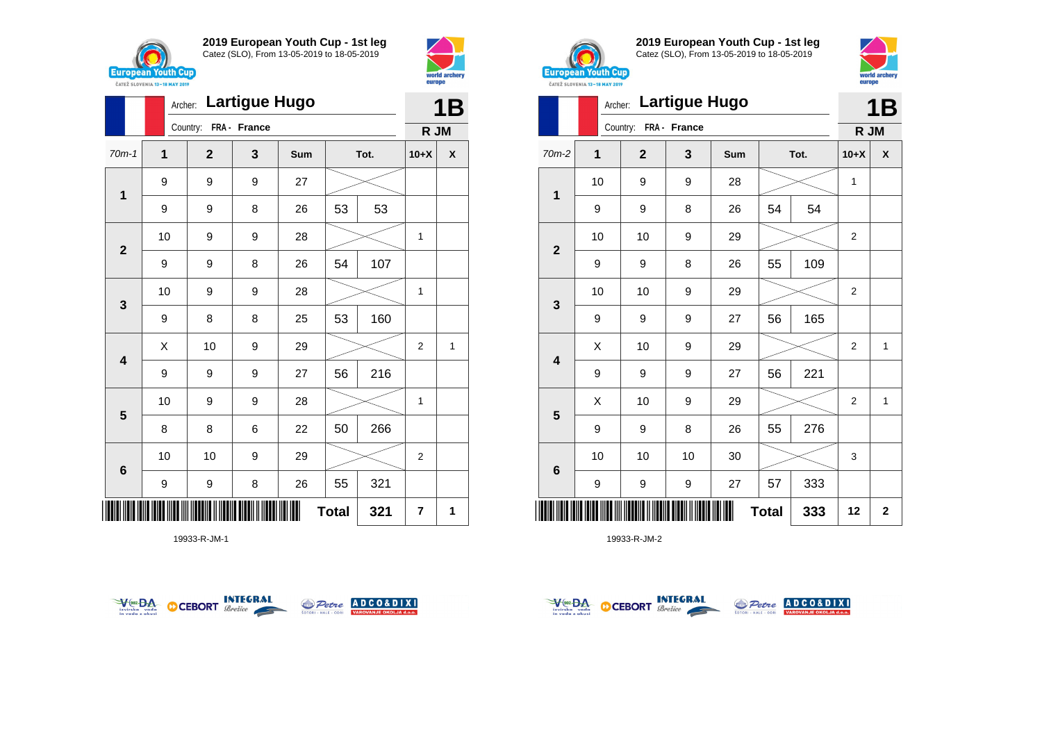## 2019 European Youth Cup - 1st leg
Catez (SLO), From 13-05-2019 to 18-05-2019

Archer: **Lartigue Hugo**
Country: FRA - France

**1B**
**R JM**

| 70m-1 | 1 | 2 | 3 | Sum | Tot. | | 10+X | X |
|---|---|---|---|---|---|---|---|---|
| 1 | 9 | 9 | 9 | 27 | | | | |
| | 9 | 9 | 8 | 26 | 53 | 53 | | |
| 2 | 10 | 9 | 9 | 28 | | | 1 | |
| | 9 | 9 | 8 | 26 | 54 | 107 | | |
| 3 | 10 | 9 | 9 | 28 | | | 1 | |
| | 9 | 8 | 8 | 25 | 53 | 160 | | |
| 4 | X | 10 | 9 | 29 | | | 2 | 1 |
| | 9 | 9 | 9 | 27 | 56 | 216 | | |
| 5 | 10 | 9 | 9 | 28 | | | 1 | |
| | 8 | 8 | 6 | 22 | 50 | 266 | | |
| 6 | 10 | 10 | 9 | 29 | | | 2 | |
| | 9 | 9 | 8 | 26 | 55 | 321 | | |
| | | | | | **Total** | **321** | **7** | **1** |

19933-R-JM-1

## 2019 European Youth Cup - 1st leg
Catez (SLO), From 13-05-2019 to 18-05-2019

Archer: **Lartigue Hugo**
Country: FRA - France

**1B**
**R JM**

| 70m-2 | 1 | 2 | 3 | Sum | Tot. | | 10+X | X |
|---|---|---|---|---|---|---|---|---|
| 1 | 10 | 9 | 9 | 28 | | | 1 | |
| | 9 | 9 | 8 | 26 | 54 | 54 | | |
| 2 | 10 | 10 | 9 | 29 | | | 2 | |
| | 9 | 9 | 8 | 26 | 55 | 109 | | |
| 3 | 10 | 10 | 9 | 29 | | | 2 | |
| | 9 | 9 | 9 | 27 | 56 | 165 | | |
| 4 | X | 10 | 9 | 29 | | | 2 | 1 |
| | 9 | 9 | 9 | 27 | 56 | 221 | | |
| 5 | X | 10 | 9 | 29 | | | 2 | 1 |
| | 9 | 9 | 8 | 26 | 55 | 276 | | |
| 6 | 10 | 10 | 10 | 30 | | | 3 | |
| | 9 | 9 | 9 | 27 | 57 | 333 | | |
| | | | | | **Total** | **333** | **12** | **2** |

19933-R-JM-2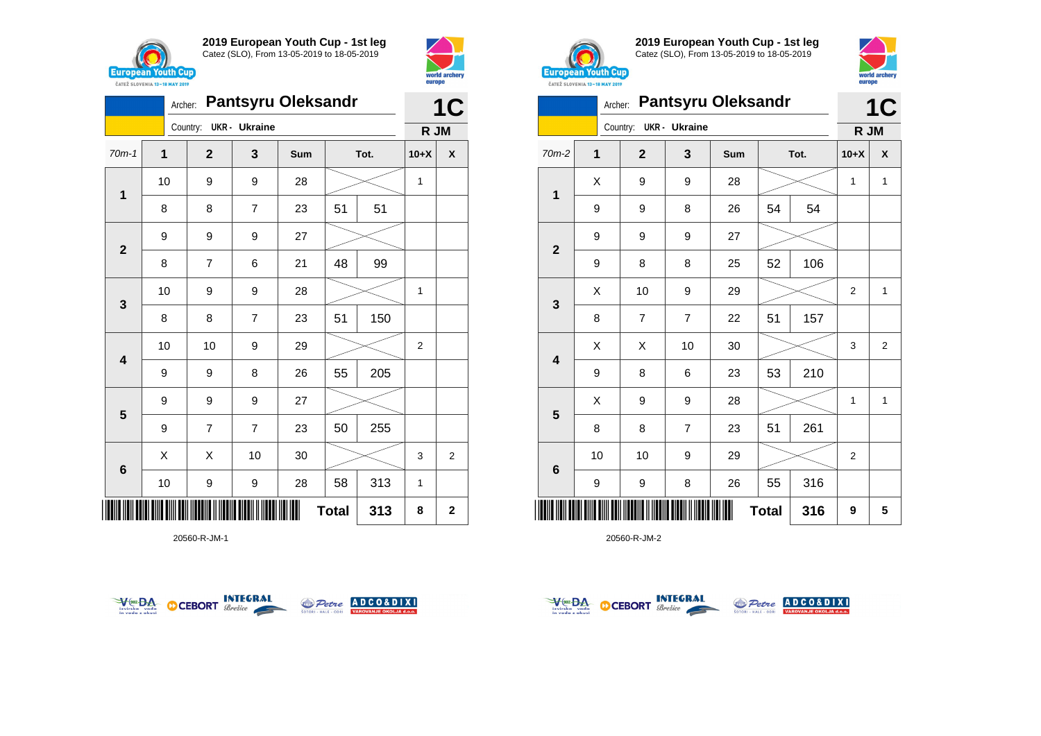## 2019 European Youth Cup - 1st leg

Catez (SLO), From 13-05-2019 to 18-05-2019

Archer: **Pantsyru Oleksandr**

Country: UKR - Ukraine

**1C**

**R JM**

| 70m-1 | 1 | 2 | 3 | Sum | Tot. | | 10+X | X |
|---|---|---|---|---|---|---|---|---|
| 1 | 10 | 9 | 9 | 28 | | | 1 | |
| | 8 | 8 | 7 | 23 | 51 | 51 | | |
| 2 | 9 | 9 | 9 | 27 | | | | |
| | 8 | 7 | 6 | 21 | 48 | 99 | | |
| 3 | 10 | 9 | 9 | 28 | | | 1 | |
| | 8 | 8 | 7 | 23 | 51 | 150 | | |
| 4 | 10 | 10 | 9 | 29 | | | 2 | |
| | 9 | 9 | 8 | 26 | 55 | 205 | | |
| 5 | 9 | 9 | 9 | 27 | | | | |
| | 9 | 7 | 7 | 23 | 50 | 255 | | |
| 6 | X | X | 10 | 30 | | | 3 | 2 |
| | 10 | 9 | 9 | 28 | 58 | 313 | 1 | |
| | | | | | **Total** | **313** | **8** | **2** |

20560-R-JM-1

## 2019 European Youth Cup - 1st leg

Catez (SLO), From 13-05-2019 to 18-05-2019

Archer: **Pantsyru Oleksandr**

Country: UKR - Ukraine

**1C**

**R JM**

| 70m-2 | 1 | 2 | 3 | Sum | Tot. | | 10+X | X |
|---|---|---|---|---|---|---|---|---|
| 1 | X | 9 | 9 | 28 | | | 1 | 1 |
| | 9 | 9 | 8 | 26 | 54 | 54 | | |
| 2 | 9 | 9 | 9 | 27 | | | | |
| | 9 | 8 | 8 | 25 | 52 | 106 | | |
| 3 | X | 10 | 9 | 29 | | | 2 | 1 |
| | 8 | 7 | 7 | 22 | 51 | 157 | | |
| 4 | X | X | 10 | 30 | | | 3 | 2 |
| | 9 | 8 | 6 | 23 | 53 | 210 | | |
| 5 | X | 9 | 9 | 28 | | | 1 | 1 |
| | 8 | 8 | 7 | 23 | 51 | 261 | | |
| 6 | 10 | 10 | 9 | 29 | | | 2 | |
| | 9 | 9 | 8 | 26 | 55 | 316 | | |
| | | | | | **Total** | **316** | **9** | **5** |

20560-R-JM-2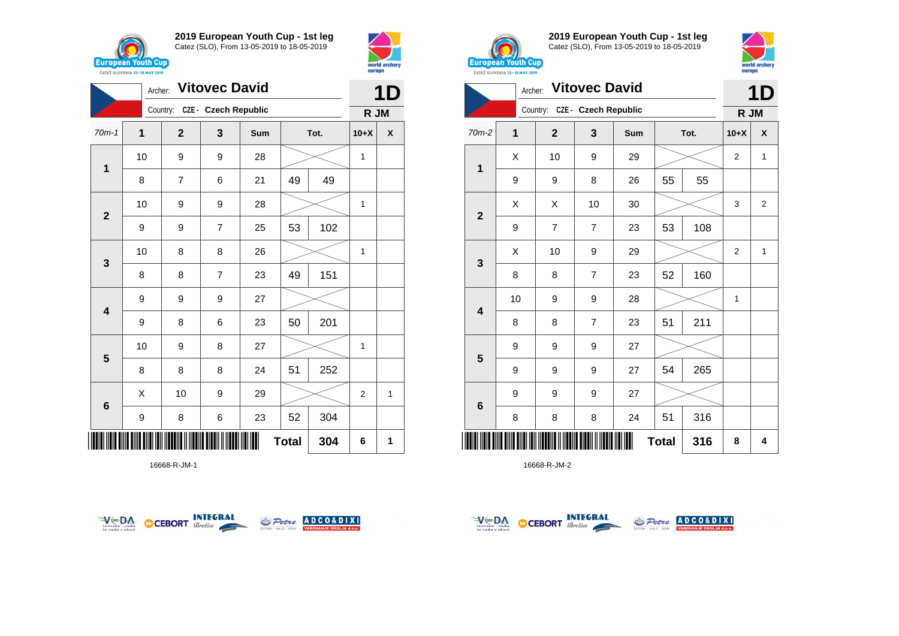## 2019 European Youth Cup - 1st leg

Catez (SLO), From 13-05-2019 to 18-05-2019

Archer: **Vitovec David**
Country: CZE - Czech Republic

**1D** — R JM

| 70m-1 | 1 | 2 | 3 | Sum | Tot. | | 10+X | X |
|---|---|---|---|---|---|---|---|---|
| 1 | 10 | 9 | 9 | 28 | | | 1 | |
| | 8 | 7 | 6 | 21 | 49 | 49 | | |
| 2 | 10 | 9 | 9 | 28 | | | 1 | |
| | 9 | 9 | 7 | 25 | 53 | 102 | | |
| 3 | 10 | 8 | 8 | 26 | | | 1 | |
| | 8 | 8 | 7 | 23 | 49 | 151 | | |
| 4 | 9 | 9 | 9 | 27 | | | | |
| | 9 | 8 | 6 | 23 | 50 | 201 | | |
| 5 | 10 | 9 | 8 | 27 | | | 1 | |
| | 8 | 8 | 8 | 24 | 51 | 252 | | |
| 6 | X | 10 | 9 | 29 | | | 2 | 1 |
| | 9 | 8 | 6 | 23 | 52 | 304 | | |
| | | | | | Total | 304 | 6 | 1 |

16668-R-JM-1

## 2019 European Youth Cup - 1st leg

Catez (SLO), From 13-05-2019 to 18-05-2019

Archer: **Vitovec David**
Country: CZE - Czech Republic

**1D** — R JM

| 70m-2 | 1 | 2 | 3 | Sum | Tot. | | 10+X | X |
|---|---|---|---|---|---|---|---|---|
| 1 | X | 10 | 9 | 29 | | | 2 | 1 |
| | 9 | 9 | 8 | 26 | 55 | 55 | | |
| 2 | X | X | 10 | 30 | | | 3 | 2 |
| | 9 | 7 | 7 | 23 | 53 | 108 | | |
| 3 | X | 10 | 9 | 29 | | | 2 | 1 |
| | 8 | 8 | 7 | 23 | 52 | 160 | | |
| 4 | 10 | 9 | 9 | 28 | | | 1 | |
| | 8 | 8 | 7 | 23 | 51 | 211 | | |
| 5 | 9 | 9 | 9 | 27 | | | | |
| | 9 | 9 | 9 | 27 | 54 | 265 | | |
| 6 | 9 | 9 | 9 | 27 | | | | |
| | 8 | 8 | 8 | 24 | 51 | 316 | | |
| | | | | | Total | 316 | 8 | 4 |

16668-R-JM-2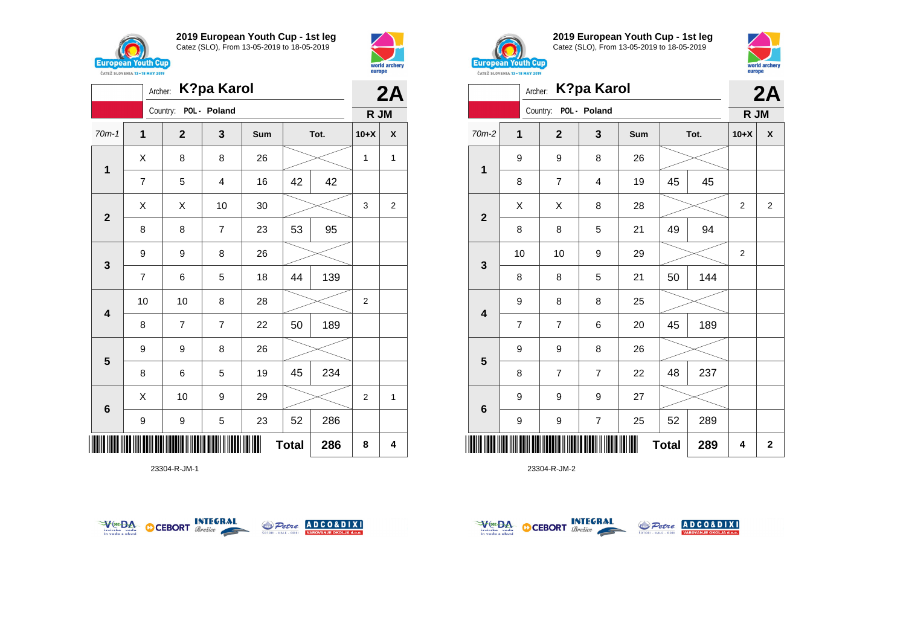## 2019 European Youth Cup - 1st leg

Catez (SLO), From 13-05-2019 to 18-05-2019

Archer: **K?pa Karol**
Country: POL - Poland

**2A**
**R JM**

| 70m-1 | 1 | 2 | 3 | Sum | Tot. | | 10+X | X |
|---|---|---|---|---|---|---|---|---|
| 1 | X | 8 | 8 | 26 | | | 1 | 1 |
| | 7 | 5 | 4 | 16 | 42 | 42 | | |
| 2 | X | X | 10 | 30 | | | 3 | 2 |
| | 8 | 8 | 7 | 23 | 53 | 95 | | |
| 3 | 9 | 9 | 8 | 26 | | | | |
| | 7 | 6 | 5 | 18 | 44 | 139 | | |
| 4 | 10 | 10 | 8 | 28 | | | 2 | |
| | 8 | 7 | 7 | 22 | 50 | 189 | | |
| 5 | 9 | 9 | 8 | 26 | | | | |
| | 8 | 6 | 5 | 19 | 45 | 234 | | |
| 6 | X | 10 | 9 | 29 | | | 2 | 1 |
| | 9 | 9 | 5 | 23 | 52 | 286 | | |
| | | | | | **Total** | **286** | **8** | **4** |

23304-R-JM-1

## 2019 European Youth Cup - 1st leg

Catez (SLO), From 13-05-2019 to 18-05-2019

Archer: **K?pa Karol**
Country: POL - Poland

**2A**
**R JM**

| 70m-2 | 1 | 2 | 3 | Sum | Tot. | | 10+X | X |
|---|---|---|---|---|---|---|---|---|
| 1 | 9 | 9 | 8 | 26 | | | | |
| | 8 | 7 | 4 | 19 | 45 | 45 | | |
| 2 | X | X | 8 | 28 | | | 2 | 2 |
| | 8 | 8 | 5 | 21 | 49 | 94 | | |
| 3 | 10 | 10 | 9 | 29 | | | 2 | |
| | 8 | 8 | 5 | 21 | 50 | 144 | | |
| 4 | 9 | 8 | 8 | 25 | | | | |
| | 7 | 7 | 6 | 20 | 45 | 189 | | |
| 5 | 9 | 9 | 8 | 26 | | | | |
| | 8 | 7 | 7 | 22 | 48 | 237 | | |
| 6 | 9 | 9 | 9 | 27 | | | | |
| | 9 | 9 | 7 | 25 | 52 | 289 | | |
| | | | | | **Total** | **289** | **4** | **2** |

23304-R-JM-2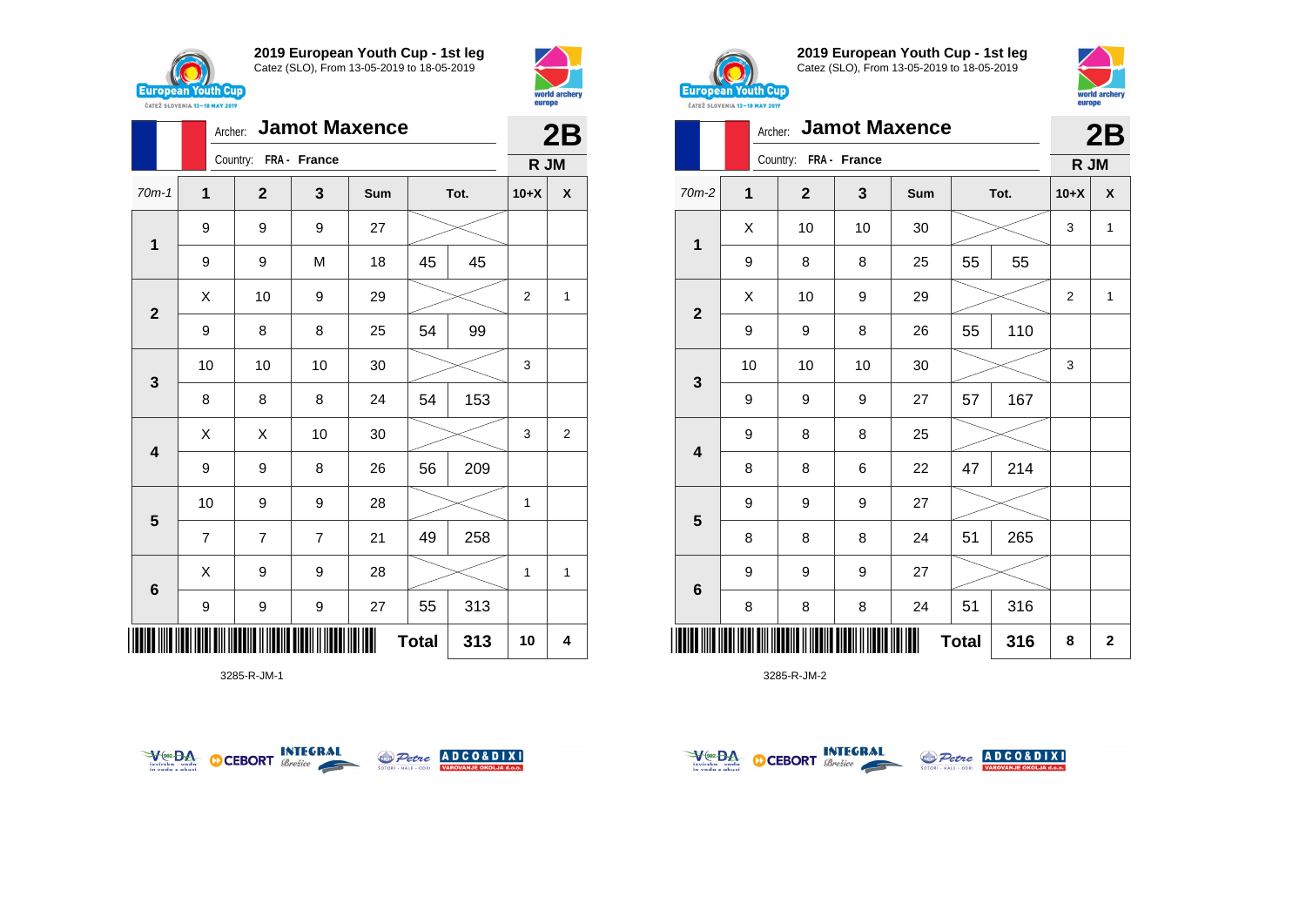## 2019 European Youth Cup - 1st leg

Catez (SLO), From 13-05-2019 to 18-05-2019

Archer: **Jamot Maxence**

Country: FRA - France

**2B**

**R JM**

| 70m-1 | 1 | 2 | 3 | Sum | Tot. | | 10+X | X |
|---|---|---|---|---|---|---|---|---|
| 1 | 9 | 9 | 9 | 27 | | | | |
| | 9 | 9 | M | 18 | 45 | 45 | | |
| 2 | X | 10 | 9 | 29 | | | 2 | 1 |
| | 9 | 8 | 8 | 25 | 54 | 99 | | |
| 3 | 10 | 10 | 10 | 30 | | | 3 | |
| | 8 | 8 | 8 | 24 | 54 | 153 | | |
| 4 | X | X | 10 | 30 | | | 3 | 2 |
| | 9 | 9 | 8 | 26 | 56 | 209 | | |
| 5 | 10 | 9 | 9 | 28 | | | 1 | |
| | 7 | 7 | 7 | 21 | 49 | 258 | | |
| 6 | X | 9 | 9 | 28 | | | 1 | 1 |
| | 9 | 9 | 9 | 27 | 55 | 313 | | |
| | | | | | **Total** | **313** | **10** | **4** |

3285-R-JM-1

## 2019 European Youth Cup - 1st leg

Catez (SLO), From 13-05-2019 to 18-05-2019

Archer: **Jamot Maxence**

Country: FRA - France

**2B**

**R JM**

| 70m-2 | 1 | 2 | 3 | Sum | Tot. | | 10+X | X |
|---|---|---|---|---|---|---|---|---|
| 1 | X | 10 | 10 | 30 | | | 3 | 1 |
| | 9 | 8 | 8 | 25 | 55 | 55 | | |
| 2 | X | 10 | 9 | 29 | | | 2 | 1 |
| | 9 | 9 | 8 | 26 | 55 | 110 | | |
| 3 | 10 | 10 | 10 | 30 | | | 3 | |
| | 9 | 9 | 9 | 27 | 57 | 167 | | |
| 4 | 9 | 8 | 8 | 25 | | | | |
| | 8 | 8 | 6 | 22 | 47 | 214 | | |
| 5 | 9 | 9 | 9 | 27 | | | | |
| | 8 | 8 | 8 | 24 | 51 | 265 | | |
| 6 | 9 | 9 | 9 | 27 | | | | |
| | 8 | 8 | 8 | 24 | 51 | 316 | | |
| | | | | | **Total** | **316** | **8** | **2** |

3285-R-JM-2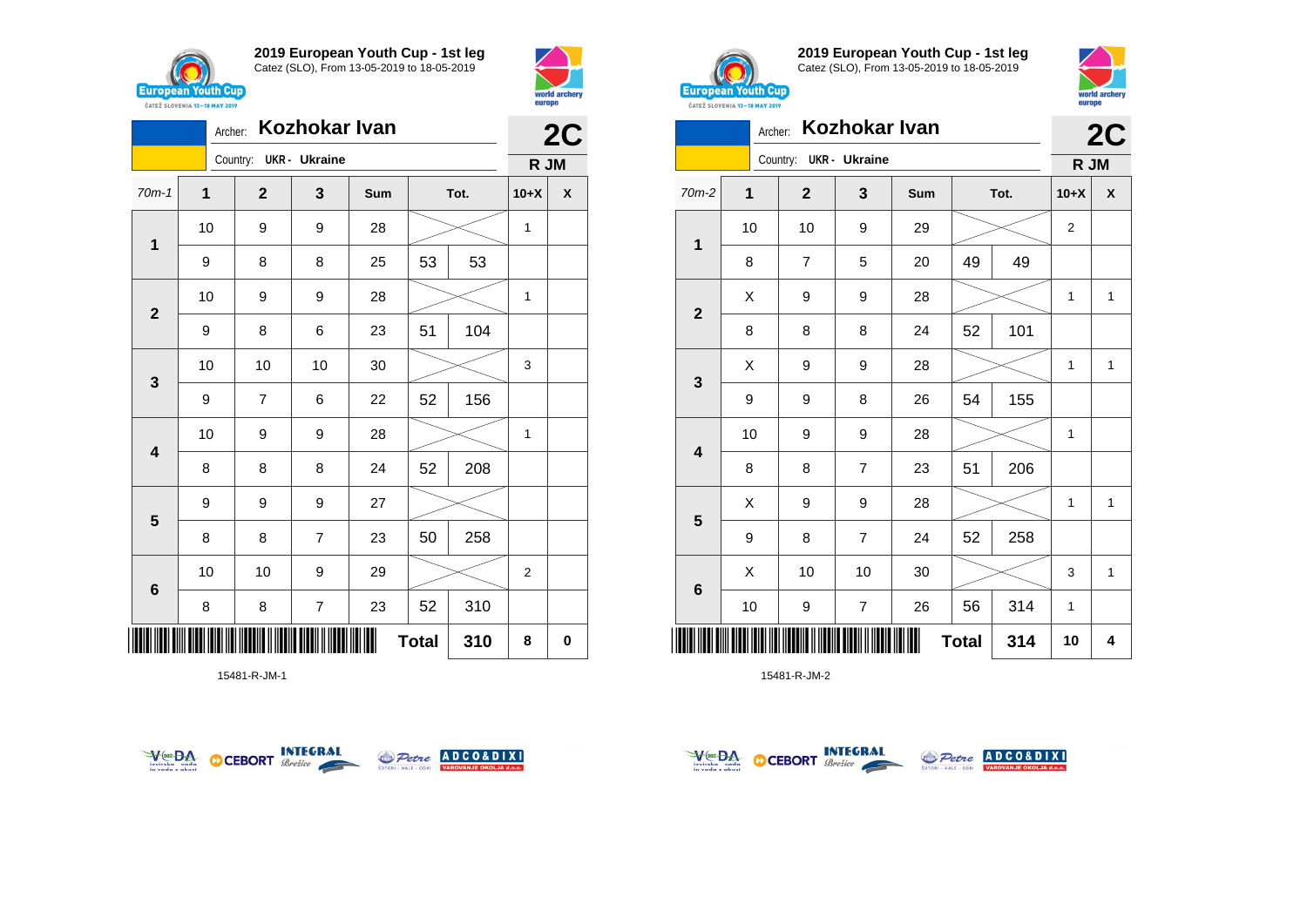## 2019 European Youth Cup - 1st leg

Catez (SLO), From 13-05-2019 to 18-05-2019

Archer: **Kozhokar Ivan** — **2C**

Country: UKR - Ukraine — **R JM**

| 70m-1 | 1 | 2 | 3 | Sum | Tot. | | 10+X | X |
|---|---|---|---|---|---|---|---|---|
| 1 | 10 | 9 | 9 | 28 | | | 1 | |
| | 9 | 8 | 8 | 25 | 53 | 53 | | |
| 2 | 10 | 9 | 9 | 28 | | | 1 | |
| | 9 | 8 | 6 | 23 | 51 | 104 | | |
| 3 | 10 | 10 | 10 | 30 | | | 3 | |
| | 9 | 7 | 6 | 22 | 52 | 156 | | |
| 4 | 10 | 9 | 9 | 28 | | | 1 | |
| | 8 | 8 | 8 | 24 | 52 | 208 | | |
| 5 | 9 | 9 | 9 | 27 | | | | |
| | 8 | 8 | 7 | 23 | 50 | 258 | | |
| 6 | 10 | 10 | 9 | 29 | | | 2 | |
| | 8 | 8 | 7 | 23 | 52 | 310 | | |
| | | | | | **Total** | **310** | **8** | **0** |

15481-R-JM-1

## 2019 European Youth Cup - 1st leg

Catez (SLO), From 13-05-2019 to 18-05-2019

Archer: **Kozhokar Ivan** — **2C**

Country: UKR - Ukraine — **R JM**

| 70m-2 | 1 | 2 | 3 | Sum | Tot. | | 10+X | X |
|---|---|---|---|---|---|---|---|---|
| 1 | 10 | 10 | 9 | 29 | | | 2 | |
| | 8 | 7 | 5 | 20 | 49 | 49 | | |
| 2 | X | 9 | 9 | 28 | | | 1 | 1 |
| | 8 | 8 | 8 | 24 | 52 | 101 | | |
| 3 | X | 9 | 9 | 28 | | | 1 | 1 |
| | 9 | 9 | 8 | 26 | 54 | 155 | | |
| 4 | 10 | 9 | 9 | 28 | | | 1 | |
| | 8 | 8 | 7 | 23 | 51 | 206 | | |
| 5 | X | 9 | 9 | 28 | | | 1 | 1 |
| | 9 | 8 | 7 | 24 | 52 | 258 | | |
| 6 | X | 10 | 10 | 30 | | | 3 | 1 |
| | 10 | 9 | 7 | 26 | 56 | 314 | 1 | |
| | | | | | **Total** | **314** | **10** | **4** |

15481-R-JM-2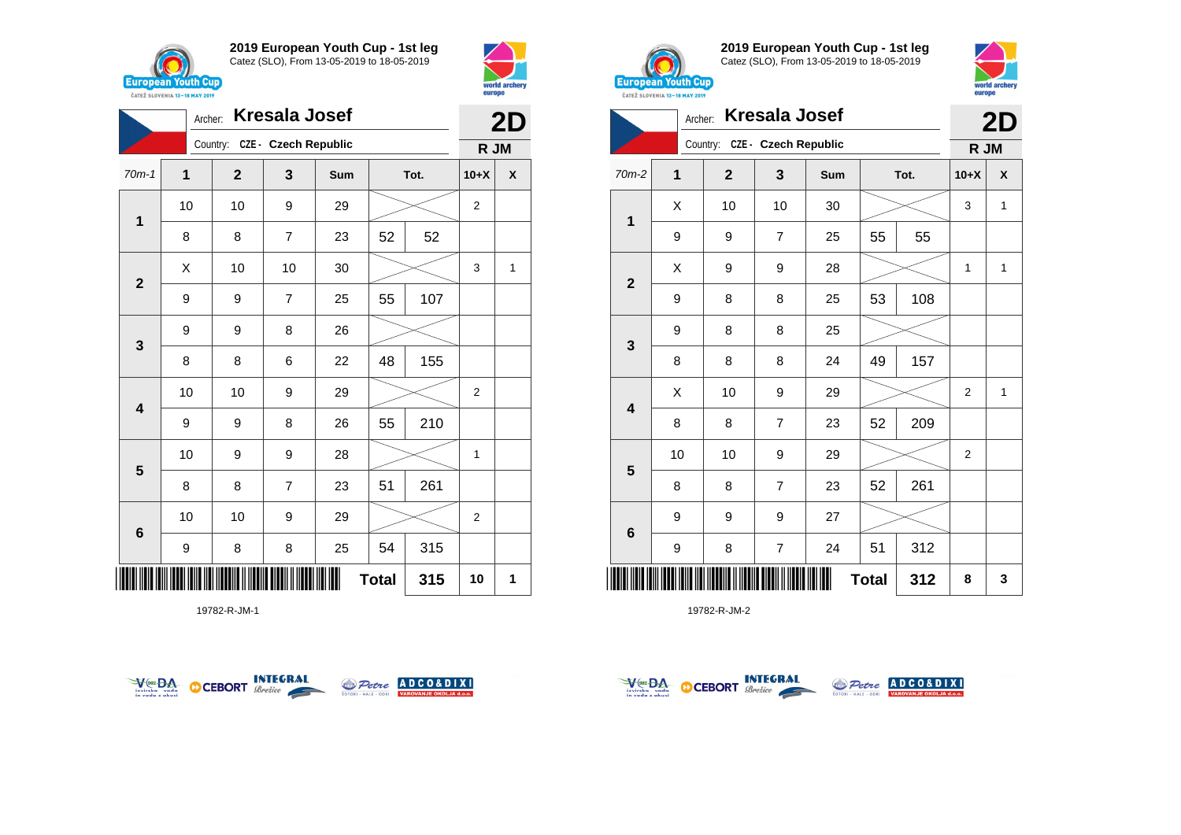**2019 European Youth Cup - 1st leg**
Catez (SLO), From 13-05-2019 to 18-05-2019

Archer: **Kresala Josef**
Country: CZE - Czech Republic

**2D**
**R JM**

| 70m-1 | 1 | 2 | 3 | Sum | Tot. | | 10+X | X |
|---|---|---|---|---|---|---|---|---|
| 1 | 10 | 10 | 9 | 29 | | | 2 | |
| | 8 | 8 | 7 | 23 | 52 | 52 | | |
| 2 | X | 10 | 10 | 30 | | | 3 | 1 |
| | 9 | 9 | 7 | 25 | 55 | 107 | | |
| 3 | 9 | 9 | 8 | 26 | | | | |
| | 8 | 8 | 6 | 22 | 48 | 155 | | |
| 4 | 10 | 10 | 9 | 29 | | | 2 | |
| | 9 | 9 | 8 | 26 | 55 | 210 | | |
| 5 | 10 | 9 | 9 | 28 | | | 1 | |
| | 8 | 8 | 7 | 23 | 51 | 261 | | |
| 6 | 10 | 10 | 9 | 29 | | | 2 | |
| | 9 | 8 | 8 | 25 | 54 | 315 | | |
| | | | | | Total | 315 | 10 | 1 |

19782-R-JM-1

**2019 European Youth Cup - 1st leg**
Catez (SLO), From 13-05-2019 to 18-05-2019

Archer: **Kresala Josef**
Country: CZE - Czech Republic

**2D**
**R JM**

| 70m-2 | 1 | 2 | 3 | Sum | Tot. | | 10+X | X |
|---|---|---|---|---|---|---|---|---|
| 1 | X | 10 | 10 | 30 | | | 3 | 1 |
| | 9 | 9 | 7 | 25 | 55 | 55 | | |
| 2 | X | 9 | 9 | 28 | | | 1 | 1 |
| | 9 | 8 | 8 | 25 | 53 | 108 | | |
| 3 | 9 | 8 | 8 | 25 | | | | |
| | 8 | 8 | 8 | 24 | 49 | 157 | | |
| 4 | X | 10 | 9 | 29 | | | 2 | 1 |
| | 8 | 8 | 7 | 23 | 52 | 209 | | |
| 5 | 10 | 10 | 9 | 29 | | | 2 | |
| | 8 | 8 | 7 | 23 | 52 | 261 | | |
| 6 | 9 | 9 | 9 | 27 | | | | |
| | 9 | 8 | 7 | 24 | 51 | 312 | | |
| | | | | | Total | 312 | 8 | 3 |

19782-R-JM-2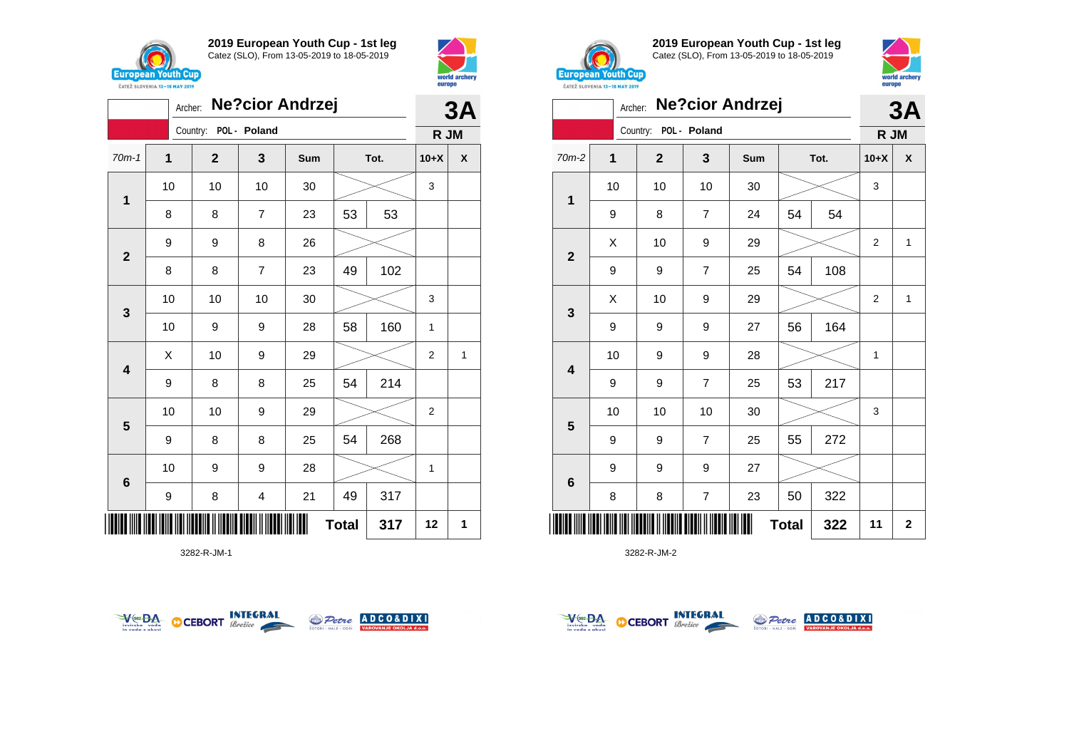## 2019 European Youth Cup - 1st leg

Catez (SLO), From 13-05-2019 to 18-05-2019

Archer: **Ne?cior Andrzej**

Country: POL - Poland

**3A**

**R JM**

| 70m-1 | 1 | 2 | 3 | Sum | Tot. | | 10+X | X |
|---|---|---|---|---|---|---|---|---|
| 1 | 10 | 10 | 10 | 30 | | | 3 | |
| | 8 | 8 | 7 | 23 | 53 | 53 | | |
| 2 | 9 | 9 | 8 | 26 | | | | |
| | 8 | 8 | 7 | 23 | 49 | 102 | | |
| 3 | 10 | 10 | 10 | 30 | | | 3 | |
| | 10 | 9 | 9 | 28 | 58 | 160 | 1 | |
| 4 | X | 10 | 9 | 29 | | | 2 | 1 |
| | 9 | 8 | 8 | 25 | 54 | 214 | | |
| 5 | 10 | 10 | 9 | 29 | | | 2 | |
| | 9 | 8 | 8 | 25 | 54 | 268 | | |
| 6 | 10 | 9 | 9 | 28 | | | 1 | |
| | 9 | 8 | 4 | 21 | 49 | 317 | | |
| | | | | | **Total** | **317** | **12** | **1** |

3282-R-JM-1

## 2019 European Youth Cup - 1st leg

Catez (SLO), From 13-05-2019 to 18-05-2019

Archer: **Ne?cior Andrzej**

Country: POL - Poland

**3A**

**R JM**

| 70m-2 | 1 | 2 | 3 | Sum | Tot. | | 10+X | X |
|---|---|---|---|---|---|---|---|---|
| 1 | 10 | 10 | 10 | 30 | | | 3 | |
| | 9 | 8 | 7 | 24 | 54 | 54 | | |
| 2 | X | 10 | 9 | 29 | | | 2 | 1 |
| | 9 | 9 | 7 | 25 | 54 | 108 | | |
| 3 | X | 10 | 9 | 29 | | | 2 | 1 |
| | 9 | 9 | 9 | 27 | 56 | 164 | | |
| 4 | 10 | 9 | 9 | 28 | | | 1 | |
| | 9 | 9 | 7 | 25 | 53 | 217 | | |
| 5 | 10 | 10 | 10 | 30 | | | 3 | |
| | 9 | 9 | 7 | 25 | 55 | 272 | | |
| 6 | 9 | 9 | 9 | 27 | | | | |
| | 8 | 8 | 7 | 23 | 50 | 322 | | |
| | | | | | **Total** | **322** | **11** | **2** |

3282-R-JM-2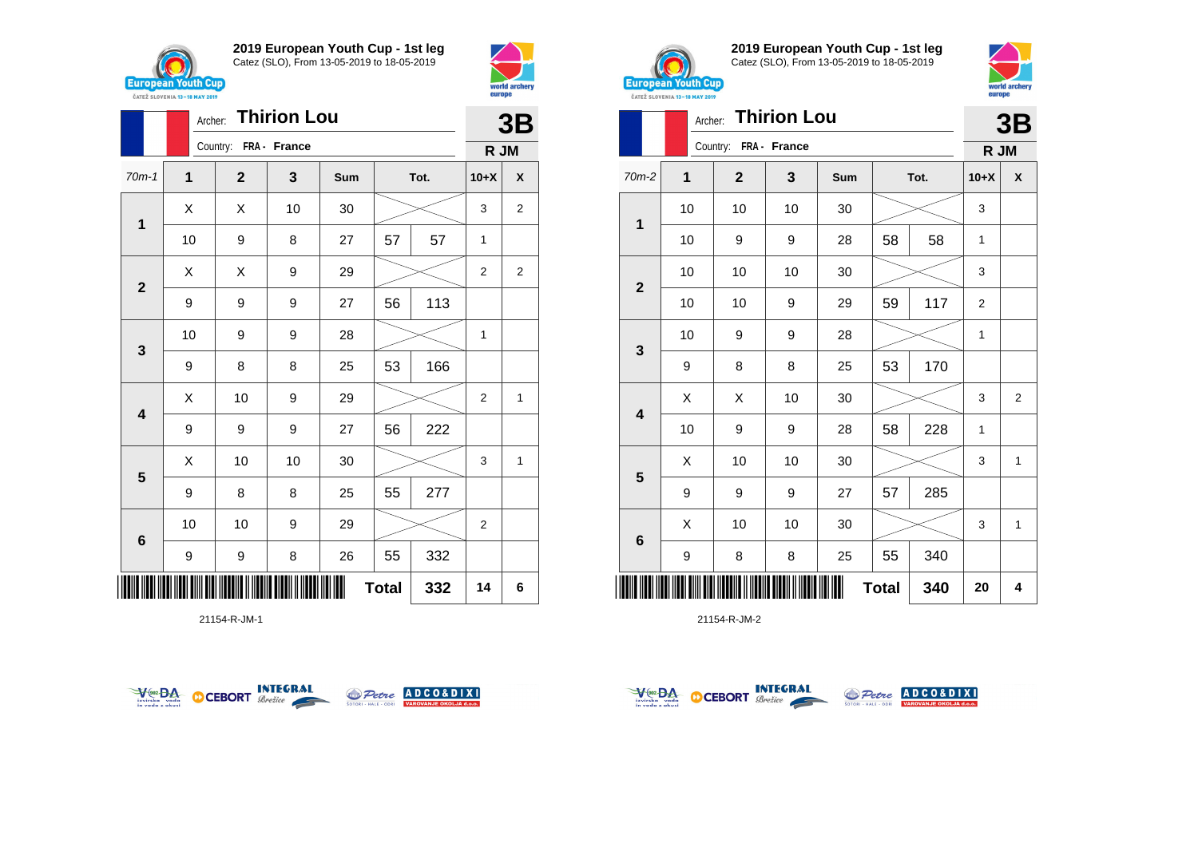## 2019 European Youth Cup - 1st leg

Catez (SLO), From 13-05-2019 to 18-05-2019

Archer: **Thirion Lou**

Country: FRA - France

**3B** — **R JM**

| 70m-1 | 1 | 2 | 3 | Sum | Tot. | | 10+X | X |
|---|---|---|---|---|---|---|---|---|
| 1 | X | X | 10 | 30 | | | 3 | 2 |
| | 10 | 9 | 8 | 27 | 57 | 57 | 1 | |
| 2 | X | X | 9 | 29 | | | 2 | 2 |
| | 9 | 9 | 9 | 27 | 56 | 113 | | |
| 3 | 10 | 9 | 9 | 28 | | | 1 | |
| | 9 | 8 | 8 | 25 | 53 | 166 | | |
| 4 | X | 10 | 9 | 29 | | | 2 | 1 |
| | 9 | 9 | 9 | 27 | 56 | 222 | | |
| 5 | X | 10 | 10 | 30 | | | 3 | 1 |
| | 9 | 8 | 8 | 25 | 55 | 277 | | |
| 6 | 10 | 10 | 9 | 29 | | | 2 | |
| | 9 | 9 | 8 | 26 | 55 | 332 | | |
| | | | | | **Total** | **332** | **14** | **6** |

21154-R-JM-1

## 2019 European Youth Cup - 1st leg

Catez (SLO), From 13-05-2019 to 18-05-2019

Archer: **Thirion Lou**

Country: FRA - France

**3B** — **R JM**

| 70m-2 | 1 | 2 | 3 | Sum | Tot. | | 10+X | X |
|---|---|---|---|---|---|---|---|---|
| 1 | 10 | 10 | 10 | 30 | | | 3 | |
| | 10 | 9 | 9 | 28 | 58 | 58 | 1 | |
| 2 | 10 | 10 | 10 | 30 | | | 3 | |
| | 10 | 10 | 9 | 29 | 59 | 117 | 2 | |
| 3 | 10 | 9 | 9 | 28 | | | 1 | |
| | 9 | 8 | 8 | 25 | 53 | 170 | | |
| 4 | X | X | 10 | 30 | | | 3 | 2 |
| | 10 | 9 | 9 | 28 | 58 | 228 | 1 | |
| 5 | X | 10 | 10 | 30 | | | 3 | 1 |
| | 9 | 9 | 9 | 27 | 57 | 285 | | |
| 6 | X | 10 | 10 | 30 | | | 3 | 1 |
| | 9 | 8 | 8 | 25 | 55 | 340 | | |
| | | | | | **Total** | **340** | **20** | **4** |

21154-R-JM-2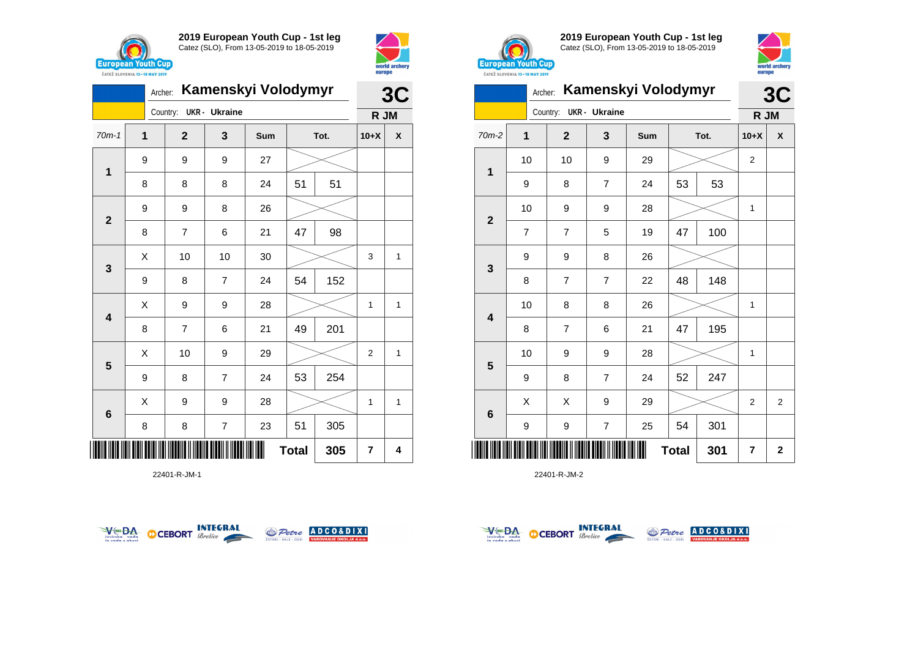## 2019 European Youth Cup - 1st leg

Catez (SLO), From 13-05-2019 to 18-05-2019

Archer: **Kamenskyi Volodymyr**

Country: UKR - Ukraine

**3C**

**R JM**

| 70m-1 | 1 | 2 | 3 | Sum | Tot. | | 10+X | X |
|---|---|---|---|---|---|---|---|---|
| 1 | 9 | 9 | 9 | 27 | | | | |
| | 8 | 8 | 8 | 24 | 51 | 51 | | |
| 2 | 9 | 9 | 8 | 26 | | | | |
| | 8 | 7 | 6 | 21 | 47 | 98 | | |
| 3 | X | 10 | 10 | 30 | | | 3 | 1 |
| | 9 | 8 | 7 | 24 | 54 | 152 | | |
| 4 | X | 9 | 9 | 28 | | | 1 | 1 |
| | 8 | 7 | 6 | 21 | 49 | 201 | | |
| 5 | X | 10 | 9 | 29 | | | 2 | 1 |
| | 9 | 8 | 7 | 24 | 53 | 254 | | |
| 6 | X | 9 | 9 | 28 | | | 1 | 1 |
| | 8 | 8 | 7 | 23 | 51 | 305 | | |
| | | | | | **Total** | **305** | **7** | **4** |

22401-R-JM-1

## 2019 European Youth Cup - 1st leg

Catez (SLO), From 13-05-2019 to 18-05-2019

Archer: **Kamenskyi Volodymyr**

Country: UKR - Ukraine

**3C**

**R JM**

| 70m-2 | 1 | 2 | 3 | Sum | Tot. | | 10+X | X |
|---|---|---|---|---|---|---|---|---|
| 1 | 10 | 10 | 9 | 29 | | | 2 | |
| | 9 | 8 | 7 | 24 | 53 | 53 | | |
| 2 | 10 | 9 | 9 | 28 | | | 1 | |
| | 7 | 7 | 5 | 19 | 47 | 100 | | |
| 3 | 9 | 9 | 8 | 26 | | | | |
| | 8 | 7 | 7 | 22 | 48 | 148 | | |
| 4 | 10 | 8 | 8 | 26 | | | 1 | |
| | 8 | 7 | 6 | 21 | 47 | 195 | | |
| 5 | 10 | 9 | 9 | 28 | | | 1 | |
| | 9 | 8 | 7 | 24 | 52 | 247 | | |
| 6 | X | X | 9 | 29 | | | 2 | 2 |
| | 9 | 9 | 7 | 25 | 54 | 301 | | |
| | | | | | **Total** | **301** | **7** | **2** |

22401-R-JM-2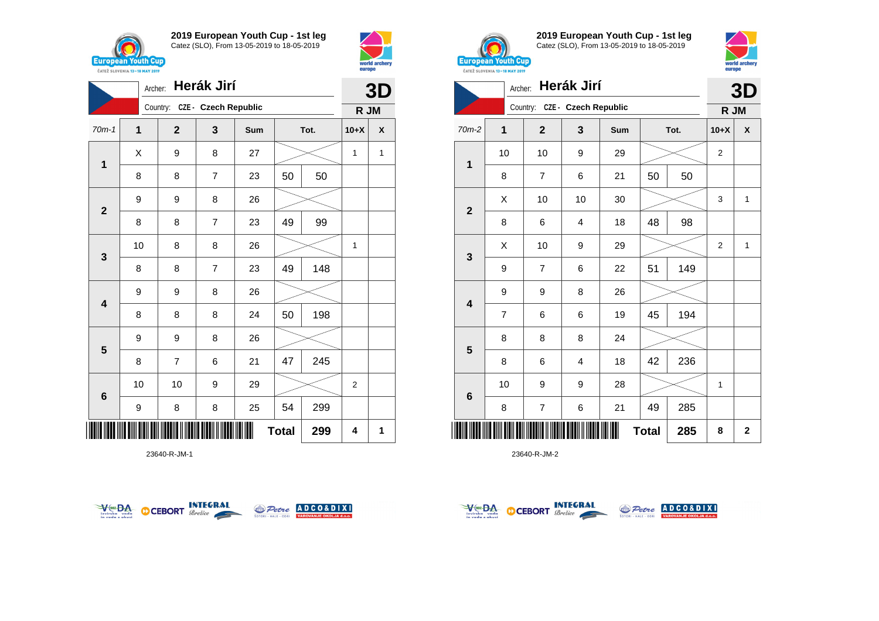## 2019 European Youth Cup - 1st leg

Catez (SLO), From 13-05-2019 to 18-05-2019

Archer: **Herák Jiří**

Country: CZE - Czech Republic

**3D** — R JM

| 70m-1 | 1 | 2 | 3 | Sum | Tot. | | 10+X | X |
|---|---|---|---|---|---|---|---|---|
| 1 | X | 9 | 8 | 27 | | | 1 | 1 |
| | 8 | 8 | 7 | 23 | 50 | 50 | | |
| 2 | 9 | 9 | 8 | 26 | | | | |
| | 8 | 8 | 7 | 23 | 49 | 99 | | |
| 3 | 10 | 8 | 8 | 26 | | | 1 | |
| | 8 | 8 | 7 | 23 | 49 | 148 | | |
| 4 | 9 | 9 | 8 | 26 | | | | |
| | 8 | 8 | 8 | 24 | 50 | 198 | | |
| 5 | 9 | 9 | 8 | 26 | | | | |
| | 8 | 7 | 6 | 21 | 47 | 245 | | |
| 6 | 10 | 10 | 9 | 29 | | | 2 | |
| | 9 | 8 | 8 | 25 | 54 | 299 | | |
| | | | | | **Total** | **299** | **4** | **1** |

23640-R-JM-1

## 2019 European Youth Cup - 1st leg

Catez (SLO), From 13-05-2019 to 18-05-2019

Archer: **Herák Jiří**

Country: CZE - Czech Republic

**3D** — R JM

| 70m-2 | 1 | 2 | 3 | Sum | Tot. | | 10+X | X |
|---|---|---|---|---|---|---|---|---|
| 1 | 10 | 10 | 9 | 29 | | | 2 | |
| | 8 | 7 | 6 | 21 | 50 | 50 | | |
| 2 | X | 10 | 10 | 30 | | | 3 | 1 |
| | 8 | 6 | 4 | 18 | 48 | 98 | | |
| 3 | X | 10 | 9 | 29 | | | 2 | 1 |
| | 9 | 7 | 6 | 22 | 51 | 149 | | |
| 4 | 9 | 9 | 8 | 26 | | | | |
| | 7 | 6 | 6 | 19 | 45 | 194 | | |
| 5 | 8 | 8 | 8 | 24 | | | | |
| | 8 | 6 | 4 | 18 | 42 | 236 | | |
| 6 | 10 | 9 | 9 | 28 | | | 1 | |
| | 8 | 7 | 6 | 21 | 49 | 285 | | |
| | | | | | **Total** | **285** | **8** | **2** |

23640-R-JM-2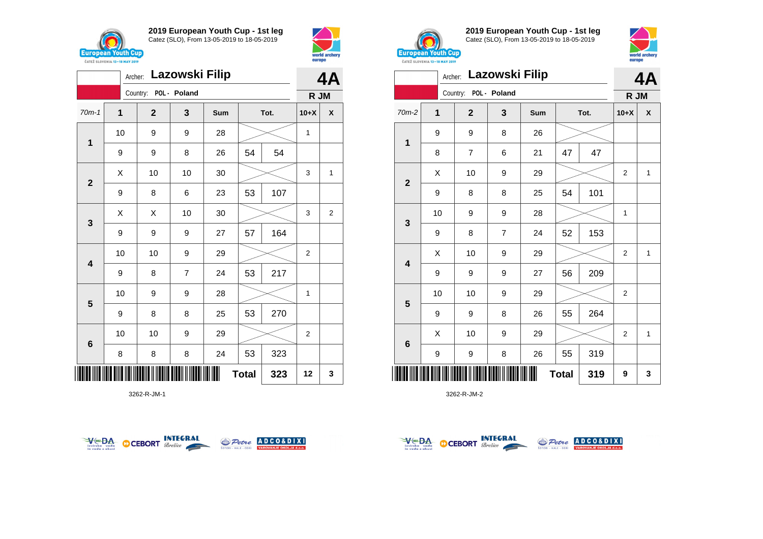## 2019 European Youth Cup - 1st leg
Catez (SLO), From 13-05-2019 to 18-05-2019

Archer: **Lazowski Filip** — **4A**
Country: POL - Poland — **R JM**

| 70m-1 | 1 | 2 | 3 | Sum | | Tot. | 10+X | X |
|---|---|---|---|---|---|---|---|---|
| 1 | 10 | 9 | 9 | 28 | | | 1 | |
| | 9 | 9 | 8 | 26 | 54 | 54 | | |
| 2 | X | 10 | 10 | 30 | | | 3 | 1 |
| | 9 | 8 | 6 | 23 | 53 | 107 | | |
| 3 | X | X | 10 | 30 | | | 3 | 2 |
| | 9 | 9 | 9 | 27 | 57 | 164 | | |
| 4 | 10 | 10 | 9 | 29 | | | 2 | |
| | 9 | 8 | 7 | 24 | 53 | 217 | | |
| 5 | 10 | 9 | 9 | 28 | | | 1 | |
| | 9 | 8 | 8 | 25 | 53 | 270 | | |
| 6 | 10 | 10 | 9 | 29 | | | 2 | |
| | 8 | 8 | 8 | 24 | 53 | 323 | | |
| | | | | | Total | 323 | 12 | 3 |

3262-R-JM-1

## 2019 European Youth Cup - 1st leg
Catez (SLO), From 13-05-2019 to 18-05-2019

Archer: **Lazowski Filip** — **4A**
Country: POL - Poland — **R JM**

| 70m-2 | 1 | 2 | 3 | Sum | | Tot. | 10+X | X |
|---|---|---|---|---|---|---|---|---|
| 1 | 9 | 9 | 8 | 26 | | | | |
| | 8 | 7 | 6 | 21 | 47 | 47 | | |
| 2 | X | 10 | 9 | 29 | | | 2 | 1 |
| | 9 | 8 | 8 | 25 | 54 | 101 | | |
| 3 | 10 | 9 | 9 | 28 | | | 1 | |
| | 9 | 8 | 7 | 24 | 52 | 153 | | |
| 4 | X | 10 | 9 | 29 | | | 2 | 1 |
| | 9 | 9 | 9 | 27 | 56 | 209 | | |
| 5 | 10 | 10 | 9 | 29 | | | 2 | |
| | 9 | 9 | 8 | 26 | 55 | 264 | | |
| 6 | X | 10 | 9 | 29 | | | 2 | 1 |
| | 9 | 9 | 8 | 26 | 55 | 319 | | |
| | | | | | Total | 319 | 9 | 3 |

3262-R-JM-2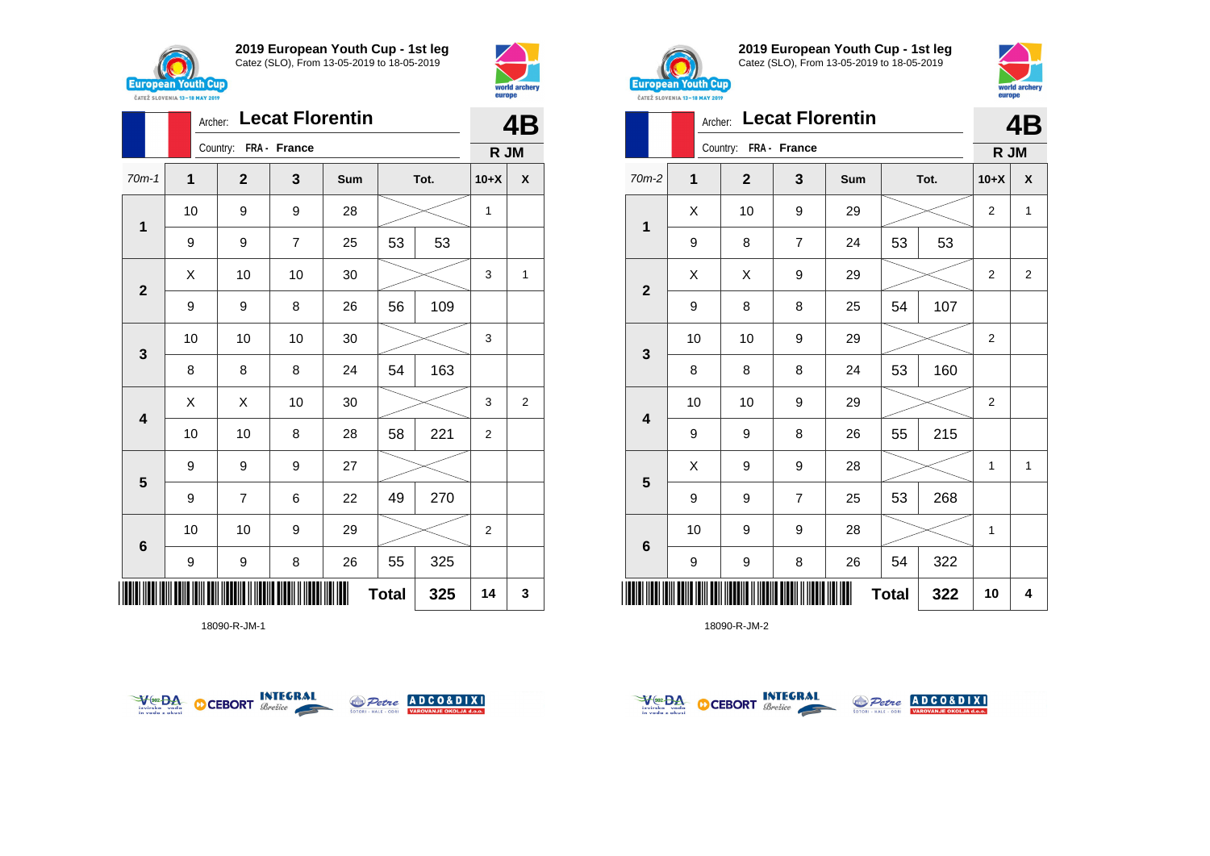## 2019 European Youth Cup - 1st leg

Catez (SLO), From 13-05-2019 to 18-05-2019

Archer: **Lecat Florentin**

Country: FRA - France

**4B**

**R JM**

| 70m-1 | 1 | 2 | 3 | Sum | Tot. | | 10+X | X |
|---|---|---|---|---|---|---|---|---|
| 1 | 10 | 9 | 9 | 28 | | | 1 | |
| | 9 | 9 | 7 | 25 | 53 | 53 | | |
| 2 | X | 10 | 10 | 30 | | | 3 | 1 |
| | 9 | 9 | 8 | 26 | 56 | 109 | | |
| 3 | 10 | 10 | 10 | 30 | | | 3 | |
| | 8 | 8 | 8 | 24 | 54 | 163 | | |
| 4 | X | X | 10 | 30 | | | 3 | 2 |
| | 10 | 10 | 8 | 28 | 58 | 221 | 2 | |
| 5 | 9 | 9 | 9 | 27 | | | | |
| | 9 | 7 | 6 | 22 | 49 | 270 | | |
| 6 | 10 | 10 | 9 | 29 | | | 2 | |
| | 9 | 9 | 8 | 26 | 55 | 325 | | |
| | | | | | **Total** | **325** | **14** | **3** |

18090-R-JM-1

## 2019 European Youth Cup - 1st leg

Catez (SLO), From 13-05-2019 to 18-05-2019

Archer: **Lecat Florentin**

Country: FRA - France

**4B**

**R JM**

| 70m-2 | 1 | 2 | 3 | Sum | Tot. | | 10+X | X |
|---|---|---|---|---|---|---|---|---|
| 1 | X | 10 | 9 | 29 | | | 2 | 1 |
| | 9 | 8 | 7 | 24 | 53 | 53 | | |
| 2 | X | X | 9 | 29 | | | 2 | 2 |
| | 9 | 8 | 8 | 25 | 54 | 107 | | |
| 3 | 10 | 10 | 9 | 29 | | | 2 | |
| | 8 | 8 | 8 | 24 | 53 | 160 | | |
| 4 | 10 | 10 | 9 | 29 | | | 2 | |
| | 9 | 9 | 8 | 26 | 55 | 215 | | |
| 5 | X | 9 | 9 | 28 | | | 1 | 1 |
| | 9 | 9 | 7 | 25 | 53 | 268 | | |
| 6 | 10 | 9 | 9 | 28 | | | 1 | |
| | 9 | 9 | 8 | 26 | 54 | 322 | | |
| | | | | | **Total** | **322** | **10** | **4** |

18090-R-JM-2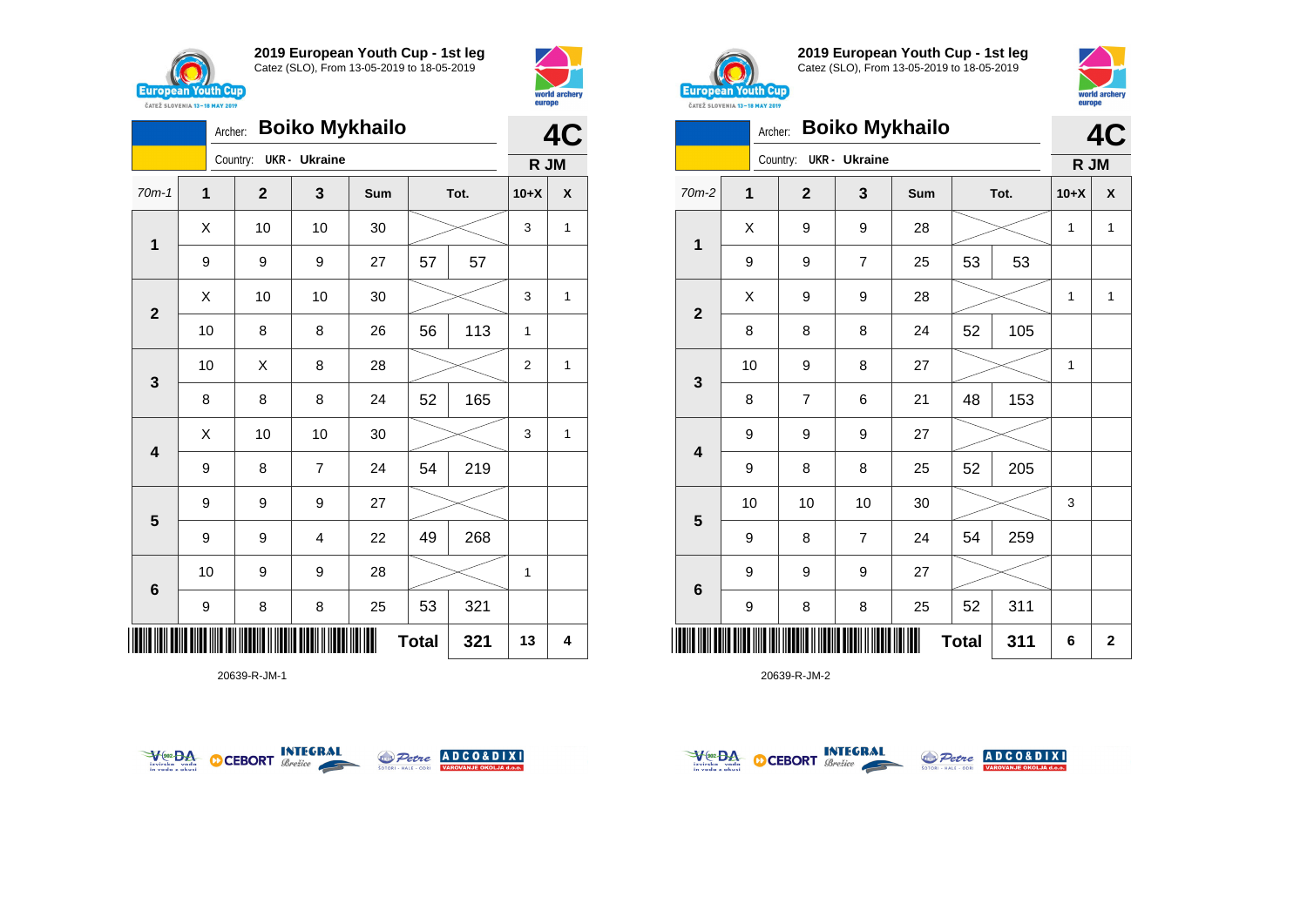## 2019 European Youth Cup - 1st leg

Catez (SLO), From 13-05-2019 to 18-05-2019

Archer: **Boiko Mykhailo**

Country: UKR - Ukraine

**4C** R JM

| 70m-1 | 1 | 2 | 3 | Sum | | Tot. | 10+X | X |
|---|---|---|---|---|---|---|---|---|
| 1 | X | 10 | 10 | 30 | | | 3 | 1 |
| | 9 | 9 | 9 | 27 | 57 | 57 | | |
| 2 | X | 10 | 10 | 30 | | | 3 | 1 |
| | 10 | 8 | 8 | 26 | 56 | 113 | 1 | |
| 3 | 10 | X | 8 | 28 | | | 2 | 1 |
| | 8 | 8 | 8 | 24 | 52 | 165 | | |
| 4 | X | 10 | 10 | 30 | | | 3 | 1 |
| | 9 | 8 | 7 | 24 | 54 | 219 | | |
| 5 | 9 | 9 | 9 | 27 | | | | |
| | 9 | 9 | 4 | 22 | 49 | 268 | | |
| 6 | 10 | 9 | 9 | 28 | | | 1 | |
| | 9 | 8 | 8 | 25 | 53 | 321 | | |
| | | | | | Total | 321 | 13 | 4 |

20639-R-JM-1

## 2019 European Youth Cup - 1st leg

Catez (SLO), From 13-05-2019 to 18-05-2019

Archer: **Boiko Mykhailo**

Country: UKR - Ukraine

**4C** R JM

| 70m-2 | 1 | 2 | 3 | Sum | | Tot. | 10+X | X |
|---|---|---|---|---|---|---|---|---|
| 1 | X | 9 | 9 | 28 | | | 1 | 1 |
| | 9 | 9 | 7 | 25 | 53 | 53 | | |
| 2 | X | 9 | 9 | 28 | | | 1 | 1 |
| | 8 | 8 | 8 | 24 | 52 | 105 | | |
| 3 | 10 | 9 | 8 | 27 | | | 1 | |
| | 8 | 7 | 6 | 21 | 48 | 153 | | |
| 4 | 9 | 9 | 9 | 27 | | | | |
| | 9 | 8 | 8 | 25 | 52 | 205 | | |
| 5 | 10 | 10 | 10 | 30 | | | 3 | |
| | 9 | 8 | 7 | 24 | 54 | 259 | | |
| 6 | 9 | 9 | 9 | 27 | | | | |
| | 9 | 8 | 8 | 25 | 52 | 311 | | |
| | | | | | Total | 311 | 6 | 2 |

20639-R-JM-2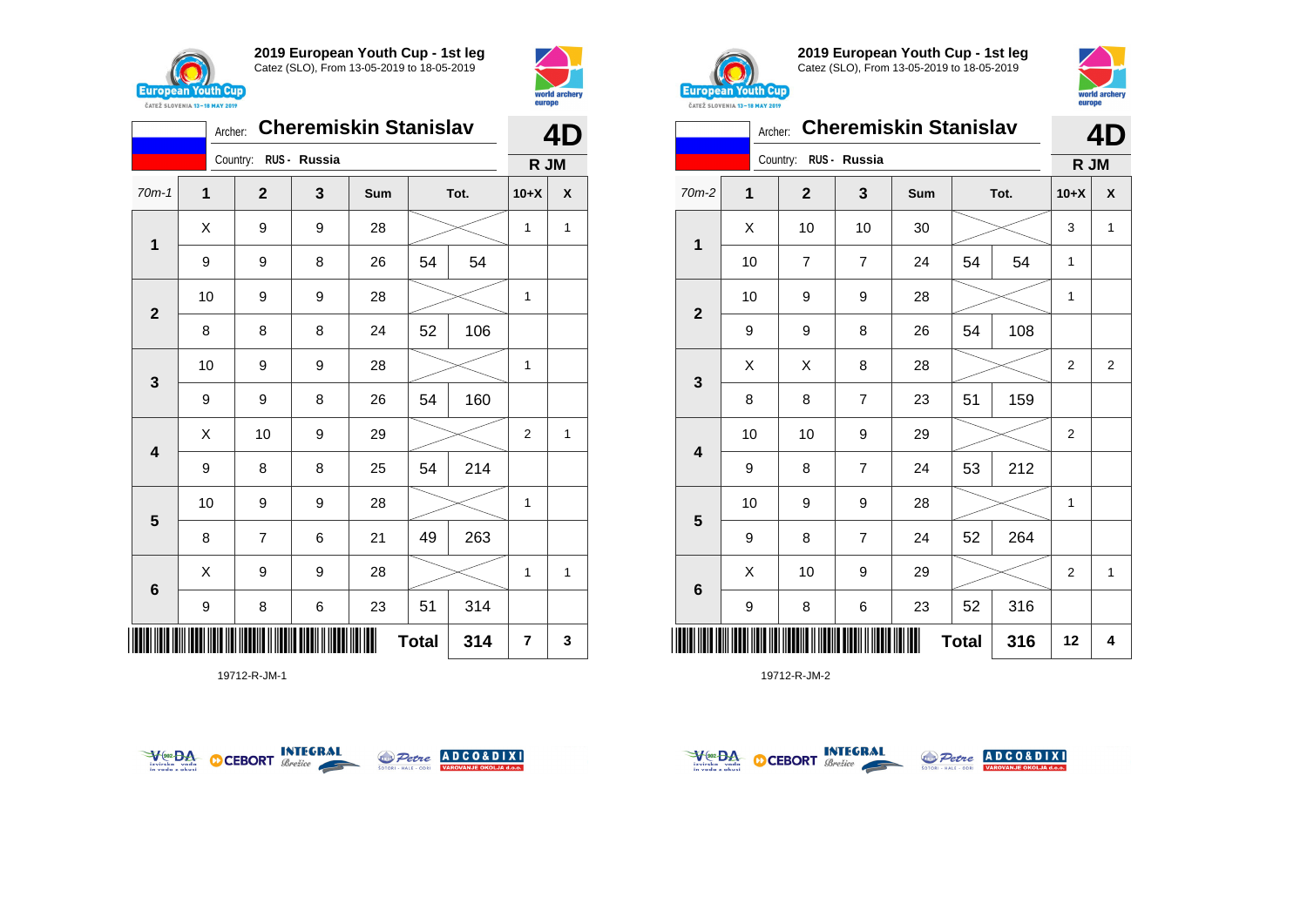## 2019 European Youth Cup - 1st leg

Catez (SLO), From 13-05-2019 to 18-05-2019

Archer: **Cheremiskin Stanislav**

Country: RUS - Russia

**4D** — R JM

| 70m-1 | 1 | 2 | 3 | Sum | Tot. | | 10+X | X |
|---|---|---|---|---|---|---|---|---|
| 1 | X | 9 | 9 | 28 | | | 1 | 1 |
| | 9 | 9 | 8 | 26 | 54 | 54 | | |
| 2 | 10 | 9 | 9 | 28 | | | 1 | |
| | 8 | 8 | 8 | 24 | 52 | 106 | | |
| 3 | 10 | 9 | 9 | 28 | | | 1 | |
| | 9 | 9 | 8 | 26 | 54 | 160 | | |
| 4 | X | 10 | 9 | 29 | | | 2 | 1 |
| | 9 | 8 | 8 | 25 | 54 | 214 | | |
| 5 | 10 | 9 | 9 | 28 | | | 1 | |
| | 8 | 7 | 6 | 21 | 49 | 263 | | |
| 6 | X | 9 | 9 | 28 | | | 1 | 1 |
| | 9 | 8 | 6 | 23 | 51 | 314 | | |
| | | | | | **Total** | **314** | **7** | **3** |

19712-R-JM-1

## 2019 European Youth Cup - 1st leg

Catez (SLO), From 13-05-2019 to 18-05-2019

Archer: **Cheremiskin Stanislav**

Country: RUS - Russia

**4D** — R JM

| 70m-2 | 1 | 2 | 3 | Sum | Tot. | | 10+X | X |
|---|---|---|---|---|---|---|---|---|
| 1 | X | 10 | 10 | 30 | | | 3 | 1 |
| | 10 | 7 | 7 | 24 | 54 | 54 | 1 | |
| 2 | 10 | 9 | 9 | 28 | | | 1 | |
| | 9 | 9 | 8 | 26 | 54 | 108 | | |
| 3 | X | X | 8 | 28 | | | 2 | 2 |
| | 8 | 8 | 7 | 23 | 51 | 159 | | |
| 4 | 10 | 10 | 9 | 29 | | | 2 | |
| | 9 | 8 | 7 | 24 | 53 | 212 | | |
| 5 | 10 | 9 | 9 | 28 | | | 1 | |
| | 9 | 8 | 7 | 24 | 52 | 264 | | |
| 6 | X | 10 | 9 | 29 | | | 2 | 1 |
| | 9 | 8 | 6 | 23 | 52 | 316 | | |
| | | | | | **Total** | **316** | **12** | **4** |

19712-R-JM-2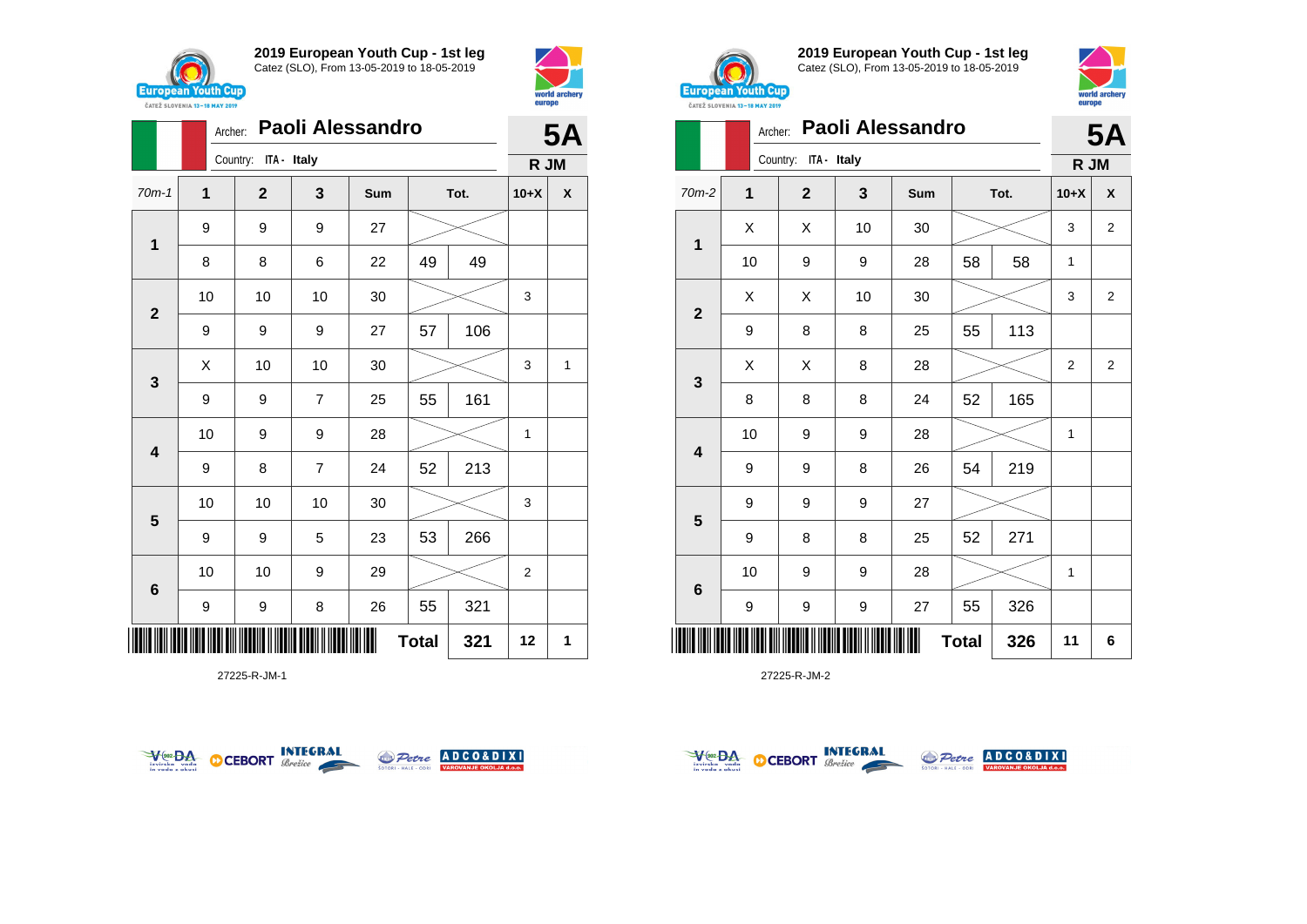## 2019 European Youth Cup - 1st leg

Catez (SLO), From 13-05-2019 to 18-05-2019

Archer: **Paoli Alessandro**

Country: ITA - Italy

**5A**

**R JM**

| 70m-1 | 1 | 2 | 3 | Sum | Tot. | | 10+X | X |
|---|---|---|---|---|---|---|---|---|
| 1 | 9 | 9 | 9 | 27 | | | | |
| | 8 | 8 | 6 | 22 | 49 | 49 | | |
| 2 | 10 | 10 | 10 | 30 | | | 3 | |
| | 9 | 9 | 9 | 27 | 57 | 106 | | |
| 3 | X | 10 | 10 | 30 | | | 3 | 1 |
| | 9 | 9 | 7 | 25 | 55 | 161 | | |
| 4 | 10 | 9 | 9 | 28 | | | 1 | |
| | 9 | 8 | 7 | 24 | 52 | 213 | | |
| 5 | 10 | 10 | 10 | 30 | | | 3 | |
| | 9 | 9 | 5 | 23 | 53 | 266 | | |
| 6 | 10 | 10 | 9 | 29 | | | 2 | |
| | 9 | 9 | 8 | 26 | 55 | 321 | | |
| | | | | | **Total** | **321** | **12** | **1** |

27225-R-JM-1

## 2019 European Youth Cup - 1st leg

Catez (SLO), From 13-05-2019 to 18-05-2019

Archer: **Paoli Alessandro**

Country: ITA - Italy

**5A**

**R JM**

| 70m-2 | 1 | 2 | 3 | Sum | Tot. | | 10+X | X |
|---|---|---|---|---|---|---|---|---|
| 1 | X | X | 10 | 30 | | | 3 | 2 |
| | 10 | 9 | 9 | 28 | 58 | 58 | 1 | |
| 2 | X | X | 10 | 30 | | | 3 | 2 |
| | 9 | 8 | 8 | 25 | 55 | 113 | | |
| 3 | X | X | 8 | 28 | | | 2 | 2 |
| | 8 | 8 | 8 | 24 | 52 | 165 | | |
| 4 | 10 | 9 | 9 | 28 | | | 1 | |
| | 9 | 9 | 8 | 26 | 54 | 219 | | |
| 5 | 9 | 9 | 9 | 27 | | | | |
| | 9 | 8 | 8 | 25 | 52 | 271 | | |
| 6 | 10 | 9 | 9 | 28 | | | 1 | |
| | 9 | 9 | 9 | 27 | 55 | 326 | | |
| | | | | | **Total** | **326** | **11** | **6** |

27225-R-JM-2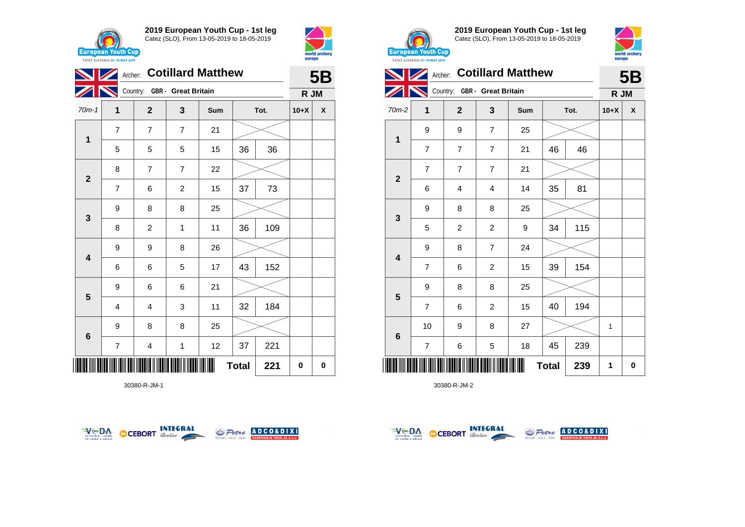## 2019 European Youth Cup - 1st leg

Catez (SLO), From 13-05-2019 to 18-05-2019

Archer: **Cotillard Matthew** — **5B**

Country: **GBR - Great Britain** — **R JM**

| 70m-1 | 1 | 2 | 3 | Sum | Tot. | | 10+X | X |
|---|---|---|---|---|---|---|---|---|
| 1 | 7 | 7 | 7 | 21 | | | | |
| | 5 | 5 | 5 | 15 | 36 | 36 | | |
| 2 | 8 | 7 | 7 | 22 | | | | |
| | 7 | 6 | 2 | 15 | 37 | 73 | | |
| 3 | 9 | 8 | 8 | 25 | | | | |
| | 8 | 2 | 1 | 11 | 36 | 109 | | |
| 4 | 9 | 9 | 8 | 26 | | | | |
| | 6 | 6 | 5 | 17 | 43 | 152 | | |
| 5 | 9 | 6 | 6 | 21 | | | | |
| | 4 | 4 | 3 | 11 | 32 | 184 | | |
| 6 | 9 | 8 | 8 | 25 | | | | |
| | 7 | 4 | 1 | 12 | 37 | 221 | | |
| | | | | | **Total** | **221** | **0** | **0** |

30380-R-JM-1

## 2019 European Youth Cup - 1st leg

Catez (SLO), From 13-05-2019 to 18-05-2019

Archer: **Cotillard Matthew** — **5B**

Country: **GBR - Great Britain** — **R JM**

| 70m-2 | 1 | 2 | 3 | Sum | Tot. | | 10+X | X |
|---|---|---|---|---|---|---|---|---|
| 1 | 9 | 9 | 7 | 25 | | | | |
| | 7 | 7 | 7 | 21 | 46 | 46 | | |
| 2 | 7 | 7 | 7 | 21 | | | | |
| | 6 | 4 | 4 | 14 | 35 | 81 | | |
| 3 | 9 | 8 | 8 | 25 | | | | |
| | 5 | 2 | 2 | 9 | 34 | 115 | | |
| 4 | 9 | 8 | 7 | 24 | | | | |
| | 7 | 6 | 2 | 15 | 39 | 154 | | |
| 5 | 9 | 8 | 8 | 25 | | | | |
| | 7 | 6 | 2 | 15 | 40 | 194 | | |
| 6 | 10 | 9 | 8 | 27 | | | 1 | |
| | 7 | 6 | 5 | 18 | 45 | 239 | | |
| | | | | | **Total** | **239** | **1** | **0** |

30380-R-JM-2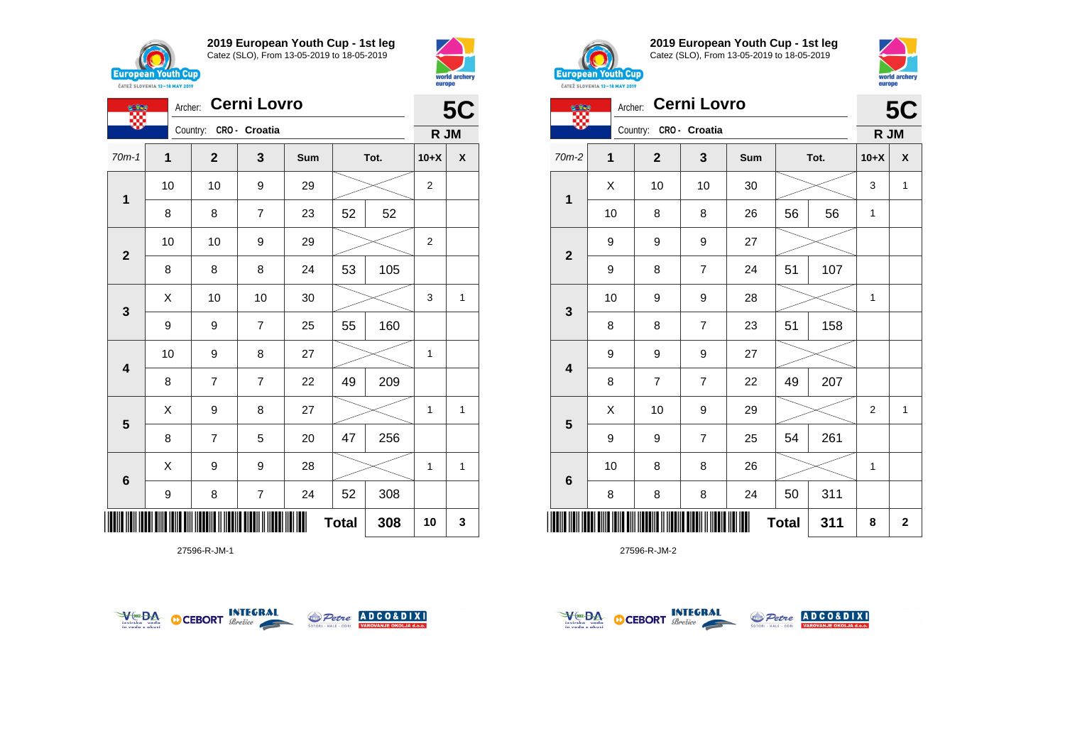## 2019 European Youth Cup - 1st leg

Catez (SLO), From 13-05-2019 to 18-05-2019

Archer: **Cerni Lovro**

Country: CRO - Croatia

**5C**

**R JM**

| 70m-1 | 1 | 2 | 3 | Sum | Tot. | | 10+X | X |
|---|---|---|---|---|---|---|---|---|
| 1 | 10 | 10 | 9 | 29 | | | 2 | |
| | 8 | 8 | 7 | 23 | 52 | 52 | | |
| 2 | 10 | 10 | 9 | 29 | | | 2 | |
| | 8 | 8 | 8 | 24 | 53 | 105 | | |
| 3 | X | 10 | 10 | 30 | | | 3 | 1 |
| | 9 | 9 | 7 | 25 | 55 | 160 | | |
| 4 | 10 | 9 | 8 | 27 | | | 1 | |
| | 8 | 7 | 7 | 22 | 49 | 209 | | |
| 5 | X | 9 | 8 | 27 | | | 1 | 1 |
| | 8 | 7 | 5 | 20 | 47 | 256 | | |
| 6 | X | 9 | 9 | 28 | | | 1 | 1 |
| | 9 | 8 | 7 | 24 | 52 | 308 | | |
| | | | | | **Total** | **308** | **10** | **3** |

27596-R-JM-1

## 2019 European Youth Cup - 1st leg

Catez (SLO), From 13-05-2019 to 18-05-2019

Archer: **Cerni Lovro**

Country: CRO - Croatia

**5C**

**R JM**

| 70m-2 | 1 | 2 | 3 | Sum | Tot. | | 10+X | X |
|---|---|---|---|---|---|---|---|---|
| 1 | X | 10 | 10 | 30 | | | 3 | 1 |
| | 10 | 8 | 8 | 26 | 56 | 56 | 1 | |
| 2 | 9 | 9 | 9 | 27 | | | | |
| | 9 | 8 | 7 | 24 | 51 | 107 | | |
| 3 | 10 | 9 | 9 | 28 | | | 1 | |
| | 8 | 8 | 7 | 23 | 51 | 158 | | |
| 4 | 9 | 9 | 9 | 27 | | | | |
| | 8 | 7 | 7 | 22 | 49 | 207 | | |
| 5 | X | 10 | 9 | 29 | | | 2 | 1 |
| | 9 | 9 | 7 | 25 | 54 | 261 | | |
| 6 | 10 | 8 | 8 | 26 | | | 1 | |
| | 8 | 8 | 8 | 24 | 50 | 311 | | |
| | | | | | **Total** | **311** | **8** | **2** |

27596-R-JM-2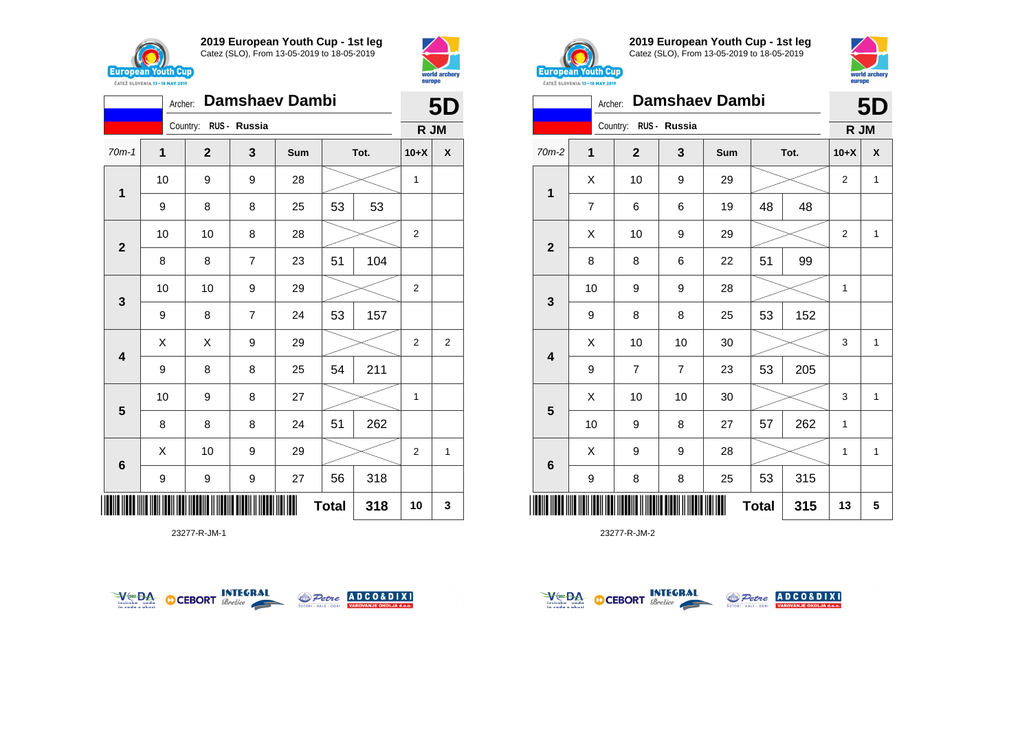## 2019 European Youth Cup - 1st leg

Catez (SLO), From 13-05-2019 to 18-05-2019

Archer: **Damshaev Dambi**

Country: RUS - Russia

**5D**

**R JM**

| 70m-1 | 1 | 2 | 3 | Sum | Tot. | | 10+X | X |
|---|---|---|---|---|---|---|---|---|
| 1 | 10 | 9 | 9 | 28 | | | 1 | |
| | 9 | 8 | 8 | 25 | 53 | 53 | | |
| 2 | 10 | 10 | 8 | 28 | | | 2 | |
| | 8 | 8 | 7 | 23 | 51 | 104 | | |
| 3 | 10 | 10 | 9 | 29 | | | 2 | |
| | 9 | 8 | 7 | 24 | 53 | 157 | | |
| 4 | X | X | 9 | 29 | | | 2 | 2 |
| | 9 | 8 | 8 | 25 | 54 | 211 | | |
| 5 | 10 | 9 | 8 | 27 | | | 1 | |
| | 8 | 8 | 8 | 24 | 51 | 262 | | |
| 6 | X | 10 | 9 | 29 | | | 2 | 1 |
| | 9 | 9 | 9 | 27 | 56 | 318 | | |
| | | | | | **Total** | **318** | **10** | **3** |

23277-R-JM-1

## 2019 European Youth Cup - 1st leg

Catez (SLO), From 13-05-2019 to 18-05-2019

Archer: **Damshaev Dambi**

Country: RUS - Russia

**5D**

**R JM**

| 70m-2 | 1 | 2 | 3 | Sum | Tot. | | 10+X | X |
|---|---|---|---|---|---|---|---|---|
| 1 | X | 10 | 9 | 29 | | | 2 | 1 |
| | 7 | 6 | 6 | 19 | 48 | 48 | | |
| 2 | X | 10 | 9 | 29 | | | 2 | 1 |
| | 8 | 8 | 6 | 22 | 51 | 99 | | |
| 3 | 10 | 9 | 9 | 28 | | | 1 | |
| | 9 | 8 | 8 | 25 | 53 | 152 | | |
| 4 | X | 10 | 10 | 30 | | | 3 | 1 |
| | 9 | 7 | 7 | 23 | 53 | 205 | | |
| 5 | X | 10 | 10 | 30 | | | 3 | 1 |
| | 10 | 9 | 8 | 27 | 57 | 262 | 1 | |
| 6 | X | 9 | 9 | 28 | | | 1 | 1 |
| | 9 | 8 | 8 | 25 | 53 | 315 | | |
| | | | | | **Total** | **315** | **13** | **5** |

23277-R-JM-2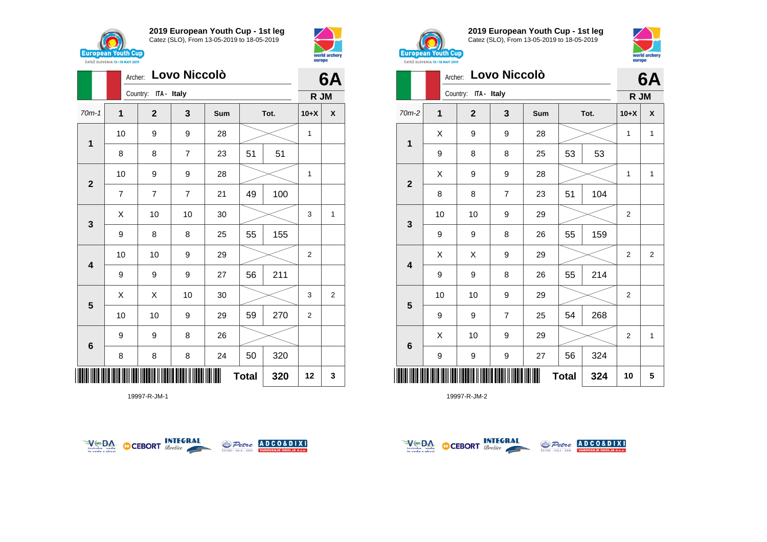## 2019 European Youth Cup - 1st leg

Catez (SLO), From 13-05-2019 to 18-05-2019

Archer: **Lovo Niccolò**

Country: ITA - Italy

**6A**

**R JM**

| 70m-1 | 1 | 2 | 3 | Sum | Tot. | | 10+X | X |
|---|---|---|---|---|---|---|---|---|
| 1 | 10 | 9 | 9 | 28 | | | 1 | |
| | 8 | 8 | 7 | 23 | 51 | 51 | | |
| 2 | 10 | 9 | 9 | 28 | | | 1 | |
| | 7 | 7 | 7 | 21 | 49 | 100 | | |
| 3 | X | 10 | 10 | 30 | | | 3 | 1 |
| | 9 | 8 | 8 | 25 | 55 | 155 | | |
| 4 | 10 | 10 | 9 | 29 | | | 2 | |
| | 9 | 9 | 9 | 27 | 56 | 211 | | |
| 5 | X | X | 10 | 30 | | | 3 | 2 |
| | 10 | 10 | 9 | 29 | 59 | 270 | 2 | |
| 6 | 9 | 9 | 8 | 26 | | | | |
| | 8 | 8 | 8 | 24 | 50 | 320 | | |
| | | | | | **Total** | **320** | **12** | **3** |

19997-R-JM-1

## 2019 European Youth Cup - 1st leg

Catez (SLO), From 13-05-2019 to 18-05-2019

Archer: **Lovo Niccolò**

Country: ITA - Italy

**6A**

**R JM**

| 70m-2 | 1 | 2 | 3 | Sum | Tot. | | 10+X | X |
|---|---|---|---|---|---|---|---|---|
| 1 | X | 9 | 9 | 28 | | | 1 | 1 |
| | 9 | 8 | 8 | 25 | 53 | 53 | | |
| 2 | X | 9 | 9 | 28 | | | 1 | 1 |
| | 8 | 8 | 7 | 23 | 51 | 104 | | |
| 3 | 10 | 10 | 9 | 29 | | | 2 | |
| | 9 | 9 | 8 | 26 | 55 | 159 | | |
| 4 | X | X | 9 | 29 | | | 2 | 2 |
| | 9 | 9 | 8 | 26 | 55 | 214 | | |
| 5 | 10 | 10 | 9 | 29 | | | 2 | |
| | 9 | 9 | 7 | 25 | 54 | 268 | | |
| 6 | X | 10 | 9 | 29 | | | 2 | 1 |
| | 9 | 9 | 9 | 27 | 56 | 324 | | |
| | | | | | **Total** | **324** | **10** | **5** |

19997-R-JM-2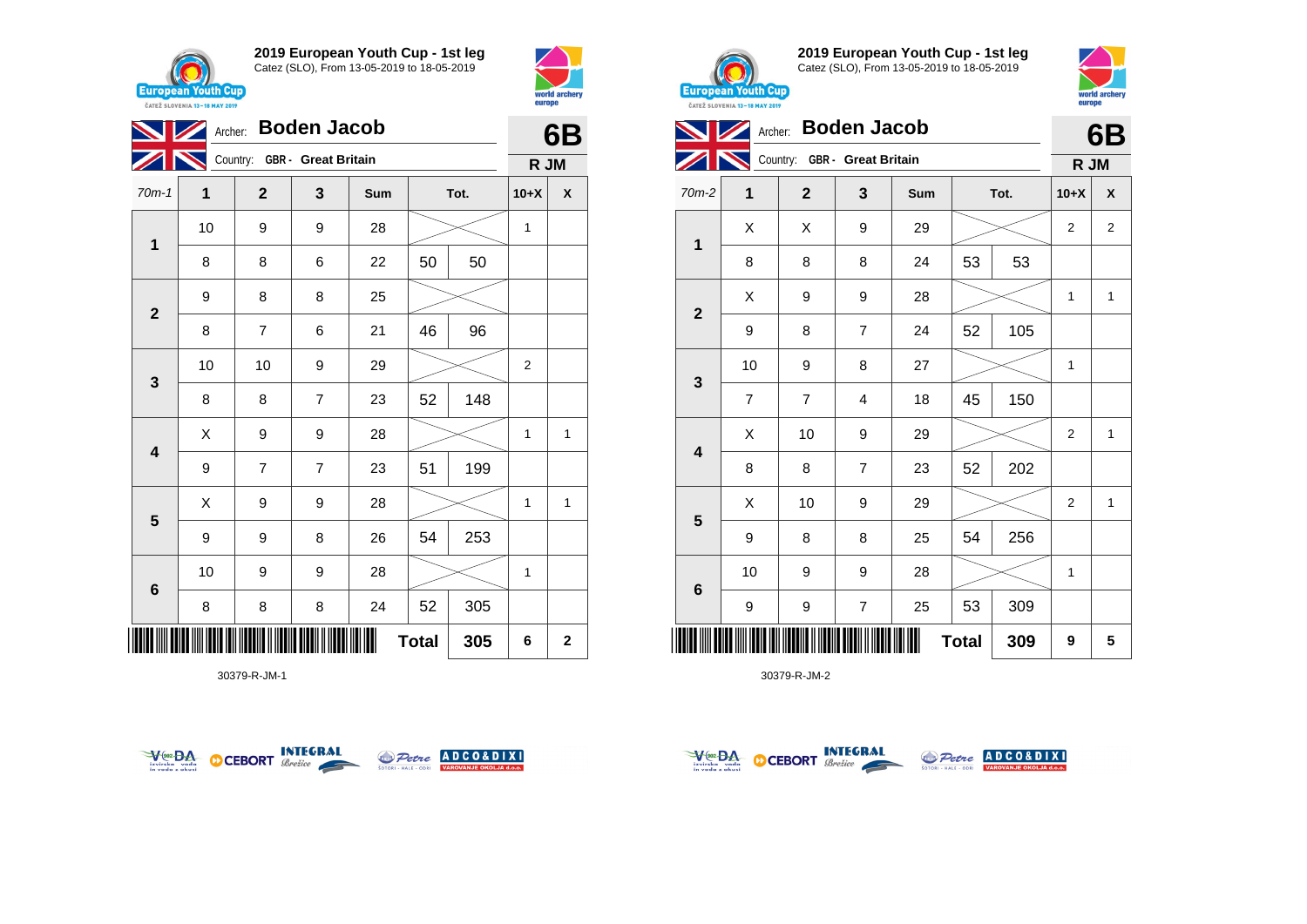## 2019 European Youth Cup - 1st leg

Catez (SLO), From 13-05-2019 to 18-05-2019

Archer: **Boden Jacob** — **6B**

Country: GBR - Great Britain — **R JM**

| 70m-1 | 1 | 2 | 3 | Sum | Tot. | | 10+X | X |
|---|---|---|---|---|---|---|---|---|
| 1 | 10 | 9 | 9 | 28 | | | 1 | |
| | 8 | 8 | 6 | 22 | 50 | 50 | | |
| 2 | 9 | 8 | 8 | 25 | | | | |
| | 8 | 7 | 6 | 21 | 46 | 96 | | |
| 3 | 10 | 10 | 9 | 29 | | | 2 | |
| | 8 | 8 | 7 | 23 | 52 | 148 | | |
| 4 | X | 9 | 9 | 28 | | | 1 | 1 |
| | 9 | 7 | 7 | 23 | 51 | 199 | | |
| 5 | X | 9 | 9 | 28 | | | 1 | 1 |
| | 9 | 9 | 8 | 26 | 54 | 253 | | |
| 6 | 10 | 9 | 9 | 28 | | | 1 | |
| | 8 | 8 | 8 | 24 | 52 | 305 | | |
| | | | | | Total | 305 | 6 | 2 |

30379-R-JM-1

## 2019 European Youth Cup - 1st leg

Catez (SLO), From 13-05-2019 to 18-05-2019

Archer: **Boden Jacob** — **6B**

Country: GBR - Great Britain — **R JM**

| 70m-2 | 1 | 2 | 3 | Sum | Tot. | | 10+X | X |
|---|---|---|---|---|---|---|---|---|
| 1 | X | X | 9 | 29 | | | 2 | 2 |
| | 8 | 8 | 8 | 24 | 53 | 53 | | |
| 2 | X | 9 | 9 | 28 | | | 1 | 1 |
| | 9 | 8 | 7 | 24 | 52 | 105 | | |
| 3 | 10 | 9 | 8 | 27 | | | 1 | |
| | 7 | 7 | 4 | 18 | 45 | 150 | | |
| 4 | X | 10 | 9 | 29 | | | 2 | 1 |
| | 8 | 8 | 7 | 23 | 52 | 202 | | |
| 5 | X | 10 | 9 | 29 | | | 2 | 1 |
| | 9 | 8 | 8 | 25 | 54 | 256 | | |
| 6 | 10 | 9 | 9 | 28 | | | 1 | |
| | 9 | 9 | 7 | 25 | 53 | 309 | | |
| | | | | | Total | 309 | 9 | 5 |

30379-R-JM-2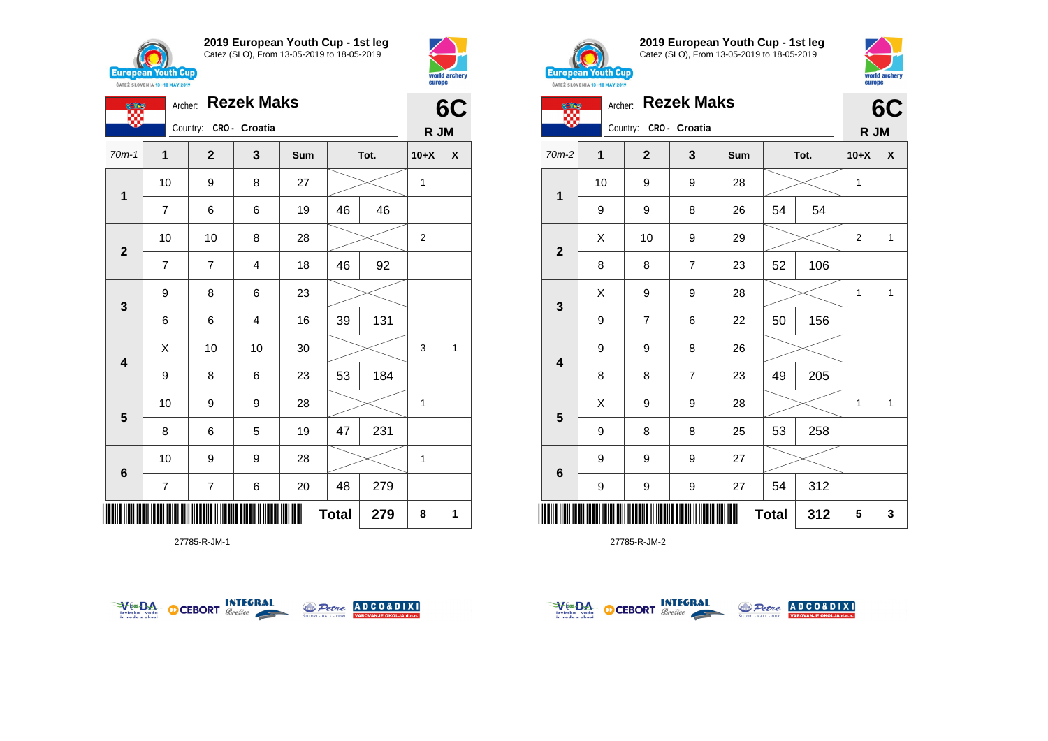## 2019 European Youth Cup - 1st leg
Catez (SLO), From 13-05-2019 to 18-05-2019

Archer: **Rezek Maks**
Country: CRO - Croatia

**6C**
**R JM**

| 70m-1 | 1 | 2 | 3 | Sum | Tot. | | 10+X | X |
|---|---|---|---|---|---|---|---|---|
| 1 | 10 | 9 | 8 | 27 | | | 1 | |
| | 7 | 6 | 6 | 19 | 46 | 46 | | |
| 2 | 10 | 10 | 8 | 28 | | | 2 | |
| | 7 | 7 | 4 | 18 | 46 | 92 | | |
| 3 | 9 | 8 | 6 | 23 | | | | |
| | 6 | 6 | 4 | 16 | 39 | 131 | | |
| 4 | X | 10 | 10 | 30 | | | 3 | 1 |
| | 9 | 8 | 6 | 23 | 53 | 184 | | |
| 5 | 10 | 9 | 9 | 28 | | | 1 | |
| | 8 | 6 | 5 | 19 | 47 | 231 | | |
| 6 | 10 | 9 | 9 | 28 | | | 1 | |
| | 7 | 7 | 6 | 20 | 48 | 279 | | |
| | | | | | **Total** | **279** | **8** | **1** |

27785-R-JM-1

## 2019 European Youth Cup - 1st leg
Catez (SLO), From 13-05-2019 to 18-05-2019

Archer: **Rezek Maks**
Country: CRO - Croatia

**6C**
**R JM**

| 70m-2 | 1 | 2 | 3 | Sum | Tot. | | 10+X | X |
|---|---|---|---|---|---|---|---|---|
| 1 | 10 | 9 | 9 | 28 | | | 1 | |
| | 9 | 9 | 8 | 26 | 54 | 54 | | |
| 2 | X | 10 | 9 | 29 | | | 2 | 1 |
| | 8 | 8 | 7 | 23 | 52 | 106 | | |
| 3 | X | 9 | 9 | 28 | | | 1 | 1 |
| | 9 | 7 | 6 | 22 | 50 | 156 | | |
| 4 | 9 | 9 | 8 | 26 | | | | |
| | 8 | 8 | 7 | 23 | 49 | 205 | | |
| 5 | X | 9 | 9 | 28 | | | 1 | 1 |
| | 9 | 8 | 8 | 25 | 53 | 258 | | |
| 6 | 9 | 9 | 9 | 27 | | | | |
| | 9 | 9 | 9 | 27 | 54 | 312 | | |
| | | | | | **Total** | **312** | **5** | **3** |

27785-R-JM-2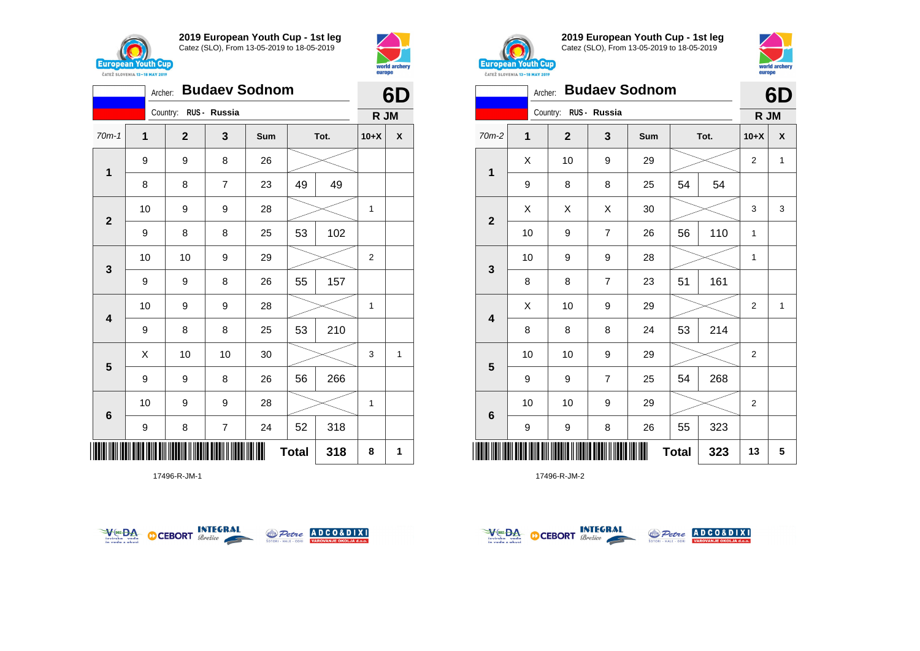## 2019 European Youth Cup - 1st leg

Catez (SLO), From 13-05-2019 to 18-05-2019

Archer: **Budaev Sodnom** — **6D**

Country: RUS - Russia — **R JM**

| 70m-1 | 1 | 2 | 3 | Sum | Tot. | | 10+X | X |
|---|---|---|---|---|---|---|---|---|
| 1 | 9 | 9 | 8 | 26 | | | | |
| | 8 | 8 | 7 | 23 | 49 | 49 | | |
| 2 | 10 | 9 | 9 | 28 | | | 1 | |
| | 9 | 8 | 8 | 25 | 53 | 102 | | |
| 3 | 10 | 10 | 9 | 29 | | | 2 | |
| | 9 | 9 | 8 | 26 | 55 | 157 | | |
| 4 | 10 | 9 | 9 | 28 | | | 1 | |
| | 9 | 8 | 8 | 25 | 53 | 210 | | |
| 5 | X | 10 | 10 | 30 | | | 3 | 1 |
| | 9 | 9 | 8 | 26 | 56 | 266 | | |
| 6 | 10 | 9 | 9 | 28 | | | 1 | |
| | 9 | 8 | 7 | 24 | 52 | 318 | | |
| | | | | | Total | 318 | 8 | 1 |

17496-R-JM-1

## 2019 European Youth Cup - 1st leg

Catez (SLO), From 13-05-2019 to 18-05-2019

Archer: **Budaev Sodnom** — **6D**

Country: RUS - Russia — **R JM**

| 70m-2 | 1 | 2 | 3 | Sum | Tot. | | 10+X | X |
|---|---|---|---|---|---|---|---|---|
| 1 | X | 10 | 9 | 29 | | | 2 | 1 |
| | 9 | 8 | 8 | 25 | 54 | 54 | | |
| 2 | X | X | X | 30 | | | 3 | 3 |
| | 10 | 9 | 7 | 26 | 56 | 110 | 1 | |
| 3 | 10 | 9 | 9 | 28 | | | 1 | |
| | 8 | 8 | 7 | 23 | 51 | 161 | | |
| 4 | X | 10 | 9 | 29 | | | 2 | 1 |
| | 8 | 8 | 8 | 24 | 53 | 214 | | |
| 5 | 10 | 10 | 9 | 29 | | | 2 | |
| | 9 | 9 | 7 | 25 | 54 | 268 | | |
| 6 | 10 | 10 | 9 | 29 | | | 2 | |
| | 9 | 9 | 8 | 26 | 55 | 323 | | |
| | | | | | Total | 323 | 13 | 5 |

17496-R-JM-2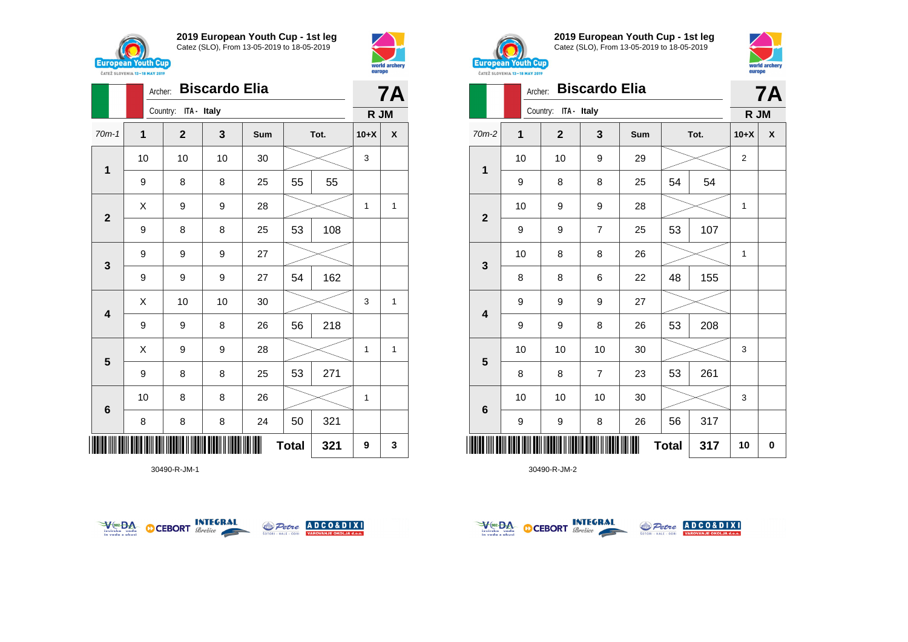## 2019 European Youth Cup - 1st leg

Catez (SLO), From 13-05-2019 to 18-05-2019

Archer: **Biscardo Elia**

Country: ITA - Italy

**7A**

**R JM**

| 70m-1 | 1 | 2 | 3 | Sum | Tot. | | 10+X | X |
|---|---|---|---|---|---|---|---|---|
| 1 | 10 | 10 | 10 | 30 | | | 3 | |
| | 9 | 8 | 8 | 25 | 55 | 55 | | |
| 2 | X | 9 | 9 | 28 | | | 1 | 1 |
| | 9 | 8 | 8 | 25 | 53 | 108 | | |
| 3 | 9 | 9 | 9 | 27 | | | | |
| | 9 | 9 | 9 | 27 | 54 | 162 | | |
| 4 | X | 10 | 10 | 30 | | | 3 | 1 |
| | 9 | 9 | 8 | 26 | 56 | 218 | | |
| 5 | X | 9 | 9 | 28 | | | 1 | 1 |
| | 9 | 8 | 8 | 25 | 53 | 271 | | |
| 6 | 10 | 8 | 8 | 26 | | | 1 | |
| | 8 | 8 | 8 | 24 | 50 | 321 | | |
| | | | | | **Total** | **321** | **9** | **3** |

30490-R-JM-1

## 2019 European Youth Cup - 1st leg

Catez (SLO), From 13-05-2019 to 18-05-2019

Archer: **Biscardo Elia**

Country: ITA - Italy

**7A**

**R JM**

| 70m-2 | 1 | 2 | 3 | Sum | Tot. | | 10+X | X |
|---|---|---|---|---|---|---|---|---|
| 1 | 10 | 10 | 9 | 29 | | | 2 | |
| | 9 | 8 | 8 | 25 | 54 | 54 | | |
| 2 | 10 | 9 | 9 | 28 | | | 1 | |
| | 9 | 9 | 7 | 25 | 53 | 107 | | |
| 3 | 10 | 8 | 8 | 26 | | | 1 | |
| | 8 | 8 | 6 | 22 | 48 | 155 | | |
| 4 | 9 | 9 | 9 | 27 | | | | |
| | 9 | 9 | 8 | 26 | 53 | 208 | | |
| 5 | 10 | 10 | 10 | 30 | | | 3 | |
| | 8 | 8 | 7 | 23 | 53 | 261 | | |
| 6 | 10 | 10 | 10 | 30 | | | 3 | |
| | 9 | 9 | 8 | 26 | 56 | 317 | | |
| | | | | | **Total** | **317** | **10** | **0** |

30490-R-JM-2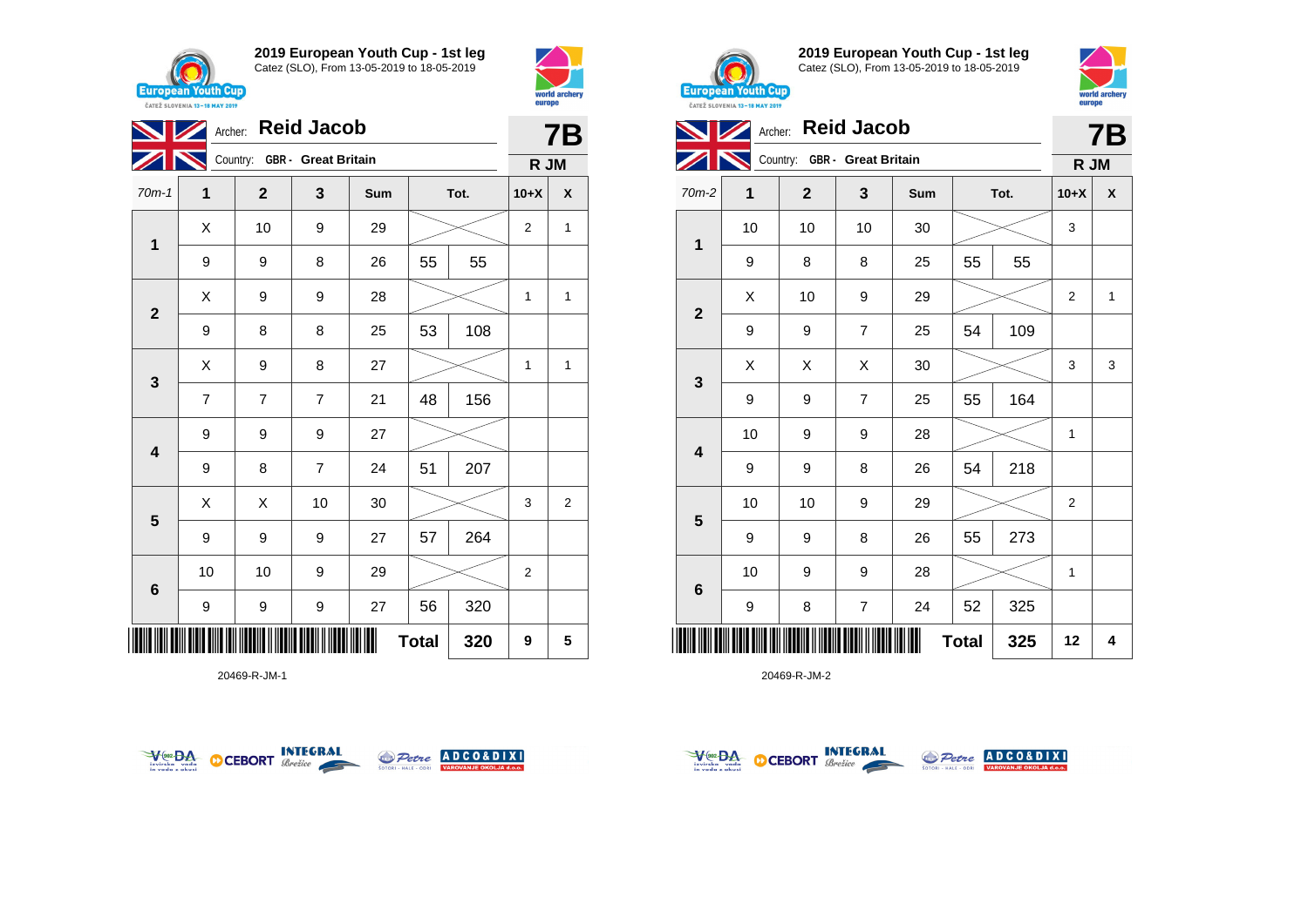## 2019 European Youth Cup - 1st leg
Catez (SLO), From 13-05-2019 to 18-05-2019

Archer: **Reid Jacob**
Country: GBR - Great Britain

**7B**
**R JM**

| 70m-1 | 1 | 2 | 3 | Sum | Tot. | | 10+X | X |
|---|---|---|---|---|---|---|---|---|
| 1 | X | 10 | 9 | 29 | | | 2 | 1 |
| | 9 | 9 | 8 | 26 | 55 | 55 | | |
| 2 | X | 9 | 9 | 28 | | | 1 | 1 |
| | 9 | 8 | 8 | 25 | 53 | 108 | | |
| 3 | X | 9 | 8 | 27 | | | 1 | 1 |
| | 7 | 7 | 7 | 21 | 48 | 156 | | |
| 4 | 9 | 9 | 9 | 27 | | | | |
| | 9 | 8 | 7 | 24 | 51 | 207 | | |
| 5 | X | X | 10 | 30 | | | 3 | 2 |
| | 9 | 9 | 9 | 27 | 57 | 264 | | |
| 6 | 10 | 10 | 9 | 29 | | | 2 | |
| | 9 | 9 | 9 | 27 | 56 | 320 | | |
| | | | | | Total | 320 | 9 | 5 |

20469-R-JM-1

## 2019 European Youth Cup - 1st leg
Catez (SLO), From 13-05-2019 to 18-05-2019

Archer: **Reid Jacob**
Country: GBR - Great Britain

**7B**
**R JM**

| 70m-2 | 1 | 2 | 3 | Sum | Tot. | | 10+X | X |
|---|---|---|---|---|---|---|---|---|
| 1 | 10 | 10 | 10 | 30 | | | 3 | |
| | 9 | 8 | 8 | 25 | 55 | 55 | | |
| 2 | X | 10 | 9 | 29 | | | 2 | 1 |
| | 9 | 9 | 7 | 25 | 54 | 109 | | |
| 3 | X | X | X | 30 | | | 3 | 3 |
| | 9 | 9 | 7 | 25 | 55 | 164 | | |
| 4 | 10 | 9 | 9 | 28 | | | 1 | |
| | 9 | 9 | 8 | 26 | 54 | 218 | | |
| 5 | 10 | 10 | 9 | 29 | | | 2 | |
| | 9 | 9 | 8 | 26 | 55 | 273 | | |
| 6 | 10 | 9 | 9 | 28 | | | 1 | |
| | 9 | 8 | 7 | 24 | 52 | 325 | | |
| | | | | | Total | 325 | 12 | 4 |

20469-R-JM-2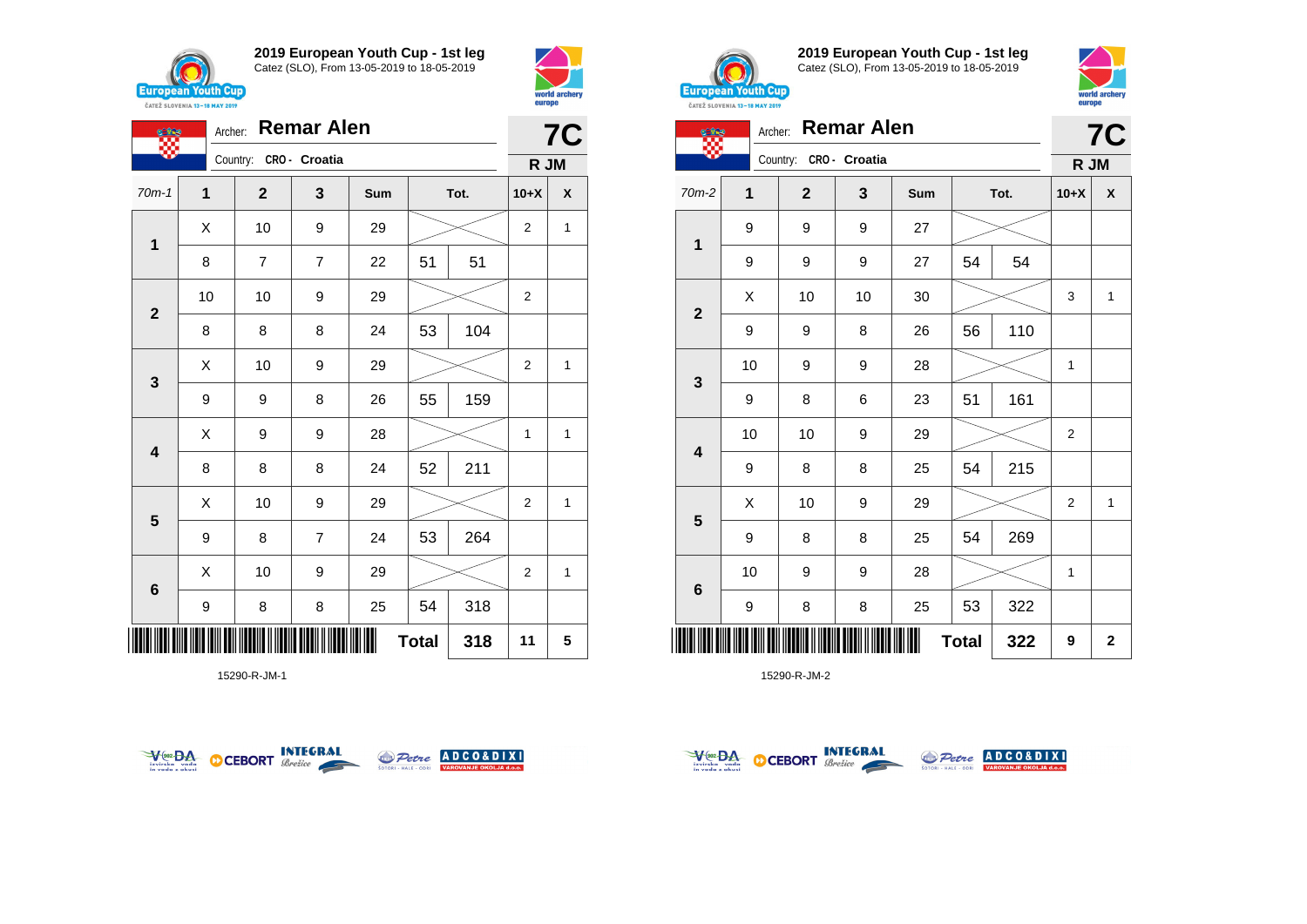## 2019 European Youth Cup - 1st leg

Catez (SLO), From 13-05-2019 to 18-05-2019

Archer: **Remar Alen**

Country: CRO - Croatia

**7C**

**R JM**

| 70m-1 | 1 | 2 | 3 | Sum | Tot. | | 10+X | X |
|---|---|---|---|---|---|---|---|---|
| 1 | X | 10 | 9 | 29 | | | 2 | 1 |
| | 8 | 7 | 7 | 22 | 51 | 51 | | |
| 2 | 10 | 10 | 9 | 29 | | | 2 | |
| | 8 | 8 | 8 | 24 | 53 | 104 | | |
| 3 | X | 10 | 9 | 29 | | | 2 | 1 |
| | 9 | 9 | 8 | 26 | 55 | 159 | | |
| 4 | X | 9 | 9 | 28 | | | 1 | 1 |
| | 8 | 8 | 8 | 24 | 52 | 211 | | |
| 5 | X | 10 | 9 | 29 | | | 2 | 1 |
| | 9 | 8 | 7 | 24 | 53 | 264 | | |
| 6 | X | 10 | 9 | 29 | | | 2 | 1 |
| | 9 | 8 | 8 | 25 | 54 | 318 | | |
| | | | | | **Total** | **318** | **11** | **5** |

15290-R-JM-1

## 2019 European Youth Cup - 1st leg

Catez (SLO), From 13-05-2019 to 18-05-2019

Archer: **Remar Alen**

Country: CRO - Croatia

**7C**

**R JM**

| 70m-2 | 1 | 2 | 3 | Sum | Tot. | | 10+X | X |
|---|---|---|---|---|---|---|---|---|
| 1 | 9 | 9 | 9 | 27 | | | | |
| | 9 | 9 | 9 | 27 | 54 | 54 | | |
| 2 | X | 10 | 10 | 30 | | | 3 | 1 |
| | 9 | 9 | 8 | 26 | 56 | 110 | | |
| 3 | 10 | 9 | 9 | 28 | | | 1 | |
| | 9 | 8 | 6 | 23 | 51 | 161 | | |
| 4 | 10 | 10 | 9 | 29 | | | 2 | |
| | 9 | 8 | 8 | 25 | 54 | 215 | | |
| 5 | X | 10 | 9 | 29 | | | 2 | 1 |
| | 9 | 8 | 8 | 25 | 54 | 269 | | |
| 6 | 10 | 9 | 9 | 28 | | | 1 | |
| | 9 | 8 | 8 | 25 | 53 | 322 | | |
| | | | | | **Total** | **322** | **9** | **2** |

15290-R-JM-2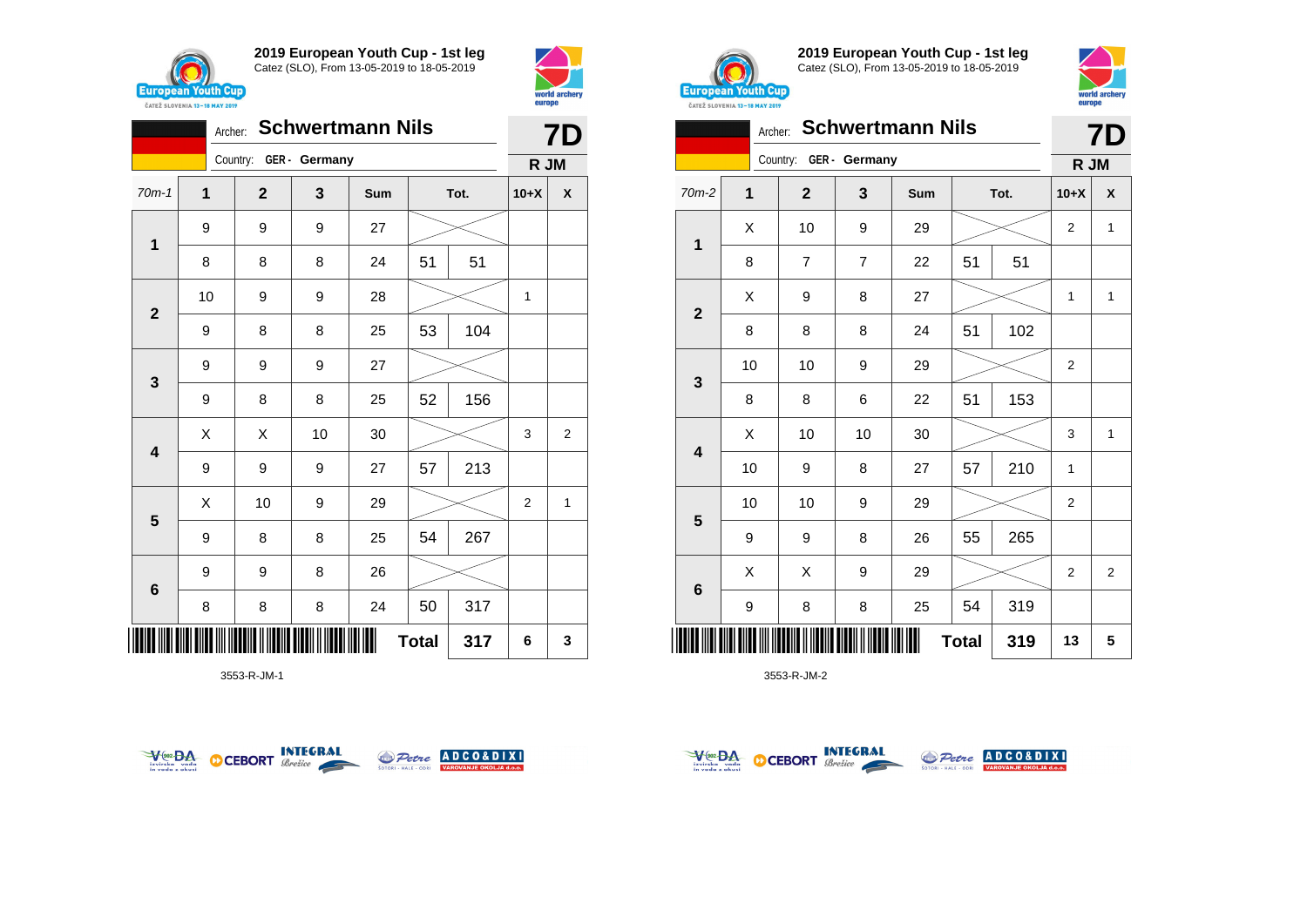## 2019 European Youth Cup - 1st leg

Catez (SLO), From 13-05-2019 to 18-05-2019

Archer: **Schwertmann Nils** — **7D**

Country: GER - Germany — R JM

| 70m-1 | 1 | 2 | 3 | Sum | Tot. | | 10+X | X |
|---|---|---|---|---|---|---|---|---|
| 1 | 9 | 9 | 9 | 27 | | | | |
| | 8 | 8 | 8 | 24 | 51 | 51 | | |
| 2 | 10 | 9 | 9 | 28 | | | 1 | |
| | 9 | 8 | 8 | 25 | 53 | 104 | | |
| 3 | 9 | 9 | 9 | 27 | | | | |
| | 9 | 8 | 8 | 25 | 52 | 156 | | |
| 4 | X | X | 10 | 30 | | | 3 | 2 |
| | 9 | 9 | 9 | 27 | 57 | 213 | | |
| 5 | X | 10 | 9 | 29 | | | 2 | 1 |
| | 9 | 8 | 8 | 25 | 54 | 267 | | |
| 6 | 9 | 9 | 8 | 26 | | | | |
| | 8 | 8 | 8 | 24 | 50 | 317 | | |
| | | | | | **Total** | **317** | **6** | **3** |

3553-R-JM-1

## 2019 European Youth Cup - 1st leg

Catez (SLO), From 13-05-2019 to 18-05-2019

Archer: **Schwertmann Nils** — **7D**

Country: GER - Germany — R JM

| 70m-2 | 1 | 2 | 3 | Sum | Tot. | | 10+X | X |
|---|---|---|---|---|---|---|---|---|
| 1 | X | 10 | 9 | 29 | | | 2 | 1 |
| | 8 | 7 | 7 | 22 | 51 | 51 | | |
| 2 | X | 9 | 8 | 27 | | | 1 | 1 |
| | 8 | 8 | 8 | 24 | 51 | 102 | | |
| 3 | 10 | 10 | 9 | 29 | | | 2 | |
| | 8 | 8 | 6 | 22 | 51 | 153 | | |
| 4 | X | 10 | 10 | 30 | | | 3 | 1 |
| | 10 | 9 | 8 | 27 | 57 | 210 | 1 | |
| 5 | 10 | 10 | 9 | 29 | | | 2 | |
| | 9 | 9 | 8 | 26 | 55 | 265 | | |
| 6 | X | X | 9 | 29 | | | 2 | 2 |
| | 9 | 8 | 8 | 25 | 54 | 319 | | |
| | | | | | **Total** | **319** | **13** | **5** |

3553-R-JM-2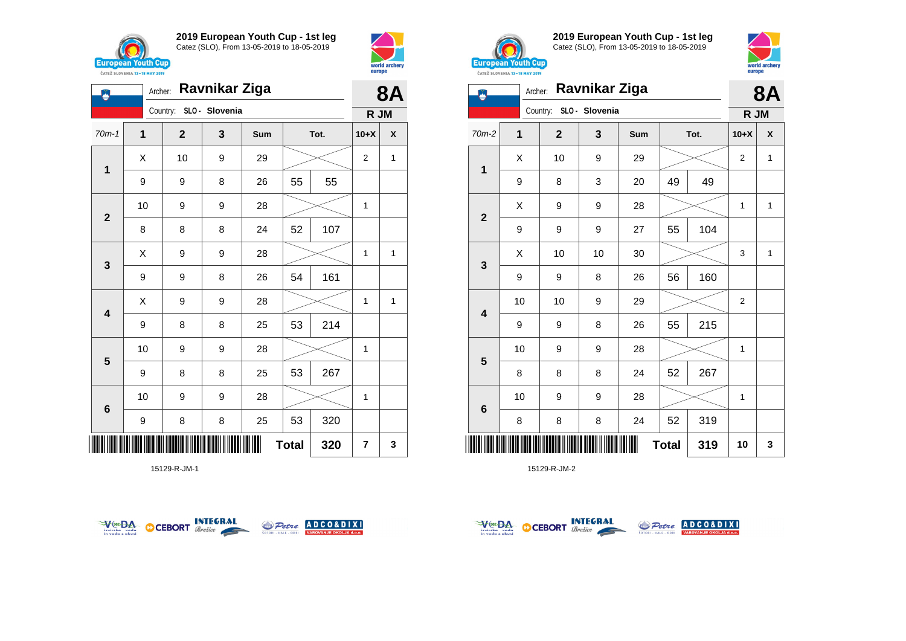## 2019 European Youth Cup - 1st leg

Catez (SLO), From 13-05-2019 to 18-05-2019

Archer: **Ravnikar Ziga**

Country: SLO - Slovenia

**8A**

**R JM**

| 70m-1 | 1 | 2 | 3 | Sum | Tot. | | 10+X | X |
|---|---|---|---|---|---|---|---|---|
| 1 | X | 10 | 9 | 29 | | | 2 | 1 |
| | 9 | 9 | 8 | 26 | 55 | 55 | | |
| 2 | 10 | 9 | 9 | 28 | | | 1 | |
| | 8 | 8 | 8 | 24 | 52 | 107 | | |
| 3 | X | 9 | 9 | 28 | | | 1 | 1 |
| | 9 | 9 | 8 | 26 | 54 | 161 | | |
| 4 | X | 9 | 9 | 28 | | | 1 | 1 |
| | 9 | 8 | 8 | 25 | 53 | 214 | | |
| 5 | 10 | 9 | 9 | 28 | | | 1 | |
| | 9 | 8 | 8 | 25 | 53 | 267 | | |
| 6 | 10 | 9 | 9 | 28 | | | 1 | |
| | 9 | 8 | 8 | 25 | 53 | 320 | | |
| | | | | | **Total** | **320** | **7** | **3** |

15129-R-JM-1

## 2019 European Youth Cup - 1st leg

Catez (SLO), From 13-05-2019 to 18-05-2019

Archer: **Ravnikar Ziga**

Country: SLO - Slovenia

**8A**

**R JM**

| 70m-2 | 1 | 2 | 3 | Sum | Tot. | | 10+X | X |
|---|---|---|---|---|---|---|---|---|
| 1 | X | 10 | 9 | 29 | | | 2 | 1 |
| | 9 | 8 | 3 | 20 | 49 | 49 | | |
| 2 | X | 9 | 9 | 28 | | | 1 | 1 |
| | 9 | 9 | 9 | 27 | 55 | 104 | | |
| 3 | X | 10 | 10 | 30 | | | 3 | 1 |
| | 9 | 9 | 8 | 26 | 56 | 160 | | |
| 4 | 10 | 10 | 9 | 29 | | | 2 | |
| | 9 | 9 | 8 | 26 | 55 | 215 | | |
| 5 | 10 | 9 | 9 | 28 | | | 1 | |
| | 8 | 8 | 8 | 24 | 52 | 267 | | |
| 6 | 10 | 9 | 9 | 28 | | | 1 | |
| | 8 | 8 | 8 | 24 | 52 | 319 | | |
| | | | | | **Total** | **319** | **10** | **3** |

15129-R-JM-2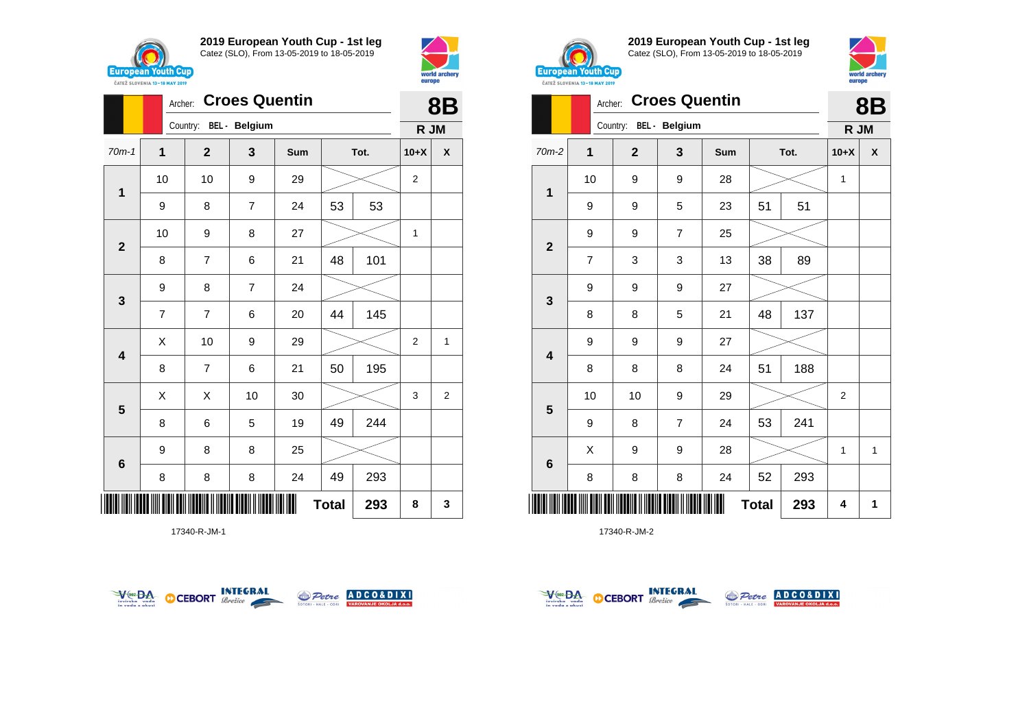**2019 European Youth Cup - 1st leg**
Catez (SLO), From 13-05-2019 to 18-05-2019

Archer: **Croes Quentin** — **8B**
Country: BEL - Belgium — **R JM**

| 70m-1 | 1 | 2 | 3 | Sum | Tot. | | 10+X | X |
|---|---|---|---|---|---|---|---|---|
| 1 | 10 | 10 | 9 | 29 | | | 2 | |
| | 9 | 8 | 7 | 24 | 53 | 53 | | |
| 2 | 10 | 9 | 8 | 27 | | | 1 | |
| | 8 | 7 | 6 | 21 | 48 | 101 | | |
| 3 | 9 | 8 | 7 | 24 | | | | |
| | 7 | 7 | 6 | 20 | 44 | 145 | | |
| 4 | X | 10 | 9 | 29 | | | 2 | 1 |
| | 8 | 7 | 6 | 21 | 50 | 195 | | |
| 5 | X | X | 10 | 30 | | | 3 | 2 |
| | 8 | 6 | 5 | 19 | 49 | 244 | | |
| 6 | 9 | 8 | 8 | 25 | | | | |
| | 8 | 8 | 8 | 24 | 49 | 293 | | |
| | | | | | **Total** | **293** | **8** | **3** |

17340-R-JM-1

**2019 European Youth Cup - 1st leg**
Catez (SLO), From 13-05-2019 to 18-05-2019

Archer: **Croes Quentin** — **8B**
Country: BEL - Belgium — **R JM**

| 70m-2 | 1 | 2 | 3 | Sum | Tot. | | 10+X | X |
|---|---|---|---|---|---|---|---|---|
| 1 | 10 | 9 | 9 | 28 | | | 1 | |
| | 9 | 9 | 5 | 23 | 51 | 51 | | |
| 2 | 9 | 9 | 7 | 25 | | | | |
| | 7 | 3 | 3 | 13 | 38 | 89 | | |
| 3 | 9 | 9 | 9 | 27 | | | | |
| | 8 | 8 | 5 | 21 | 48 | 137 | | |
| 4 | 9 | 9 | 9 | 27 | | | | |
| | 8 | 8 | 8 | 24 | 51 | 188 | | |
| 5 | 10 | 10 | 9 | 29 | | | 2 | |
| | 9 | 8 | 7 | 24 | 53 | 241 | | |
| 6 | X | 9 | 9 | 28 | | | 1 | 1 |
| | 8 | 8 | 8 | 24 | 52 | 293 | | |
| | | | | | **Total** | **293** | **4** | **1** |

17340-R-JM-2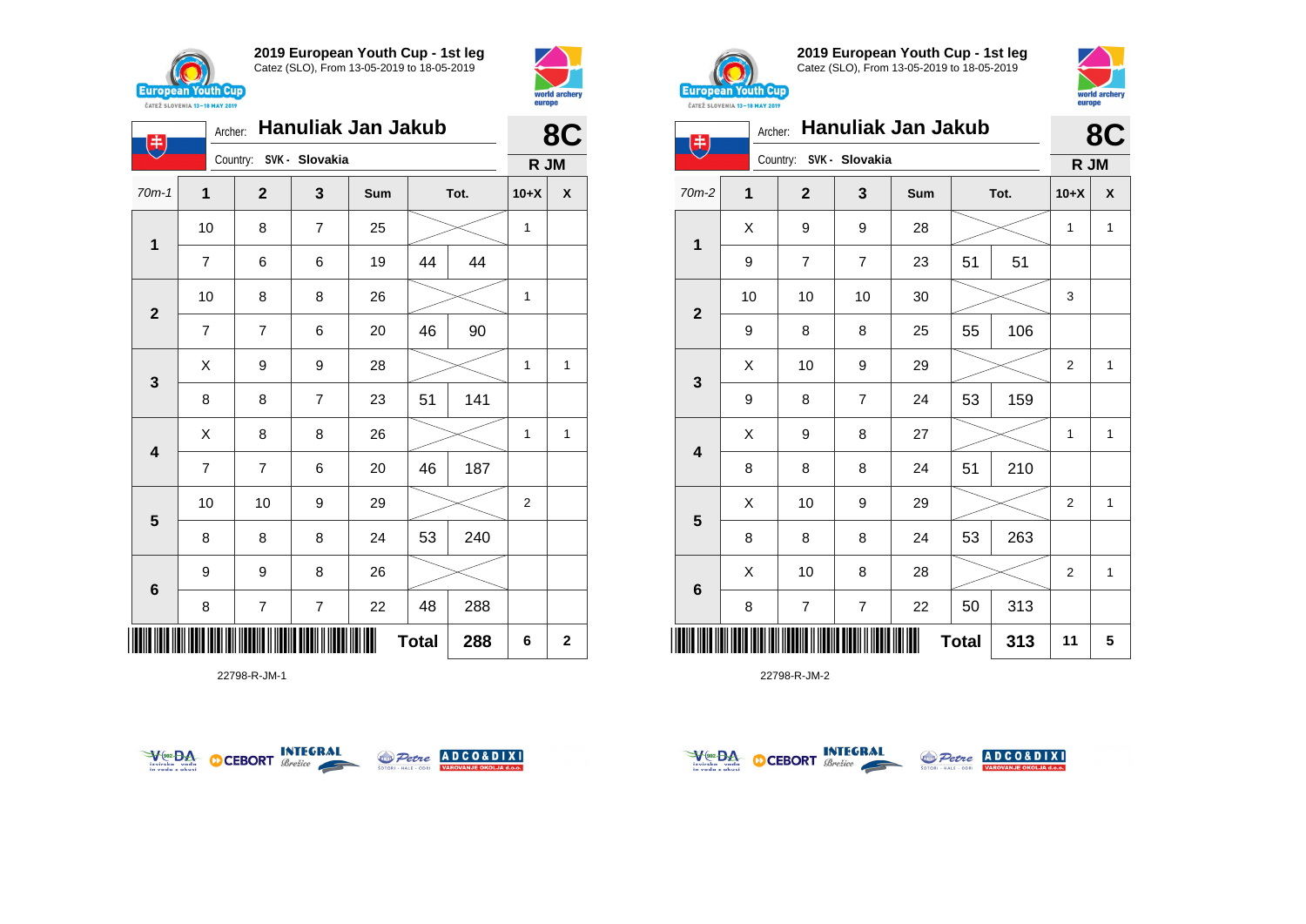# 2019 European Youth Cup - 1st leg

Catez (SLO), From 13-05-2019 to 18-05-2019

Archer: **Hanuliak Jan Jakub**

Country: SVK - Slovakia

**8C** — R JM

| 70m-1 | 1 | 2 | 3 | Sum | Tot. | | 10+X | X |
|---|---|---|---|---|---|---|---|---|
| 1 | 10 | 8 | 7 | 25 | | | 1 | |
| | 7 | 6 | 6 | 19 | 44 | 44 | | |
| 2 | 10 | 8 | 8 | 26 | | | 1 | |
| | 7 | 7 | 6 | 20 | 46 | 90 | | |
| 3 | X | 9 | 9 | 28 | | | 1 | 1 |
| | 8 | 8 | 7 | 23 | 51 | 141 | | |
| 4 | X | 8 | 8 | 26 | | | 1 | 1 |
| | 7 | 7 | 6 | 20 | 46 | 187 | | |
| 5 | 10 | 10 | 9 | 29 | | | 2 | |
| | 8 | 8 | 8 | 24 | 53 | 240 | | |
| 6 | 9 | 9 | 8 | 26 | | | | |
| | 8 | 7 | 7 | 22 | 48 | 288 | | |
| | | | | | **Total** | **288** | **6** | **2** |

22798-R-JM-1

# 2019 European Youth Cup - 1st leg

Catez (SLO), From 13-05-2019 to 18-05-2019

Archer: **Hanuliak Jan Jakub**

Country: SVK - Slovakia

**8C** — R JM

| 70m-2 | 1 | 2 | 3 | Sum | Tot. | | 10+X | X |
|---|---|---|---|---|---|---|---|---|
| 1 | X | 9 | 9 | 28 | | | 1 | 1 |
| | 9 | 7 | 7 | 23 | 51 | 51 | | |
| 2 | 10 | 10 | 10 | 30 | | | 3 | |
| | 9 | 8 | 8 | 25 | 55 | 106 | | |
| 3 | X | 10 | 9 | 29 | | | 2 | 1 |
| | 9 | 8 | 7 | 24 | 53 | 159 | | |
| 4 | X | 9 | 8 | 27 | | | 1 | 1 |
| | 8 | 8 | 8 | 24 | 51 | 210 | | |
| 5 | X | 10 | 9 | 29 | | | 2 | 1 |
| | 8 | 8 | 8 | 24 | 53 | 263 | | |
| 6 | X | 10 | 8 | 28 | | | 2 | 1 |
| | 8 | 7 | 7 | 22 | 50 | 313 | | |
| | | | | | **Total** | **313** | **11** | **5** |

22798-R-JM-2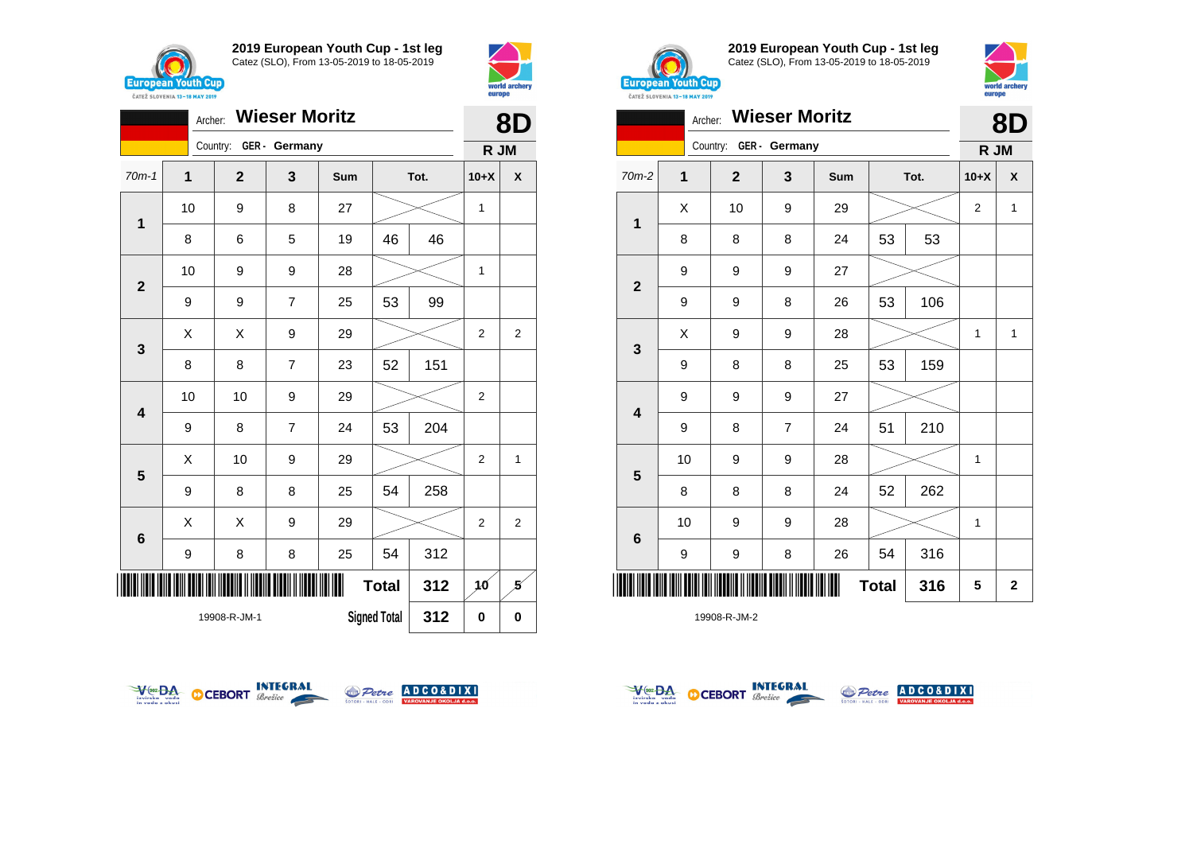## 2019 European Youth Cup - 1st leg
Catez (SLO), From 13-05-2019 to 18-05-2019

Archer: **Wieser Moritz** — **8D**

Country: GER - Germany — **R JM**

| 70m-1 | 1 | 2 | 3 | Sum | Tot. | | 10+X | X |
|---|---|---|---|---|---|---|---|---|
| 1 | 10 | 9 | 8 | 27 | | | 1 | |
| | 8 | 6 | 5 | 19 | 46 | 46 | | |
| 2 | 10 | 9 | 9 | 28 | | | 1 | |
| | 9 | 9 | 7 | 25 | 53 | 99 | | |
| 3 | X | X | 9 | 29 | | | 2 | 2 |
| | 8 | 8 | 7 | 23 | 52 | 151 | | |
| 4 | 10 | 10 | 9 | 29 | | | 2 | |
| | 9 | 8 | 7 | 24 | 53 | 204 | | |
| 5 | X | 10 | 9 | 29 | | | 2 | 1 |
| | 9 | 8 | 8 | 25 | 54 | 258 | | |
| 6 | X | X | 9 | 29 | | | 2 | 2 |
| | 9 | 8 | 8 | 25 | 54 | 312 | | |
| | | | | | Total | 312 | 10 | 5 |
| | | | | | Signed Total | 312 | 0 | 0 |

19908-R-JM-1

## 2019 European Youth Cup - 1st leg
Catez (SLO), From 13-05-2019 to 18-05-2019

Archer: **Wieser Moritz** — **8D**

Country: GER - Germany — **R JM**

| 70m-2 | 1 | 2 | 3 | Sum | Tot. | | 10+X | X |
|---|---|---|---|---|---|---|---|---|
| 1 | X | 10 | 9 | 29 | | | 2 | 1 |
| | 8 | 8 | 8 | 24 | 53 | 53 | | |
| 2 | 9 | 9 | 9 | 27 | | | | |
| | 9 | 9 | 8 | 26 | 53 | 106 | | |
| 3 | X | 9 | 9 | 28 | | | 1 | 1 |
| | 9 | 8 | 8 | 25 | 53 | 159 | | |
| 4 | 9 | 9 | 9 | 27 | | | | |
| | 9 | 8 | 7 | 24 | 51 | 210 | | |
| 5 | 10 | 9 | 9 | 28 | | | 1 | |
| | 8 | 8 | 8 | 24 | 52 | 262 | | |
| 6 | 10 | 9 | 9 | 28 | | | 1 | |
| | 9 | 9 | 8 | 26 | 54 | 316 | | |
| | | | | | Total | 316 | 5 | 2 |

19908-R-JM-2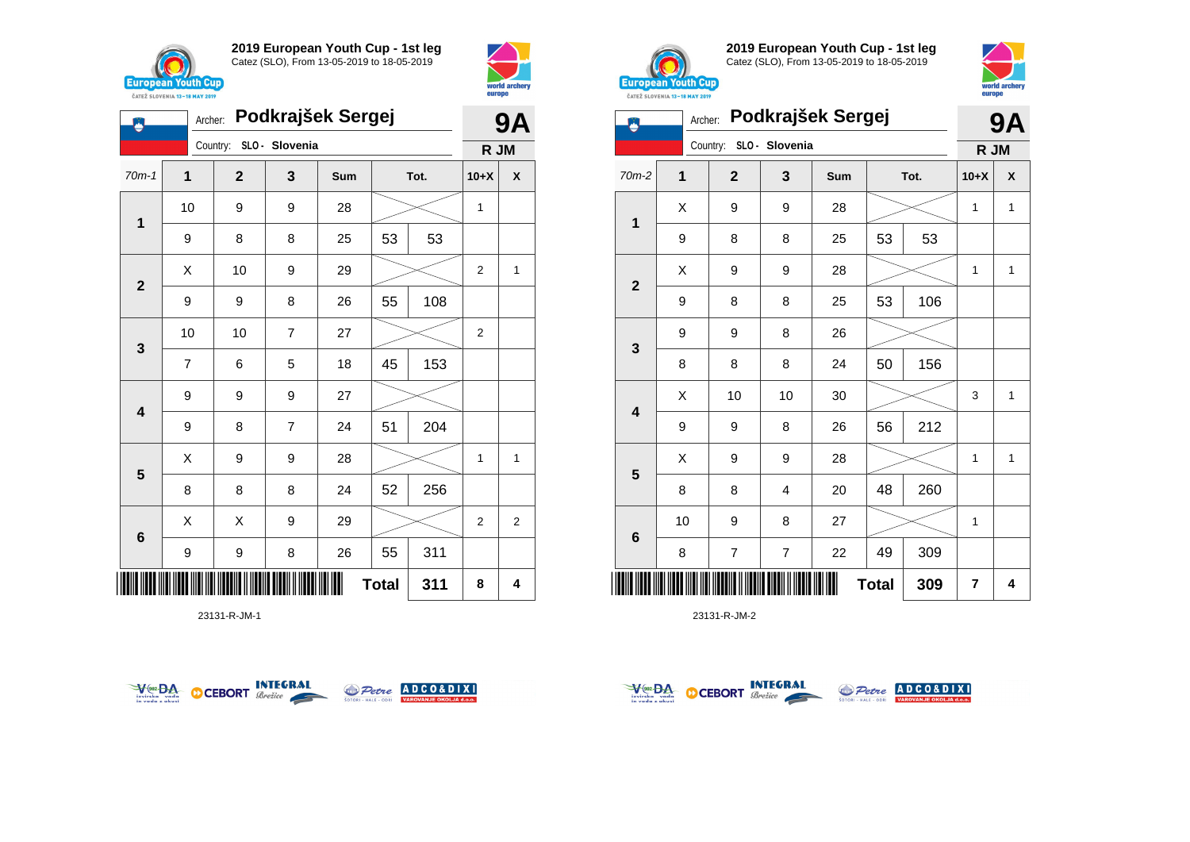## 2019 European Youth Cup - 1st leg

Catez (SLO), From 13-05-2019 to 18-05-2019

Archer: **Podkrajšek Sergej**
Country: SLO - Slovenia

**9A**
**R JM**

| 70m-1 | 1 | 2 | 3 | Sum | Tot. | | 10+X | X |
|---|---|---|---|---|---|---|---|---|
| 1 | 10 | 9 | 9 | 28 | | | 1 | |
| | 9 | 8 | 8 | 25 | 53 | 53 | | |
| 2 | X | 10 | 9 | 29 | | | 2 | 1 |
| | 9 | 9 | 8 | 26 | 55 | 108 | | |
| 3 | 10 | 10 | 7 | 27 | | | 2 | |
| | 7 | 6 | 5 | 18 | 45 | 153 | | |
| 4 | 9 | 9 | 9 | 27 | | | | |
| | 9 | 8 | 7 | 24 | 51 | 204 | | |
| 5 | X | 9 | 9 | 28 | | | 1 | 1 |
| | 8 | 8 | 8 | 24 | 52 | 256 | | |
| 6 | X | X | 9 | 29 | | | 2 | 2 |
| | 9 | 9 | 8 | 26 | 55 | 311 | | |
| | | | | | **Total** | **311** | **8** | **4** |

23131-R-JM-1

## 2019 European Youth Cup - 1st leg

Catez (SLO), From 13-05-2019 to 18-05-2019

Archer: **Podkrajšek Sergej**
Country: SLO - Slovenia

**9A**
**R JM**

| 70m-2 | 1 | 2 | 3 | Sum | Tot. | | 10+X | X |
|---|---|---|---|---|---|---|---|---|
| 1 | X | 9 | 9 | 28 | | | 1 | 1 |
| | 9 | 8 | 8 | 25 | 53 | 53 | | |
| 2 | X | 9 | 9 | 28 | | | 1 | 1 |
| | 9 | 8 | 8 | 25 | 53 | 106 | | |
| 3 | 9 | 9 | 8 | 26 | | | | |
| | 8 | 8 | 8 | 24 | 50 | 156 | | |
| 4 | X | 10 | 10 | 30 | | | 3 | 1 |
| | 9 | 9 | 8 | 26 | 56 | 212 | | |
| 5 | X | 9 | 9 | 28 | | | 1 | 1 |
| | 8 | 8 | 4 | 20 | 48 | 260 | | |
| 6 | 10 | 9 | 8 | 27 | | | 1 | |
| | 8 | 7 | 7 | 22 | 49 | 309 | | |
| | | | | | **Total** | **309** | **7** | **4** |

23131-R-JM-2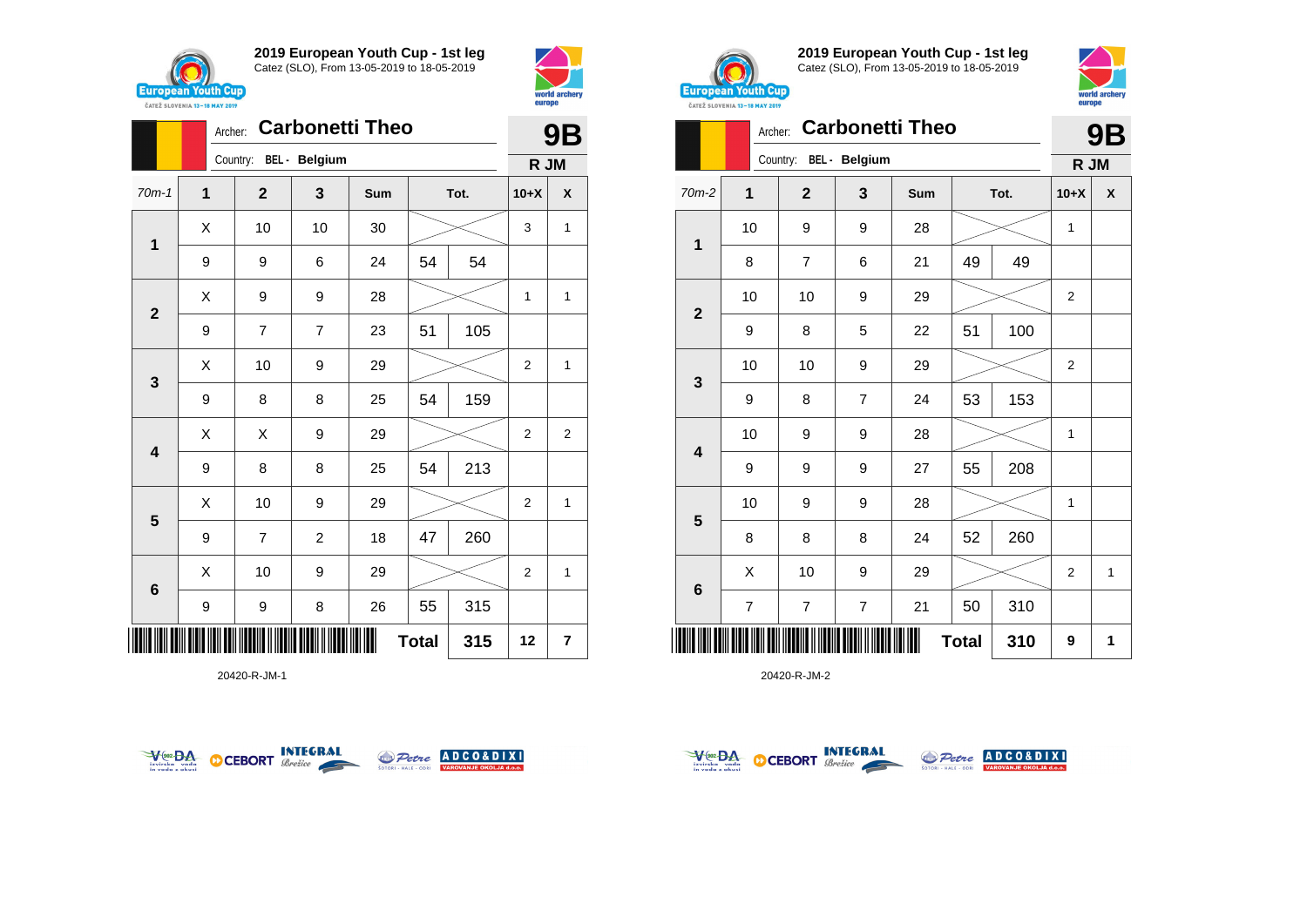## 2019 European Youth Cup - 1st leg

Catez (SLO), From 13-05-2019 to 18-05-2019

Archer: **Carbonetti Theo** — **9B**

Country: BEL - Belgium — **R JM**

| 70m-1 | 1 | 2 | 3 | Sum | Tot. | | 10+X | X |
|---|---|---|---|---|---|---|---|---|
| 1 | X | 10 | 10 | 30 | | | 3 | 1 |
| | 9 | 9 | 6 | 24 | 54 | 54 | | |
| 2 | X | 9 | 9 | 28 | | | 1 | 1 |
| | 9 | 7 | 7 | 23 | 51 | 105 | | |
| 3 | X | 10 | 9 | 29 | | | 2 | 1 |
| | 9 | 8 | 8 | 25 | 54 | 159 | | |
| 4 | X | X | 9 | 29 | | | 2 | 2 |
| | 9 | 8 | 8 | 25 | 54 | 213 | | |
| 5 | X | 10 | 9 | 29 | | | 2 | 1 |
| | 9 | 7 | 2 | 18 | 47 | 260 | | |
| 6 | X | 10 | 9 | 29 | | | 2 | 1 |
| | 9 | 9 | 8 | 26 | 55 | 315 | | |
| | | | | | **Total** | **315** | **12** | **7** |

20420-R-JM-1

## 2019 European Youth Cup - 1st leg

Catez (SLO), From 13-05-2019 to 18-05-2019

Archer: **Carbonetti Theo** — **9B**

Country: BEL - Belgium — **R JM**

| 70m-2 | 1 | 2 | 3 | Sum | Tot. | | 10+X | X |
|---|---|---|---|---|---|---|---|---|
| 1 | 10 | 9 | 9 | 28 | | | 1 | |
| | 8 | 7 | 6 | 21 | 49 | 49 | | |
| 2 | 10 | 10 | 9 | 29 | | | 2 | |
| | 9 | 8 | 5 | 22 | 51 | 100 | | |
| 3 | 10 | 10 | 9 | 29 | | | 2 | |
| | 9 | 8 | 7 | 24 | 53 | 153 | | |
| 4 | 10 | 9 | 9 | 28 | | | 1 | |
| | 9 | 9 | 9 | 27 | 55 | 208 | | |
| 5 | 10 | 9 | 9 | 28 | | | 1 | |
| | 8 | 8 | 8 | 24 | 52 | 260 | | |
| 6 | X | 10 | 9 | 29 | | | 2 | 1 |
| | 7 | 7 | 7 | 21 | 50 | 310 | | |
| | | | | | **Total** | **310** | **9** | **1** |

20420-R-JM-2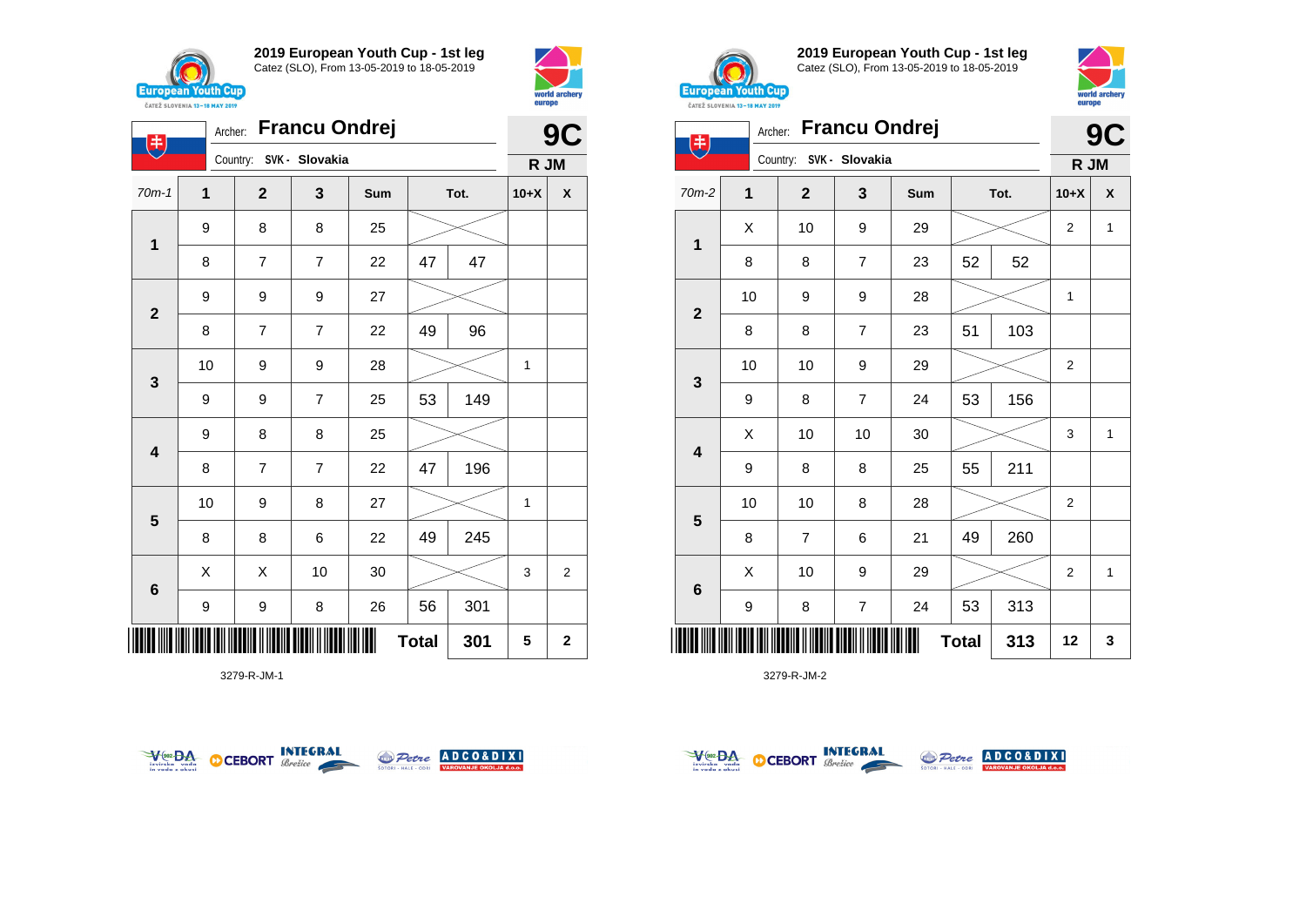## 2019 European Youth Cup - 1st leg

Catez (SLO), From 13-05-2019 to 18-05-2019

Archer: **Francu Ondrej**

Country: SVK - Slovakia

**9C**

**R JM**

| 70m-1 | 1 | 2 | 3 | Sum | Tot. | | 10+X | X |
|---|---|---|---|---|---|---|---|---|
| 1 | 9 | 8 | 8 | 25 | | | | |
| | 8 | 7 | 7 | 22 | 47 | 47 | | |
| 2 | 9 | 9 | 9 | 27 | | | | |
| | 8 | 7 | 7 | 22 | 49 | 96 | | |
| 3 | 10 | 9 | 9 | 28 | | | 1 | |
| | 9 | 9 | 7 | 25 | 53 | 149 | | |
| 4 | 9 | 8 | 8 | 25 | | | | |
| | 8 | 7 | 7 | 22 | 47 | 196 | | |
| 5 | 10 | 9 | 8 | 27 | | | 1 | |
| | 8 | 8 | 6 | 22 | 49 | 245 | | |
| 6 | X | X | 10 | 30 | | | 3 | 2 |
| | 9 | 9 | 8 | 26 | 56 | 301 | | |
| | | | | | **Total** | **301** | **5** | **2** |

3279-R-JM-1

## 2019 European Youth Cup - 1st leg

Catez (SLO), From 13-05-2019 to 18-05-2019

Archer: **Francu Ondrej**

Country: SVK - Slovakia

**9C**

**R JM**

| 70m-2 | 1 | 2 | 3 | Sum | Tot. | | 10+X | X |
|---|---|---|---|---|---|---|---|---|
| 1 | X | 10 | 9 | 29 | | | 2 | 1 |
| | 8 | 8 | 7 | 23 | 52 | 52 | | |
| 2 | 10 | 9 | 9 | 28 | | | 1 | |
| | 8 | 8 | 7 | 23 | 51 | 103 | | |
| 3 | 10 | 10 | 9 | 29 | | | 2 | |
| | 9 | 8 | 7 | 24 | 53 | 156 | | |
| 4 | X | 10 | 10 | 30 | | | 3 | 1 |
| | 9 | 8 | 8 | 25 | 55 | 211 | | |
| 5 | 10 | 10 | 8 | 28 | | | 2 | |
| | 8 | 7 | 6 | 21 | 49 | 260 | | |
| 6 | X | 10 | 9 | 29 | | | 2 | 1 |
| | 9 | 8 | 7 | 24 | 53 | 313 | | |
| | | | | | **Total** | **313** | **12** | **3** |

3279-R-JM-2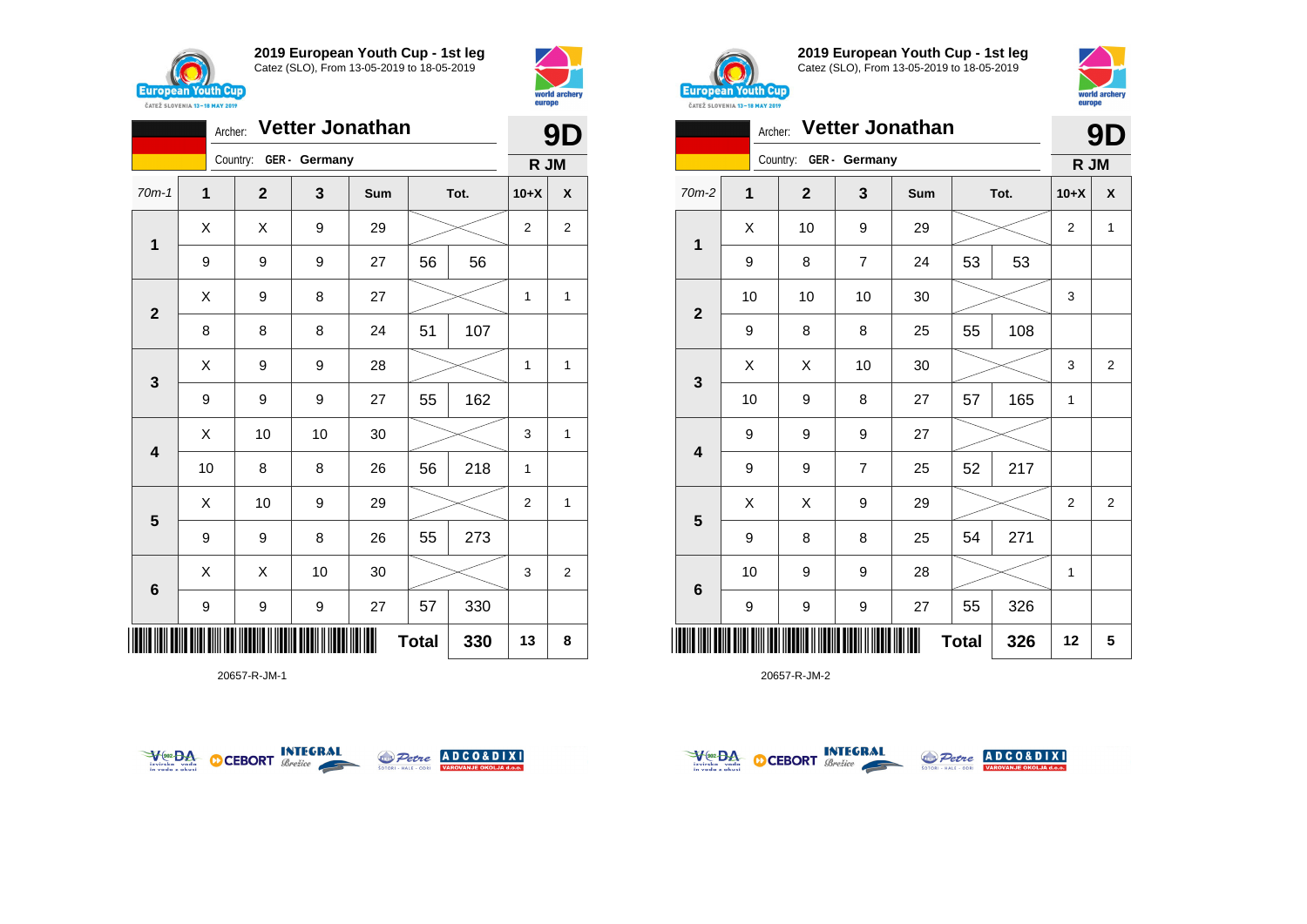## 2019 European Youth Cup - 1st leg

Catez (SLO), From 13-05-2019 to 18-05-2019

Archer: **Vetter Jonathan** — **9D**

Country: GER - Germany — **R JM**

| 70m-1 | 1 | 2 | 3 | Sum | Tot. | | 10+X | X |
|---|---|---|---|---|---|---|---|---|
| 1 | X | X | 9 | 29 | | | 2 | 2 |
| | 9 | 9 | 9 | 27 | 56 | 56 | | |
| 2 | X | 9 | 8 | 27 | | | 1 | 1 |
| | 8 | 8 | 8 | 24 | 51 | 107 | | |
| 3 | X | 9 | 9 | 28 | | | 1 | 1 |
| | 9 | 9 | 9 | 27 | 55 | 162 | | |
| 4 | X | 10 | 10 | 30 | | | 3 | 1 |
| | 10 | 8 | 8 | 26 | 56 | 218 | 1 | |
| 5 | X | 10 | 9 | 29 | | | 2 | 1 |
| | 9 | 9 | 8 | 26 | 55 | 273 | | |
| 6 | X | X | 10 | 30 | | | 3 | 2 |
| | 9 | 9 | 9 | 27 | 57 | 330 | | |
| | | | | | Total | 330 | 13 | 8 |

20657-R-JM-1

## 2019 European Youth Cup - 1st leg

Catez (SLO), From 13-05-2019 to 18-05-2019

Archer: **Vetter Jonathan** — **9D**

Country: GER - Germany — **R JM**

| 70m-2 | 1 | 2 | 3 | Sum | Tot. | | 10+X | X |
|---|---|---|---|---|---|---|---|---|
| 1 | X | 10 | 9 | 29 | | | 2 | 1 |
| | 9 | 8 | 7 | 24 | 53 | 53 | | |
| 2 | 10 | 10 | 10 | 30 | | | 3 | |
| | 9 | 8 | 8 | 25 | 55 | 108 | | |
| 3 | X | X | 10 | 30 | | | 3 | 2 |
| | 10 | 9 | 8 | 27 | 57 | 165 | 1 | |
| 4 | 9 | 9 | 9 | 27 | | | | |
| | 9 | 9 | 7 | 25 | 52 | 217 | | |
| 5 | X | X | 9 | 29 | | | 2 | 2 |
| | 9 | 8 | 8 | 25 | 54 | 271 | | |
| 6 | 10 | 9 | 9 | 28 | | | 1 | |
| | 9 | 9 | 9 | 27 | 55 | 326 | | |
| | | | | | Total | 326 | 12 | 5 |

20657-R-JM-2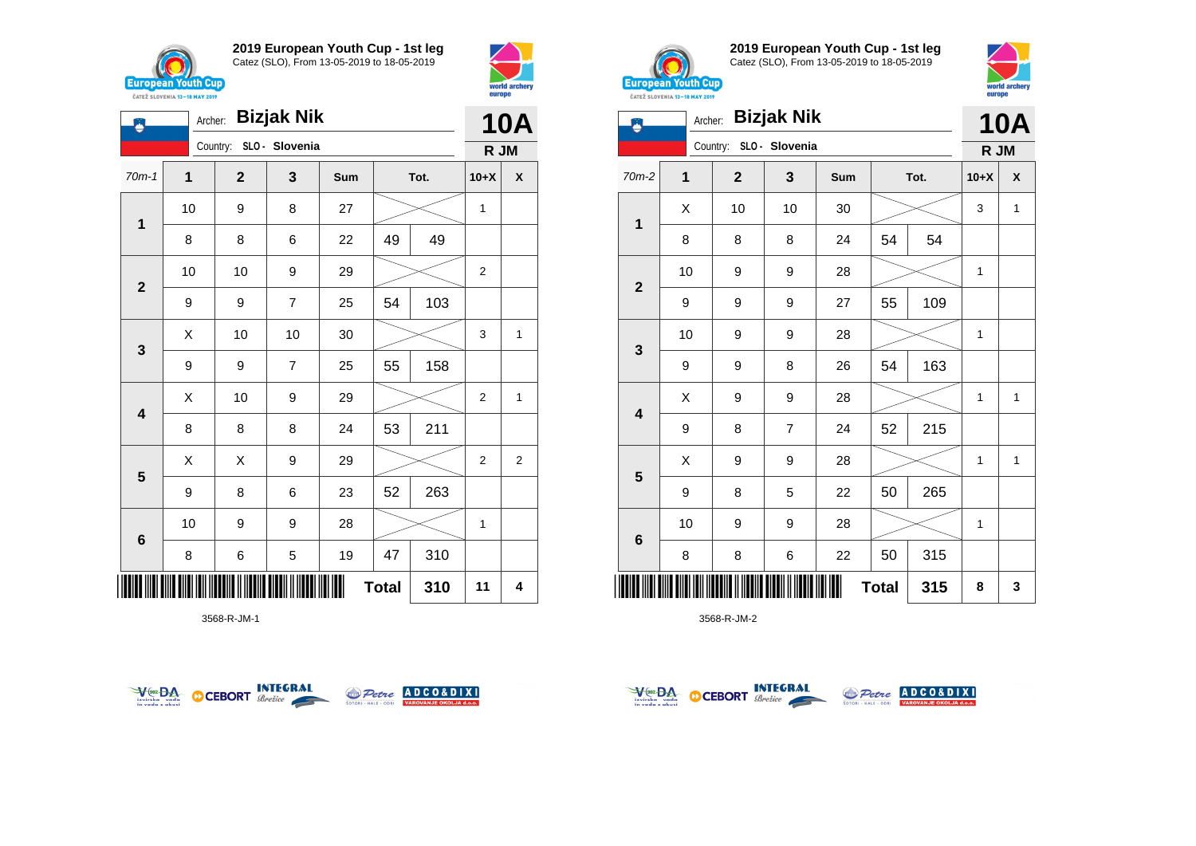## 2019 European Youth Cup - 1st leg

Catez (SLO), From 13-05-2019 to 18-05-2019

Archer: **Bizjak Nik**

Country: SLO - Slovenia

**10A**

**R JM**

| 70m-1 | 1 | 2 | 3 | Sum | Tot. | | 10+X | X |
|---|---|---|---|---|---|---|---|---|
| 1 | 10 | 9 | 8 | 27 | | | 1 | |
| | 8 | 8 | 6 | 22 | 49 | 49 | | |
| 2 | 10 | 10 | 9 | 29 | | | 2 | |
| | 9 | 9 | 7 | 25 | 54 | 103 | | |
| 3 | X | 10 | 10 | 30 | | | 3 | 1 |
| | 9 | 9 | 7 | 25 | 55 | 158 | | |
| 4 | X | 10 | 9 | 29 | | | 2 | 1 |
| | 8 | 8 | 8 | 24 | 53 | 211 | | |
| 5 | X | X | 9 | 29 | | | 2 | 2 |
| | 9 | 8 | 6 | 23 | 52 | 263 | | |
| 6 | 10 | 9 | 9 | 28 | | | 1 | |
| | 8 | 6 | 5 | 19 | 47 | 310 | | |
| | | | | | **Total** | **310** | **11** | **4** |

3568-R-JM-1

## 2019 European Youth Cup - 1st leg

Catez (SLO), From 13-05-2019 to 18-05-2019

Archer: **Bizjak Nik**

Country: SLO - Slovenia

**10A**

**R JM**

| 70m-2 | 1 | 2 | 3 | Sum | Tot. | | 10+X | X |
|---|---|---|---|---|---|---|---|---|
| 1 | X | 10 | 10 | 30 | | | 3 | 1 |
| | 8 | 8 | 8 | 24 | 54 | 54 | | |
| 2 | 10 | 9 | 9 | 28 | | | 1 | |
| | 9 | 9 | 9 | 27 | 55 | 109 | | |
| 3 | 10 | 9 | 9 | 28 | | | 1 | |
| | 9 | 9 | 8 | 26 | 54 | 163 | | |
| 4 | X | 9 | 9 | 28 | | | 1 | 1 |
| | 9 | 8 | 7 | 24 | 52 | 215 | | |
| 5 | X | 9 | 9 | 28 | | | 1 | 1 |
| | 9 | 8 | 5 | 22 | 50 | 265 | | |
| 6 | 10 | 9 | 9 | 28 | | | 1 | |
| | 8 | 8 | 6 | 22 | 50 | 315 | | |
| | | | | | **Total** | **315** | **8** | **3** |

3568-R-JM-2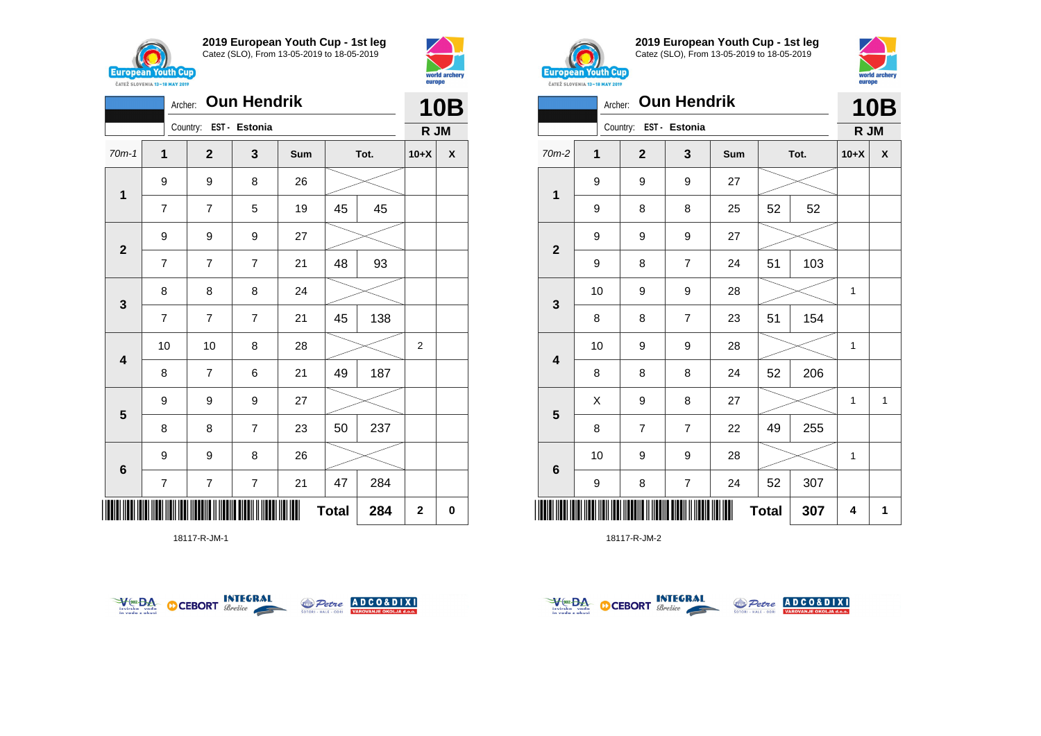## 2019 European Youth Cup - 1st leg
Catez (SLO), From 13-05-2019 to 18-05-2019

Archer: **Oun Hendrik**
Country: EST - Estonia

**10B**
**R JM**

| 70m-1 | 1 | 2 | 3 | Sum | Tot. | | 10+X | X |
|---|---|---|---|---|---|---|---|---|
| 1 | 9 | 9 | 8 | 26 | | | | |
| | 7 | 7 | 5 | 19 | 45 | 45 | | |
| 2 | 9 | 9 | 9 | 27 | | | | |
| | 7 | 7 | 7 | 21 | 48 | 93 | | |
| 3 | 8 | 8 | 8 | 24 | | | | |
| | 7 | 7 | 7 | 21 | 45 | 138 | | |
| 4 | 10 | 10 | 8 | 28 | | | 2 | |
| | 8 | 7 | 6 | 21 | 49 | 187 | | |
| 5 | 9 | 9 | 9 | 27 | | | | |
| | 8 | 8 | 7 | 23 | 50 | 237 | | |
| 6 | 9 | 9 | 8 | 26 | | | | |
| | 7 | 7 | 7 | 21 | 47 | 284 | | |
| | | | | | Total | 284 | 2 | 0 |

18117-R-JM-1

## 2019 European Youth Cup - 1st leg
Catez (SLO), From 13-05-2019 to 18-05-2019

Archer: **Oun Hendrik**
Country: EST - Estonia

**10B**
**R JM**

| 70m-2 | 1 | 2 | 3 | Sum | Tot. | | 10+X | X |
|---|---|---|---|---|---|---|---|---|
| 1 | 9 | 9 | 9 | 27 | | | | |
| | 9 | 8 | 8 | 25 | 52 | 52 | | |
| 2 | 9 | 9 | 9 | 27 | | | | |
| | 9 | 8 | 7 | 24 | 51 | 103 | | |
| 3 | 10 | 9 | 9 | 28 | | | 1 | |
| | 8 | 8 | 7 | 23 | 51 | 154 | | |
| 4 | 10 | 9 | 9 | 28 | | | 1 | |
| | 8 | 8 | 8 | 24 | 52 | 206 | | |
| 5 | X | 9 | 8 | 27 | | | 1 | 1 |
| | 8 | 7 | 7 | 22 | 49 | 255 | | |
| 6 | 10 | 9 | 9 | 28 | | | 1 | |
| | 9 | 8 | 7 | 24 | 52 | 307 | | |
| | | | | | Total | 307 | 4 | 1 |

18117-R-JM-2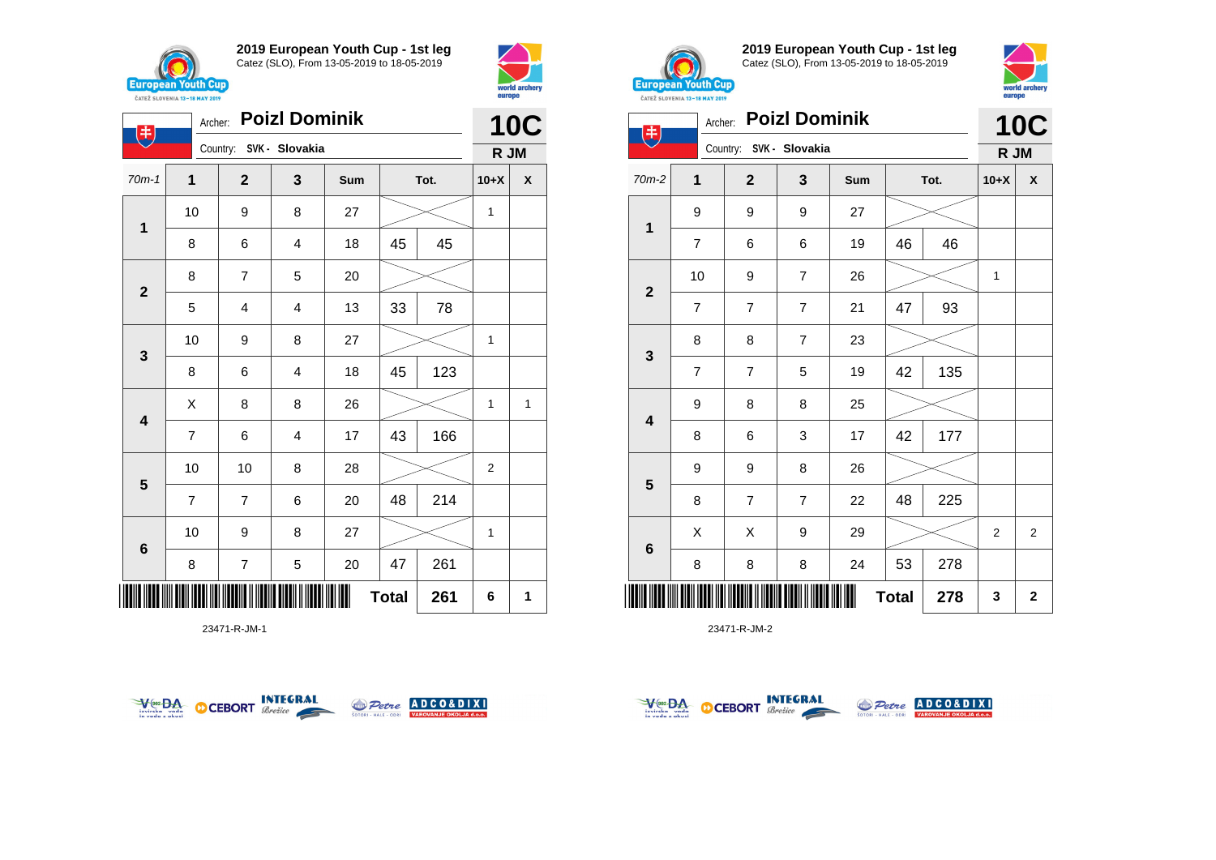## 2019 European Youth Cup - 1st leg

Catez (SLO), From 13-05-2019 to 18-05-2019

Archer: **Poizl Dominik**

Country: SVK - Slovakia

**10C** R JM

| 70m-1 | 1 | 2 | 3 | Sum | Tot. | | 10+X | X |
|---|---|---|---|---|---|---|---|---|
| 1 | 10 | 9 | 8 | 27 | | | 1 | |
| | 8 | 6 | 4 | 18 | 45 | 45 | | |
| 2 | 8 | 7 | 5 | 20 | | | | |
| | 5 | 4 | 4 | 13 | 33 | 78 | | |
| 3 | 10 | 9 | 8 | 27 | | | 1 | |
| | 8 | 6 | 4 | 18 | 45 | 123 | | |
| 4 | X | 8 | 8 | 26 | | | 1 | 1 |
| | 7 | 6 | 4 | 17 | 43 | 166 | | |
| 5 | 10 | 10 | 8 | 28 | | | 2 | |
| | 7 | 7 | 6 | 20 | 48 | 214 | | |
| 6 | 10 | 9 | 8 | 27 | | | 1 | |
| | 8 | 7 | 5 | 20 | 47 | 261 | | |
| | | | | | Total | 261 | 6 | 1 |

23471-R-JM-1

## 2019 European Youth Cup - 1st leg

Catez (SLO), From 13-05-2019 to 18-05-2019

Archer: **Poizl Dominik**

Country: SVK - Slovakia

**10C** R JM

| 70m-2 | 1 | 2 | 3 | Sum | Tot. | | 10+X | X |
|---|---|---|---|---|---|---|---|---|
| 1 | 9 | 9 | 9 | 27 | | | | |
| | 7 | 6 | 6 | 19 | 46 | 46 | | |
| 2 | 10 | 9 | 7 | 26 | | | 1 | |
| | 7 | 7 | 7 | 21 | 47 | 93 | | |
| 3 | 8 | 8 | 7 | 23 | | | | |
| | 7 | 7 | 5 | 19 | 42 | 135 | | |
| 4 | 9 | 8 | 8 | 25 | | | | |
| | 8 | 6 | 3 | 17 | 42 | 177 | | |
| 5 | 9 | 9 | 8 | 26 | | | | |
| | 8 | 7 | 7 | 22 | 48 | 225 | | |
| 6 | X | X | 9 | 29 | | | 2 | 2 |
| | 8 | 8 | 8 | 24 | 53 | 278 | | |
| | | | | | Total | 278 | 3 | 2 |

23471-R-JM-2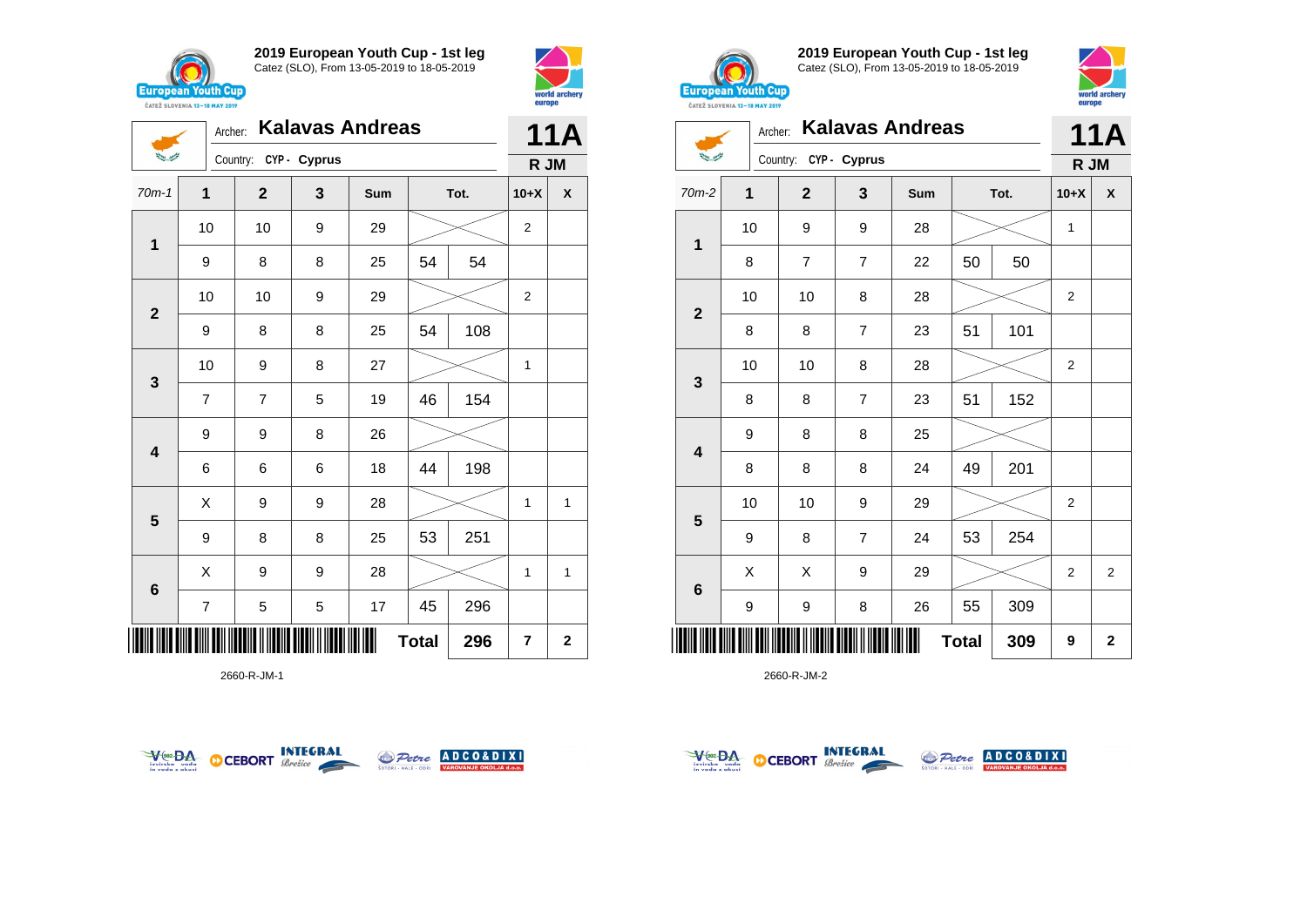## 2019 European Youth Cup - 1st leg

Catez (SLO), From 13-05-2019 to 18-05-2019

Archer: **Kalavas Andreas**

Country: CYP - Cyprus

**11A**

**R JM**

| 70m-1 | 1 | 2 | 3 | Sum | Tot. | | 10+X | X |
|---|---|---|---|---|---|---|---|---|
| 1 | 10 | 10 | 9 | 29 | | | 2 | |
| | 9 | 8 | 8 | 25 | 54 | 54 | | |
| 2 | 10 | 10 | 9 | 29 | | | 2 | |
| | 9 | 8 | 8 | 25 | 54 | 108 | | |
| 3 | 10 | 9 | 8 | 27 | | | 1 | |
| | 7 | 7 | 5 | 19 | 46 | 154 | | |
| 4 | 9 | 9 | 8 | 26 | | | | |
| | 6 | 6 | 6 | 18 | 44 | 198 | | |
| 5 | X | 9 | 9 | 28 | | | 1 | 1 |
| | 9 | 8 | 8 | 25 | 53 | 251 | | |
| 6 | X | 9 | 9 | 28 | | | 1 | 1 |
| | 7 | 5 | 5 | 17 | 45 | 296 | | |
| | | | | **Total** | | **296** | **7** | **2** |

2660-R-JM-1

## 2019 European Youth Cup - 1st leg

Catez (SLO), From 13-05-2019 to 18-05-2019

Archer: **Kalavas Andreas**

Country: CYP - Cyprus

**11A**

**R JM**

| 70m-2 | 1 | 2 | 3 | Sum | Tot. | | 10+X | X |
|---|---|---|---|---|---|---|---|---|
| 1 | 10 | 9 | 9 | 28 | | | 1 | |
| | 8 | 7 | 7 | 22 | 50 | 50 | | |
| 2 | 10 | 10 | 8 | 28 | | | 2 | |
| | 8 | 8 | 7 | 23 | 51 | 101 | | |
| 3 | 10 | 10 | 8 | 28 | | | 2 | |
| | 8 | 8 | 7 | 23 | 51 | 152 | | |
| 4 | 9 | 8 | 8 | 25 | | | | |
| | 8 | 8 | 8 | 24 | 49 | 201 | | |
| 5 | 10 | 10 | 9 | 29 | | | 2 | |
| | 9 | 8 | 7 | 24 | 53 | 254 | | |
| 6 | X | X | 9 | 29 | | | 2 | 2 |
| | 9 | 9 | 8 | 26 | 55 | 309 | | |
| | | | | **Total** | | **309** | **9** | **2** |

2660-R-JM-2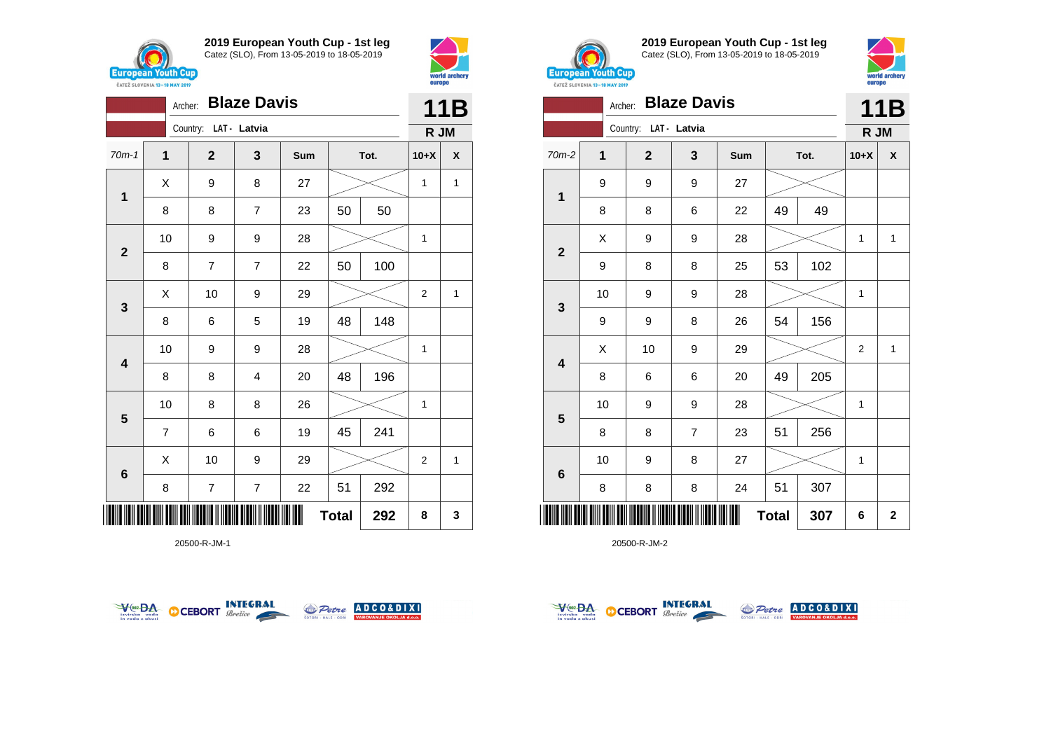## 2019 European Youth Cup - 1st leg

Catez (SLO), From 13-05-2019 to 18-05-2019

Archer: **Blaze Davis** — **11B**

Country: LAT - Latvia — R JM

| 70m-1 | 1 | 2 | 3 | Sum | Tot. | | 10+X | X |
|---|---|---|---|---|---|---|---|---|
| 1 | X | 9 | 8 | 27 | | | 1 | 1 |
| | 8 | 8 | 7 | 23 | 50 | 50 | | |
| 2 | 10 | 9 | 9 | 28 | | | 1 | |
| | 8 | 7 | 7 | 22 | 50 | 100 | | |
| 3 | X | 10 | 9 | 29 | | | 2 | 1 |
| | 8 | 6 | 5 | 19 | 48 | 148 | | |
| 4 | 10 | 9 | 9 | 28 | | | 1 | |
| | 8 | 8 | 4 | 20 | 48 | 196 | | |
| 5 | 10 | 8 | 8 | 26 | | | 1 | |
| | 7 | 6 | 6 | 19 | 45 | 241 | | |
| 6 | X | 10 | 9 | 29 | | | 2 | 1 |
| | 8 | 7 | 7 | 22 | 51 | 292 | | |
| | | | | | **Total** | **292** | **8** | **3** |

20500-R-JM-1

## 2019 European Youth Cup - 1st leg

Catez (SLO), From 13-05-2019 to 18-05-2019

Archer: **Blaze Davis** — **11B**

Country: LAT - Latvia — R JM

| 70m-2 | 1 | 2 | 3 | Sum | Tot. | | 10+X | X |
|---|---|---|---|---|---|---|---|---|
| 1 | 9 | 9 | 9 | 27 | | | | |
| | 8 | 8 | 6 | 22 | 49 | 49 | | |
| 2 | X | 9 | 9 | 28 | | | 1 | 1 |
| | 9 | 8 | 8 | 25 | 53 | 102 | | |
| 3 | 10 | 9 | 9 | 28 | | | 1 | |
| | 9 | 9 | 8 | 26 | 54 | 156 | | |
| 4 | X | 10 | 9 | 29 | | | 2 | 1 |
| | 8 | 6 | 6 | 20 | 49 | 205 | | |
| 5 | 10 | 9 | 9 | 28 | | | 1 | |
| | 8 | 8 | 7 | 23 | 51 | 256 | | |
| 6 | 10 | 9 | 8 | 27 | | | 1 | |
| | 8 | 8 | 8 | 24 | 51 | 307 | | |
| | | | | | **Total** | **307** | **6** | **2** |

20500-R-JM-2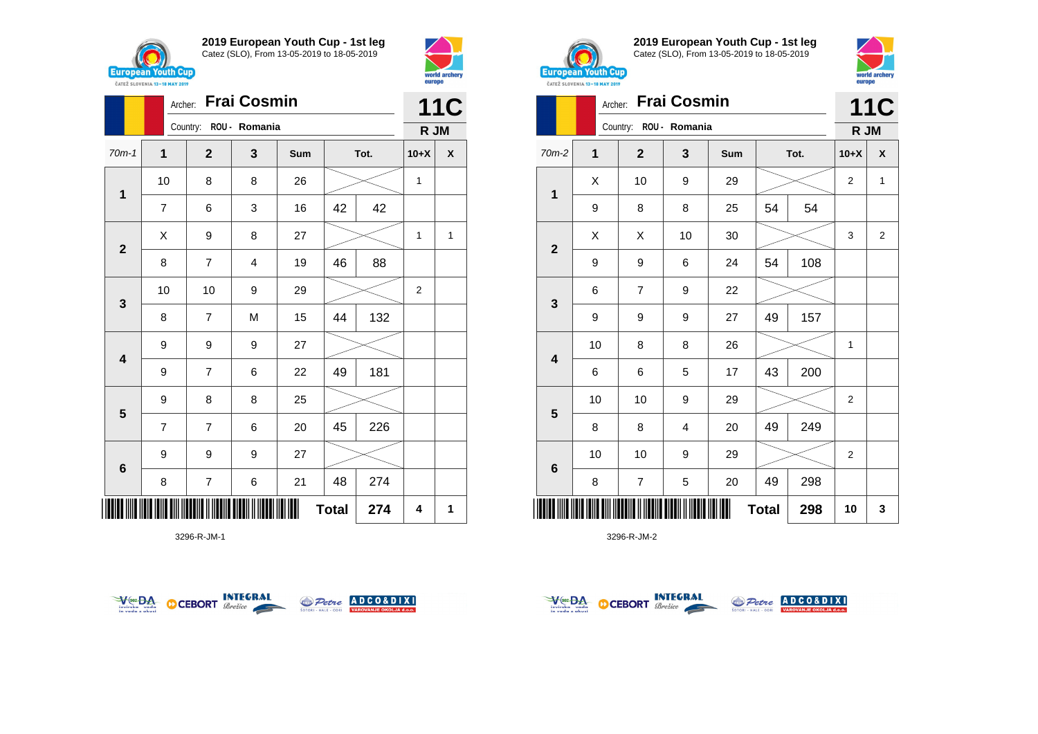## 2019 European Youth Cup - 1st leg

Catez (SLO), From 13-05-2019 to 18-05-2019

Archer: **Frai Cosmin**

Country: ROU - Romania

**11C**

**R JM**

| 70m-1 | 1 | 2 | 3 | Sum | Tot. | | 10+X | X |
|---|---|---|---|---|---|---|---|---|
| 1 | 10 | 8 | 8 | 26 | | | 1 | |
| | 7 | 6 | 3 | 16 | 42 | 42 | | |
| 2 | X | 9 | 8 | 27 | | | 1 | 1 |
| | 8 | 7 | 4 | 19 | 46 | 88 | | |
| 3 | 10 | 10 | 9 | 29 | | | 2 | |
| | 8 | 7 | M | 15 | 44 | 132 | | |
| 4 | 9 | 9 | 9 | 27 | | | | |
| | 9 | 7 | 6 | 22 | 49 | 181 | | |
| 5 | 9 | 8 | 8 | 25 | | | | |
| | 7 | 7 | 6 | 20 | 45 | 226 | | |
| 6 | 9 | 9 | 9 | 27 | | | | |
| | 8 | 7 | 6 | 21 | 48 | 274 | | |
| | | | | | **Total** | **274** | **4** | **1** |

3296-R-JM-1

## 2019 European Youth Cup - 1st leg

Catez (SLO), From 13-05-2019 to 18-05-2019

Archer: **Frai Cosmin**

Country: ROU - Romania

**11C**

**R JM**

| 70m-2 | 1 | 2 | 3 | Sum | Tot. | | 10+X | X |
|---|---|---|---|---|---|---|---|---|
| 1 | X | 10 | 9 | 29 | | | 2 | 1 |
| | 9 | 8 | 8 | 25 | 54 | 54 | | |
| 2 | X | X | 10 | 30 | | | 3 | 2 |
| | 9 | 9 | 6 | 24 | 54 | 108 | | |
| 3 | 6 | 7 | 9 | 22 | | | | |
| | 9 | 9 | 9 | 27 | 49 | 157 | | |
| 4 | 10 | 8 | 8 | 26 | | | 1 | |
| | 6 | 6 | 5 | 17 | 43 | 200 | | |
| 5 | 10 | 10 | 9 | 29 | | | 2 | |
| | 8 | 8 | 4 | 20 | 49 | 249 | | |
| 6 | 10 | 10 | 9 | 29 | | | 2 | |
| | 8 | 7 | 5 | 20 | 49 | 298 | | |
| | | | | | **Total** | **298** | **10** | **3** |

3296-R-JM-2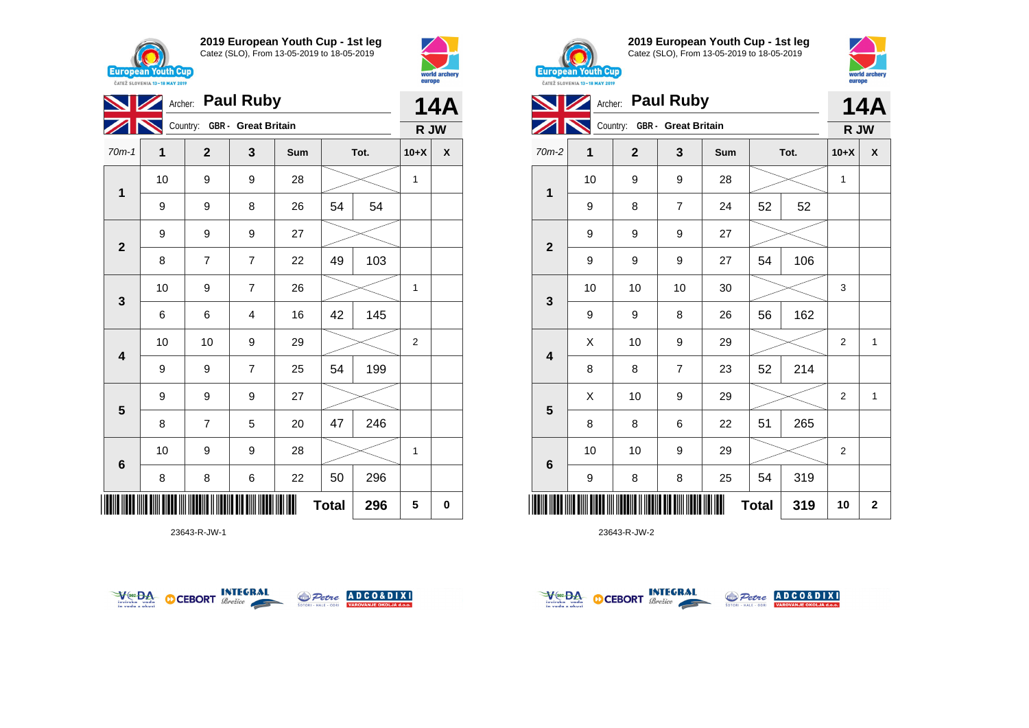## 2019 European Youth Cup - 1st leg

Catez (SLO), From 13-05-2019 to 18-05-2019

Archer: **Paul Ruby** — **14A**

Country: GBR - Great Britain — **R JW**

| 70m-1 | 1 | 2 | 3 | Sum | Tot. | | 10+X | X |
|---|---|---|---|---|---|---|---|---|
| 1 | 10 | 9 | 9 | 28 | | | 1 | |
| | 9 | 9 | 8 | 26 | 54 | 54 | | |
| 2 | 9 | 9 | 9 | 27 | | | | |
| | 8 | 7 | 7 | 22 | 49 | 103 | | |
| 3 | 10 | 9 | 7 | 26 | | | 1 | |
| | 6 | 6 | 4 | 16 | 42 | 145 | | |
| 4 | 10 | 10 | 9 | 29 | | | 2 | |
| | 9 | 9 | 7 | 25 | 54 | 199 | | |
| 5 | 9 | 9 | 9 | 27 | | | | |
| | 8 | 7 | 5 | 20 | 47 | 246 | | |
| 6 | 10 | 9 | 9 | 28 | | | 1 | |
| | 8 | 8 | 6 | 22 | 50 | 296 | | |
| | | | | | **Total** | **296** | **5** | **0** |

23643-R-JW-1

## 2019 European Youth Cup - 1st leg

Catez (SLO), From 13-05-2019 to 18-05-2019

Archer: **Paul Ruby** — **14A**

Country: GBR - Great Britain — **R JW**

| 70m-2 | 1 | 2 | 3 | Sum | Tot. | | 10+X | X |
|---|---|---|---|---|---|---|---|---|
| 1 | 10 | 9 | 9 | 28 | | | 1 | |
| | 9 | 8 | 7 | 24 | 52 | 52 | | |
| 2 | 9 | 9 | 9 | 27 | | | | |
| | 9 | 9 | 9 | 27 | 54 | 106 | | |
| 3 | 10 | 10 | 10 | 30 | | | 3 | |
| | 9 | 9 | 8 | 26 | 56 | 162 | | |
| 4 | X | 10 | 9 | 29 | | | 2 | 1 |
| | 8 | 8 | 7 | 23 | 52 | 214 | | |
| 5 | X | 10 | 9 | 29 | | | 2 | 1 |
| | 8 | 8 | 6 | 22 | 51 | 265 | | |
| 6 | 10 | 10 | 9 | 29 | | | 2 | |
| | 9 | 8 | 8 | 25 | 54 | 319 | | |
| | | | | | **Total** | **319** | **10** | **2** |

23643-R-JW-2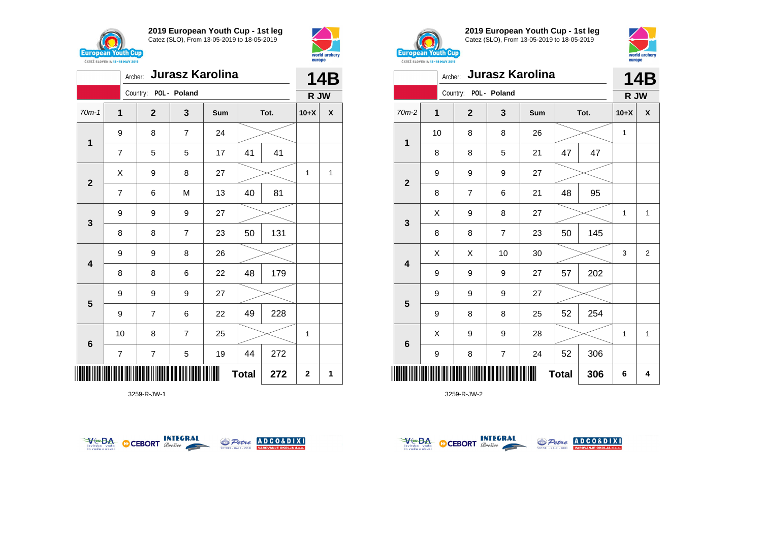## 2019 European Youth Cup - 1st leg
Catez (SLO), From 13-05-2019 to 18-05-2019

Archer: **Jurasz Karolina**
Country: POL - Poland

**14B**
**R JW**

| 70m-1 | 1 | 2 | 3 | Sum | Tot. | | 10+X | X |
|---|---|---|---|---|---|---|---|---|
| 1 | 9 | 8 | 7 | 24 | | | | |
| | 7 | 5 | 5 | 17 | 41 | 41 | | |
| 2 | X | 9 | 8 | 27 | | | 1 | 1 |
| | 7 | 6 | M | 13 | 40 | 81 | | |
| 3 | 9 | 9 | 9 | 27 | | | | |
| | 8 | 8 | 7 | 23 | 50 | 131 | | |
| 4 | 9 | 9 | 8 | 26 | | | | |
| | 8 | 8 | 6 | 22 | 48 | 179 | | |
| 5 | 9 | 9 | 9 | 27 | | | | |
| | 9 | 7 | 6 | 22 | 49 | 228 | | |
| 6 | 10 | 8 | 7 | 25 | | | 1 | |
| | 7 | 7 | 5 | 19 | 44 | 272 | | |
| | | | | | **Total** | **272** | **2** | **1** |

3259-R-JW-1

## 2019 European Youth Cup - 1st leg
Catez (SLO), From 13-05-2019 to 18-05-2019

Archer: **Jurasz Karolina**
Country: POL - Poland

**14B**
**R JW**

| 70m-2 | 1 | 2 | 3 | Sum | Tot. | | 10+X | X |
|---|---|---|---|---|---|---|---|---|
| 1 | 10 | 8 | 8 | 26 | | | 1 | |
| | 8 | 8 | 5 | 21 | 47 | 47 | | |
| 2 | 9 | 9 | 9 | 27 | | | | |
| | 8 | 7 | 6 | 21 | 48 | 95 | | |
| 3 | X | 9 | 8 | 27 | | | 1 | 1 |
| | 8 | 8 | 7 | 23 | 50 | 145 | | |
| 4 | X | X | 10 | 30 | | | 3 | 2 |
| | 9 | 9 | 9 | 27 | 57 | 202 | | |
| 5 | 9 | 9 | 9 | 27 | | | | |
| | 9 | 8 | 8 | 25 | 52 | 254 | | |
| 6 | X | 9 | 9 | 28 | | | 1 | 1 |
| | 9 | 8 | 7 | 24 | 52 | 306 | | |
| | | | | | **Total** | **306** | **6** | **4** |

3259-R-JW-2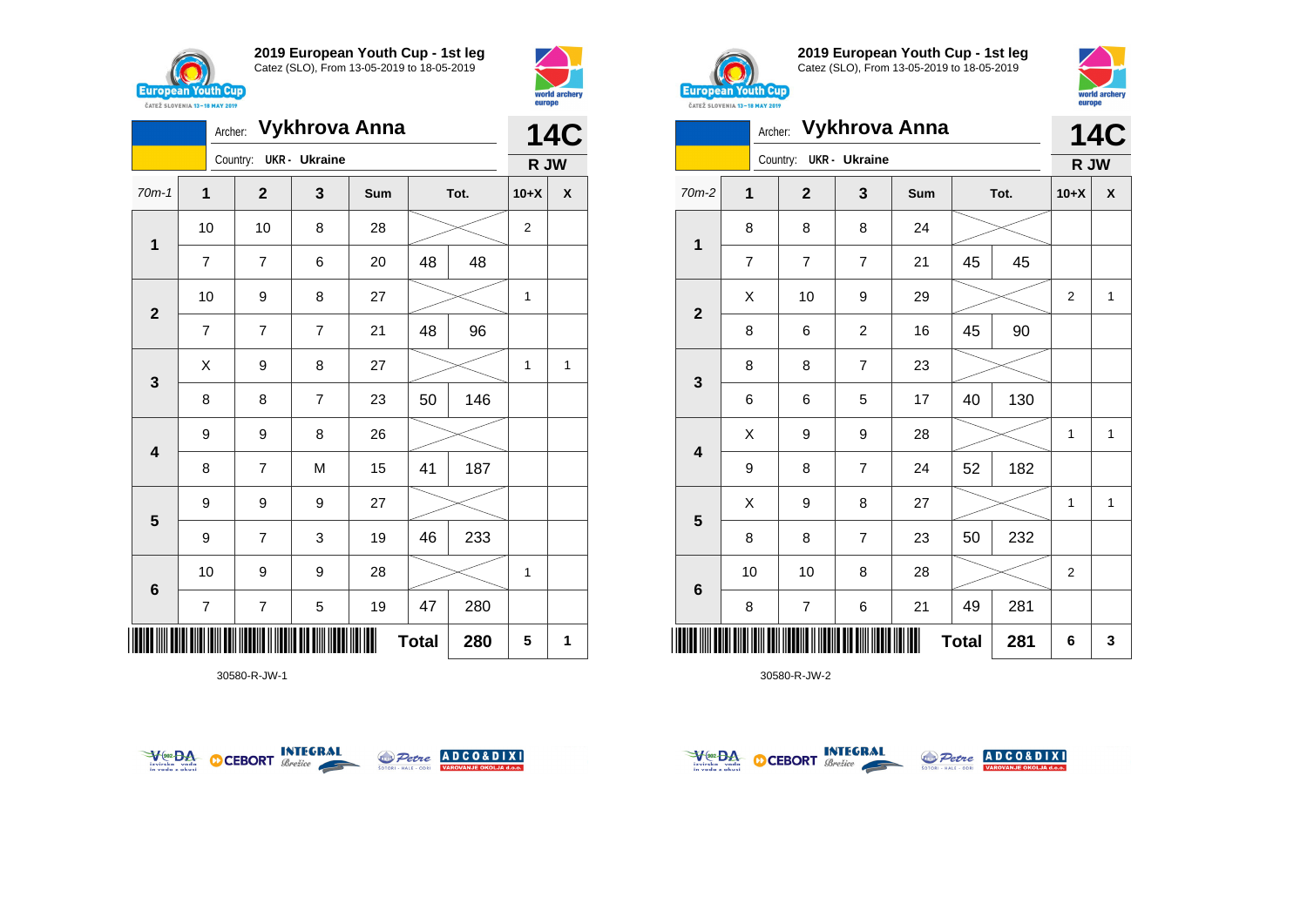## 2019 European Youth Cup - 1st leg

Catez (SLO), From 13-05-2019 to 18-05-2019

Archer: **Vykhrova Anna**

Country: UKR - Ukraine

**14C** R JW

| 70m-1 | 1 | 2 | 3 | Sum | Tot. | | 10+X | X |
|---|---|---|---|---|---|---|---|---|
| 1 | 10 | 10 | 8 | 28 | | | 2 | |
| | 7 | 7 | 6 | 20 | 48 | 48 | | |
| 2 | 10 | 9 | 8 | 27 | | | 1 | |
| | 7 | 7 | 7 | 21 | 48 | 96 | | |
| 3 | X | 9 | 8 | 27 | | | 1 | 1 |
| | 8 | 8 | 7 | 23 | 50 | 146 | | |
| 4 | 9 | 9 | 8 | 26 | | | | |
| | 8 | 7 | M | 15 | 41 | 187 | | |
| 5 | 9 | 9 | 9 | 27 | | | | |
| | 9 | 7 | 3 | 19 | 46 | 233 | | |
| 6 | 10 | 9 | 9 | 28 | | | 1 | |
| | 7 | 7 | 5 | 19 | 47 | 280 | | |
| | | | | | Total | 280 | 5 | 1 |

30580-R-JW-1

## 2019 European Youth Cup - 1st leg

Catez (SLO), From 13-05-2019 to 18-05-2019

Archer: **Vykhrova Anna**

Country: UKR - Ukraine

**14C** R JW

| 70m-2 | 1 | 2 | 3 | Sum | Tot. | | 10+X | X |
|---|---|---|---|---|---|---|---|---|
| 1 | 8 | 8 | 8 | 24 | | | | |
| | 7 | 7 | 7 | 21 | 45 | 45 | | |
| 2 | X | 10 | 9 | 29 | | | 2 | 1 |
| | 8 | 6 | 2 | 16 | 45 | 90 | | |
| 3 | 8 | 8 | 7 | 23 | | | | |
| | 6 | 6 | 5 | 17 | 40 | 130 | | |
| 4 | X | 9 | 9 | 28 | | | 1 | 1 |
| | 9 | 8 | 7 | 24 | 52 | 182 | | |
| 5 | X | 9 | 8 | 27 | | | 1 | 1 |
| | 8 | 8 | 7 | 23 | 50 | 232 | | |
| 6 | 10 | 10 | 8 | 28 | | | 2 | |
| | 8 | 7 | 6 | 21 | 49 | 281 | | |
| | | | | | Total | 281 | 6 | 3 |

30580-R-JW-2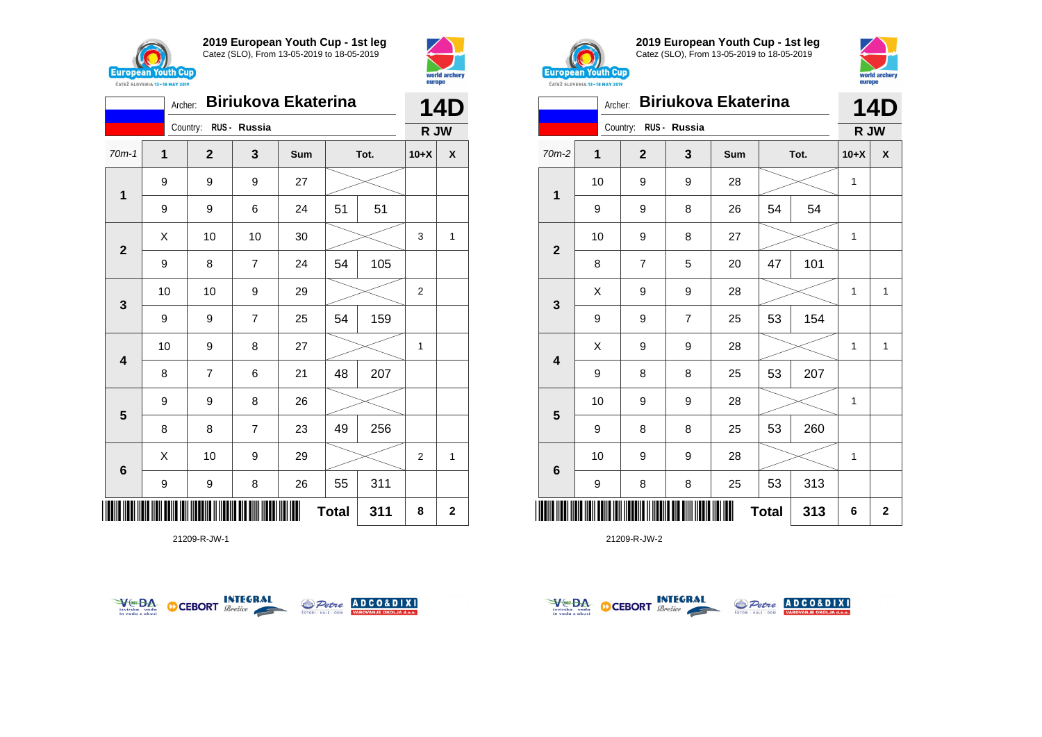## 2019 European Youth Cup - 1st leg

Catez (SLO), From 13-05-2019 to 18-05-2019

Archer: **Biriukova Ekaterina**

Country: RUS - Russia

**14D** R JW

| 70m-1 | 1 | 2 | 3 | Sum | Tot. | | 10+X | X |
|---|---|---|---|---|---|---|---|---|
| 1 | 9 | 9 | 9 | 27 | | | | |
| | 9 | 9 | 6 | 24 | 51 | 51 | | |
| 2 | X | 10 | 10 | 30 | | | 3 | 1 |
| | 9 | 8 | 7 | 24 | 54 | 105 | | |
| 3 | 10 | 10 | 9 | 29 | | | 2 | |
| | 9 | 9 | 7 | 25 | 54 | 159 | | |
| 4 | 10 | 9 | 8 | 27 | | | 1 | |
| | 8 | 7 | 6 | 21 | 48 | 207 | | |
| 5 | 9 | 9 | 8 | 26 | | | | |
| | 8 | 8 | 7 | 23 | 49 | 256 | | |
| 6 | X | 10 | 9 | 29 | | | 2 | 1 |
| | 9 | 9 | 8 | 26 | 55 | 311 | | |
| | | | | | Total | 311 | 8 | 2 |

21209-R-JW-1

## 2019 European Youth Cup - 1st leg

Catez (SLO), From 13-05-2019 to 18-05-2019

Archer: **Biriukova Ekaterina**

Country: RUS - Russia

**14D** R JW

| 70m-2 | 1 | 2 | 3 | Sum | Tot. | | 10+X | X |
|---|---|---|---|---|---|---|---|---|
| 1 | 10 | 9 | 9 | 28 | | | 1 | |
| | 9 | 9 | 8 | 26 | 54 | 54 | | |
| 2 | 10 | 9 | 8 | 27 | | | 1 | |
| | 8 | 7 | 5 | 20 | 47 | 101 | | |
| 3 | X | 9 | 9 | 28 | | | 1 | 1 |
| | 9 | 9 | 7 | 25 | 53 | 154 | | |
| 4 | X | 9 | 9 | 28 | | | 1 | 1 |
| | 9 | 8 | 8 | 25 | 53 | 207 | | |
| 5 | 10 | 9 | 9 | 28 | | | 1 | |
| | 9 | 8 | 8 | 25 | 53 | 260 | | |
| 6 | 10 | 9 | 9 | 28 | | | 1 | |
| | 9 | 8 | 8 | 25 | 53 | 313 | | |
| | | | | | Total | 313 | 6 | 2 |

21209-R-JW-2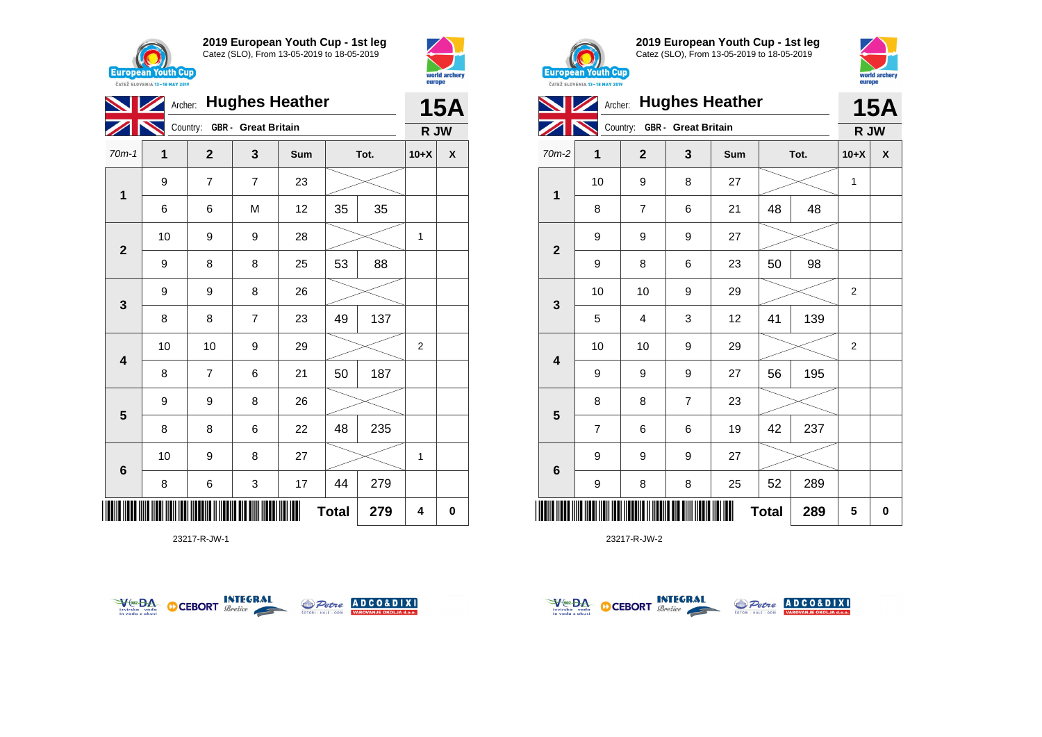## 2019 European Youth Cup - 1st leg

Catez (SLO), From 13-05-2019 to 18-05-2019

Archer: **Hughes Heather**

Country: GBR - Great Britain

**15A** R JW

| 70m-1 | 1 | 2 | 3 | Sum | | Tot. | 10+X | X |
|---|---|---|---|---|---|---|---|---|
| 1 | 9 | 7 | 7 | 23 | | | | |
| | 6 | 6 | M | 12 | 35 | 35 | | |
| 2 | 10 | 9 | 9 | 28 | | | 1 | |
| | 9 | 8 | 8 | 25 | 53 | 88 | | |
| 3 | 9 | 9 | 8 | 26 | | | | |
| | 8 | 8 | 7 | 23 | 49 | 137 | | |
| 4 | 10 | 10 | 9 | 29 | | | 2 | |
| | 8 | 7 | 6 | 21 | 50 | 187 | | |
| 5 | 9 | 9 | 8 | 26 | | | | |
| | 8 | 8 | 6 | 22 | 48 | 235 | | |
| 6 | 10 | 9 | 8 | 27 | | | 1 | |
| | 8 | 6 | 3 | 17 | 44 | 279 | | |
| | | | | | Total | 279 | 4 | 0 |

23217-R-JW-1

## 2019 European Youth Cup - 1st leg

Catez (SLO), From 13-05-2019 to 18-05-2019

Archer: **Hughes Heather**

Country: GBR - Great Britain

**15A** R JW

| 70m-2 | 1 | 2 | 3 | Sum | | Tot. | 10+X | X |
|---|---|---|---|---|---|---|---|---|
| 1 | 10 | 9 | 8 | 27 | | | 1 | |
| | 8 | 7 | 6 | 21 | 48 | 48 | | |
| 2 | 9 | 9 | 9 | 27 | | | | |
| | 9 | 8 | 6 | 23 | 50 | 98 | | |
| 3 | 10 | 10 | 9 | 29 | | | 2 | |
| | 5 | 4 | 3 | 12 | 41 | 139 | | |
| 4 | 10 | 10 | 9 | 29 | | | 2 | |
| | 9 | 9 | 9 | 27 | 56 | 195 | | |
| 5 | 8 | 8 | 7 | 23 | | | | |
| | 7 | 6 | 6 | 19 | 42 | 237 | | |
| 6 | 9 | 9 | 9 | 27 | | | | |
| | 9 | 8 | 8 | 25 | 52 | 289 | | |
| | | | | | Total | 289 | 5 | 0 |

23217-R-JW-2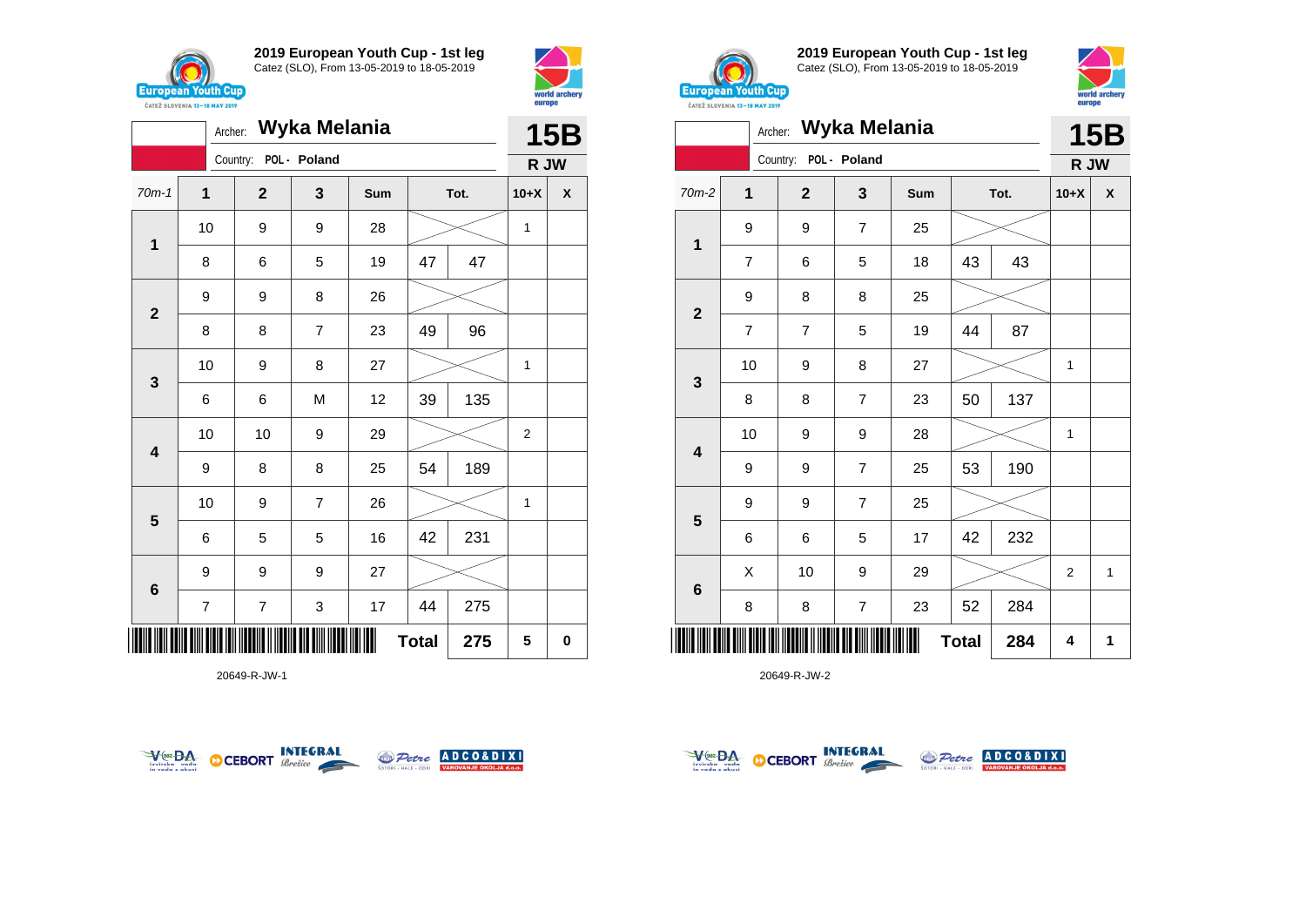## 2019 European Youth Cup - 1st leg

Catez (SLO), From 13-05-2019 to 18-05-2019

Archer: **Wyka Melania**

Country: POL - Poland

**15B**

**R JW**

| 70m-1 | 1 | 2 | 3 | Sum | Tot. | | 10+X | X |
|---|---|---|---|---|---|---|---|---|
| 1 | 10 | 9 | 9 | 28 | | | 1 | |
| | 8 | 6 | 5 | 19 | 47 | 47 | | |
| 2 | 9 | 9 | 8 | 26 | | | | |
| | 8 | 8 | 7 | 23 | 49 | 96 | | |
| 3 | 10 | 9 | 8 | 27 | | | 1 | |
| | 6 | 6 | M | 12 | 39 | 135 | | |
| 4 | 10 | 10 | 9 | 29 | | | 2 | |
| | 9 | 8 | 8 | 25 | 54 | 189 | | |
| 5 | 10 | 9 | 7 | 26 | | | 1 | |
| | 6 | 5 | 5 | 16 | 42 | 231 | | |
| 6 | 9 | 9 | 9 | 27 | | | | |
| | 7 | 7 | 3 | 17 | 44 | 275 | | |
| | | | | **Total** | | **275** | **5** | **0** |

20649-R-JW-1

## 2019 European Youth Cup - 1st leg

Catez (SLO), From 13-05-2019 to 18-05-2019

Archer: **Wyka Melania**

Country: POL - Poland

**15B**

**R JW**

| 70m-2 | 1 | 2 | 3 | Sum | Tot. | | 10+X | X |
|---|---|---|---|---|---|---|---|---|
| 1 | 9 | 9 | 7 | 25 | | | | |
| | 7 | 6 | 5 | 18 | 43 | 43 | | |
| 2 | 9 | 8 | 8 | 25 | | | | |
| | 7 | 7 | 5 | 19 | 44 | 87 | | |
| 3 | 10 | 9 | 8 | 27 | | | 1 | |
| | 8 | 8 | 7 | 23 | 50 | 137 | | |
| 4 | 10 | 9 | 9 | 28 | | | 1 | |
| | 9 | 9 | 7 | 25 | 53 | 190 | | |
| 5 | 9 | 9 | 7 | 25 | | | | |
| | 6 | 6 | 5 | 17 | 42 | 232 | | |
| 6 | X | 10 | 9 | 29 | | | 2 | 1 |
| | 8 | 8 | 7 | 23 | 52 | 284 | | |
| | | | | **Total** | | **284** | **4** | **1** |

20649-R-JW-2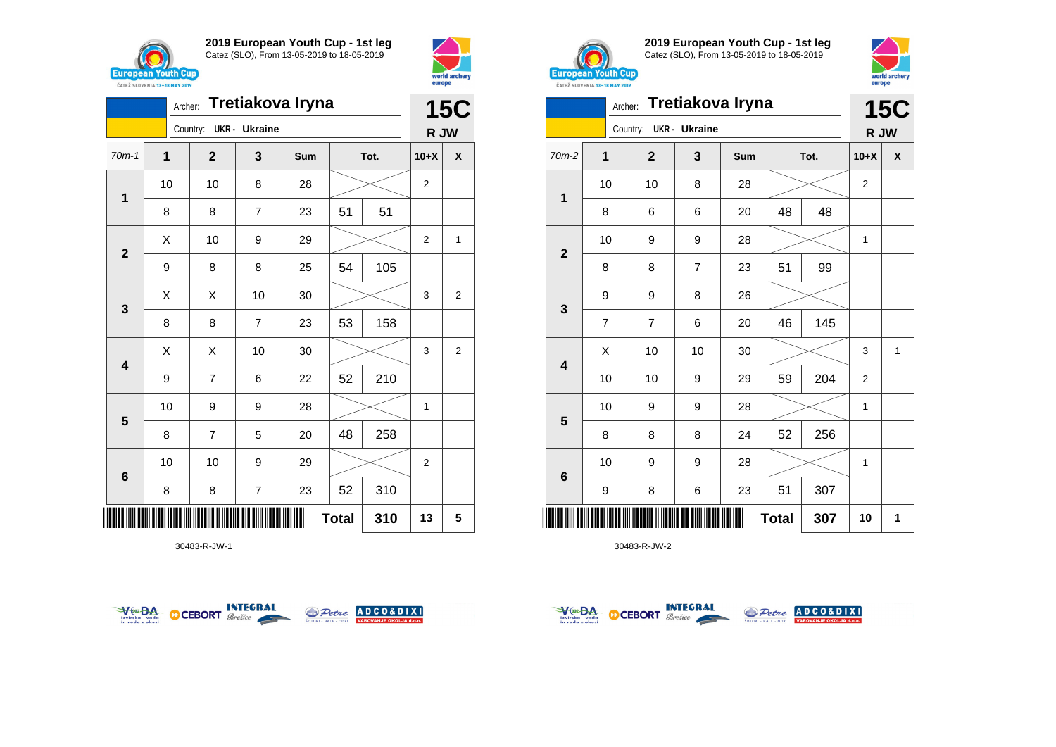## 2019 European Youth Cup - 1st leg

Catez (SLO), From 13-05-2019 to 18-05-2019

Archer: **Tretiakova Iryna**

Country: UKR - Ukraine

**15C**

**R JW**

| 70m-1 | 1 | 2 | 3 | Sum | | Tot. | 10+X | X |
|---|---|---|---|---|---|---|---|---|
| 1 | 10 | 10 | 8 | 28 | | | 2 | |
| | 8 | 8 | 7 | 23 | 51 | 51 | | |
| 2 | X | 10 | 9 | 29 | | | 2 | 1 |
| | 9 | 8 | 8 | 25 | 54 | 105 | | |
| 3 | X | X | 10 | 30 | | | 3 | 2 |
| | 8 | 8 | 7 | 23 | 53 | 158 | | |
| 4 | X | X | 10 | 30 | | | 3 | 2 |
| | 9 | 7 | 6 | 22 | 52 | 210 | | |
| 5 | 10 | 9 | 9 | 28 | | | 1 | |
| | 8 | 7 | 5 | 20 | 48 | 258 | | |
| 6 | 10 | 10 | 9 | 29 | | | 2 | |
| | 8 | 8 | 7 | 23 | 52 | 310 | | |
| | | | | | Total | 310 | 13 | 5 |

30483-R-JW-1

## 2019 European Youth Cup - 1st leg

Catez (SLO), From 13-05-2019 to 18-05-2019

Archer: **Tretiakova Iryna**

Country: UKR - Ukraine

**15C**

**R JW**

| 70m-2 | 1 | 2 | 3 | Sum | | Tot. | 10+X | X |
|---|---|---|---|---|---|---|---|---|
| 1 | 10 | 10 | 8 | 28 | | | 2 | |
| | 8 | 6 | 6 | 20 | 48 | 48 | | |
| 2 | 10 | 9 | 9 | 28 | | | 1 | |
| | 8 | 8 | 7 | 23 | 51 | 99 | | |
| 3 | 9 | 9 | 8 | 26 | | | | |
| | 7 | 7 | 6 | 20 | 46 | 145 | | |
| 4 | X | 10 | 10 | 30 | | | 3 | 1 |
| | 10 | 10 | 9 | 29 | 59 | 204 | 2 | |
| 5 | 10 | 9 | 9 | 28 | | | 1 | |
| | 8 | 8 | 8 | 24 | 52 | 256 | | |
| 6 | 10 | 9 | 9 | 28 | | | 1 | |
| | 9 | 8 | 6 | 23 | 51 | 307 | | |
| | | | | | Total | 307 | 10 | 1 |

30483-R-JW-2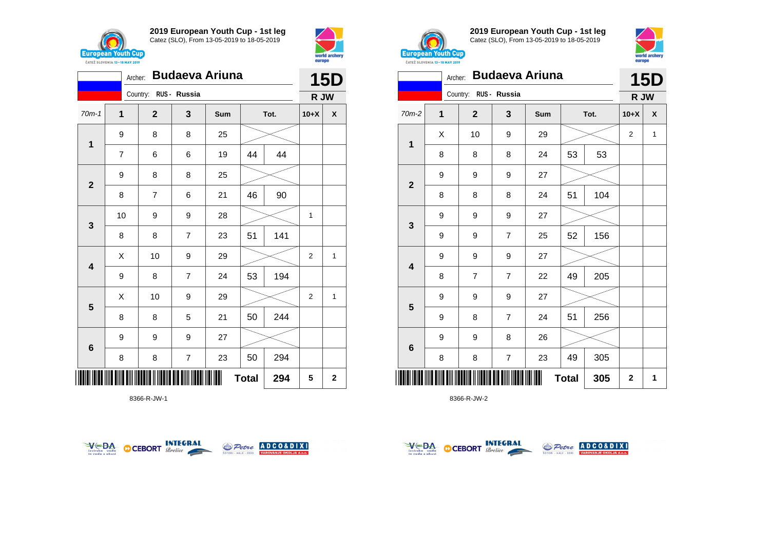## 2019 European Youth Cup - 1st leg

Catez (SLO), From 13-05-2019 to 18-05-2019

Archer: **Budaeva Ariuna**

Country: RUS - Russia

**15D**

**R JW**

| 70m-1 | 1 | 2 | 3 | Sum | Tot. | | 10+X | X |
|---|---|---|---|---|---|---|---|---|
| 1 | 9 | 8 | 8 | 25 | | | | |
| | 7 | 6 | 6 | 19 | 44 | 44 | | |
| 2 | 9 | 8 | 8 | 25 | | | | |
| | 8 | 7 | 6 | 21 | 46 | 90 | | |
| 3 | 10 | 9 | 9 | 28 | | | 1 | |
| | 8 | 8 | 7 | 23 | 51 | 141 | | |
| 4 | X | 10 | 9 | 29 | | | 2 | 1 |
| | 9 | 8 | 7 | 24 | 53 | 194 | | |
| 5 | X | 10 | 9 | 29 | | | 2 | 1 |
| | 8 | 8 | 5 | 21 | 50 | 244 | | |
| 6 | 9 | 9 | 9 | 27 | | | | |
| | 8 | 8 | 7 | 23 | 50 | 294 | | |
| | | | | | **Total** | **294** | **5** | **2** |

8366-R-JW-1

## 2019 European Youth Cup - 1st leg

Catez (SLO), From 13-05-2019 to 18-05-2019

Archer: **Budaeva Ariuna**

Country: RUS - Russia

**15D**

**R JW**

| 70m-2 | 1 | 2 | 3 | Sum | Tot. | | 10+X | X |
|---|---|---|---|---|---|---|---|---|
| 1 | X | 10 | 9 | 29 | | | 2 | 1 |
| | 8 | 8 | 8 | 24 | 53 | 53 | | |
| 2 | 9 | 9 | 9 | 27 | | | | |
| | 8 | 8 | 8 | 24 | 51 | 104 | | |
| 3 | 9 | 9 | 9 | 27 | | | | |
| | 9 | 9 | 7 | 25 | 52 | 156 | | |
| 4 | 9 | 9 | 9 | 27 | | | | |
| | 8 | 7 | 7 | 22 | 49 | 205 | | |
| 5 | 9 | 9 | 9 | 27 | | | | |
| | 9 | 8 | 7 | 24 | 51 | 256 | | |
| 6 | 9 | 9 | 8 | 26 | | | | |
| | 8 | 8 | 7 | 23 | 49 | 305 | | |
| | | | | | **Total** | **305** | **2** | **1** |

8366-R-JW-2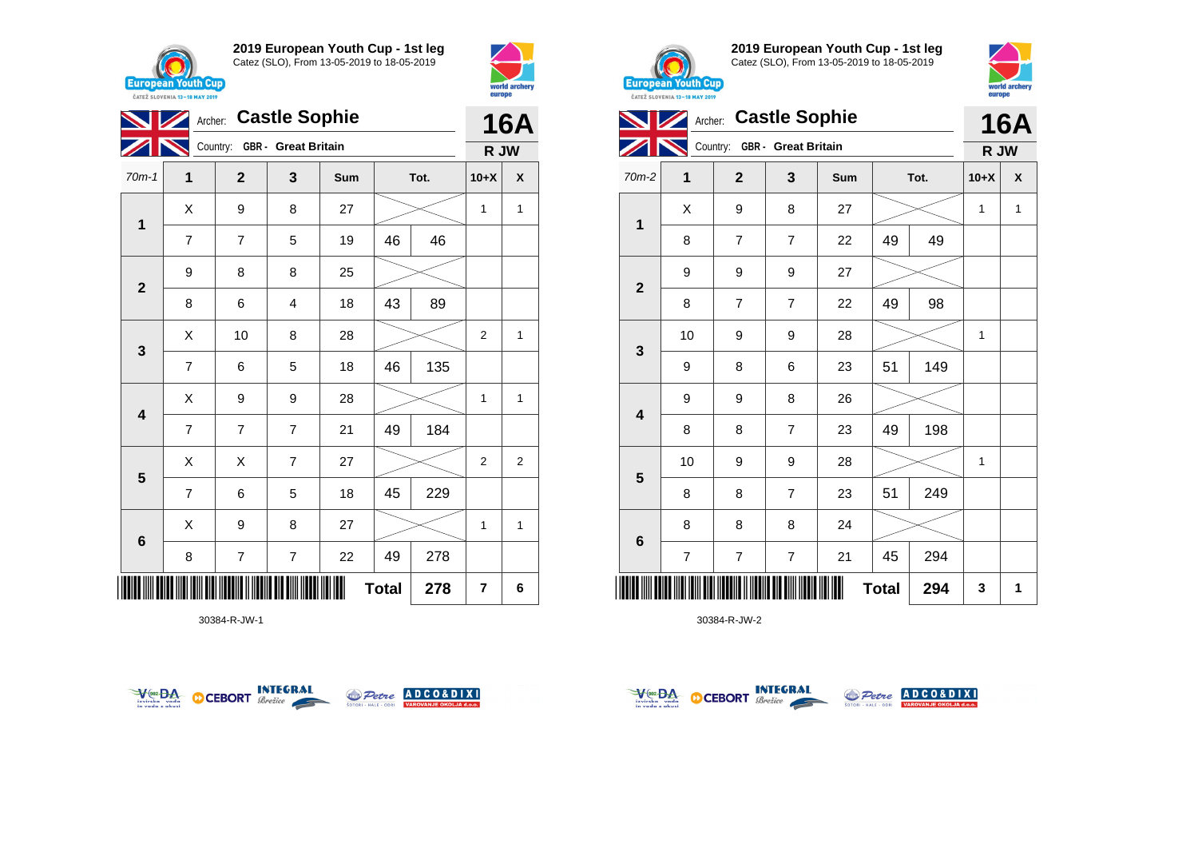## 2019 European Youth Cup - 1st leg

Catez (SLO), From 13-05-2019 to 18-05-2019

Archer: **Castle Sophie**
Country: GBR - Great Britain

**16A**
**R JW**

| 70m-1 | 1 | 2 | 3 | Sum | Tot. | | 10+X | X |
|---|---|---|---|---|---|---|---|---|
| 1 | X | 9 | 8 | 27 | | | 1 | 1 |
| | 7 | 7 | 5 | 19 | 46 | 46 | | |
| 2 | 9 | 8 | 8 | 25 | | | | |
| | 8 | 6 | 4 | 18 | 43 | 89 | | |
| 3 | X | 10 | 8 | 28 | | | 2 | 1 |
| | 7 | 6 | 5 | 18 | 46 | 135 | | |
| 4 | X | 9 | 9 | 28 | | | 1 | 1 |
| | 7 | 7 | 7 | 21 | 49 | 184 | | |
| 5 | X | X | 7 | 27 | | | 2 | 2 |
| | 7 | 6 | 5 | 18 | 45 | 229 | | |
| 6 | X | 9 | 8 | 27 | | | 1 | 1 |
| | 8 | 7 | 7 | 22 | 49 | 278 | | |
| | | | | | **Total** | **278** | **7** | **6** |

30384-R-JW-1

## 2019 European Youth Cup - 1st leg

Catez (SLO), From 13-05-2019 to 18-05-2019

Archer: **Castle Sophie**
Country: GBR - Great Britain

**16A**
**R JW**

| 70m-2 | 1 | 2 | 3 | Sum | Tot. | | 10+X | X |
|---|---|---|---|---|---|---|---|---|
| 1 | X | 9 | 8 | 27 | | | 1 | 1 |
| | 8 | 7 | 7 | 22 | 49 | 49 | | |
| 2 | 9 | 9 | 9 | 27 | | | | |
| | 8 | 7 | 7 | 22 | 49 | 98 | | |
| 3 | 10 | 9 | 9 | 28 | | | 1 | |
| | 9 | 8 | 6 | 23 | 51 | 149 | | |
| 4 | 9 | 9 | 8 | 26 | | | | |
| | 8 | 8 | 7 | 23 | 49 | 198 | | |
| 5 | 10 | 9 | 9 | 28 | | | 1 | |
| | 8 | 8 | 7 | 23 | 51 | 249 | | |
| 6 | 8 | 8 | 8 | 24 | | | | |
| | 7 | 7 | 7 | 21 | 45 | 294 | | |
| | | | | | **Total** | **294** | **3** | **1** |

30384-R-JW-2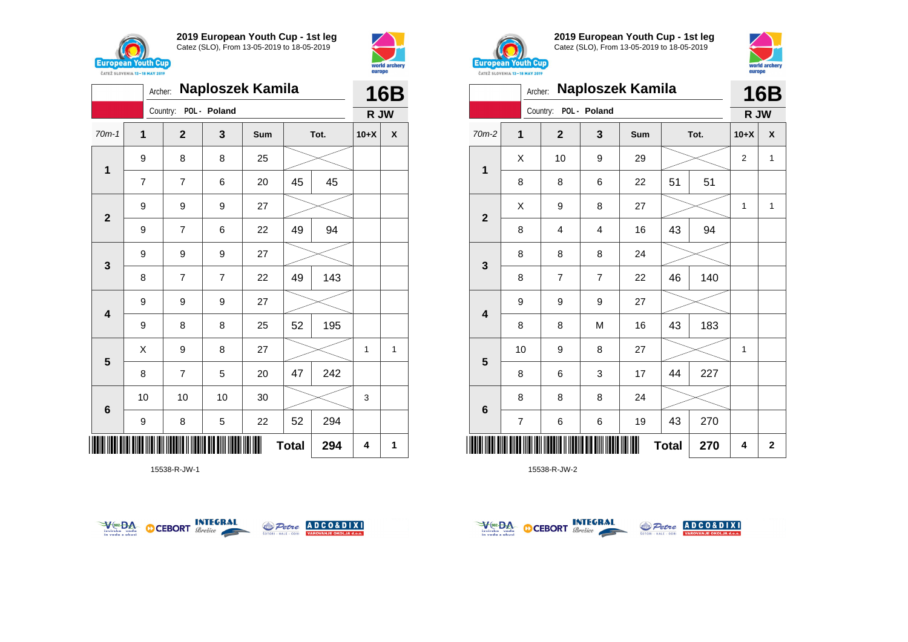## 2019 European Youth Cup - 1st leg
Catez (SLO), From 13-05-2019 to 18-05-2019

Archer: **Naploszek Kamila**
Country: POL - Poland
**16B**
**R JW**

| 70m-1 | 1 | 2 | 3 | Sum | Tot. | | 10+X | X |
|---|---|---|---|---|---|---|---|---|
| 1 | 9 | 8 | 8 | 25 | | | | |
| | 7 | 7 | 6 | 20 | 45 | 45 | | |
| 2 | 9 | 9 | 9 | 27 | | | | |
| | 9 | 7 | 6 | 22 | 49 | 94 | | |
| 3 | 9 | 9 | 9 | 27 | | | | |
| | 8 | 7 | 7 | 22 | 49 | 143 | | |
| 4 | 9 | 9 | 9 | 27 | | | | |
| | 9 | 8 | 8 | 25 | 52 | 195 | | |
| 5 | X | 9 | 8 | 27 | | | 1 | 1 |
| | 8 | 7 | 5 | 20 | 47 | 242 | | |
| 6 | 10 | 10 | 10 | 30 | | | 3 | |
| | 9 | 8 | 5 | 22 | 52 | 294 | | |
| | | | | | **Total** | **294** | **4** | **1** |

15538-R-JW-1

## 2019 European Youth Cup - 1st leg
Catez (SLO), From 13-05-2019 to 18-05-2019

Archer: **Naploszek Kamila**
Country: POL - Poland
**16B**
**R JW**

| 70m-2 | 1 | 2 | 3 | Sum | Tot. | | 10+X | X |
|---|---|---|---|---|---|---|---|---|
| 1 | X | 10 | 9 | 29 | | | 2 | 1 |
| | 8 | 8 | 6 | 22 | 51 | 51 | | |
| 2 | X | 9 | 8 | 27 | | | 1 | 1 |
| | 8 | 4 | 4 | 16 | 43 | 94 | | |
| 3 | 8 | 8 | 8 | 24 | | | | |
| | 8 | 7 | 7 | 22 | 46 | 140 | | |
| 4 | 9 | 9 | 9 | 27 | | | | |
| | 8 | 8 | M | 16 | 43 | 183 | | |
| 5 | 10 | 9 | 8 | 27 | | | 1 | |
| | 8 | 6 | 3 | 17 | 44 | 227 | | |
| 6 | 8 | 8 | 8 | 24 | | | | |
| | 7 | 6 | 6 | 19 | 43 | 270 | | |
| | | | | | **Total** | **270** | **4** | **2** |

15538-R-JW-2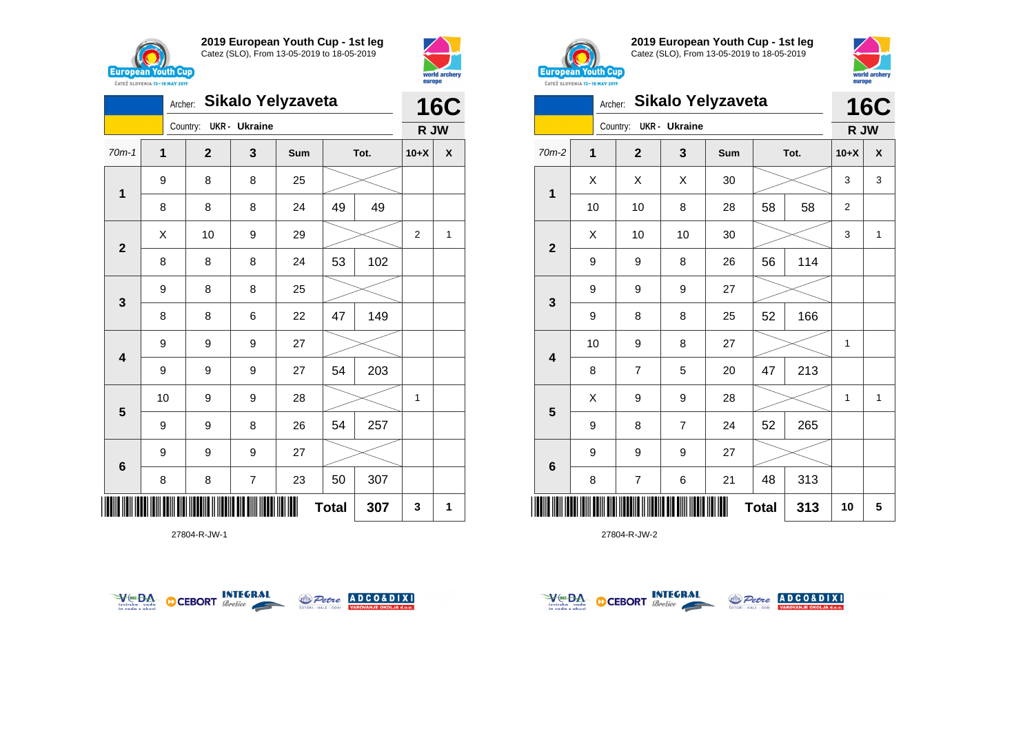## 2019 European Youth Cup - 1st leg

Catez (SLO), From 13-05-2019 to 18-05-2019

Archer: **Sikalo Yelyzaveta**

Country: UKR - Ukraine

**16C**

**R JW**

| 70m-1 | 1 | 2 | 3 | Sum | Tot. | | 10+X | X |
|---|---|---|---|---|---|---|---|---|
| 1 | 9 | 8 | 8 | 25 | | | | |
| | 8 | 8 | 8 | 24 | 49 | 49 | | |
| 2 | X | 10 | 9 | 29 | | | 2 | 1 |
| | 8 | 8 | 8 | 24 | 53 | 102 | | |
| 3 | 9 | 8 | 8 | 25 | | | | |
| | 8 | 8 | 6 | 22 | 47 | 149 | | |
| 4 | 9 | 9 | 9 | 27 | | | | |
| | 9 | 9 | 9 | 27 | 54 | 203 | | |
| 5 | 10 | 9 | 9 | 28 | | | 1 | |
| | 9 | 9 | 8 | 26 | 54 | 257 | | |
| 6 | 9 | 9 | 9 | 27 | | | | |
| | 8 | 8 | 7 | 23 | 50 | 307 | | |
| | | | | | Total | 307 | 3 | 1 |

27804-R-JW-1

## 2019 European Youth Cup - 1st leg

Catez (SLO), From 13-05-2019 to 18-05-2019

Archer: **Sikalo Yelyzaveta**

Country: UKR - Ukraine

**16C**

**R JW**

| 70m-2 | 1 | 2 | 3 | Sum | Tot. | | 10+X | X |
|---|---|---|---|---|---|---|---|---|
| 1 | X | X | X | 30 | | | 3 | 3 |
| | 10 | 10 | 8 | 28 | 58 | 58 | 2 | |
| 2 | X | 10 | 10 | 30 | | | 3 | 1 |
| | 9 | 9 | 8 | 26 | 56 | 114 | | |
| 3 | 9 | 9 | 9 | 27 | | | | |
| | 9 | 8 | 8 | 25 | 52 | 166 | | |
| 4 | 10 | 9 | 8 | 27 | | | 1 | |
| | 8 | 7 | 5 | 20 | 47 | 213 | | |
| 5 | X | 9 | 9 | 28 | | | 1 | 1 |
| | 9 | 8 | 7 | 24 | 52 | 265 | | |
| 6 | 9 | 9 | 9 | 27 | | | | |
| | 8 | 7 | 6 | 21 | 48 | 313 | | |
| | | | | | Total | 313 | 10 | 5 |

27804-R-JW-2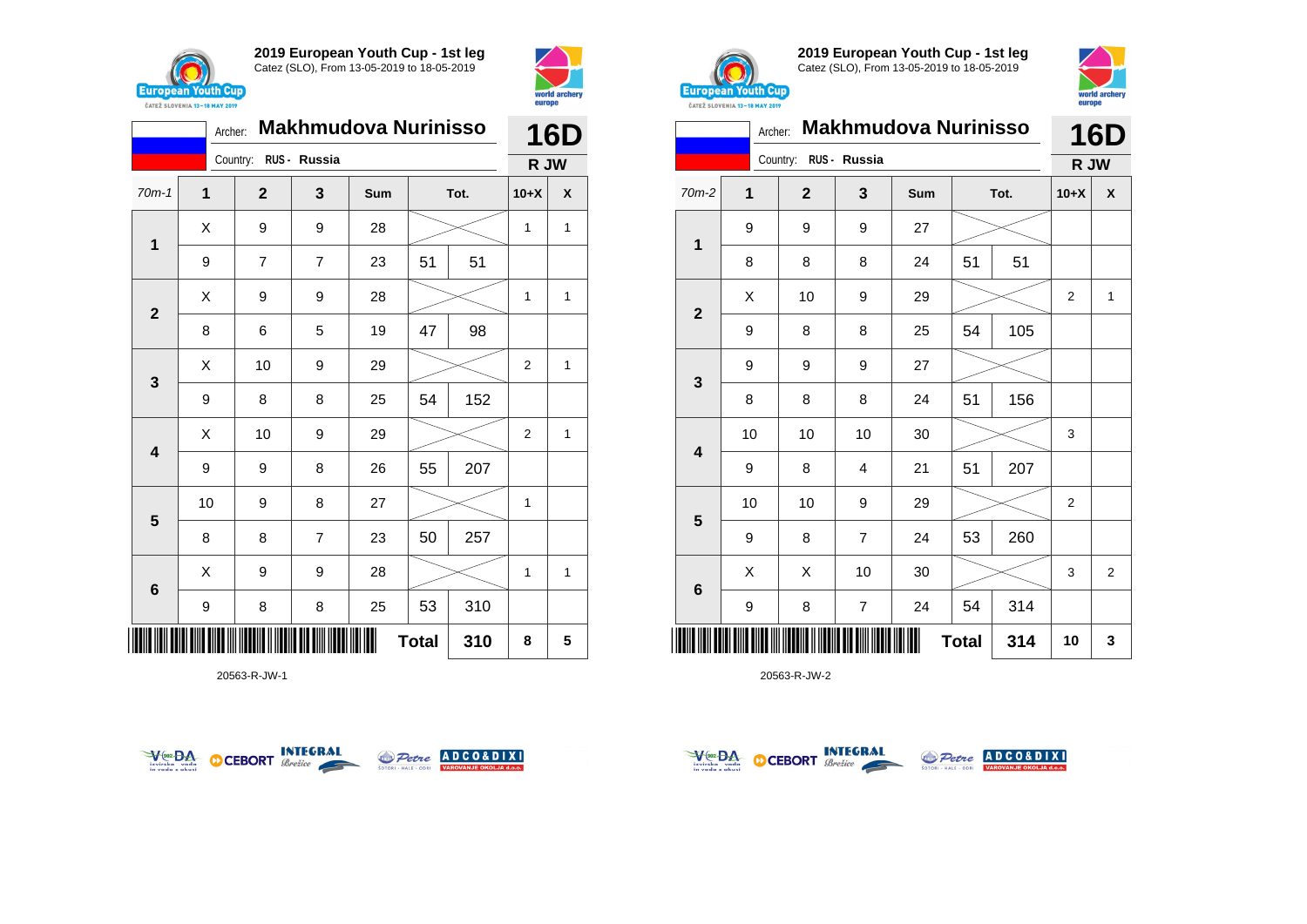## 2019 European Youth Cup - 1st leg
Catez (SLO), From 13-05-2019 to 18-05-2019

Archer: **Makhmudova Nurinisso**
Country: RUS - Russia

**16D**
**R JW**

| 70m-1 | 1 | 2 | 3 | Sum | Tot. | | 10+X | X |
|---|---|---|---|---|---|---|---|---|
| 1 | X | 9 | 9 | 28 | | | 1 | 1 |
| | 9 | 7 | 7 | 23 | 51 | 51 | | |
| 2 | X | 9 | 9 | 28 | | | 1 | 1 |
| | 8 | 6 | 5 | 19 | 47 | 98 | | |
| 3 | X | 10 | 9 | 29 | | | 2 | 1 |
| | 9 | 8 | 8 | 25 | 54 | 152 | | |
| 4 | X | 10 | 9 | 29 | | | 2 | 1 |
| | 9 | 9 | 8 | 26 | 55 | 207 | | |
| 5 | 10 | 9 | 8 | 27 | | | 1 | |
| | 8 | 8 | 7 | 23 | 50 | 257 | | |
| 6 | X | 9 | 9 | 28 | | | 1 | 1 |
| | 9 | 8 | 8 | 25 | 53 | 310 | | |
| | | | | | **Total** | **310** | **8** | **5** |

20563-R-JW-1

## 2019 European Youth Cup - 1st leg
Catez (SLO), From 13-05-2019 to 18-05-2019

Archer: **Makhmudova Nurinisso**
Country: RUS - Russia

**16D**
**R JW**

| 70m-2 | 1 | 2 | 3 | Sum | Tot. | | 10+X | X |
|---|---|---|---|---|---|---|---|---|
| 1 | 9 | 9 | 9 | 27 | | | | |
| | 8 | 8 | 8 | 24 | 51 | 51 | | |
| 2 | X | 10 | 9 | 29 | | | 2 | 1 |
| | 9 | 8 | 8 | 25 | 54 | 105 | | |
| 3 | 9 | 9 | 9 | 27 | | | | |
| | 8 | 8 | 8 | 24 | 51 | 156 | | |
| 4 | 10 | 10 | 10 | 30 | | | 3 | |
| | 9 | 8 | 4 | 21 | 51 | 207 | | |
| 5 | 10 | 10 | 9 | 29 | | | 2 | |
| | 9 | 8 | 7 | 24 | 53 | 260 | | |
| 6 | X | X | 10 | 30 | | | 3 | 2 |
| | 9 | 8 | 7 | 24 | 54 | 314 | | |
| | | | | | **Total** | **314** | **10** | **3** |

20563-R-JW-2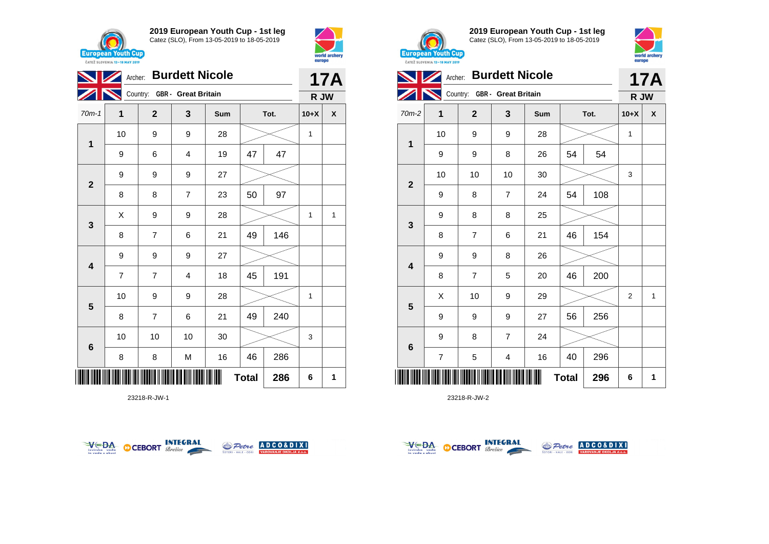## 2019 European Youth Cup - 1st leg

Catez (SLO), From 13-05-2019 to 18-05-2019

Archer: **Burdett Nicole**

Country: GBR - Great Britain

**17A**

**R JW**

| 70m-1 | 1 | 2 | 3 | Sum | Tot. | | 10+X | X |
|---|---|---|---|---|---|---|---|---|
| 1 | 10 | 9 | 9 | 28 | | | 1 | |
| | 9 | 6 | 4 | 19 | 47 | 47 | | |
| 2 | 9 | 9 | 9 | 27 | | | | |
| | 8 | 8 | 7 | 23 | 50 | 97 | | |
| 3 | X | 9 | 9 | 28 | | | 1 | 1 |
| | 8 | 7 | 6 | 21 | 49 | 146 | | |
| 4 | 9 | 9 | 9 | 27 | | | | |
| | 7 | 7 | 4 | 18 | 45 | 191 | | |
| 5 | 10 | 9 | 9 | 28 | | | 1 | |
| | 8 | 7 | 6 | 21 | 49 | 240 | | |
| 6 | 10 | 10 | 10 | 30 | | | 3 | |
| | 8 | 8 | M | 16 | 46 | 286 | | |
| | | | | | **Total** | **286** | **6** | **1** |

23218-R-JW-1

## 2019 European Youth Cup - 1st leg

Catez (SLO), From 13-05-2019 to 18-05-2019

Archer: **Burdett Nicole**

Country: GBR - Great Britain

**17A**

**R JW**

| 70m-2 | 1 | 2 | 3 | Sum | Tot. | | 10+X | X |
|---|---|---|---|---|---|---|---|---|
| 1 | 10 | 9 | 9 | 28 | | | 1 | |
| | 9 | 9 | 8 | 26 | 54 | 54 | | |
| 2 | 10 | 10 | 10 | 30 | | | 3 | |
| | 9 | 8 | 7 | 24 | 54 | 108 | | |
| 3 | 9 | 8 | 8 | 25 | | | | |
| | 8 | 7 | 6 | 21 | 46 | 154 | | |
| 4 | 9 | 9 | 8 | 26 | | | | |
| | 8 | 7 | 5 | 20 | 46 | 200 | | |
| 5 | X | 10 | 9 | 29 | | | 2 | 1 |
| | 9 | 9 | 9 | 27 | 56 | 256 | | |
| 6 | 9 | 8 | 7 | 24 | | | | |
| | 7 | 5 | 4 | 16 | 40 | 296 | | |
| | | | | | **Total** | **296** | **6** | **1** |

23218-R-JW-2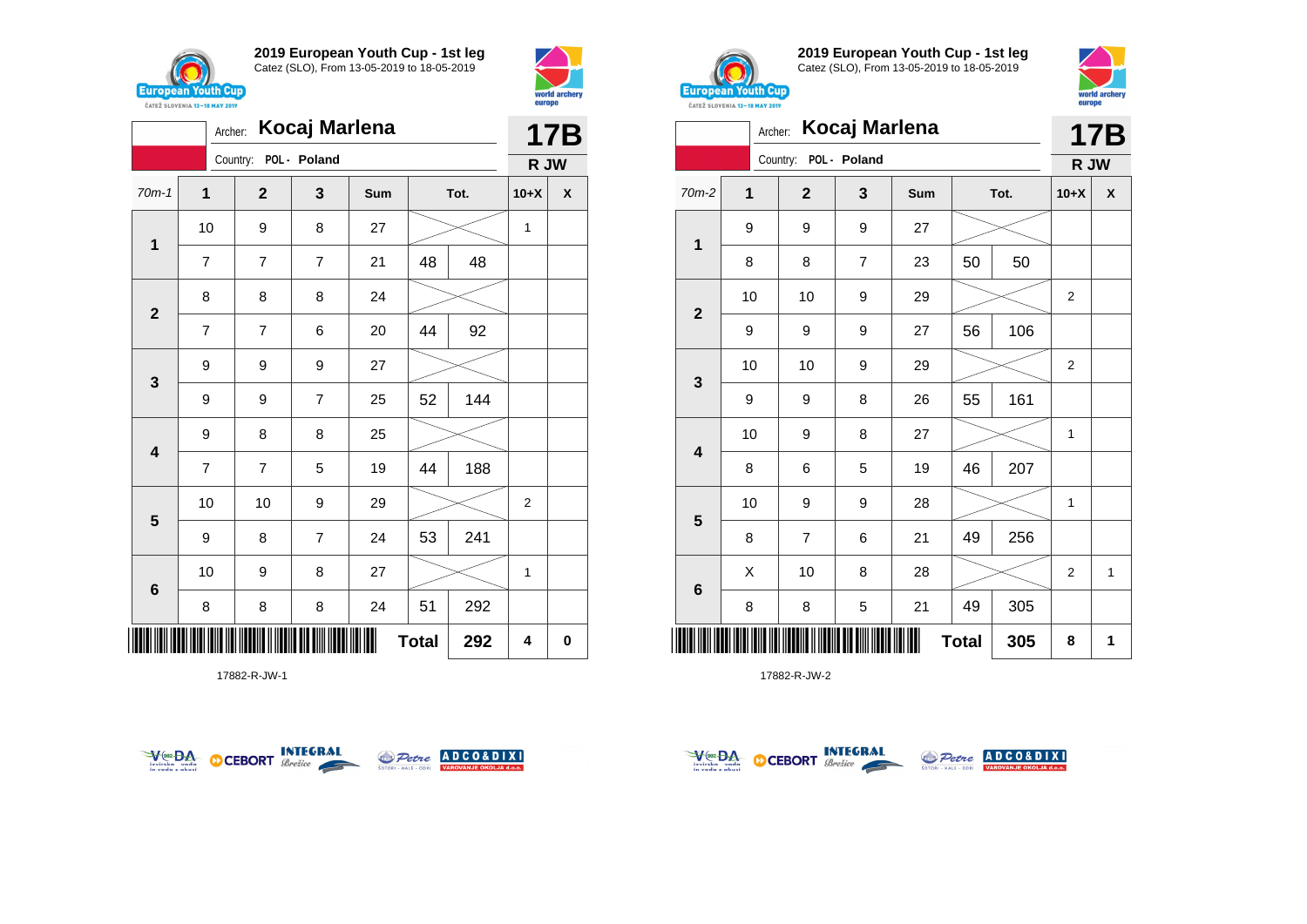## 2019 European Youth Cup - 1st leg
Catez (SLO), From 13-05-2019 to 18-05-2019

Archer: **Kocaj Marlena**
Country: POL - Poland
**17B**
R JW

| 70m-1 | 1 | 2 | 3 | Sum | Tot. | | 10+X | X |
|---|---|---|---|---|---|---|---|---|
| 1 | 10 | 9 | 8 | 27 | | | 1 | |
| | 7 | 7 | 7 | 21 | 48 | 48 | | |
| 2 | 8 | 8 | 8 | 24 | | | | |
| | 7 | 7 | 6 | 20 | 44 | 92 | | |
| 3 | 9 | 9 | 9 | 27 | | | | |
| | 9 | 9 | 7 | 25 | 52 | 144 | | |
| 4 | 9 | 8 | 8 | 25 | | | | |
| | 7 | 7 | 5 | 19 | 44 | 188 | | |
| 5 | 10 | 10 | 9 | 29 | | | 2 | |
| | 9 | 8 | 7 | 24 | 53 | 241 | | |
| 6 | 10 | 9 | 8 | 27 | | | 1 | |
| | 8 | 8 | 8 | 24 | 51 | 292 | | |
| | | | | | **Total** | **292** | **4** | **0** |

17882-R-JW-1

## 2019 European Youth Cup - 1st leg
Catez (SLO), From 13-05-2019 to 18-05-2019

Archer: **Kocaj Marlena**
Country: POL - Poland
**17B**
R JW

| 70m-2 | 1 | 2 | 3 | Sum | Tot. | | 10+X | X |
|---|---|---|---|---|---|---|---|---|
| 1 | 9 | 9 | 9 | 27 | | | | |
| | 8 | 8 | 7 | 23 | 50 | 50 | | |
| 2 | 10 | 10 | 9 | 29 | | | 2 | |
| | 9 | 9 | 9 | 27 | 56 | 106 | | |
| 3 | 10 | 10 | 9 | 29 | | | 2 | |
| | 9 | 9 | 8 | 26 | 55 | 161 | | |
| 4 | 10 | 9 | 8 | 27 | | | 1 | |
| | 8 | 6 | 5 | 19 | 46 | 207 | | |
| 5 | 10 | 9 | 9 | 28 | | | 1 | |
| | 8 | 7 | 6 | 21 | 49 | 256 | | |
| 6 | X | 10 | 8 | 28 | | | 2 | 1 |
| | 8 | 8 | 5 | 21 | 49 | 305 | | |
| | | | | | **Total** | **305** | **8** | **1** |

17882-R-JW-2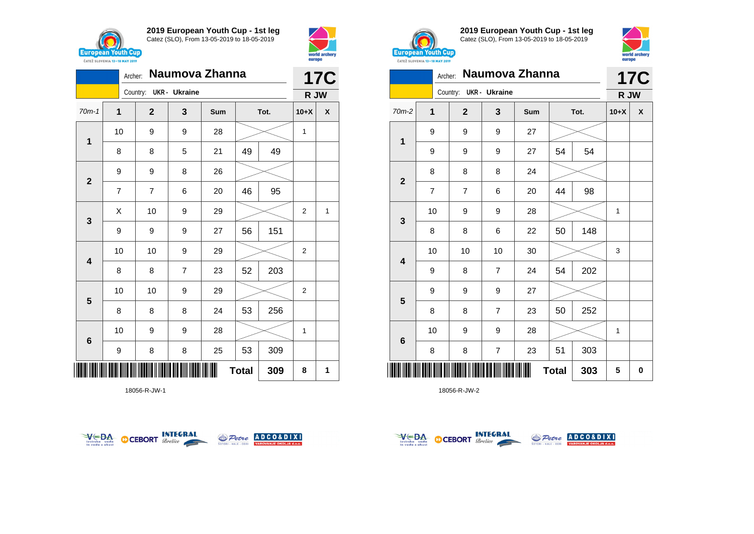## 2019 European Youth Cup - 1st leg
Catez (SLO), From 13-05-2019 to 18-05-2019

Archer: **Naumova Zhanna**
Country: UKR - Ukraine

**17C** — R JW

| 70m-1 | 1 | 2 | 3 | Sum | Tot. | | 10+X | X |
|---|---|---|---|---|---|---|---|---|
| 1 | 10 | 9 | 9 | 28 | | | 1 | |
| | 8 | 8 | 5 | 21 | 49 | 49 | | |
| 2 | 9 | 9 | 8 | 26 | | | | |
| | 7 | 7 | 6 | 20 | 46 | 95 | | |
| 3 | X | 10 | 9 | 29 | | | 2 | 1 |
| | 9 | 9 | 9 | 27 | 56 | 151 | | |
| 4 | 10 | 10 | 9 | 29 | | | 2 | |
| | 8 | 8 | 7 | 23 | 52 | 203 | | |
| 5 | 10 | 10 | 9 | 29 | | | 2 | |
| | 8 | 8 | 8 | 24 | 53 | 256 | | |
| 6 | 10 | 9 | 9 | 28 | | | 1 | |
| | 9 | 8 | 8 | 25 | 53 | 309 | | |
| | | | | | **Total** | **309** | **8** | **1** |

18056-R-JW-1

## 2019 European Youth Cup - 1st leg
Catez (SLO), From 13-05-2019 to 18-05-2019

Archer: **Naumova Zhanna**
Country: UKR - Ukraine

**17C** — R JW

| 70m-2 | 1 | 2 | 3 | Sum | Tot. | | 10+X | X |
|---|---|---|---|---|---|---|---|---|
| 1 | 9 | 9 | 9 | 27 | | | | |
| | 9 | 9 | 9 | 27 | 54 | 54 | | |
| 2 | 8 | 8 | 8 | 24 | | | | |
| | 7 | 7 | 6 | 20 | 44 | 98 | | |
| 3 | 10 | 9 | 9 | 28 | | | 1 | |
| | 8 | 8 | 6 | 22 | 50 | 148 | | |
| 4 | 10 | 10 | 10 | 30 | | | 3 | |
| | 9 | 8 | 7 | 24 | 54 | 202 | | |
| 5 | 9 | 9 | 9 | 27 | | | | |
| | 8 | 8 | 7 | 23 | 50 | 252 | | |
| 6 | 10 | 9 | 9 | 28 | | | 1 | |
| | 8 | 8 | 7 | 23 | 51 | 303 | | |
| | | | | | **Total** | **303** | **5** | **0** |

18056-R-JW-2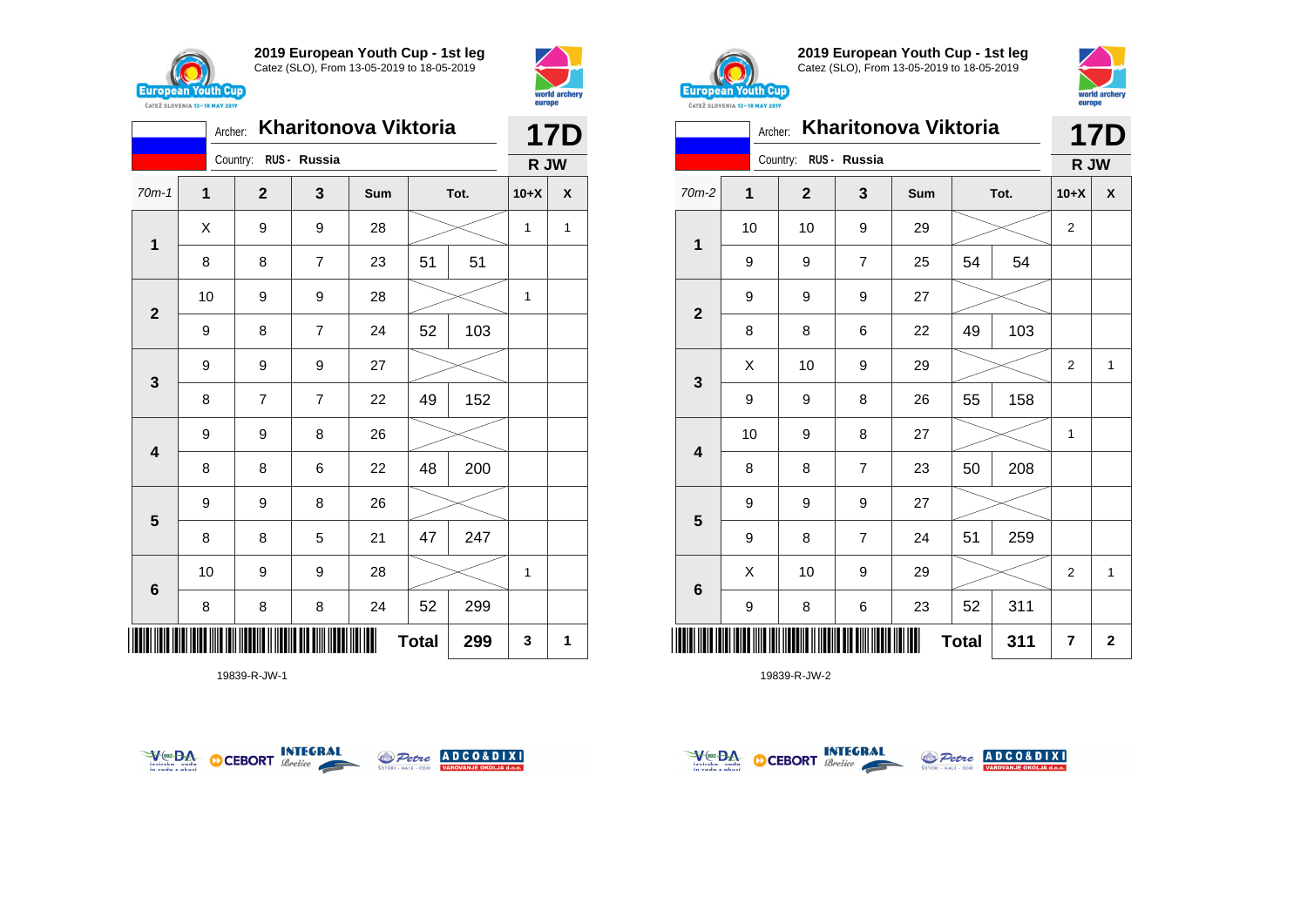## 2019 European Youth Cup - 1st leg

Catez (SLO), From 13-05-2019 to 18-05-2019

Archer: **Kharitonova Viktoria**

Country: RUS - Russia

**17D** — R JW

| 70m-1 | 1 | 2 | 3 | Sum | Tot. | | 10+X | X |
|---|---|---|---|---|---|---|---|---|
| 1 | X | 9 | 9 | 28 | | | 1 | 1 |
| | 8 | 8 | 7 | 23 | 51 | 51 | | |
| 2 | 10 | 9 | 9 | 28 | | | 1 | |
| | 9 | 8 | 7 | 24 | 52 | 103 | | |
| 3 | 9 | 9 | 9 | 27 | | | | |
| | 8 | 7 | 7 | 22 | 49 | 152 | | |
| 4 | 9 | 9 | 8 | 26 | | | | |
| | 8 | 8 | 6 | 22 | 48 | 200 | | |
| 5 | 9 | 9 | 8 | 26 | | | | |
| | 8 | 8 | 5 | 21 | 47 | 247 | | |
| 6 | 10 | 9 | 9 | 28 | | | 1 | |
| | 8 | 8 | 8 | 24 | 52 | 299 | | |
| | | | | | Total | 299 | 3 | 1 |

19839-R-JW-1

## 2019 European Youth Cup - 1st leg

Catez (SLO), From 13-05-2019 to 18-05-2019

Archer: **Kharitonova Viktoria**

Country: RUS - Russia

**17D** — R JW

| 70m-2 | 1 | 2 | 3 | Sum | Tot. | | 10+X | X |
|---|---|---|---|---|---|---|---|---|
| 1 | 10 | 10 | 9 | 29 | | | 2 | |
| | 9 | 9 | 7 | 25 | 54 | 54 | | |
| 2 | 9 | 9 | 9 | 27 | | | | |
| | 8 | 8 | 6 | 22 | 49 | 103 | | |
| 3 | X | 10 | 9 | 29 | | | 2 | 1 |
| | 9 | 9 | 8 | 26 | 55 | 158 | | |
| 4 | 10 | 9 | 8 | 27 | | | 1 | |
| | 8 | 8 | 7 | 23 | 50 | 208 | | |
| 5 | 9 | 9 | 9 | 27 | | | | |
| | 9 | 8 | 7 | 24 | 51 | 259 | | |
| 6 | X | 10 | 9 | 29 | | | 2 | 1 |
| | 9 | 8 | 6 | 23 | 52 | 311 | | |
| | | | | | Total | 311 | 7 | 2 |

19839-R-JW-2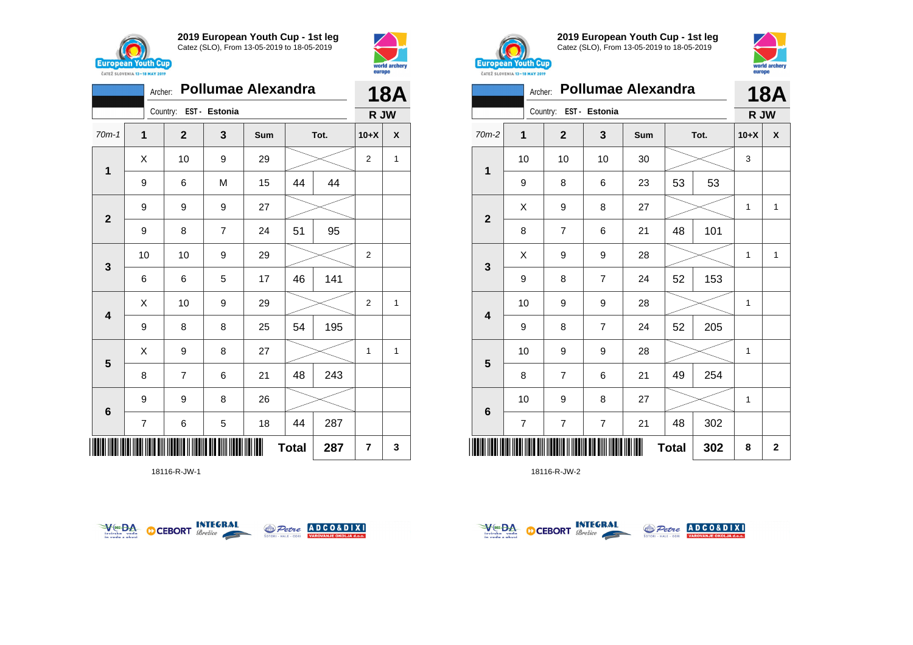## 2019 European Youth Cup - 1st leg
Catez (SLO), From 13-05-2019 to 18-05-2019

Archer: **Pollumae Alexandra**
Country: EST - Estonia

**18A**
**R JW**

| 70m-1 | 1 | 2 | 3 | Sum | Tot. | | 10+X | X |
|---|---|---|---|---|---|---|---|---|
| 1 | X | 10 | 9 | 29 | | | 2 | 1 |
| | 9 | 6 | M | 15 | 44 | 44 | | |
| 2 | 9 | 9 | 9 | 27 | | | | |
| | 9 | 8 | 7 | 24 | 51 | 95 | | |
| 3 | 10 | 10 | 9 | 29 | | | 2 | |
| | 6 | 6 | 5 | 17 | 46 | 141 | | |
| 4 | X | 10 | 9 | 29 | | | 2 | 1 |
| | 9 | 8 | 8 | 25 | 54 | 195 | | |
| 5 | X | 9 | 8 | 27 | | | 1 | 1 |
| | 8 | 7 | 6 | 21 | 48 | 243 | | |
| 6 | 9 | 9 | 8 | 26 | | | | |
| | 7 | 6 | 5 | 18 | 44 | 287 | | |
| | | | | Total | | 287 | 7 | 3 |

18116-R-JW-1

## 2019 European Youth Cup - 1st leg
Catez (SLO), From 13-05-2019 to 18-05-2019

Archer: **Pollumae Alexandra**
Country: EST - Estonia

**18A**
**R JW**

| 70m-2 | 1 | 2 | 3 | Sum | Tot. | | 10+X | X |
|---|---|---|---|---|---|---|---|---|
| 1 | 10 | 10 | 10 | 30 | | | 3 | |
| | 9 | 8 | 6 | 23 | 53 | 53 | | |
| 2 | X | 9 | 8 | 27 | | | 1 | 1 |
| | 8 | 7 | 6 | 21 | 48 | 101 | | |
| 3 | X | 9 | 9 | 28 | | | 1 | 1 |
| | 9 | 8 | 7 | 24 | 52 | 153 | | |
| 4 | 10 | 9 | 9 | 28 | | | 1 | |
| | 9 | 8 | 7 | 24 | 52 | 205 | | |
| 5 | 10 | 9 | 9 | 28 | | | 1 | |
| | 8 | 7 | 6 | 21 | 49 | 254 | | |
| 6 | 10 | 9 | 8 | 27 | | | 1 | |
| | 7 | 7 | 7 | 21 | 48 | 302 | | |
| | | | | Total | | 302 | 8 | 2 |

18116-R-JW-2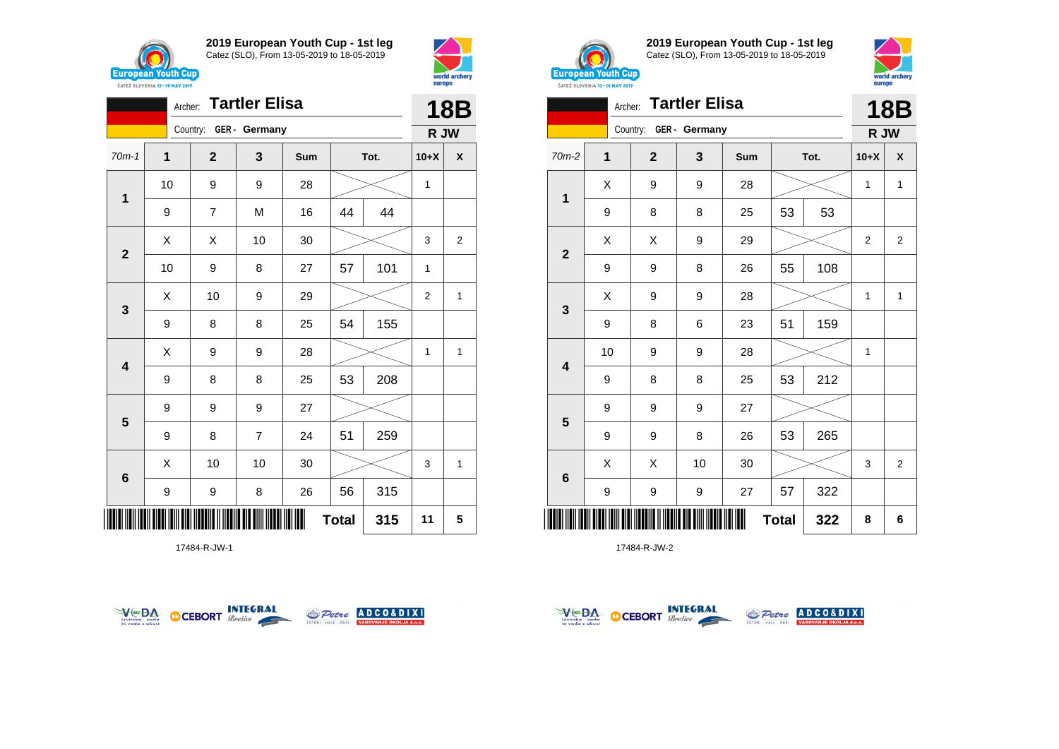## 2019 European Youth Cup - 1st leg

Catez (SLO), From 13-05-2019 to 18-05-2019

Archer: **Tartler Elisa**

Country: GER - Germany

**18B**

**R JW**

| 70m-1 | 1 | 2 | 3 | Sum | Tot. | | 10+X | X |
|---|---|---|---|---|---|---|---|---|
| 1 | 10 | 9 | 9 | 28 | | | 1 | |
| | 9 | 7 | M | 16 | 44 | 44 | | |
| 2 | X | X | 10 | 30 | | | 3 | 2 |
| | 10 | 9 | 8 | 27 | 57 | 101 | 1 | |
| 3 | X | 10 | 9 | 29 | | | 2 | 1 |
| | 9 | 8 | 8 | 25 | 54 | 155 | | |
| 4 | X | 9 | 9 | 28 | | | 1 | 1 |
| | 9 | 8 | 8 | 25 | 53 | 208 | | |
| 5 | 9 | 9 | 9 | 27 | | | | |
| | 9 | 8 | 7 | 24 | 51 | 259 | | |
| 6 | X | 10 | 10 | 30 | | | 3 | 1 |
| | 9 | 9 | 8 | 26 | 56 | 315 | | |
| | | | | | Total | 315 | 11 | 5 |

17484-R-JW-1

## 2019 European Youth Cup - 1st leg

Catez (SLO), From 13-05-2019 to 18-05-2019

Archer: **Tartler Elisa**

Country: GER - Germany

**18B**

**R JW**

| 70m-2 | 1 | 2 | 3 | Sum | Tot. | | 10+X | X |
|---|---|---|---|---|---|---|---|---|
| 1 | X | 9 | 9 | 28 | | | 1 | 1 |
| | 9 | 8 | 8 | 25 | 53 | 53 | | |
| 2 | X | X | 9 | 29 | | | 2 | 2 |
| | 9 | 9 | 8 | 26 | 55 | 108 | | |
| 3 | X | 9 | 9 | 28 | | | 1 | 1 |
| | 9 | 8 | 6 | 23 | 51 | 159 | | |
| 4 | 10 | 9 | 9 | 28 | | | 1 | |
| | 9 | 8 | 8 | 25 | 53 | 212 | | |
| 5 | 9 | 9 | 9 | 27 | | | | |
| | 9 | 9 | 8 | 26 | 53 | 265 | | |
| 6 | X | X | 10 | 30 | | | 3 | 2 |
| | 9 | 9 | 9 | 27 | 57 | 322 | | |
| | | | | | Total | 322 | 8 | 6 |

17484-R-JW-2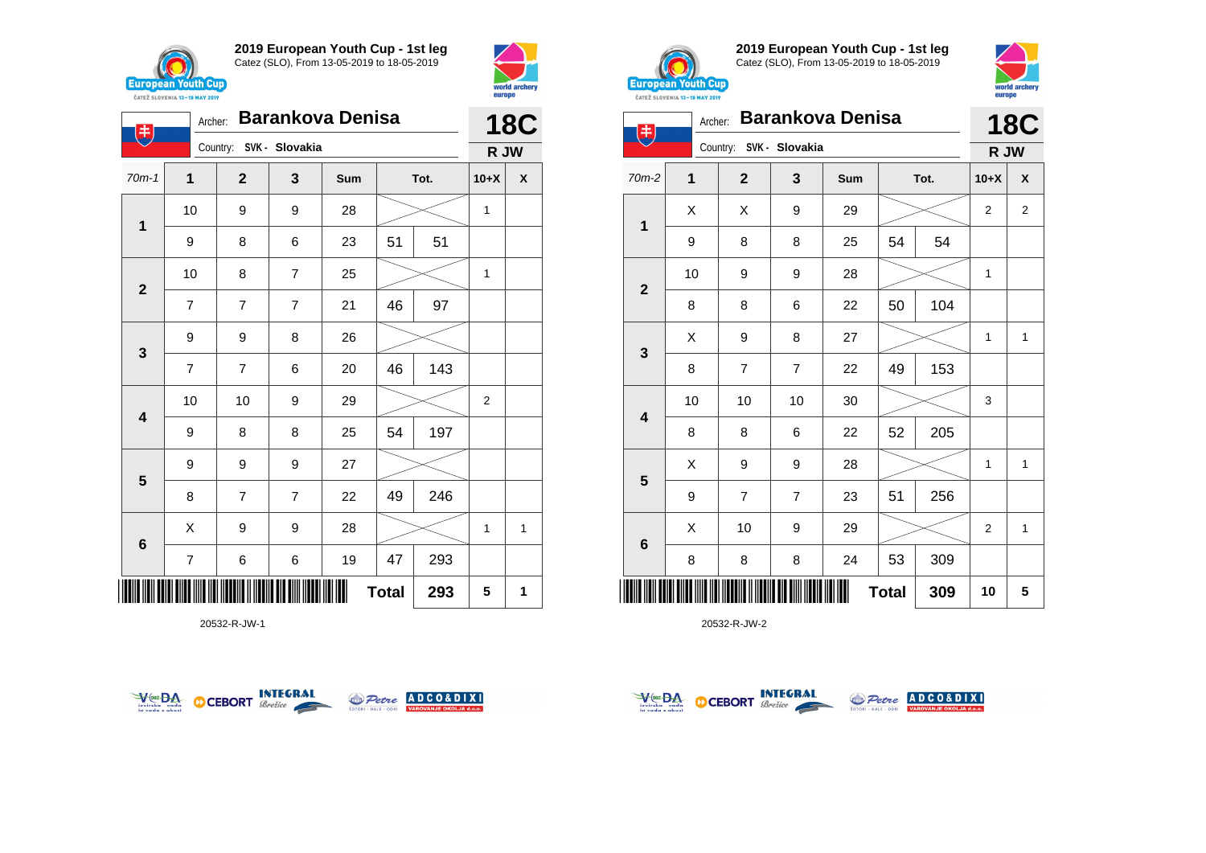## 2019 European Youth Cup - 1st leg

Catez (SLO), From 13-05-2019 to 18-05-2019

Archer: **Barankova Denisa**
Country: SVK - Slovakia

**18C** — R JW

| 70m-1 | 1 | 2 | 3 | Sum | Tot. | | 10+X | X |
|---|---|---|---|---|---|---|---|---|
| 1 | 10 | 9 | 9 | 28 | | | 1 | |
| | 9 | 8 | 6 | 23 | 51 | 51 | | |
| 2 | 10 | 8 | 7 | 25 | | | 1 | |
| | 7 | 7 | 7 | 21 | 46 | 97 | | |
| 3 | 9 | 9 | 8 | 26 | | | | |
| | 7 | 7 | 6 | 20 | 46 | 143 | | |
| 4 | 10 | 10 | 9 | 29 | | | 2 | |
| | 9 | 8 | 8 | 25 | 54 | 197 | | |
| 5 | 9 | 9 | 9 | 27 | | | | |
| | 8 | 7 | 7 | 22 | 49 | 246 | | |
| 6 | X | 9 | 9 | 28 | | | 1 | 1 |
| | 7 | 6 | 6 | 19 | 47 | 293 | | |
| | | | | | **Total** | **293** | **5** | **1** |

20532-R-JW-1

## 2019 European Youth Cup - 1st leg

Catez (SLO), From 13-05-2019 to 18-05-2019

Archer: **Barankova Denisa**
Country: SVK - Slovakia

**18C** — R JW

| 70m-2 | 1 | 2 | 3 | Sum | Tot. | | 10+X | X |
|---|---|---|---|---|---|---|---|---|
| 1 | X | X | 9 | 29 | | | 2 | 2 |
| | 9 | 8 | 8 | 25 | 54 | 54 | | |
| 2 | 10 | 9 | 9 | 28 | | | 1 | |
| | 8 | 8 | 6 | 22 | 50 | 104 | | |
| 3 | X | 9 | 8 | 27 | | | 1 | 1 |
| | 8 | 7 | 7 | 22 | 49 | 153 | | |
| 4 | 10 | 10 | 10 | 30 | | | 3 | |
| | 8 | 8 | 6 | 22 | 52 | 205 | | |
| 5 | X | 9 | 9 | 28 | | | 1 | 1 |
| | 9 | 7 | 7 | 23 | 51 | 256 | | |
| 6 | X | 10 | 9 | 29 | | | 2 | 1 |
| | 8 | 8 | 8 | 24 | 53 | 309 | | |
| | | | | | **Total** | **309** | **10** | **5** |

20532-R-JW-2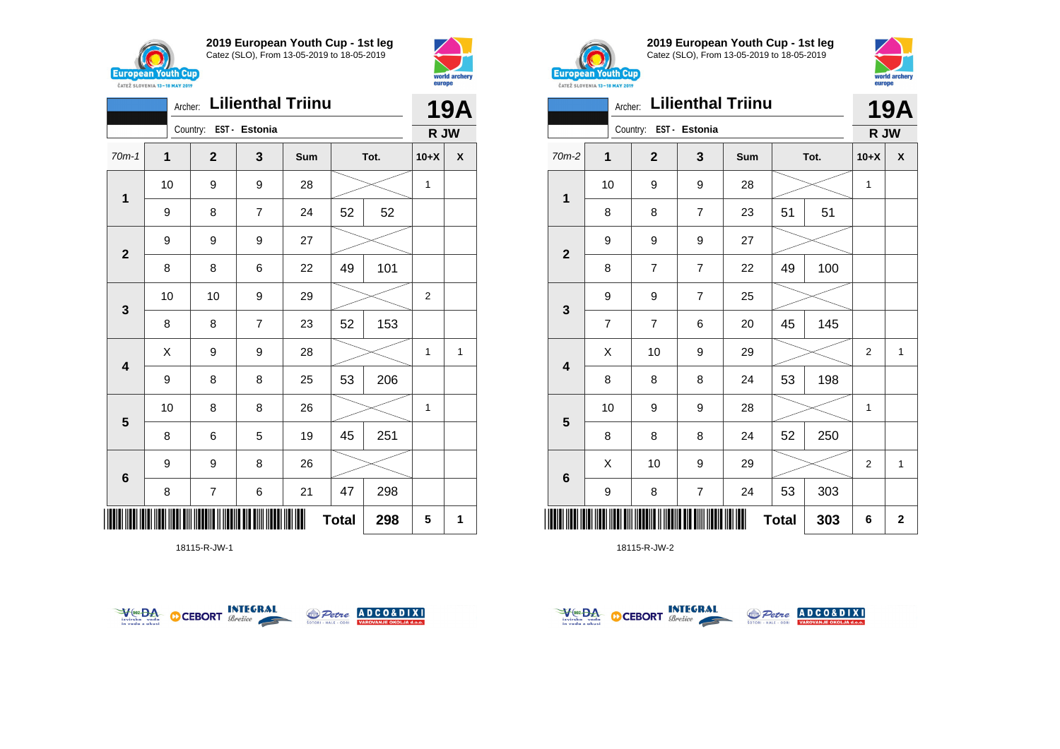## 2019 European Youth Cup - 1st leg

Catez (SLO), From 13-05-2019 to 18-05-2019

Archer: **Lilienthal Triinu**

Country: EST - Estonia

**19A** — R JW

| 70m-1 | 1 | 2 | 3 | Sum | Tot. | | 10+X | X |
|---|---|---|---|---|---|---|---|---|
| 1 | 10 | 9 | 9 | 28 | | | 1 | |
| | 9 | 8 | 7 | 24 | 52 | 52 | | |
| 2 | 9 | 9 | 9 | 27 | | | | |
| | 8 | 8 | 6 | 22 | 49 | 101 | | |
| 3 | 10 | 10 | 9 | 29 | | | 2 | |
| | 8 | 8 | 7 | 23 | 52 | 153 | | |
| 4 | X | 9 | 9 | 28 | | | 1 | 1 |
| | 9 | 8 | 8 | 25 | 53 | 206 | | |
| 5 | 10 | 8 | 8 | 26 | | | 1 | |
| | 8 | 6 | 5 | 19 | 45 | 251 | | |
| 6 | 9 | 9 | 8 | 26 | | | | |
| | 8 | 7 | 6 | 21 | 47 | 298 | | |
| | | | | | **Total** | **298** | **5** | **1** |

18115-R-JW-1

## 2019 European Youth Cup - 1st leg

Catez (SLO), From 13-05-2019 to 18-05-2019

Archer: **Lilienthal Triinu**

Country: EST - Estonia

**19A** — R JW

| 70m-2 | 1 | 2 | 3 | Sum | Tot. | | 10+X | X |
|---|---|---|---|---|---|---|---|---|
| 1 | 10 | 9 | 9 | 28 | | | 1 | |
| | 8 | 8 | 7 | 23 | 51 | 51 | | |
| 2 | 9 | 9 | 9 | 27 | | | | |
| | 8 | 7 | 7 | 22 | 49 | 100 | | |
| 3 | 9 | 9 | 7 | 25 | | | | |
| | 7 | 7 | 6 | 20 | 45 | 145 | | |
| 4 | X | 10 | 9 | 29 | | | 2 | 1 |
| | 8 | 8 | 8 | 24 | 53 | 198 | | |
| 5 | 10 | 9 | 9 | 28 | | | 1 | |
| | 8 | 8 | 8 | 24 | 52 | 250 | | |
| 6 | X | 10 | 9 | 29 | | | 2 | 1 |
| | 9 | 8 | 7 | 24 | 53 | 303 | | |
| | | | | | **Total** | **303** | **6** | **2** |

18115-R-JW-2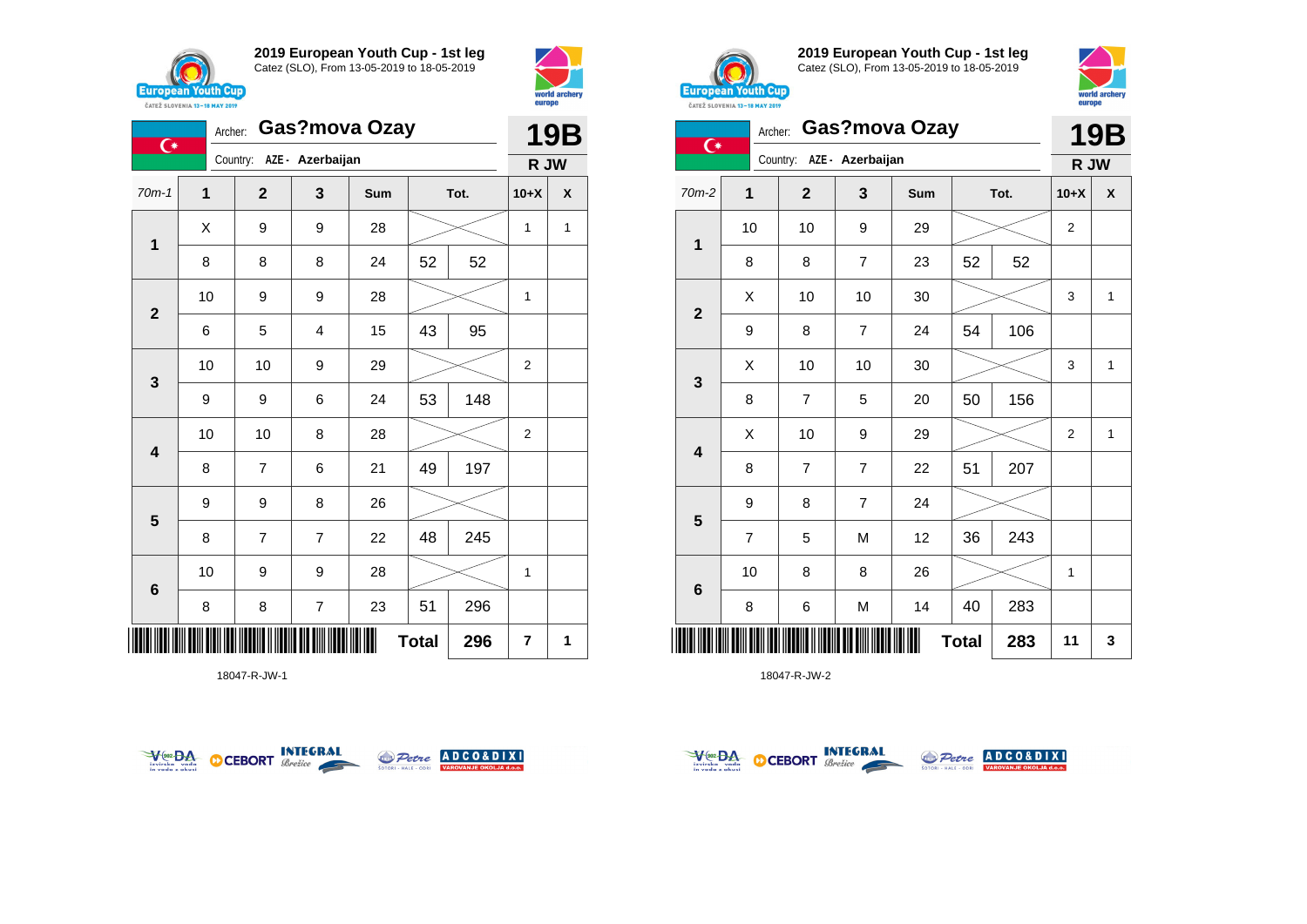## 2019 European Youth Cup - 1st leg

Catez (SLO), From 13-05-2019 to 18-05-2019

Archer: **Gas?mova Ozay**

Country: AZE - Azerbaijan

**19B**

**R JW**

| 70m-1 | 1 | 2 | 3 | Sum | Tot. | | 10+X | X |
|---|---|---|---|---|---|---|---|---|
| 1 | X | 9 | 9 | 28 | | | 1 | 1 |
| | 8 | 8 | 8 | 24 | 52 | 52 | | |
| 2 | 10 | 9 | 9 | 28 | | | 1 | |
| | 6 | 5 | 4 | 15 | 43 | 95 | | |
| 3 | 10 | 10 | 9 | 29 | | | 2 | |
| | 9 | 9 | 6 | 24 | 53 | 148 | | |
| 4 | 10 | 10 | 8 | 28 | | | 2 | |
| | 8 | 7 | 6 | 21 | 49 | 197 | | |
| 5 | 9 | 9 | 8 | 26 | | | | |
| | 8 | 7 | 7 | 22 | 48 | 245 | | |
| 6 | 10 | 9 | 9 | 28 | | | 1 | |
| | 8 | 8 | 7 | 23 | 51 | 296 | | |
| | | | | | **Total** | **296** | **7** | **1** |

18047-R-JW-1

## 2019 European Youth Cup - 1st leg

Catez (SLO), From 13-05-2019 to 18-05-2019

Archer: **Gas?mova Ozay**

Country: AZE - Azerbaijan

**19B**

**R JW**

| 70m-2 | 1 | 2 | 3 | Sum | Tot. | | 10+X | X |
|---|---|---|---|---|---|---|---|---|
| 1 | 10 | 10 | 9 | 29 | | | 2 | |
| | 8 | 8 | 7 | 23 | 52 | 52 | | |
| 2 | X | 10 | 10 | 30 | | | 3 | 1 |
| | 9 | 8 | 7 | 24 | 54 | 106 | | |
| 3 | X | 10 | 10 | 30 | | | 3 | 1 |
| | 8 | 7 | 5 | 20 | 50 | 156 | | |
| 4 | X | 10 | 9 | 29 | | | 2 | 1 |
| | 8 | 7 | 7 | 22 | 51 | 207 | | |
| 5 | 9 | 8 | 7 | 24 | | | | |
| | 7 | 5 | M | 12 | 36 | 243 | | |
| 6 | 10 | 8 | 8 | 26 | | | 1 | |
| | 8 | 6 | M | 14 | 40 | 283 | | |
| | | | | | **Total** | **283** | **11** | **3** |

18047-R-JW-2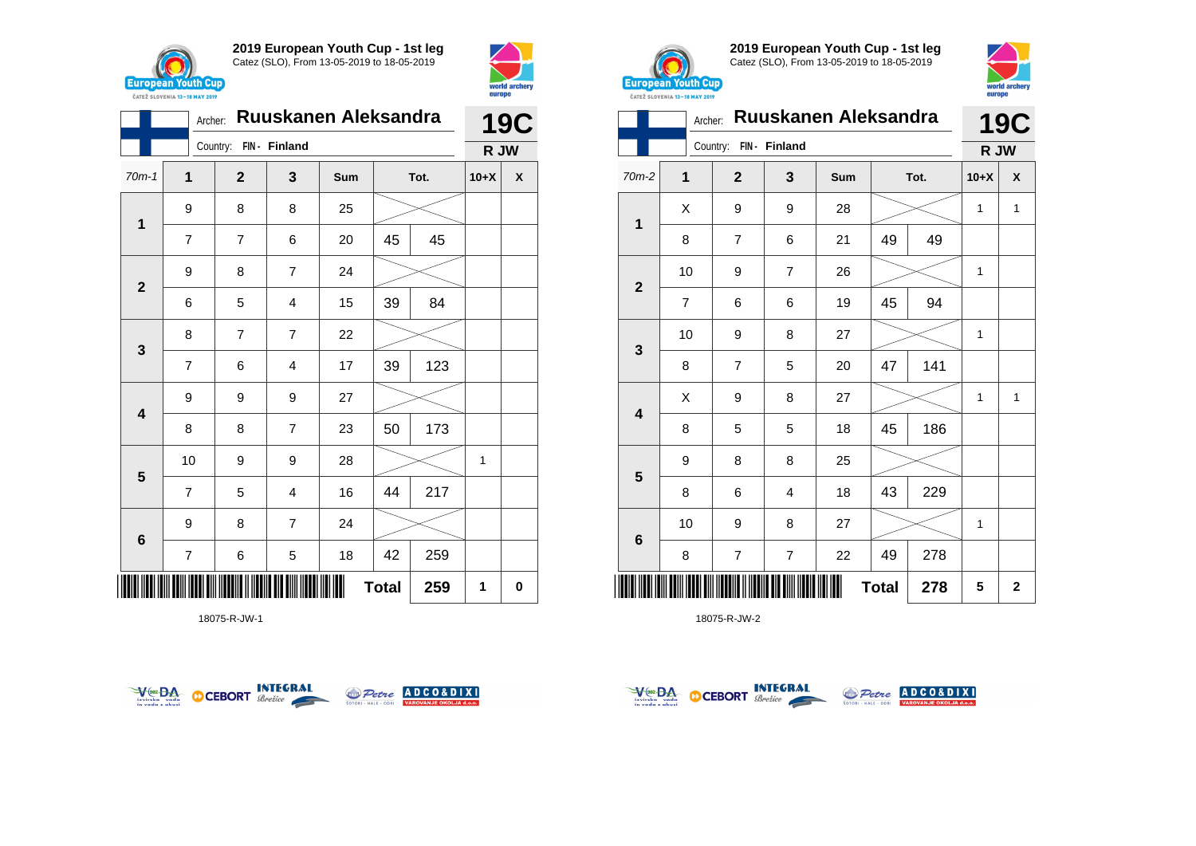**2019 European Youth Cup - 1st leg**
Catez (SLO), From 13-05-2019 to 18-05-2019

Archer: **Ruuskanen Aleksandra** — **19C**
Country: FIN - Finland — **R JW**

| 70m-1 | 1 | 2 | 3 | Sum | Tot. | | 10+X | X |
|---|---|---|---|---|---|---|---|---|
| 1 | 9 | 8 | 8 | 25 | | | | |
| | 7 | 7 | 6 | 20 | 45 | 45 | | |
| 2 | 9 | 8 | 7 | 24 | | | | |
| | 6 | 5 | 4 | 15 | 39 | 84 | | |
| 3 | 8 | 7 | 7 | 22 | | | | |
| | 7 | 6 | 4 | 17 | 39 | 123 | | |
| 4 | 9 | 9 | 9 | 27 | | | | |
| | 8 | 8 | 7 | 23 | 50 | 173 | | |
| 5 | 10 | 9 | 9 | 28 | | | 1 | |
| | 7 | 5 | 4 | 16 | 44 | 217 | | |
| 6 | 9 | 8 | 7 | 24 | | | | |
| | 7 | 6 | 5 | 18 | 42 | 259 | | |
| | | | | | **Total** | **259** | **1** | **0** |

18075-R-JW-1

**2019 European Youth Cup - 1st leg**
Catez (SLO), From 13-05-2019 to 18-05-2019

Archer: **Ruuskanen Aleksandra** — **19C**
Country: FIN - Finland — **R JW**

| 70m-2 | 1 | 2 | 3 | Sum | Tot. | | 10+X | X |
|---|---|---|---|---|---|---|---|---|
| 1 | X | 9 | 9 | 28 | | | 1 | 1 |
| | 8 | 7 | 6 | 21 | 49 | 49 | | |
| 2 | 10 | 9 | 7 | 26 | | | 1 | |
| | 7 | 6 | 6 | 19 | 45 | 94 | | |
| 3 | 10 | 9 | 8 | 27 | | | 1 | |
| | 8 | 7 | 5 | 20 | 47 | 141 | | |
| 4 | X | 9 | 8 | 27 | | | 1 | 1 |
| | 8 | 5 | 5 | 18 | 45 | 186 | | |
| 5 | 9 | 8 | 8 | 25 | | | | |
| | 8 | 6 | 4 | 18 | 43 | 229 | | |
| 6 | 10 | 9 | 8 | 27 | | | 1 | |
| | 8 | 7 | 7 | 22 | 49 | 278 | | |
| | | | | | **Total** | **278** | **5** | **2** |

18075-R-JW-2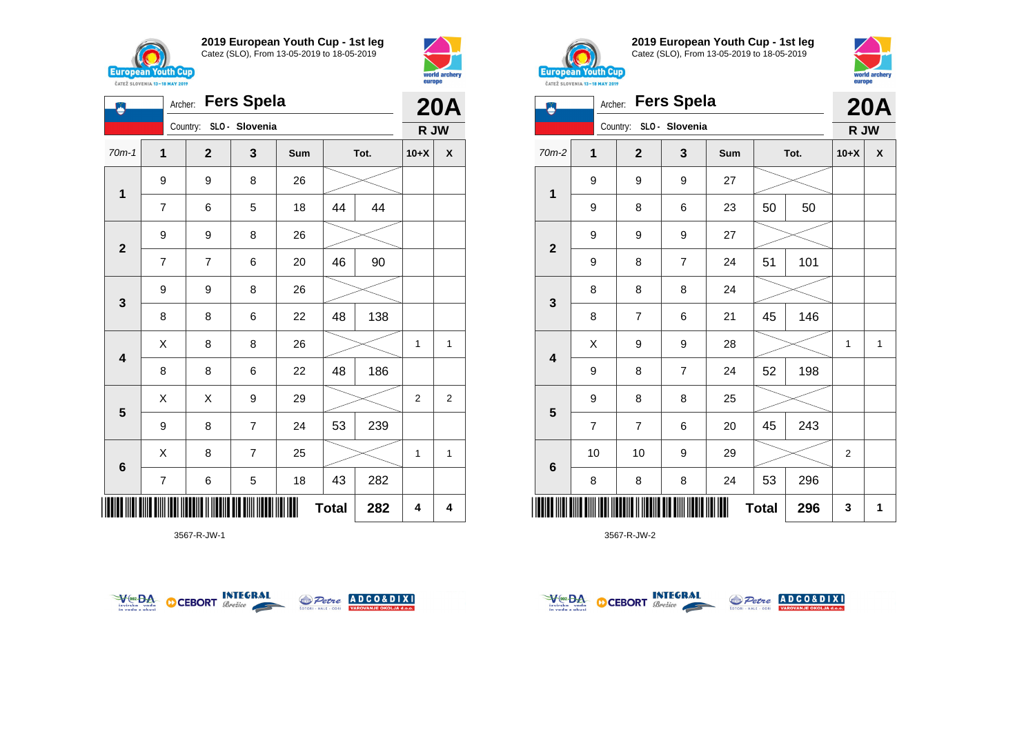## 2019 European Youth Cup - 1st leg
Catez (SLO), From 13-05-2019 to 18-05-2019

Archer: **Fers Spela**
Country: SLO - Slovenia

**20A**
**R JW**

| 70m-1 | 1 | 2 | 3 | Sum | Tot. | | 10+X | X |
|---|---|---|---|---|---|---|---|---|
| 1 | 9 | 9 | 8 | 26 | | | | |
| | 7 | 6 | 5 | 18 | 44 | 44 | | |
| 2 | 9 | 9 | 8 | 26 | | | | |
| | 7 | 7 | 6 | 20 | 46 | 90 | | |
| 3 | 9 | 9 | 8 | 26 | | | | |
| | 8 | 8 | 6 | 22 | 48 | 138 | | |
| 4 | X | 8 | 8 | 26 | | | 1 | 1 |
| | 8 | 8 | 6 | 22 | 48 | 186 | | |
| 5 | X | X | 9 | 29 | | | 2 | 2 |
| | 9 | 8 | 7 | 24 | 53 | 239 | | |
| 6 | X | 8 | 7 | 25 | | | 1 | 1 |
| | 7 | 6 | 5 | 18 | 43 | 282 | | |
| | | | | | **Total** | **282** | **4** | **4** |

3567-R-JW-1

## 2019 European Youth Cup - 1st leg
Catez (SLO), From 13-05-2019 to 18-05-2019

Archer: **Fers Spela**
Country: SLO - Slovenia

**20A**
**R JW**

| 70m-2 | 1 | 2 | 3 | Sum | Tot. | | 10+X | X |
|---|---|---|---|---|---|---|---|---|
| 1 | 9 | 9 | 9 | 27 | | | | |
| | 9 | 8 | 6 | 23 | 50 | 50 | | |
| 2 | 9 | 9 | 9 | 27 | | | | |
| | 9 | 8 | 7 | 24 | 51 | 101 | | |
| 3 | 8 | 8 | 8 | 24 | | | | |
| | 8 | 7 | 6 | 21 | 45 | 146 | | |
| 4 | X | 9 | 9 | 28 | | | 1 | 1 |
| | 9 | 8 | 7 | 24 | 52 | 198 | | |
| 5 | 9 | 8 | 8 | 25 | | | | |
| | 7 | 7 | 6 | 20 | 45 | 243 | | |
| 6 | 10 | 10 | 9 | 29 | | | 2 | |
| | 8 | 8 | 8 | 24 | 53 | 296 | | |
| | | | | | **Total** | **296** | **3** | **1** |

3567-R-JW-2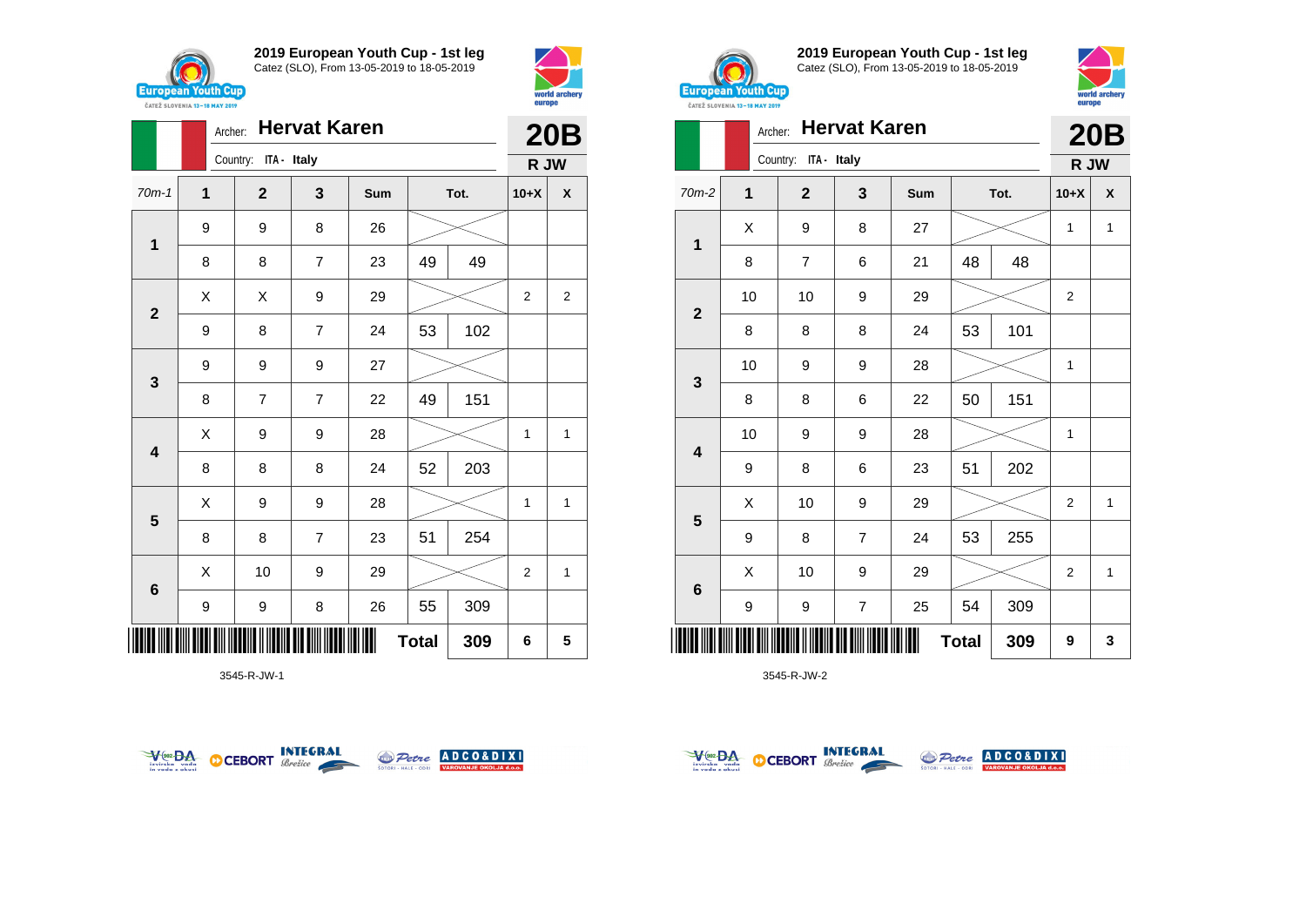## 2019 European Youth Cup - 1st leg

Catez (SLO), From 13-05-2019 to 18-05-2019

Archer: **Hervat Karen**

Country: ITA - Italy

**20B**

**R JW**

| 70m-1 | 1 | 2 | 3 | Sum | Tot. | | 10+X | X |
|---|---|---|---|---|---|---|---|---|
| 1 | 9 | 9 | 8 | 26 | | | | |
| | 8 | 8 | 7 | 23 | 49 | 49 | | |
| 2 | X | X | 9 | 29 | | | 2 | 2 |
| | 9 | 8 | 7 | 24 | 53 | 102 | | |
| 3 | 9 | 9 | 9 | 27 | | | | |
| | 8 | 7 | 7 | 22 | 49 | 151 | | |
| 4 | X | 9 | 9 | 28 | | | 1 | 1 |
| | 8 | 8 | 8 | 24 | 52 | 203 | | |
| 5 | X | 9 | 9 | 28 | | | 1 | 1 |
| | 8 | 8 | 7 | 23 | 51 | 254 | | |
| 6 | X | 10 | 9 | 29 | | | 2 | 1 |
| | 9 | 9 | 8 | 26 | 55 | 309 | | |
| | | | | | **Total** | **309** | **6** | **5** |

3545-R-JW-1

## 2019 European Youth Cup - 1st leg

Catez (SLO), From 13-05-2019 to 18-05-2019

Archer: **Hervat Karen**

Country: ITA - Italy

**20B**

**R JW**

| 70m-2 | 1 | 2 | 3 | Sum | Tot. | | 10+X | X |
|---|---|---|---|---|---|---|---|---|
| 1 | X | 9 | 8 | 27 | | | 1 | 1 |
| | 8 | 7 | 6 | 21 | 48 | 48 | | |
| 2 | 10 | 10 | 9 | 29 | | | 2 | |
| | 8 | 8 | 8 | 24 | 53 | 101 | | |
| 3 | 10 | 9 | 9 | 28 | | | 1 | |
| | 8 | 8 | 6 | 22 | 50 | 151 | | |
| 4 | 10 | 9 | 9 | 28 | | | 1 | |
| | 9 | 8 | 6 | 23 | 51 | 202 | | |
| 5 | X | 10 | 9 | 29 | | | 2 | 1 |
| | 9 | 8 | 7 | 24 | 53 | 255 | | |
| 6 | X | 10 | 9 | 29 | | | 2 | 1 |
| | 9 | 9 | 7 | 25 | 54 | 309 | | |
| | | | | | **Total** | **309** | **9** | **3** |

3545-R-JW-2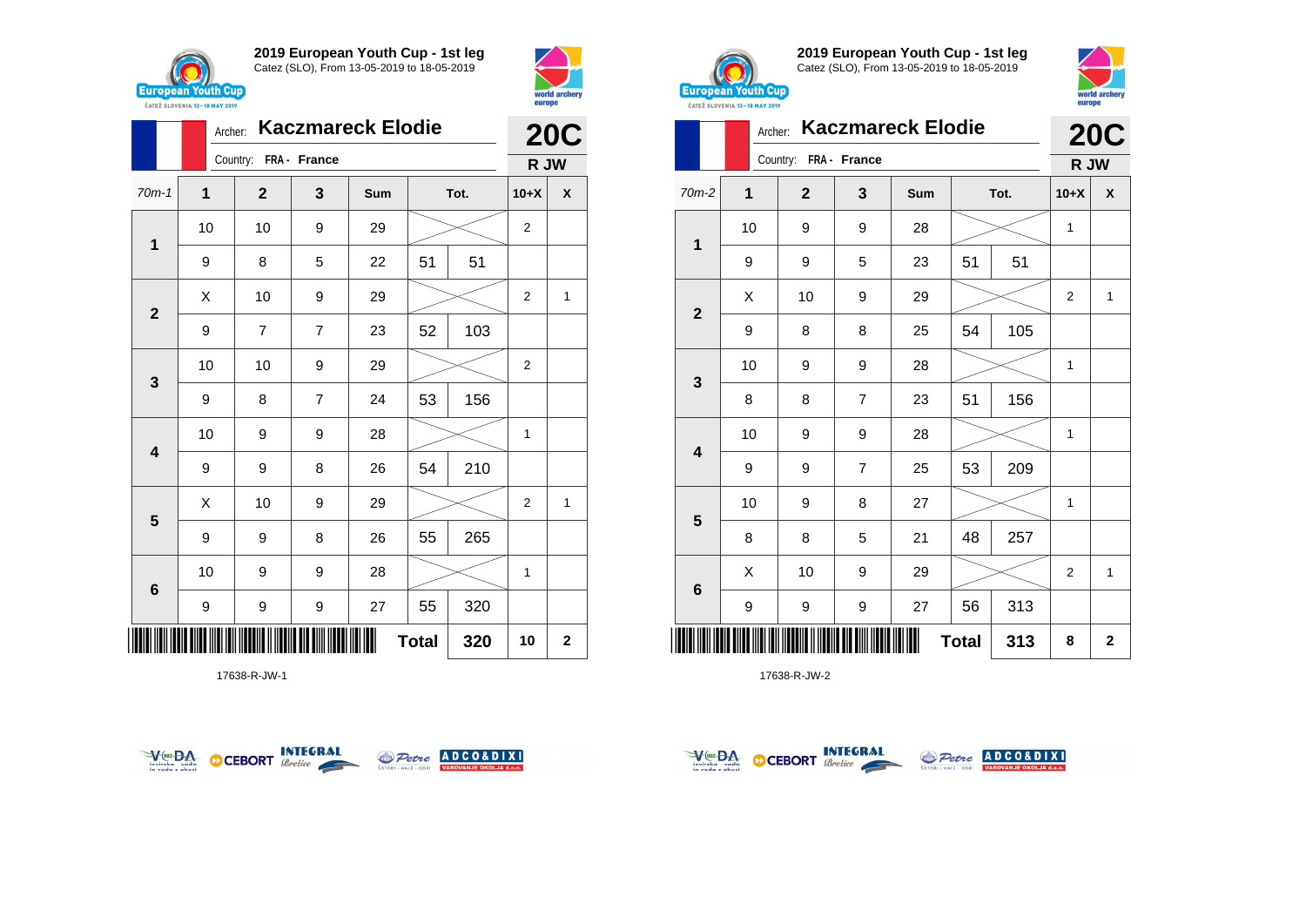**2019 European Youth Cup - 1st leg**
Catez (SLO), From 13-05-2019 to 18-05-2019

Archer: **Kaczmareck Elodie**
Country: FRA - France

**20C**
**R JW**

| 70m-1 | 1 | 2 | 3 | Sum | Tot. | | 10+X | X |
|---|---|---|---|---|---|---|---|---|
| 1 | 10 | 10 | 9 | 29 | | | 2 | |
| | 9 | 8 | 5 | 22 | 51 | 51 | | |
| 2 | X | 10 | 9 | 29 | | | 2 | 1 |
| | 9 | 7 | 7 | 23 | 52 | 103 | | |
| 3 | 10 | 10 | 9 | 29 | | | 2 | |
| | 9 | 8 | 7 | 24 | 53 | 156 | | |
| 4 | 10 | 9 | 9 | 28 | | | 1 | |
| | 9 | 9 | 8 | 26 | 54 | 210 | | |
| 5 | X | 10 | 9 | 29 | | | 2 | 1 |
| | 9 | 9 | 8 | 26 | 55 | 265 | | |
| 6 | 10 | 9 | 9 | 28 | | | 1 | |
| | 9 | 9 | 9 | 27 | 55 | 320 | | |
| | | | | | **Total** | **320** | **10** | **2** |

17638-R-JW-1

**2019 European Youth Cup - 1st leg**
Catez (SLO), From 13-05-2019 to 18-05-2019

Archer: **Kaczmareck Elodie**
Country: FRA - France

**20C**
**R JW**

| 70m-2 | 1 | 2 | 3 | Sum | Tot. | | 10+X | X |
|---|---|---|---|---|---|---|---|---|
| 1 | 10 | 9 | 9 | 28 | | | 1 | |
| | 9 | 9 | 5 | 23 | 51 | 51 | | |
| 2 | X | 10 | 9 | 29 | | | 2 | 1 |
| | 9 | 8 | 8 | 25 | 54 | 105 | | |
| 3 | 10 | 9 | 9 | 28 | | | 1 | |
| | 8 | 8 | 7 | 23 | 51 | 156 | | |
| 4 | 10 | 9 | 9 | 28 | | | 1 | |
| | 9 | 9 | 7 | 25 | 53 | 209 | | |
| 5 | 10 | 9 | 8 | 27 | | | 1 | |
| | 8 | 8 | 5 | 21 | 48 | 257 | | |
| 6 | X | 10 | 9 | 29 | | | 2 | 1 |
| | 9 | 9 | 9 | 27 | 56 | 313 | | |
| | | | | | **Total** | **313** | **8** | **2** |

17638-R-JW-2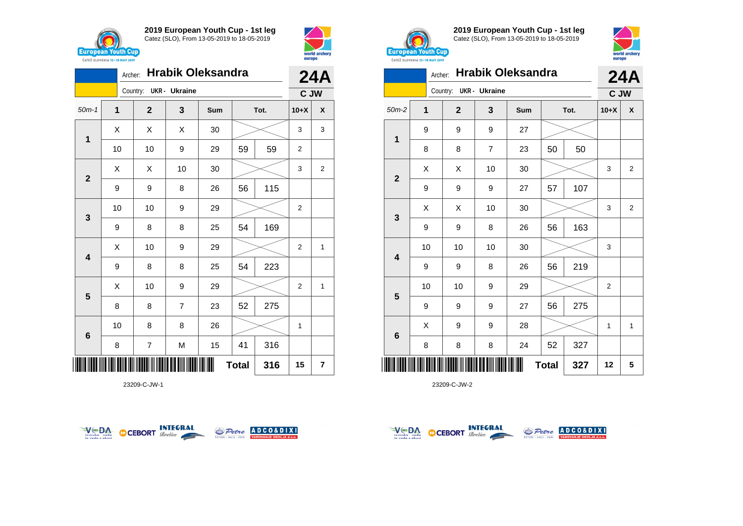## 2019 European Youth Cup - 1st leg
Catez (SLO), From 13-05-2019 to 18-05-2019

Archer: **Hrabik Oleksandra** — **24A**

Country: UKR - Ukraine — **C JW**

| 50m-1 | 1 | 2 | 3 | Sum | Tot. | | 10+X | X |
|---|---|---|---|---|---|---|---|---|
| 1 | X | X | X | 30 | | | 3 | 3 |
| | 10 | 10 | 9 | 29 | 59 | 59 | 2 | |
| 2 | X | X | 10 | 30 | | | 3 | 2 |
| | 9 | 9 | 8 | 26 | 56 | 115 | | |
| 3 | 10 | 10 | 9 | 29 | | | 2 | |
| | 9 | 8 | 8 | 25 | 54 | 169 | | |
| 4 | X | 10 | 9 | 29 | | | 2 | 1 |
| | 9 | 8 | 8 | 25 | 54 | 223 | | |
| 5 | X | 10 | 9 | 29 | | | 2 | 1 |
| | 8 | 8 | 7 | 23 | 52 | 275 | | |
| 6 | 10 | 8 | 8 | 26 | | | 1 | |
| | 8 | 7 | M | 15 | 41 | 316 | | |
| | | | | | **Total** | **316** | **15** | **7** |

23209-C-JW-1

## 2019 European Youth Cup - 1st leg
Catez (SLO), From 13-05-2019 to 18-05-2019

Archer: **Hrabik Oleksandra** — **24A**

Country: UKR - Ukraine — **C JW**

| 50m-2 | 1 | 2 | 3 | Sum | Tot. | | 10+X | X |
|---|---|---|---|---|---|---|---|---|
| 1 | 9 | 9 | 9 | 27 | | | | |
| | 8 | 8 | 7 | 23 | 50 | 50 | | |
| 2 | X | X | 10 | 30 | | | 3 | 2 |
| | 9 | 9 | 9 | 27 | 57 | 107 | | |
| 3 | X | X | 10 | 30 | | | 3 | 2 |
| | 9 | 9 | 8 | 26 | 56 | 163 | | |
| 4 | 10 | 10 | 10 | 30 | | | 3 | |
| | 9 | 9 | 8 | 26 | 56 | 219 | | |
| 5 | 10 | 10 | 9 | 29 | | | 2 | |
| | 9 | 9 | 9 | 27 | 56 | 275 | | |
| 6 | X | 9 | 9 | 28 | | | 1 | 1 |
| | 8 | 8 | 8 | 24 | 52 | 327 | | |
| | | | | | **Total** | **327** | **12** | **5** |

23209-C-JW-2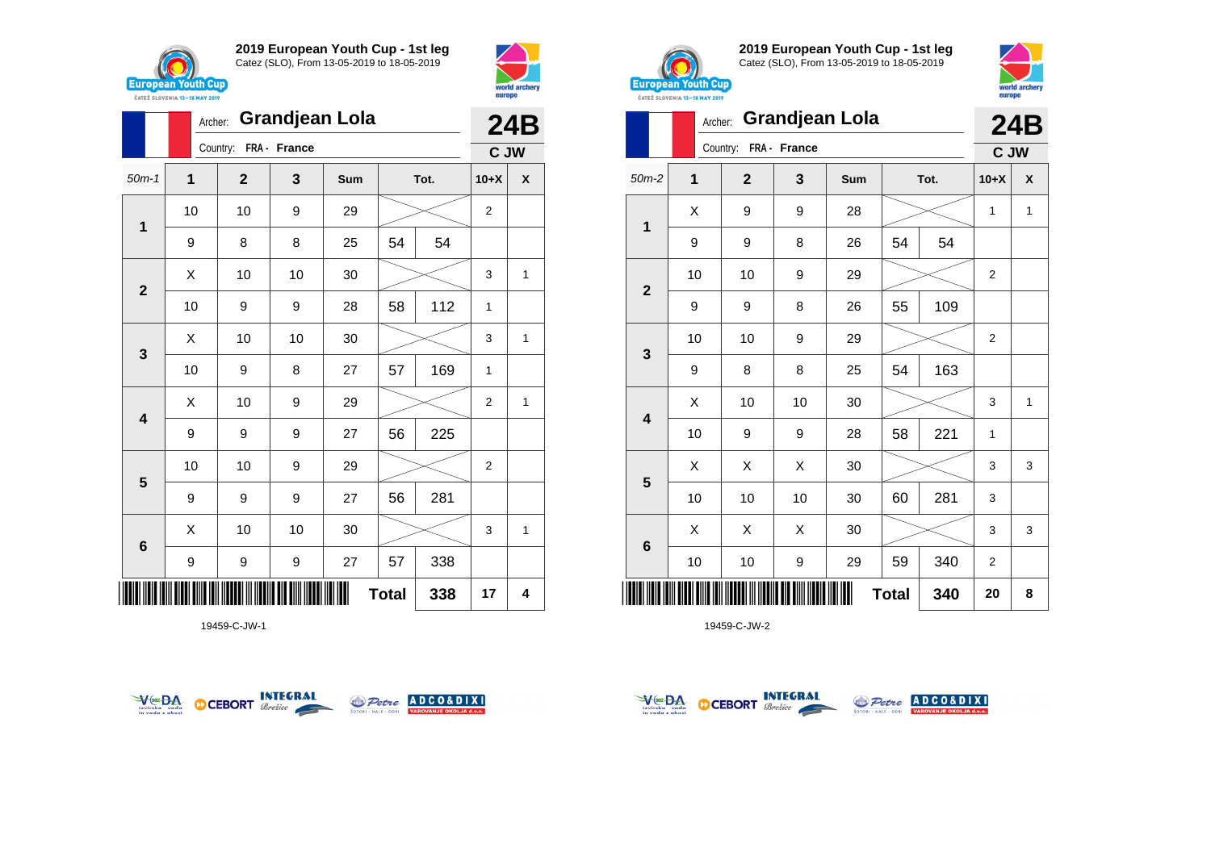**2019 European Youth Cup - 1st leg**
Catez (SLO), From 13-05-2019 to 18-05-2019

Archer: **Grandjean Lola**
Country: FRA - France

**24B**
**C JW**

| 50m-1 | 1 | 2 | 3 | Sum | Tot. | | 10+X | X |
|---|---|---|---|---|---|---|---|---|
| 1 | 10 | 10 | 9 | 29 | | | 2 | |
| | 9 | 8 | 8 | 25 | 54 | 54 | | |
| 2 | X | 10 | 10 | 30 | | | 3 | 1 |
| | 10 | 9 | 9 | 28 | 58 | 112 | 1 | |
| 3 | X | 10 | 10 | 30 | | | 3 | 1 |
| | 10 | 9 | 8 | 27 | 57 | 169 | 1 | |
| 4 | X | 10 | 9 | 29 | | | 2 | 1 |
| | 9 | 9 | 9 | 27 | 56 | 225 | | |
| 5 | 10 | 10 | 9 | 29 | | | 2 | |
| | 9 | 9 | 9 | 27 | 56 | 281 | | |
| 6 | X | 10 | 10 | 30 | | | 3 | 1 |
| | 9 | 9 | 9 | 27 | 57 | 338 | | |
| | | | | | **Total** | **338** | **17** | **4** |

19459-C-JW-1

**2019 European Youth Cup - 1st leg**
Catez (SLO), From 13-05-2019 to 18-05-2019

Archer: **Grandjean Lola**
Country: FRA - France

**24B**
**C JW**

| 50m-2 | 1 | 2 | 3 | Sum | Tot. | | 10+X | X |
|---|---|---|---|---|---|---|---|---|
| 1 | X | 9 | 9 | 28 | | | 1 | 1 |
| | 9 | 9 | 8 | 26 | 54 | 54 | | |
| 2 | 10 | 10 | 9 | 29 | | | 2 | |
| | 9 | 9 | 8 | 26 | 55 | 109 | | |
| 3 | 10 | 10 | 9 | 29 | | | 2 | |
| | 9 | 8 | 8 | 25 | 54 | 163 | | |
| 4 | X | 10 | 10 | 30 | | | 3 | 1 |
| | 10 | 9 | 9 | 28 | 58 | 221 | 1 | |
| 5 | X | X | X | 30 | | | 3 | 3 |
| | 10 | 10 | 10 | 30 | 60 | 281 | 3 | |
| 6 | X | X | X | 30 | | | 3 | 3 |
| | 10 | 10 | 9 | 29 | 59 | 340 | 2 | |
| | | | | | **Total** | **340** | **20** | **8** |

19459-C-JW-2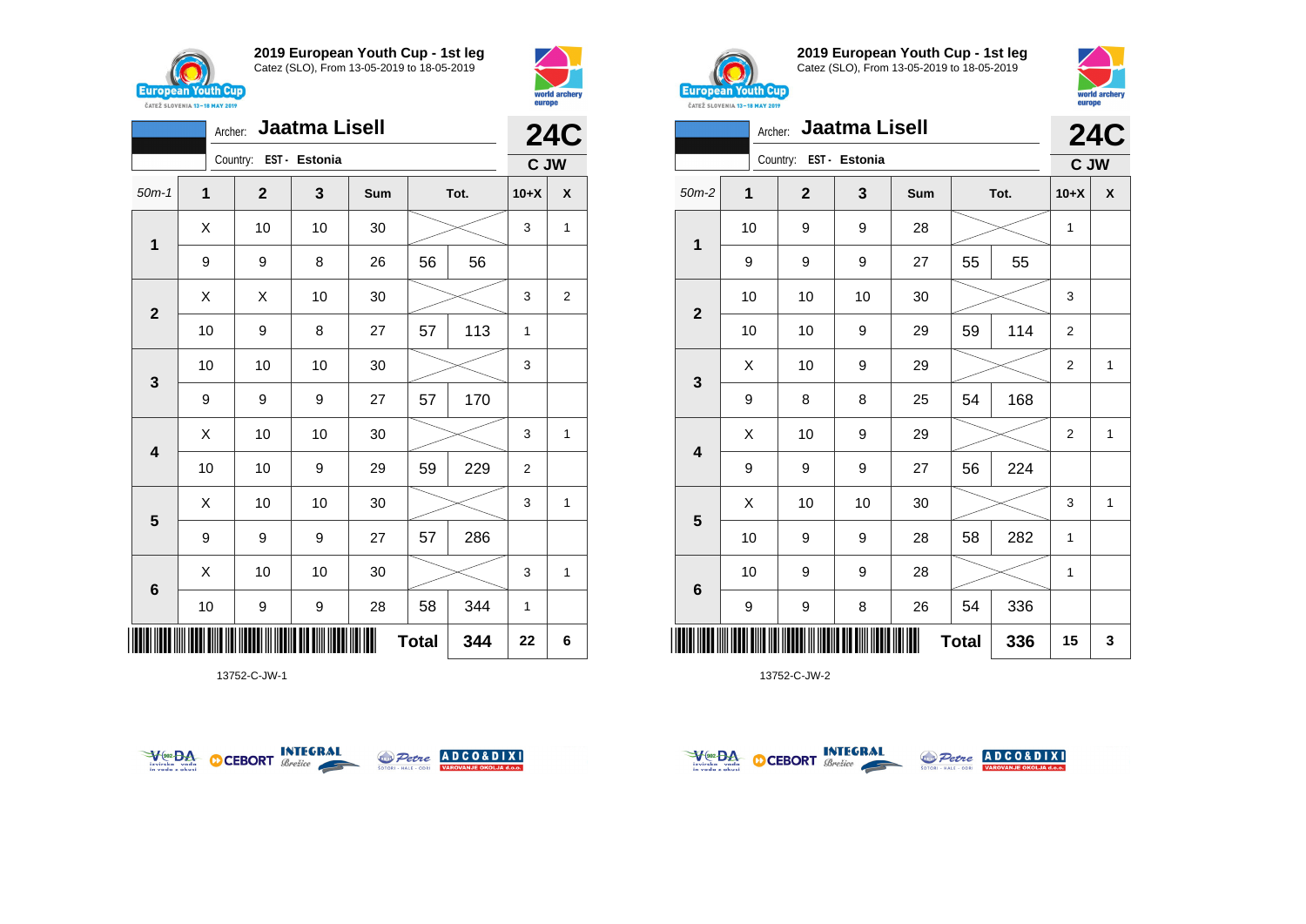## 2019 European Youth Cup - 1st leg
Catez (SLO), From 13-05-2019 to 18-05-2019

Archer: **Jaatma Lisell**
Country: EST - Estonia
**24C**
**C JW**

| 50m-1 | 1 | 2 | 3 | Sum | Tot. | | 10+X | X |
|---|---|---|---|---|---|---|---|---|
| 1 | X | 10 | 10 | 30 | | | 3 | 1 |
| | 9 | 9 | 8 | 26 | 56 | 56 | | |
| 2 | X | X | 10 | 30 | | | 3 | 2 |
| | 10 | 9 | 8 | 27 | 57 | 113 | 1 | |
| 3 | 10 | 10 | 10 | 30 | | | 3 | |
| | 9 | 9 | 9 | 27 | 57 | 170 | | |
| 4 | X | 10 | 10 | 30 | | | 3 | 1 |
| | 10 | 10 | 9 | 29 | 59 | 229 | 2 | |
| 5 | X | 10 | 10 | 30 | | | 3 | 1 |
| | 9 | 9 | 9 | 27 | 57 | 286 | | |
| 6 | X | 10 | 10 | 30 | | | 3 | 1 |
| | 10 | 9 | 9 | 28 | 58 | 344 | 1 | |
| | | | | | **Total** | **344** | **22** | **6** |

13752-C-JW-1

## 2019 European Youth Cup - 1st leg
Catez (SLO), From 13-05-2019 to 18-05-2019

Archer: **Jaatma Lisell**
Country: EST - Estonia
**24C**
**C JW**

| 50m-2 | 1 | 2 | 3 | Sum | Tot. | | 10+X | X |
|---|---|---|---|---|---|---|---|---|
| 1 | 10 | 9 | 9 | 28 | | | 1 | |
| | 9 | 9 | 9 | 27 | 55 | 55 | | |
| 2 | 10 | 10 | 10 | 30 | | | 3 | |
| | 10 | 10 | 9 | 29 | 59 | 114 | 2 | |
| 3 | X | 10 | 9 | 29 | | | 2 | 1 |
| | 9 | 8 | 8 | 25 | 54 | 168 | | |
| 4 | X | 10 | 9 | 29 | | | 2 | 1 |
| | 9 | 9 | 9 | 27 | 56 | 224 | | |
| 5 | X | 10 | 10 | 30 | | | 3 | 1 |
| | 10 | 9 | 9 | 28 | 58 | 282 | 1 | |
| 6 | 10 | 9 | 9 | 28 | | | 1 | |
| | 9 | 9 | 8 | 26 | 54 | 336 | | |
| | | | | | **Total** | **336** | **15** | **3** |

13752-C-JW-2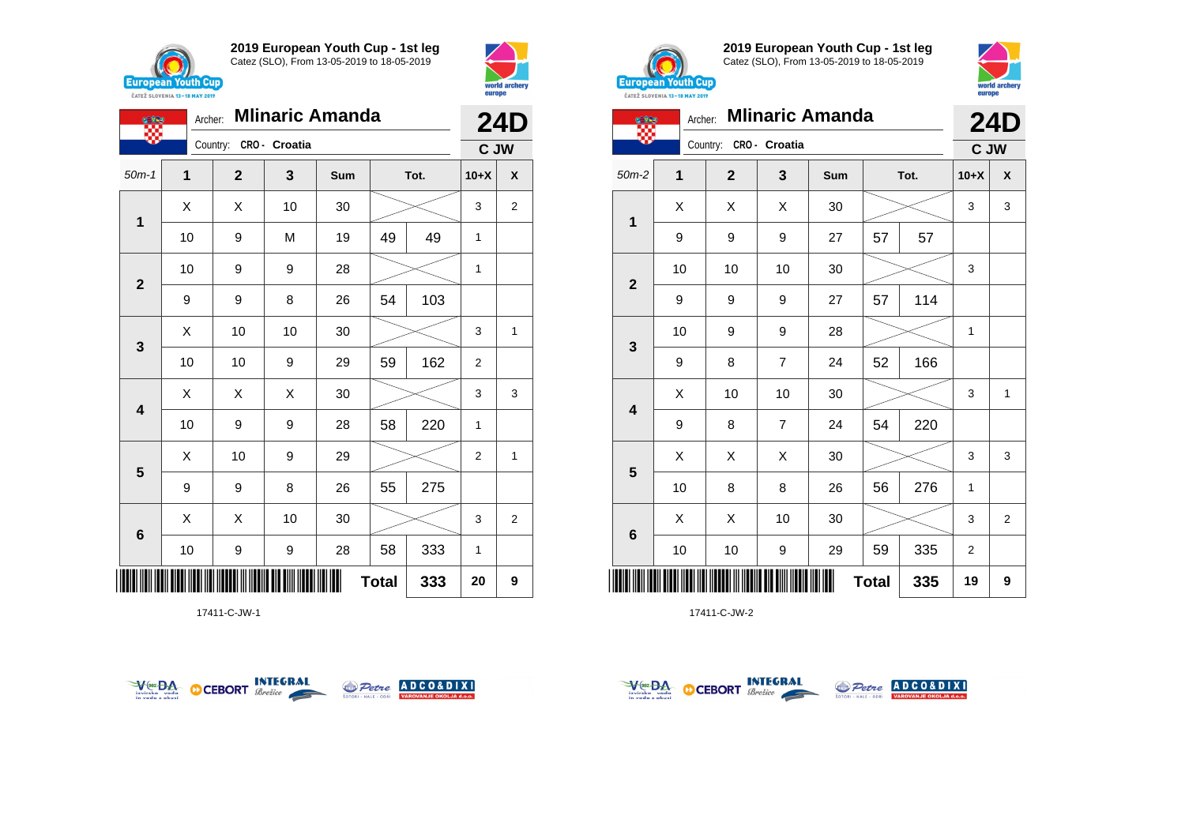## 2019 European Youth Cup - 1st leg

Catez (SLO), From 13-05-2019 to 18-05-2019

Archer: **Mlinaric Amanda**

Country: CRO - Croatia

**24D**

**C JW**

| 50m-1 | 1 | 2 | 3 | Sum | Tot. | | 10+X | X |
|---|---|---|---|---|---|---|---|---|
| 1 | X | X | 10 | 30 | | | 3 | 2 |
| | 10 | 9 | M | 19 | 49 | 49 | 1 | |
| 2 | 10 | 9 | 9 | 28 | | | 1 | |
| | 9 | 9 | 8 | 26 | 54 | 103 | | |
| 3 | X | 10 | 10 | 30 | | | 3 | 1 |
| | 10 | 10 | 9 | 29 | 59 | 162 | 2 | |
| 4 | X | X | X | 30 | | | 3 | 3 |
| | 10 | 9 | 9 | 28 | 58 | 220 | 1 | |
| 5 | X | 10 | 9 | 29 | | | 2 | 1 |
| | 9 | 9 | 8 | 26 | 55 | 275 | | |
| 6 | X | X | 10 | 30 | | | 3 | 2 |
| | 10 | 9 | 9 | 28 | 58 | 333 | 1 | |
| | | | | | Total | 333 | 20 | 9 |

17411-C-JW-1

## 2019 European Youth Cup - 1st leg

Catez (SLO), From 13-05-2019 to 18-05-2019

Archer: **Mlinaric Amanda**

Country: CRO - Croatia

**24D**

**C JW**

| 50m-2 | 1 | 2 | 3 | Sum | Tot. | | 10+X | X |
|---|---|---|---|---|---|---|---|---|
| 1 | X | X | X | 30 | | | 3 | 3 |
| | 9 | 9 | 9 | 27 | 57 | 57 | | |
| 2 | 10 | 10 | 10 | 30 | | | 3 | |
| | 9 | 9 | 9 | 27 | 57 | 114 | | |
| 3 | 10 | 9 | 9 | 28 | | | 1 | |
| | 9 | 8 | 7 | 24 | 52 | 166 | | |
| 4 | X | 10 | 10 | 30 | | | 3 | 1 |
| | 9 | 8 | 7 | 24 | 54 | 220 | | |
| 5 | X | X | X | 30 | | | 3 | 3 |
| | 10 | 8 | 8 | 26 | 56 | 276 | 1 | |
| 6 | X | X | 10 | 30 | | | 3 | 2 |
| | 10 | 10 | 9 | 29 | 59 | 335 | 2 | |
| | | | | | Total | 335 | 19 | 9 |

17411-C-JW-2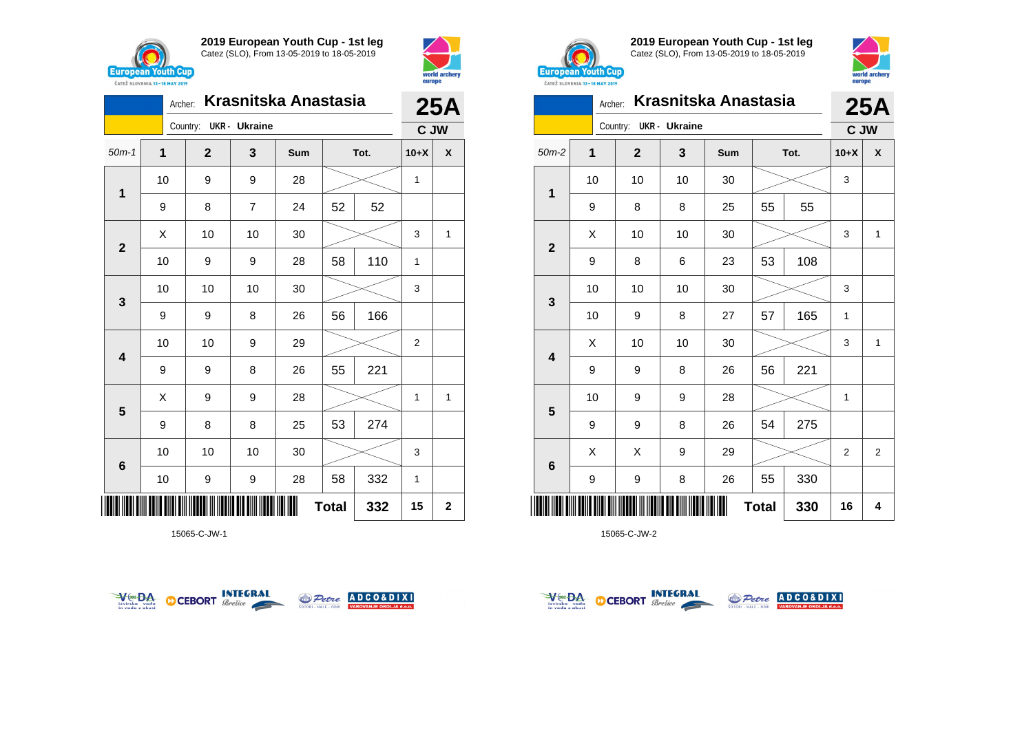## 2019 European Youth Cup - 1st leg

Catez (SLO), From 13-05-2019 to 18-05-2019

Archer: **Krasnitska Anastasia** — **25A**

Country: UKR - Ukraine — **C JW**

| 50m-1 | 1 | 2 | 3 | Sum | Tot. | | 10+X | X |
|---|---|---|---|---|---|---|---|---|
| 1 | 10 | 9 | 9 | 28 | | | 1 | |
| | 9 | 8 | 7 | 24 | 52 | 52 | | |
| 2 | X | 10 | 10 | 30 | | | 3 | 1 |
| | 10 | 9 | 9 | 28 | 58 | 110 | 1 | |
| 3 | 10 | 10 | 10 | 30 | | | 3 | |
| | 9 | 9 | 8 | 26 | 56 | 166 | | |
| 4 | 10 | 10 | 9 | 29 | | | 2 | |
| | 9 | 9 | 8 | 26 | 55 | 221 | | |
| 5 | X | 9 | 9 | 28 | | | 1 | 1 |
| | 9 | 8 | 8 | 25 | 53 | 274 | | |
| 6 | 10 | 10 | 10 | 30 | | | 3 | |
| | 10 | 9 | 9 | 28 | 58 | 332 | 1 | |
| | | | | | **Total** | **332** | **15** | **2** |

15065-C-JW-1

## 2019 European Youth Cup - 1st leg

Catez (SLO), From 13-05-2019 to 18-05-2019

Archer: **Krasnitska Anastasia** — **25A**

Country: UKR - Ukraine — **C JW**

| 50m-2 | 1 | 2 | 3 | Sum | Tot. | | 10+X | X |
|---|---|---|---|---|---|---|---|---|
| 1 | 10 | 10 | 10 | 30 | | | 3 | |
| | 9 | 8 | 8 | 25 | 55 | 55 | | |
| 2 | X | 10 | 10 | 30 | | | 3 | 1 |
| | 9 | 8 | 6 | 23 | 53 | 108 | | |
| 3 | 10 | 10 | 10 | 30 | | | 3 | |
| | 10 | 9 | 8 | 27 | 57 | 165 | 1 | |
| 4 | X | 10 | 10 | 30 | | | 3 | 1 |
| | 9 | 9 | 8 | 26 | 56 | 221 | | |
| 5 | 10 | 9 | 9 | 28 | | | 1 | |
| | 9 | 9 | 8 | 26 | 54 | 275 | | |
| 6 | X | X | 9 | 29 | | | 2 | 2 |
| | 9 | 9 | 8 | 26 | 55 | 330 | | |
| | | | | | **Total** | **330** | **16** | **4** |

15065-C-JW-2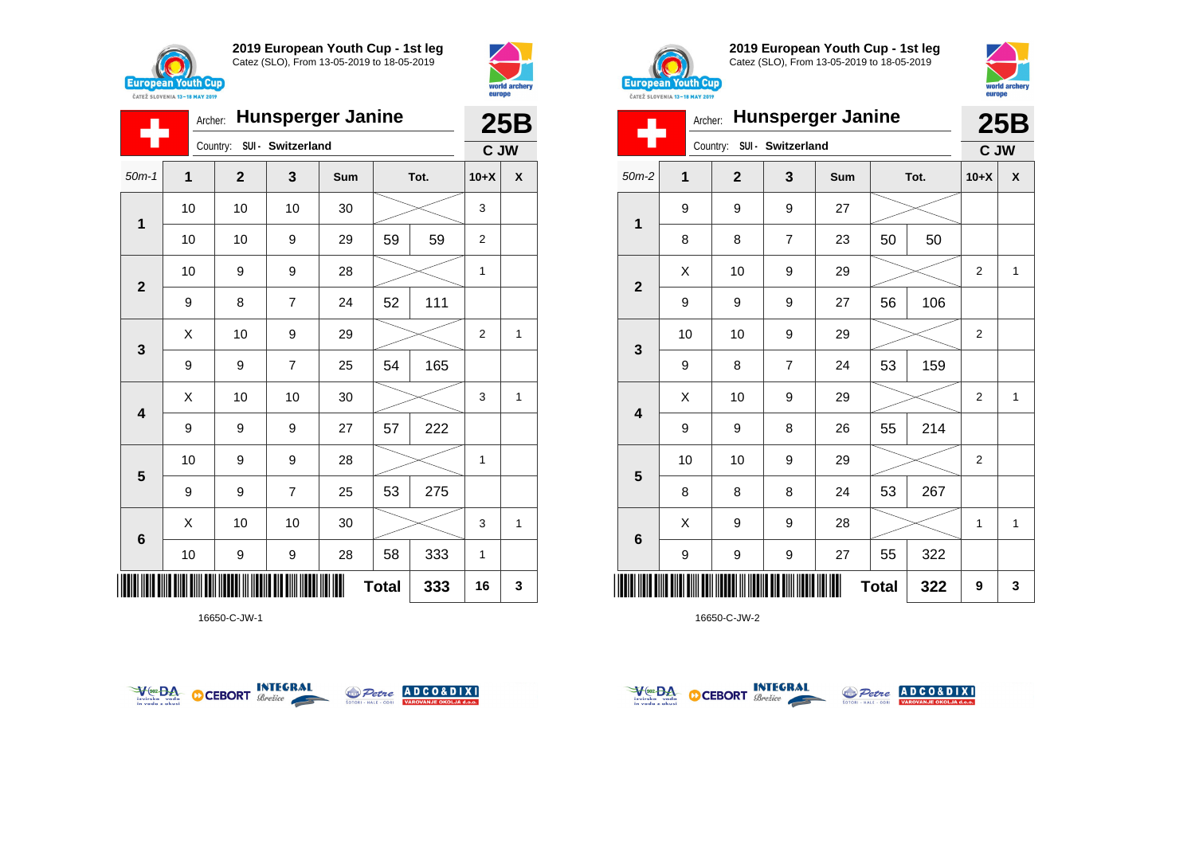## 2019 European Youth Cup - 1st leg

Catez (SLO), From 13-05-2019 to 18-05-2019

Archer: **Hunsperger Janine** — **25B**

Country: SUI - Switzerland — **C JW**

| 50m-1 | 1 | 2 | 3 | Sum | Tot. | | 10+X | X |
|---|---|---|---|---|---|---|---|---|
| 1 | 10 | 10 | 10 | 30 | | | 3 | |
| | 10 | 10 | 9 | 29 | 59 | 59 | 2 | |
| 2 | 10 | 9 | 9 | 28 | | | 1 | |
| | 9 | 8 | 7 | 24 | 52 | 111 | | |
| 3 | X | 10 | 9 | 29 | | | 2 | 1 |
| | 9 | 9 | 7 | 25 | 54 | 165 | | |
| 4 | X | 10 | 10 | 30 | | | 3 | 1 |
| | 9 | 9 | 9 | 27 | 57 | 222 | | |
| 5 | 10 | 9 | 9 | 28 | | | 1 | |
| | 9 | 9 | 7 | 25 | 53 | 275 | | |
| 6 | X | 10 | 10 | 30 | | | 3 | 1 |
| | 10 | 9 | 9 | 28 | 58 | 333 | 1 | |
| | | | | | Total | 333 | 16 | 3 |

16650-C-JW-1

## 2019 European Youth Cup - 1st leg

Catez (SLO), From 13-05-2019 to 18-05-2019

Archer: **Hunsperger Janine** — **25B**

Country: SUI - Switzerland — **C JW**

| 50m-2 | 1 | 2 | 3 | Sum | Tot. | | 10+X | X |
|---|---|---|---|---|---|---|---|---|
| 1 | 9 | 9 | 9 | 27 | | | | |
| | 8 | 8 | 7 | 23 | 50 | 50 | | |
| 2 | X | 10 | 9 | 29 | | | 2 | 1 |
| | 9 | 9 | 9 | 27 | 56 | 106 | | |
| 3 | 10 | 10 | 9 | 29 | | | 2 | |
| | 9 | 8 | 7 | 24 | 53 | 159 | | |
| 4 | X | 10 | 9 | 29 | | | 2 | 1 |
| | 9 | 9 | 8 | 26 | 55 | 214 | | |
| 5 | 10 | 10 | 9 | 29 | | | 2 | |
| | 8 | 8 | 8 | 24 | 53 | 267 | | |
| 6 | X | 9 | 9 | 28 | | | 1 | 1 |
| | 9 | 9 | 9 | 27 | 55 | 322 | | |
| | | | | | Total | 322 | 9 | 3 |

16650-C-JW-2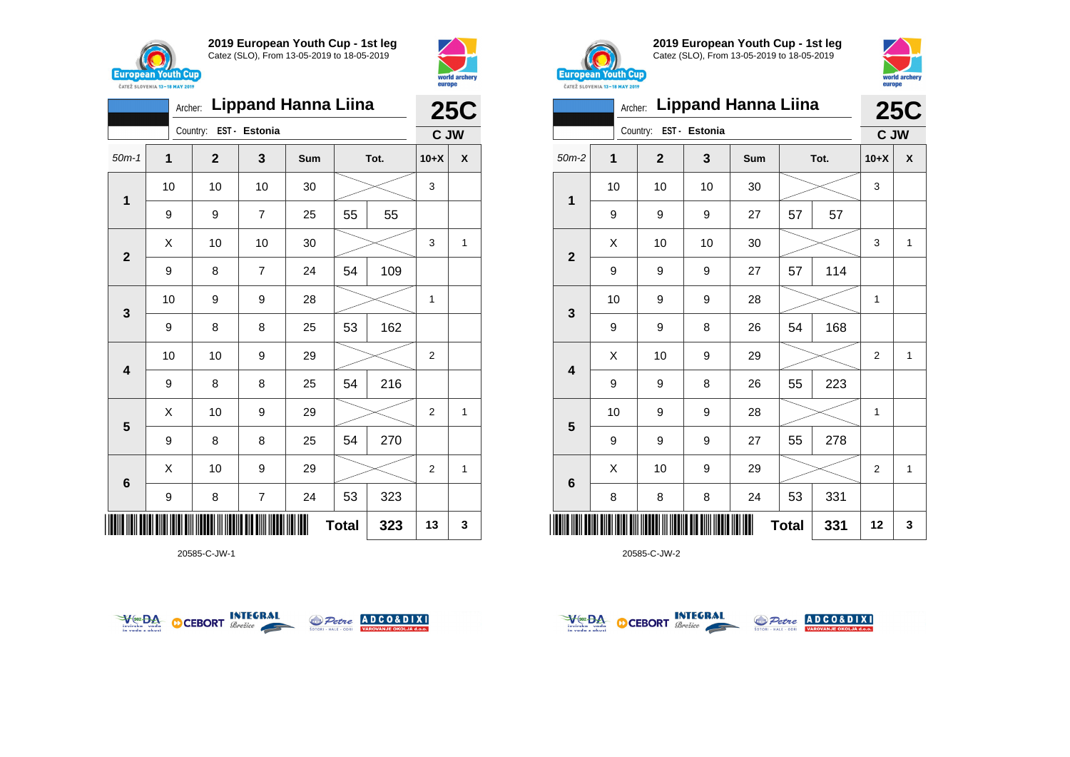## 2019 European Youth Cup - 1st leg

Catez (SLO), From 13-05-2019 to 18-05-2019

Archer: **Lippand Hanna Liina**
Country: EST - Estonia
**25C**
**C JW**

| 50m-1 | 1 | 2 | 3 | Sum | Tot. | | 10+X | X |
|---|---|---|---|---|---|---|---|---|
| 1 | 10 | 10 | 10 | 30 | | | 3 | |
| | 9 | 9 | 7 | 25 | 55 | 55 | | |
| 2 | X | 10 | 10 | 30 | | | 3 | 1 |
| | 9 | 8 | 7 | 24 | 54 | 109 | | |
| 3 | 10 | 9 | 9 | 28 | | | 1 | |
| | 9 | 8 | 8 | 25 | 53 | 162 | | |
| 4 | 10 | 10 | 9 | 29 | | | 2 | |
| | 9 | 8 | 8 | 25 | 54 | 216 | | |
| 5 | X | 10 | 9 | 29 | | | 2 | 1 |
| | 9 | 8 | 8 | 25 | 54 | 270 | | |
| 6 | X | 10 | 9 | 29 | | | 2 | 1 |
| | 9 | 8 | 7 | 24 | 53 | 323 | | |
| | | | | | **Total** | **323** | **13** | **3** |

20585-C-JW-1

## 2019 European Youth Cup - 1st leg

Catez (SLO), From 13-05-2019 to 18-05-2019

Archer: **Lippand Hanna Liina**
Country: EST - Estonia
**25C**
**C JW**

| 50m-2 | 1 | 2 | 3 | Sum | Tot. | | 10+X | X |
|---|---|---|---|---|---|---|---|---|
| 1 | 10 | 10 | 10 | 30 | | | 3 | |
| | 9 | 9 | 9 | 27 | 57 | 57 | | |
| 2 | X | 10 | 10 | 30 | | | 3 | 1 |
| | 9 | 9 | 9 | 27 | 57 | 114 | | |
| 3 | 10 | 9 | 9 | 28 | | | 1 | |
| | 9 | 9 | 8 | 26 | 54 | 168 | | |
| 4 | X | 10 | 9 | 29 | | | 2 | 1 |
| | 9 | 9 | 8 | 26 | 55 | 223 | | |
| 5 | 10 | 9 | 9 | 28 | | | 1 | |
| | 9 | 9 | 9 | 27 | 55 | 278 | | |
| 6 | X | 10 | 9 | 29 | | | 2 | 1 |
| | 8 | 8 | 8 | 24 | 53 | 331 | | |
| | | | | | **Total** | **331** | **12** | **3** |

20585-C-JW-2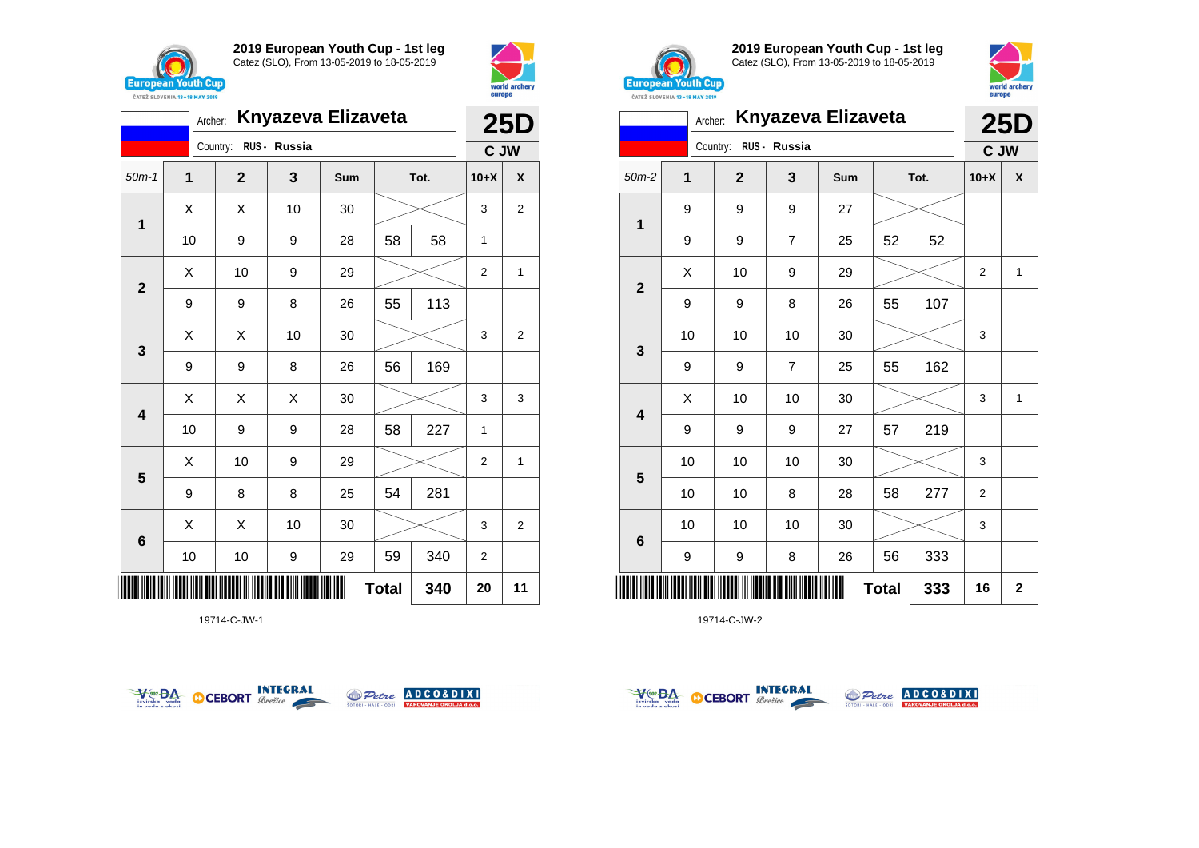## 2019 European Youth Cup - 1st leg

Catez (SLO), From 13-05-2019 to 18-05-2019

Archer: **Knyazeva Elizaveta** — **25D**

Country: RUS - Russia — **C JW**

| 50m-1 | 1 | 2 | 3 | Sum | Tot. | | 10+X | X |
|---|---|---|---|---|---|---|---|---|
| 1 | X | X | 10 | 30 | | | 3 | 2 |
| | 10 | 9 | 9 | 28 | 58 | 58 | 1 | |
| 2 | X | 10 | 9 | 29 | | | 2 | 1 |
| | 9 | 9 | 8 | 26 | 55 | 113 | | |
| 3 | X | X | 10 | 30 | | | 3 | 2 |
| | 9 | 9 | 8 | 26 | 56 | 169 | | |
| 4 | X | X | X | 30 | | | 3 | 3 |
| | 10 | 9 | 9 | 28 | 58 | 227 | 1 | |
| 5 | X | 10 | 9 | 29 | | | 2 | 1 |
| | 9 | 8 | 8 | 25 | 54 | 281 | | |
| 6 | X | X | 10 | 30 | | | 3 | 2 |
| | 10 | 10 | 9 | 29 | 59 | 340 | 2 | |
| | | | | | **Total** | **340** | **20** | **11** |

19714-C-JW-1

## 2019 European Youth Cup - 1st leg

Catez (SLO), From 13-05-2019 to 18-05-2019

Archer: **Knyazeva Elizaveta** — **25D**

Country: RUS - Russia — **C JW**

| 50m-2 | 1 | 2 | 3 | Sum | Tot. | | 10+X | X |
|---|---|---|---|---|---|---|---|---|
| 1 | 9 | 9 | 9 | 27 | | | | |
| | 9 | 9 | 7 | 25 | 52 | 52 | | |
| 2 | X | 10 | 9 | 29 | | | 2 | 1 |
| | 9 | 9 | 8 | 26 | 55 | 107 | | |
| 3 | 10 | 10 | 10 | 30 | | | 3 | |
| | 9 | 9 | 7 | 25 | 55 | 162 | | |
| 4 | X | 10 | 10 | 30 | | | 3 | 1 |
| | 9 | 9 | 9 | 27 | 57 | 219 | | |
| 5 | 10 | 10 | 10 | 30 | | | 3 | |
| | 10 | 10 | 8 | 28 | 58 | 277 | 2 | |
| 6 | 10 | 10 | 10 | 30 | | | 3 | |
| | 9 | 9 | 8 | 26 | 56 | 333 | | |
| | | | | | **Total** | **333** | **16** | **2** |

19714-C-JW-2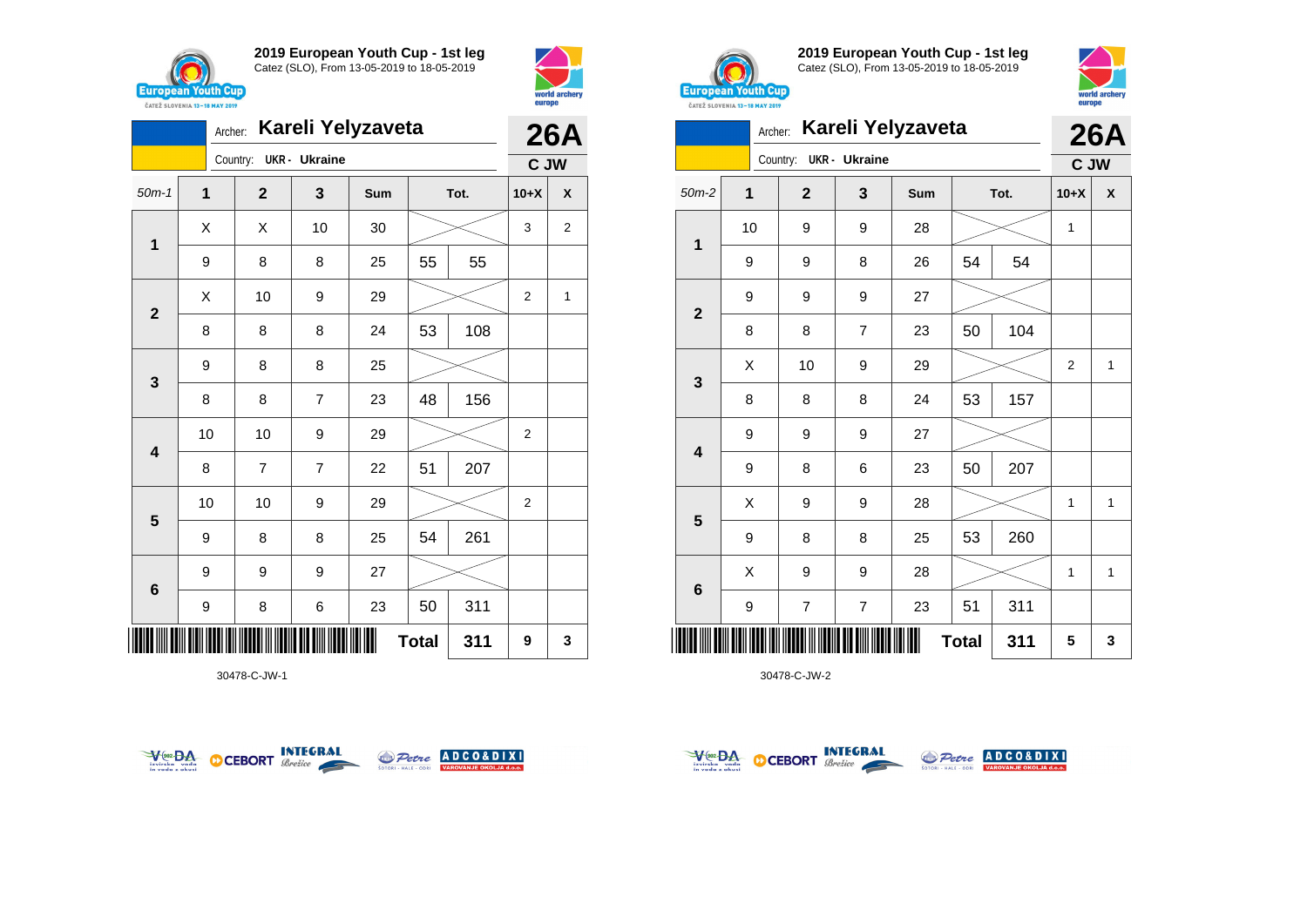## 2019 European Youth Cup - 1st leg

Catez (SLO), From 13-05-2019 to 18-05-2019

Archer: **Kareli Yelyzaveta** — **26A**

Country: UKR - Ukraine — C JW

| 50m-1 | 1 | 2 | 3 | Sum | Tot. | | 10+X | X |
|---|---|---|---|---|---|---|---|---|
| 1 | X | X | 10 | 30 | | | 3 | 2 |
| | 9 | 8 | 8 | 25 | 55 | 55 | | |
| 2 | X | 10 | 9 | 29 | | | 2 | 1 |
| | 8 | 8 | 8 | 24 | 53 | 108 | | |
| 3 | 9 | 8 | 8 | 25 | | | | |
| | 8 | 8 | 7 | 23 | 48 | 156 | | |
| 4 | 10 | 10 | 9 | 29 | | | 2 | |
| | 8 | 7 | 7 | 22 | 51 | 207 | | |
| 5 | 10 | 10 | 9 | 29 | | | 2 | |
| | 9 | 8 | 8 | 25 | 54 | 261 | | |
| 6 | 9 | 9 | 9 | 27 | | | | |
| | 9 | 8 | 6 | 23 | 50 | 311 | | |
| | | | | | Total | 311 | 9 | 3 |

30478-C-JW-1

## 2019 European Youth Cup - 1st leg

Catez (SLO), From 13-05-2019 to 18-05-2019

Archer: **Kareli Yelyzaveta** — **26A**

Country: UKR - Ukraine — C JW

| 50m-2 | 1 | 2 | 3 | Sum | Tot. | | 10+X | X |
|---|---|---|---|---|---|---|---|---|
| 1 | 10 | 9 | 9 | 28 | | | 1 | |
| | 9 | 9 | 8 | 26 | 54 | 54 | | |
| 2 | 9 | 9 | 9 | 27 | | | | |
| | 8 | 8 | 7 | 23 | 50 | 104 | | |
| 3 | X | 10 | 9 | 29 | | | 2 | 1 |
| | 8 | 8 | 8 | 24 | 53 | 157 | | |
| 4 | 9 | 9 | 9 | 27 | | | | |
| | 9 | 8 | 6 | 23 | 50 | 207 | | |
| 5 | X | 9 | 9 | 28 | | | 1 | 1 |
| | 9 | 8 | 8 | 25 | 53 | 260 | | |
| 6 | X | 9 | 9 | 28 | | | 1 | 1 |
| | 9 | 7 | 7 | 23 | 51 | 311 | | |
| | | | | | Total | 311 | 5 | 3 |

30478-C-JW-2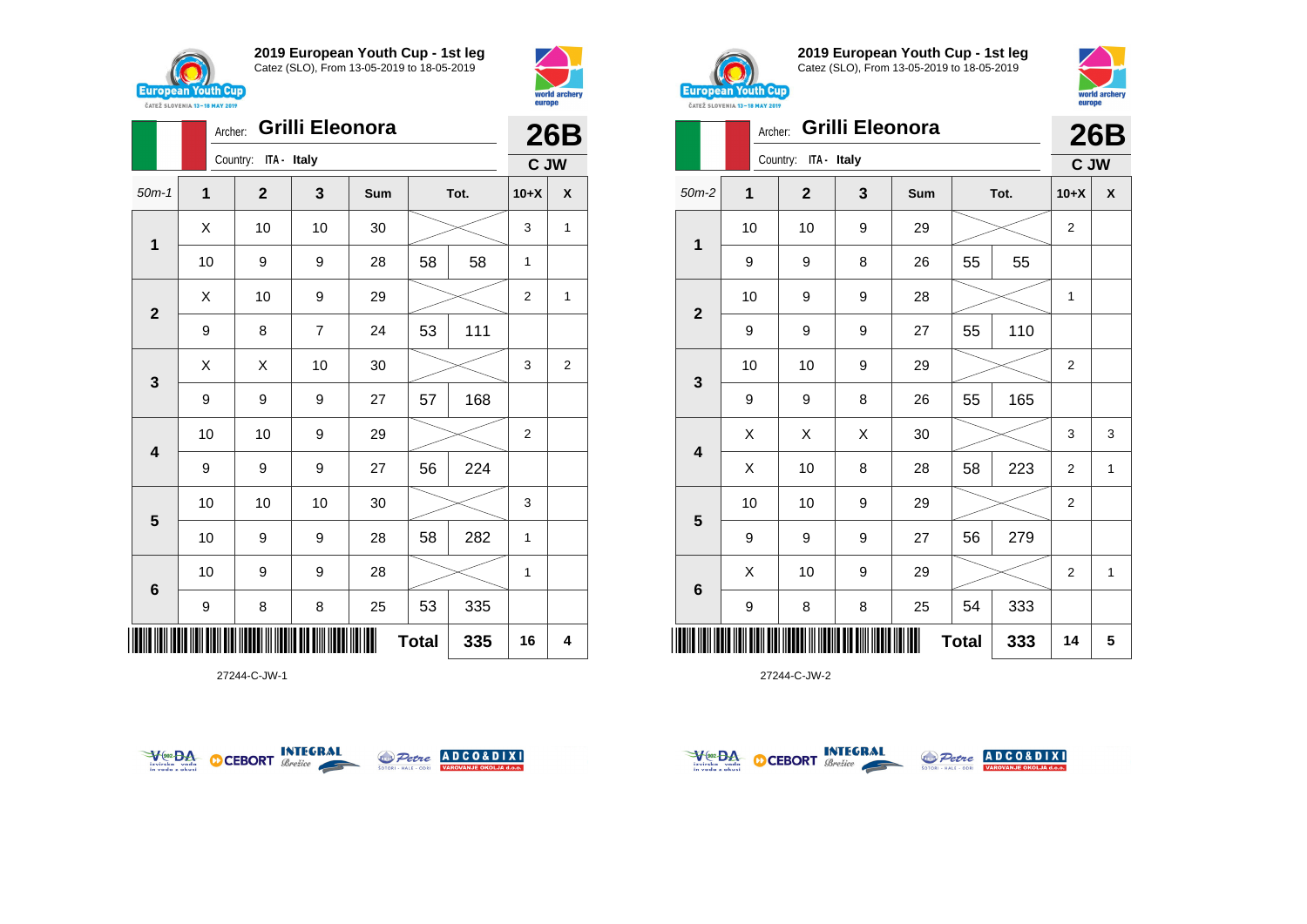## 2019 European Youth Cup - 1st leg

Catez (SLO), From 13-05-2019 to 18-05-2019

Archer: **Grilli Eleonora** — **26B**

Country: ITA - Italy — **C JW**

| 50m-1 | 1 | 2 | 3 | Sum | Tot. | | 10+X | X |
|---|---|---|---|---|---|---|---|---|
| 1 | X | 10 | 10 | 30 | | | 3 | 1 |
| | 10 | 9 | 9 | 28 | 58 | 58 | 1 | |
| 2 | X | 10 | 9 | 29 | | | 2 | 1 |
| | 9 | 8 | 7 | 24 | 53 | 111 | | |
| 3 | X | X | 10 | 30 | | | 3 | 2 |
| | 9 | 9 | 9 | 27 | 57 | 168 | | |
| 4 | 10 | 10 | 9 | 29 | | | 2 | |
| | 9 | 9 | 9 | 27 | 56 | 224 | | |
| 5 | 10 | 10 | 10 | 30 | | | 3 | |
| | 10 | 9 | 9 | 28 | 58 | 282 | 1 | |
| 6 | 10 | 9 | 9 | 28 | | | 1 | |
| | 9 | 8 | 8 | 25 | 53 | 335 | | |
| | | | | | **Total** | **335** | **16** | **4** |

27244-C-JW-1

## 2019 European Youth Cup - 1st leg

Catez (SLO), From 13-05-2019 to 18-05-2019

Archer: **Grilli Eleonora** — **26B**

Country: ITA - Italy — **C JW**

| 50m-2 | 1 | 2 | 3 | Sum | Tot. | | 10+X | X |
|---|---|---|---|---|---|---|---|---|
| 1 | 10 | 10 | 9 | 29 | | | 2 | |
| | 9 | 9 | 8 | 26 | 55 | 55 | | |
| 2 | 10 | 9 | 9 | 28 | | | 1 | |
| | 9 | 9 | 9 | 27 | 55 | 110 | | |
| 3 | 10 | 10 | 9 | 29 | | | 2 | |
| | 9 | 9 | 8 | 26 | 55 | 165 | | |
| 4 | X | X | X | 30 | | | 3 | 3 |
| | X | 10 | 8 | 28 | 58 | 223 | 2 | 1 |
| 5 | 10 | 10 | 9 | 29 | | | 2 | |
| | 9 | 9 | 9 | 27 | 56 | 279 | | |
| 6 | X | 10 | 9 | 29 | | | 2 | 1 |
| | 9 | 8 | 8 | 25 | 54 | 333 | | |
| | | | | | **Total** | **333** | **14** | **5** |

27244-C-JW-2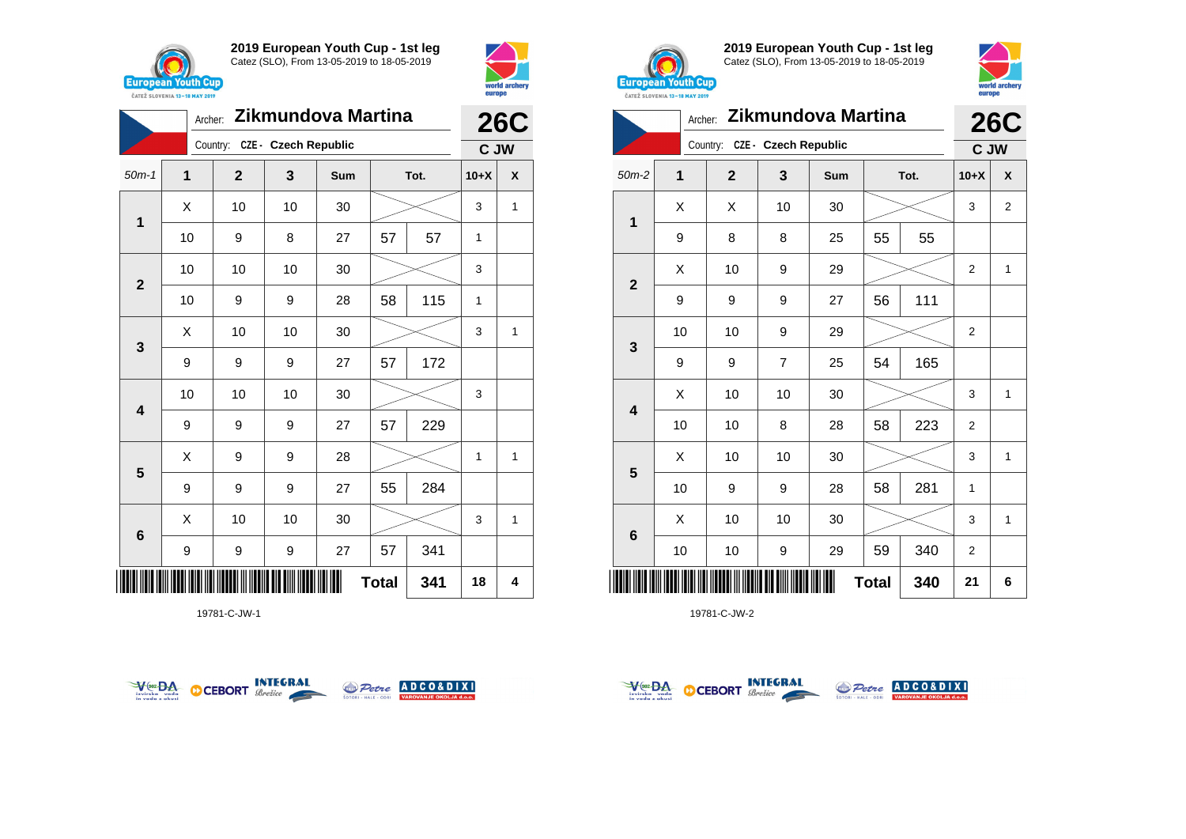## 2019 European Youth Cup - 1st leg

Catez (SLO), From 13-05-2019 to 18-05-2019

Archer: **Zikmundova Martina**

Country: CZE - Czech Republic

**26C**

**C JW**

| 50m-1 | 1 | 2 | 3 | Sum | Tot. | | 10+X | X |
|---|---|---|---|---|---|---|---|---|
| 1 | X | 10 | 10 | 30 | | | 3 | 1 |
| | 10 | 9 | 8 | 27 | 57 | 57 | 1 | |
| 2 | 10 | 10 | 10 | 30 | | | 3 | |
| | 10 | 9 | 9 | 28 | 58 | 115 | 1 | |
| 3 | X | 10 | 10 | 30 | | | 3 | 1 |
| | 9 | 9 | 9 | 27 | 57 | 172 | | |
| 4 | 10 | 10 | 10 | 30 | | | 3 | |
| | 9 | 9 | 9 | 27 | 57 | 229 | | |
| 5 | X | 9 | 9 | 28 | | | 1 | 1 |
| | 9 | 9 | 9 | 27 | 55 | 284 | | |
| 6 | X | 10 | 10 | 30 | | | 3 | 1 |
| | 9 | 9 | 9 | 27 | 57 | 341 | | |
| | | | | | **Total** | **341** | **18** | **4** |

19781-C-JW-1

## 2019 European Youth Cup - 1st leg

Catez (SLO), From 13-05-2019 to 18-05-2019

Archer: **Zikmundova Martina**

Country: CZE - Czech Republic

**26C**

**C JW**

| 50m-2 | 1 | 2 | 3 | Sum | Tot. | | 10+X | X |
|---|---|---|---|---|---|---|---|---|
| 1 | X | X | 10 | 30 | | | 3 | 2 |
| | 9 | 8 | 8 | 25 | 55 | 55 | | |
| 2 | X | 10 | 9 | 29 | | | 2 | 1 |
| | 9 | 9 | 9 | 27 | 56 | 111 | | |
| 3 | 10 | 10 | 9 | 29 | | | 2 | |
| | 9 | 9 | 7 | 25 | 54 | 165 | | |
| 4 | X | 10 | 10 | 30 | | | 3 | 1 |
| | 10 | 10 | 8 | 28 | 58 | 223 | 2 | |
| 5 | X | 10 | 10 | 30 | | | 3 | 1 |
| | 10 | 9 | 9 | 28 | 58 | 281 | 1 | |
| 6 | X | 10 | 10 | 30 | | | 3 | 1 |
| | 10 | 10 | 9 | 29 | 59 | 340 | 2 | |
| | | | | | **Total** | **340** | **21** | **6** |

19781-C-JW-2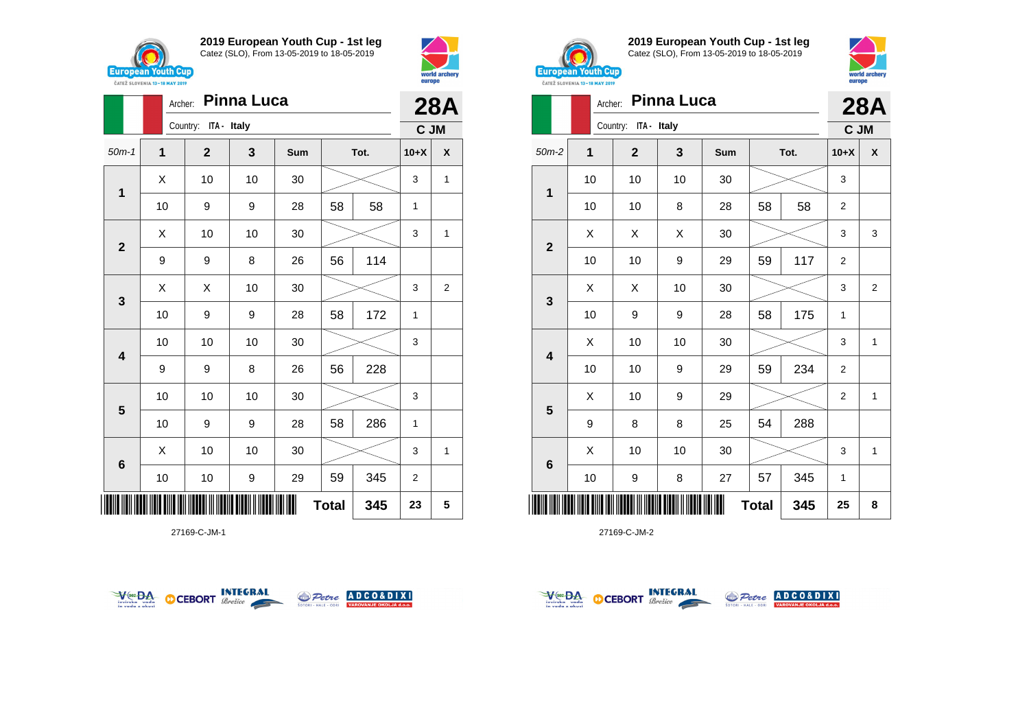## 2019 European Youth Cup - 1st leg

Catez (SLO), From 13-05-2019 to 18-05-2019

Archer: **Pinna Luca** — **28A**

Country: ITA - Italy — **C JM**

| 50m-1 | 1 | 2 | 3 | Sum | Tot. | | 10+X | X |
|---|---|---|---|---|---|---|---|---|
| 1 | X | 10 | 10 | 30 | | | 3 | 1 |
| | 10 | 9 | 9 | 28 | 58 | 58 | 1 | |
| 2 | X | 10 | 10 | 30 | | | 3 | 1 |
| | 9 | 9 | 8 | 26 | 56 | 114 | | |
| 3 | X | X | 10 | 30 | | | 3 | 2 |
| | 10 | 9 | 9 | 28 | 58 | 172 | 1 | |
| 4 | 10 | 10 | 10 | 30 | | | 3 | |
| | 9 | 9 | 8 | 26 | 56 | 228 | | |
| 5 | 10 | 10 | 10 | 30 | | | 3 | |
| | 10 | 9 | 9 | 28 | 58 | 286 | 1 | |
| 6 | X | 10 | 10 | 30 | | | 3 | 1 |
| | 10 | 10 | 9 | 29 | 59 | 345 | 2 | |
| | | | | | **Total** | **345** | **23** | **5** |

27169-C-JM-1

## 2019 European Youth Cup - 1st leg

Catez (SLO), From 13-05-2019 to 18-05-2019

Archer: **Pinna Luca** — **28A**

Country: ITA - Italy — **C JM**

| 50m-2 | 1 | 2 | 3 | Sum | Tot. | | 10+X | X |
|---|---|---|---|---|---|---|---|---|
| 1 | 10 | 10 | 10 | 30 | | | 3 | |
| | 10 | 10 | 8 | 28 | 58 | 58 | 2 | |
| 2 | X | X | X | 30 | | | 3 | 3 |
| | 10 | 10 | 9 | 29 | 59 | 117 | 2 | |
| 3 | X | X | 10 | 30 | | | 3 | 2 |
| | 10 | 9 | 9 | 28 | 58 | 175 | 1 | |
| 4 | X | 10 | 10 | 30 | | | 3 | 1 |
| | 10 | 10 | 9 | 29 | 59 | 234 | 2 | |
| 5 | X | 10 | 9 | 29 | | | 2 | 1 |
| | 9 | 8 | 8 | 25 | 54 | 288 | | |
| 6 | X | 10 | 10 | 30 | | | 3 | 1 |
| | 10 | 9 | 8 | 27 | 57 | 345 | 1 | |
| | | | | | **Total** | **345** | **25** | **8** |

27169-C-JM-2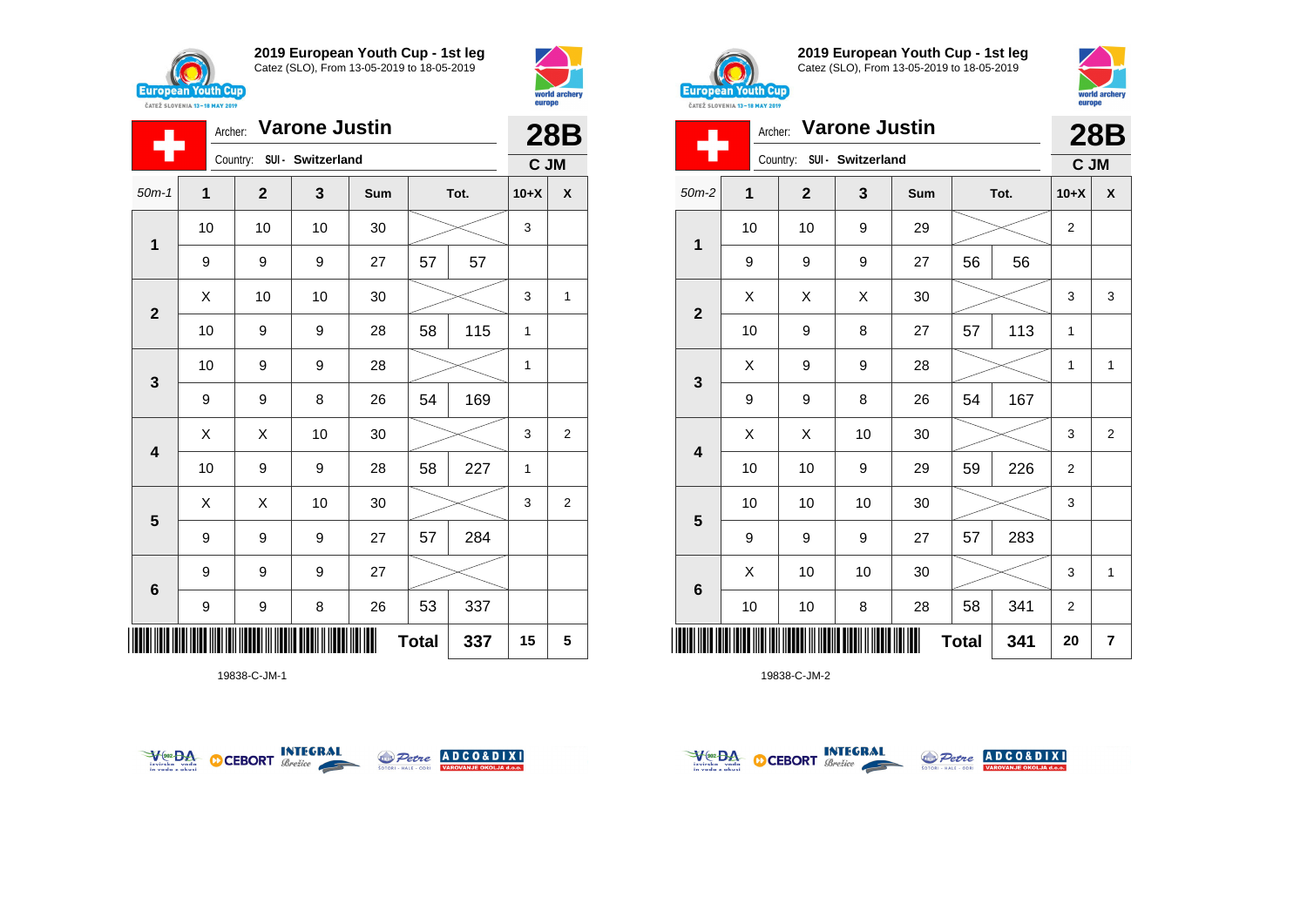## 2019 European Youth Cup - 1st leg

Catez (SLO), From 13-05-2019 to 18-05-2019

Archer: **Varone Justin** — **28B**

Country: SUI - Switzerland — C JM

| 50m-1 | 1 | 2 | 3 | Sum | Tot. | | 10+X | X |
|---|---|---|---|---|---|---|---|---|
| 1 | 10 | 10 | 10 | 30 | | | 3 | |
| | 9 | 9 | 9 | 27 | 57 | 57 | | |
| 2 | X | 10 | 10 | 30 | | | 3 | 1 |
| | 10 | 9 | 9 | 28 | 58 | 115 | 1 | |
| 3 | 10 | 9 | 9 | 28 | | | 1 | |
| | 9 | 9 | 8 | 26 | 54 | 169 | | |
| 4 | X | X | 10 | 30 | | | 3 | 2 |
| | 10 | 9 | 9 | 28 | 58 | 227 | 1 | |
| 5 | X | X | 10 | 30 | | | 3 | 2 |
| | 9 | 9 | 9 | 27 | 57 | 284 | | |
| 6 | 9 | 9 | 9 | 27 | | | | |
| | 9 | 9 | 8 | 26 | 53 | 337 | | |
| | | | | | Total | 337 | 15 | 5 |

19838-C-JM-1

## 2019 European Youth Cup - 1st leg

Catez (SLO), From 13-05-2019 to 18-05-2019

Archer: **Varone Justin** — **28B**

Country: SUI - Switzerland — C JM

| 50m-2 | 1 | 2 | 3 | Sum | Tot. | | 10+X | X |
|---|---|---|---|---|---|---|---|---|
| 1 | 10 | 10 | 9 | 29 | | | 2 | |
| | 9 | 9 | 9 | 27 | 56 | 56 | | |
| 2 | X | X | X | 30 | | | 3 | 3 |
| | 10 | 9 | 8 | 27 | 57 | 113 | 1 | |
| 3 | X | 9 | 9 | 28 | | | 1 | 1 |
| | 9 | 9 | 8 | 26 | 54 | 167 | | |
| 4 | X | X | 10 | 30 | | | 3 | 2 |
| | 10 | 10 | 9 | 29 | 59 | 226 | 2 | |
| 5 | 10 | 10 | 10 | 30 | | | 3 | |
| | 9 | 9 | 9 | 27 | 57 | 283 | | |
| 6 | X | 10 | 10 | 30 | | | 3 | 1 |
| | 10 | 10 | 8 | 28 | 58 | 341 | 2 | |
| | | | | | Total | 341 | 20 | 7 |

19838-C-JM-2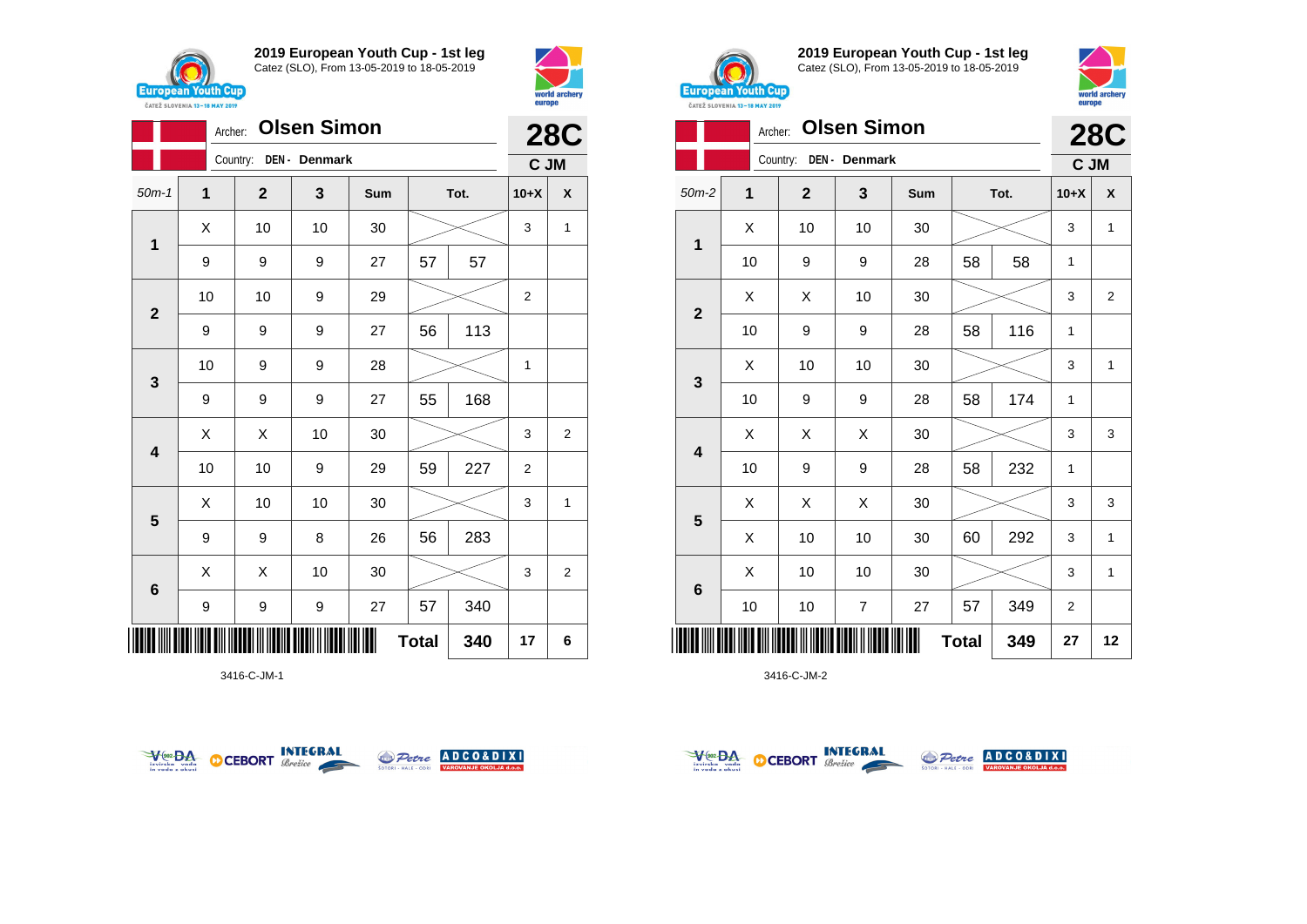## 2019 European Youth Cup - 1st leg

Catez (SLO), From 13-05-2019 to 18-05-2019

Archer: **Olsen Simon**

Country: DEN - Denmark

**28C**

**C JM**

| 50m-1 | 1 | 2 | 3 | Sum | Tot. | | 10+X | X |
|---|---|---|---|---|---|---|---|---|
| 1 | X | 10 | 10 | 30 | | | 3 | 1 |
| | 9 | 9 | 9 | 27 | 57 | 57 | | |
| 2 | 10 | 10 | 9 | 29 | | | 2 | |
| | 9 | 9 | 9 | 27 | 56 | 113 | | |
| 3 | 10 | 9 | 9 | 28 | | | 1 | |
| | 9 | 9 | 9 | 27 | 55 | 168 | | |
| 4 | X | X | 10 | 30 | | | 3 | 2 |
| | 10 | 10 | 9 | 29 | 59 | 227 | 2 | |
| 5 | X | 10 | 10 | 30 | | | 3 | 1 |
| | 9 | 9 | 8 | 26 | 56 | 283 | | |
| 6 | X | X | 10 | 30 | | | 3 | 2 |
| | 9 | 9 | 9 | 27 | 57 | 340 | | |
| | | | | | **Total** | **340** | **17** | **6** |

3416-C-JM-1

## 2019 European Youth Cup - 1st leg

Catez (SLO), From 13-05-2019 to 18-05-2019

Archer: **Olsen Simon**

Country: DEN - Denmark

**28C**

**C JM**

| 50m-2 | 1 | 2 | 3 | Sum | Tot. | | 10+X | X |
|---|---|---|---|---|---|---|---|---|
| 1 | X | 10 | 10 | 30 | | | 3 | 1 |
| | 10 | 9 | 9 | 28 | 58 | 58 | 1 | |
| 2 | X | X | 10 | 30 | | | 3 | 2 |
| | 10 | 9 | 9 | 28 | 58 | 116 | 1 | |
| 3 | X | 10 | 10 | 30 | | | 3 | 1 |
| | 10 | 9 | 9 | 28 | 58 | 174 | 1 | |
| 4 | X | X | X | 30 | | | 3 | 3 |
| | 10 | 9 | 9 | 28 | 58 | 232 | 1 | |
| 5 | X | X | X | 30 | | | 3 | 3 |
| | X | 10 | 10 | 30 | 60 | 292 | 3 | 1 |
| 6 | X | 10 | 10 | 30 | | | 3 | 1 |
| | 10 | 10 | 7 | 27 | 57 | 349 | 2 | |
| | | | | | **Total** | **349** | **27** | **12** |

3416-C-JM-2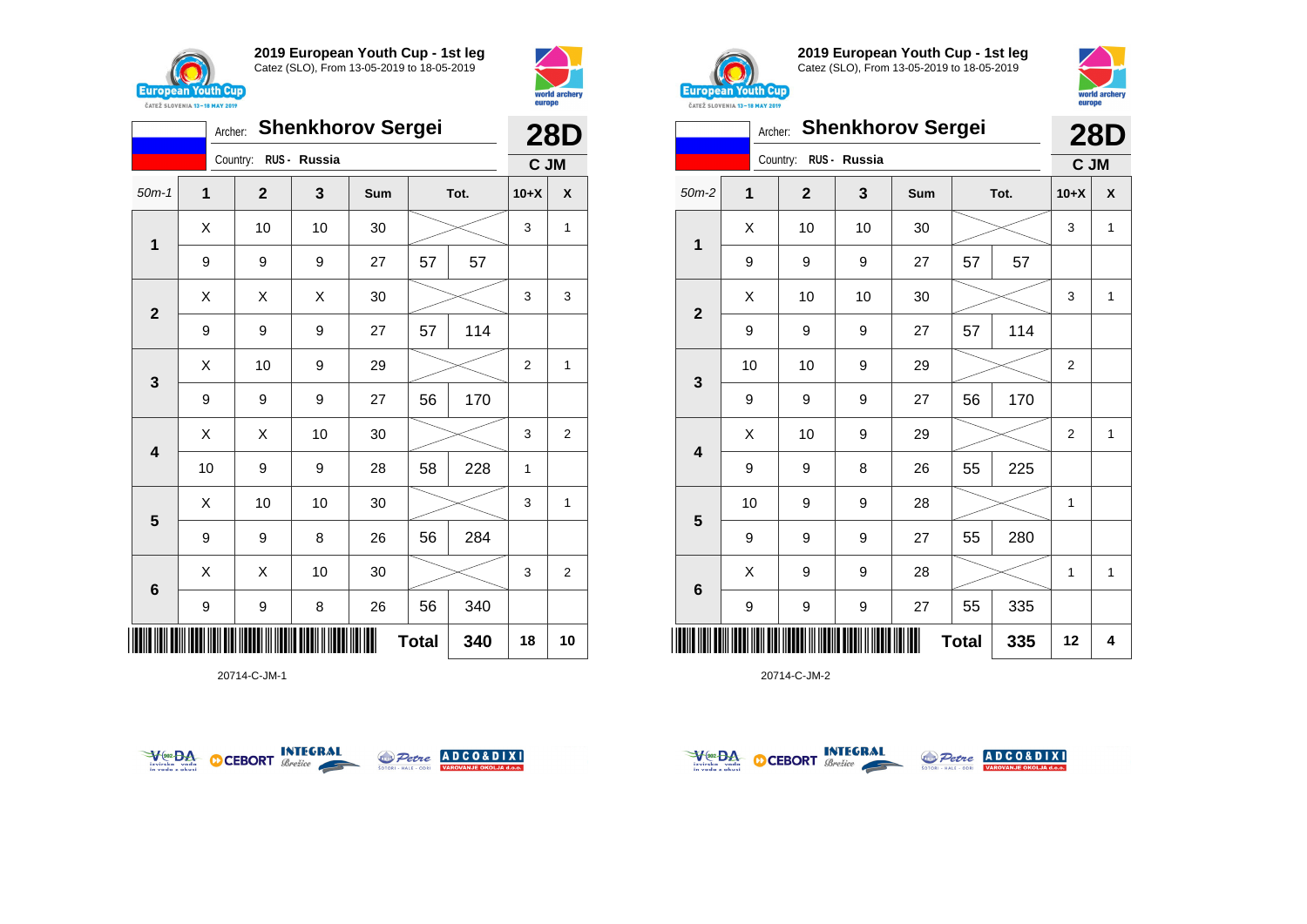## 2019 European Youth Cup - 1st leg

Catez (SLO), From 13-05-2019 to 18-05-2019

Archer: **Shenkhorov Sergei** — **28D**

Country: RUS - Russia — **C JM**

| 50m-1 | 1 | 2 | 3 | Sum | Tot. | | 10+X | X |
|---|---|---|---|---|---|---|---|---|
| 1 | X | 10 | 10 | 30 | | | 3 | 1 |
| | 9 | 9 | 9 | 27 | 57 | 57 | | |
| 2 | X | X | X | 30 | | | 3 | 3 |
| | 9 | 9 | 9 | 27 | 57 | 114 | | |
| 3 | X | 10 | 9 | 29 | | | 2 | 1 |
| | 9 | 9 | 9 | 27 | 56 | 170 | | |
| 4 | X | X | 10 | 30 | | | 3 | 2 |
| | 10 | 9 | 9 | 28 | 58 | 228 | 1 | |
| 5 | X | 10 | 10 | 30 | | | 3 | 1 |
| | 9 | 9 | 8 | 26 | 56 | 284 | | |
| 6 | X | X | 10 | 30 | | | 3 | 2 |
| | 9 | 9 | 8 | 26 | 56 | 340 | | |
| | | | | | **Total** | **340** | **18** | **10** |

20714-C-JM-1

## 2019 European Youth Cup - 1st leg

Catez (SLO), From 13-05-2019 to 18-05-2019

Archer: **Shenkhorov Sergei** — **28D**

Country: RUS - Russia — **C JM**

| 50m-2 | 1 | 2 | 3 | Sum | Tot. | | 10+X | X |
|---|---|---|---|---|---|---|---|---|
| 1 | X | 10 | 10 | 30 | | | 3 | 1 |
| | 9 | 9 | 9 | 27 | 57 | 57 | | |
| 2 | X | 10 | 10 | 30 | | | 3 | 1 |
| | 9 | 9 | 9 | 27 | 57 | 114 | | |
| 3 | 10 | 10 | 9 | 29 | | | 2 | |
| | 9 | 9 | 9 | 27 | 56 | 170 | | |
| 4 | X | 10 | 9 | 29 | | | 2 | 1 |
| | 9 | 9 | 8 | 26 | 55 | 225 | | |
| 5 | 10 | 9 | 9 | 28 | | | 1 | |
| | 9 | 9 | 9 | 27 | 55 | 280 | | |
| 6 | X | 9 | 9 | 28 | | | 1 | 1 |
| | 9 | 9 | 9 | 27 | 55 | 335 | | |
| | | | | | **Total** | **335** | **12** | **4** |

20714-C-JM-2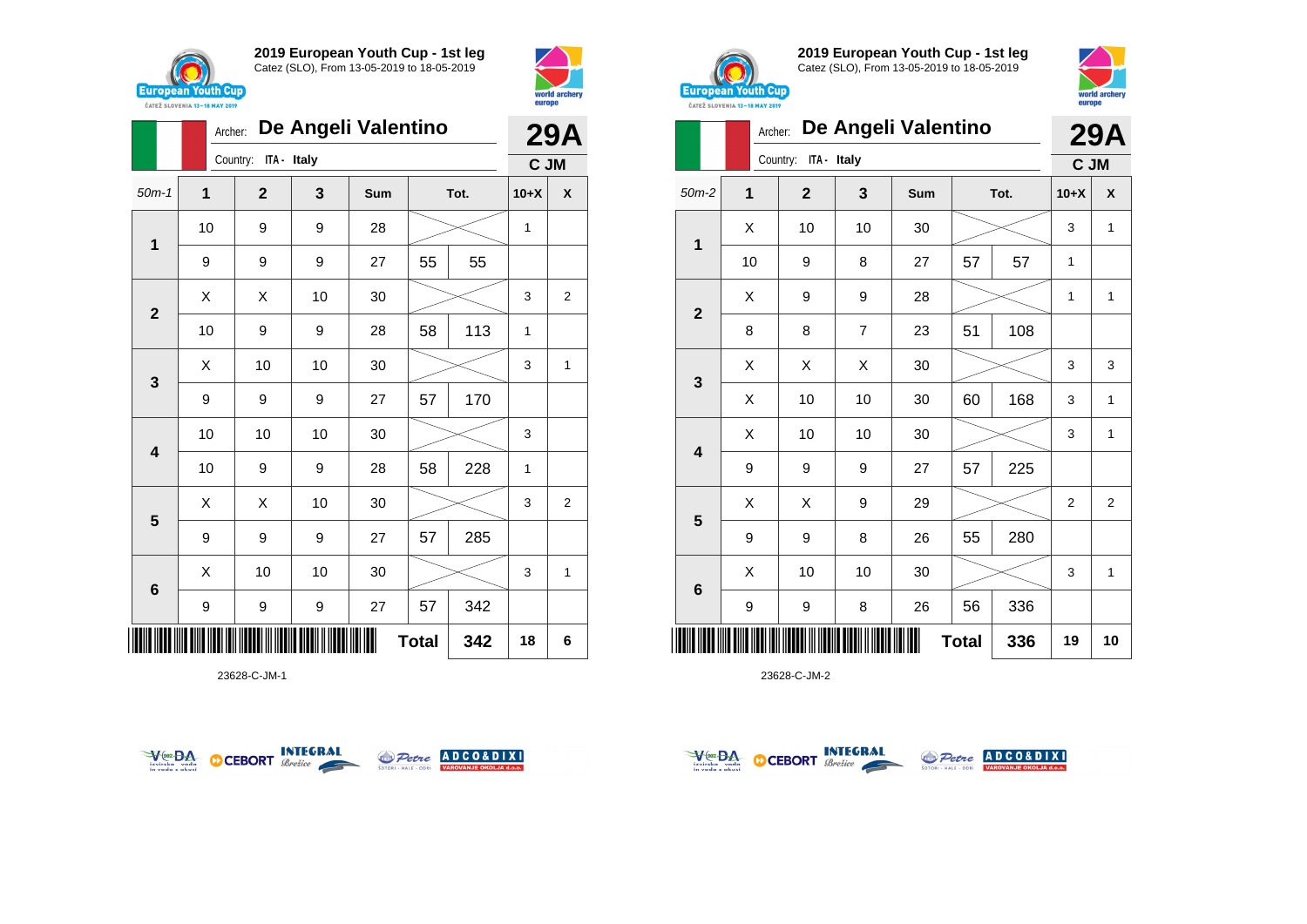## 2019 European Youth Cup - 1st leg

Catez (SLO), From 13-05-2019 to 18-05-2019

Archer: **De Angeli Valentino**

Country: ITA - Italy

**29A** — C JM

| 50m-1 | 1 | 2 | 3 | Sum | Tot. | | 10+X | X |
|---|---|---|---|---|---|---|---|---|
| 1 | 10 | 9 | 9 | 28 | | | 1 | |
| | 9 | 9 | 9 | 27 | 55 | 55 | | |
| 2 | X | X | 10 | 30 | | | 3 | 2 |
| | 10 | 9 | 9 | 28 | 58 | 113 | 1 | |
| 3 | X | 10 | 10 | 30 | | | 3 | 1 |
| | 9 | 9 | 9 | 27 | 57 | 170 | | |
| 4 | 10 | 10 | 10 | 30 | | | 3 | |
| | 10 | 9 | 9 | 28 | 58 | 228 | 1 | |
| 5 | X | X | 10 | 30 | | | 3 | 2 |
| | 9 | 9 | 9 | 27 | 57 | 285 | | |
| 6 | X | 10 | 10 | 30 | | | 3 | 1 |
| | 9 | 9 | 9 | 27 | 57 | 342 | | |
| | | | | | Total | 342 | 18 | 6 |

23628-C-JM-1

## 2019 European Youth Cup - 1st leg

Catez (SLO), From 13-05-2019 to 18-05-2019

Archer: **De Angeli Valentino**

Country: ITA - Italy

**29A** — C JM

| 50m-2 | 1 | 2 | 3 | Sum | Tot. | | 10+X | X |
|---|---|---|---|---|---|---|---|---|
| 1 | X | 10 | 10 | 30 | | | 3 | 1 |
| | 10 | 9 | 8 | 27 | 57 | 57 | 1 | |
| 2 | X | 9 | 9 | 28 | | | 1 | 1 |
| | 8 | 8 | 7 | 23 | 51 | 108 | | |
| 3 | X | X | X | 30 | | | 3 | 3 |
| | X | 10 | 10 | 30 | 60 | 168 | 3 | 1 |
| 4 | X | 10 | 10 | 30 | | | 3 | 1 |
| | 9 | 9 | 9 | 27 | 57 | 225 | | |
| 5 | X | X | 9 | 29 | | | 2 | 2 |
| | 9 | 9 | 8 | 26 | 55 | 280 | | |
| 6 | X | 10 | 10 | 30 | | | 3 | 1 |
| | 9 | 9 | 8 | 26 | 56 | 336 | | |
| | | | | | Total | 336 | 19 | 10 |

23628-C-JM-2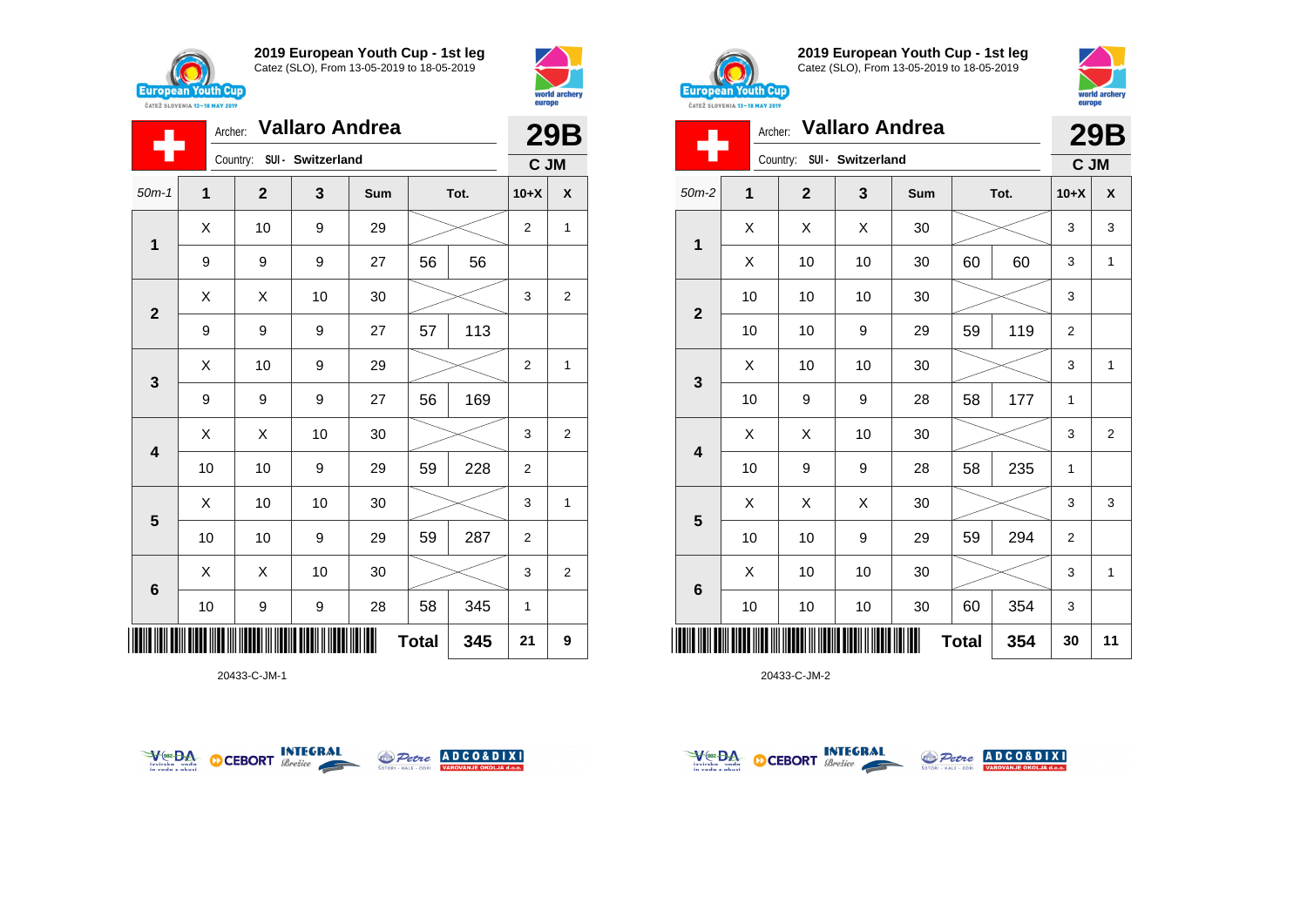## 2019 European Youth Cup - 1st leg

Catez (SLO), From 13-05-2019 to 18-05-2019

Archer: **Vallaro Andrea**

Country: SUI - Switzerland

**29B**

**C JM**

| 50m-1 | 1 | 2 | 3 | Sum | Tot. | | 10+X | X |
|---|---|---|---|---|---|---|---|---|
| 1 | X | 10 | 9 | 29 | | | 2 | 1 |
| | 9 | 9 | 9 | 27 | 56 | 56 | | |
| 2 | X | X | 10 | 30 | | | 3 | 2 |
| | 9 | 9 | 9 | 27 | 57 | 113 | | |
| 3 | X | 10 | 9 | 29 | | | 2 | 1 |
| | 9 | 9 | 9 | 27 | 56 | 169 | | |
| 4 | X | X | 10 | 30 | | | 3 | 2 |
| | 10 | 10 | 9 | 29 | 59 | 228 | 2 | |
| 5 | X | 10 | 10 | 30 | | | 3 | 1 |
| | 10 | 10 | 9 | 29 | 59 | 287 | 2 | |
| 6 | X | X | 10 | 30 | | | 3 | 2 |
| | 10 | 9 | 9 | 28 | 58 | 345 | 1 | |
| | | | | | **Total** | **345** | **21** | **9** |

20433-C-JM-1

## 2019 European Youth Cup - 1st leg

Catez (SLO), From 13-05-2019 to 18-05-2019

Archer: **Vallaro Andrea**

Country: SUI - Switzerland

**29B**

**C JM**

| 50m-2 | 1 | 2 | 3 | Sum | Tot. | | 10+X | X |
|---|---|---|---|---|---|---|---|---|
| 1 | X | X | X | 30 | | | 3 | 3 |
| | X | 10 | 10 | 30 | 60 | 60 | 3 | 1 |
| 2 | 10 | 10 | 10 | 30 | | | 3 | |
| | 10 | 10 | 9 | 29 | 59 | 119 | 2 | |
| 3 | X | 10 | 10 | 30 | | | 3 | 1 |
| | 10 | 9 | 9 | 28 | 58 | 177 | 1 | |
| 4 | X | X | 10 | 30 | | | 3 | 2 |
| | 10 | 9 | 9 | 28 | 58 | 235 | 1 | |
| 5 | X | X | X | 30 | | | 3 | 3 |
| | 10 | 10 | 9 | 29 | 59 | 294 | 2 | |
| 6 | X | 10 | 10 | 30 | | | 3 | 1 |
| | 10 | 10 | 10 | 30 | 60 | 354 | 3 | |
| | | | | | **Total** | **354** | **30** | **11** |

20433-C-JM-2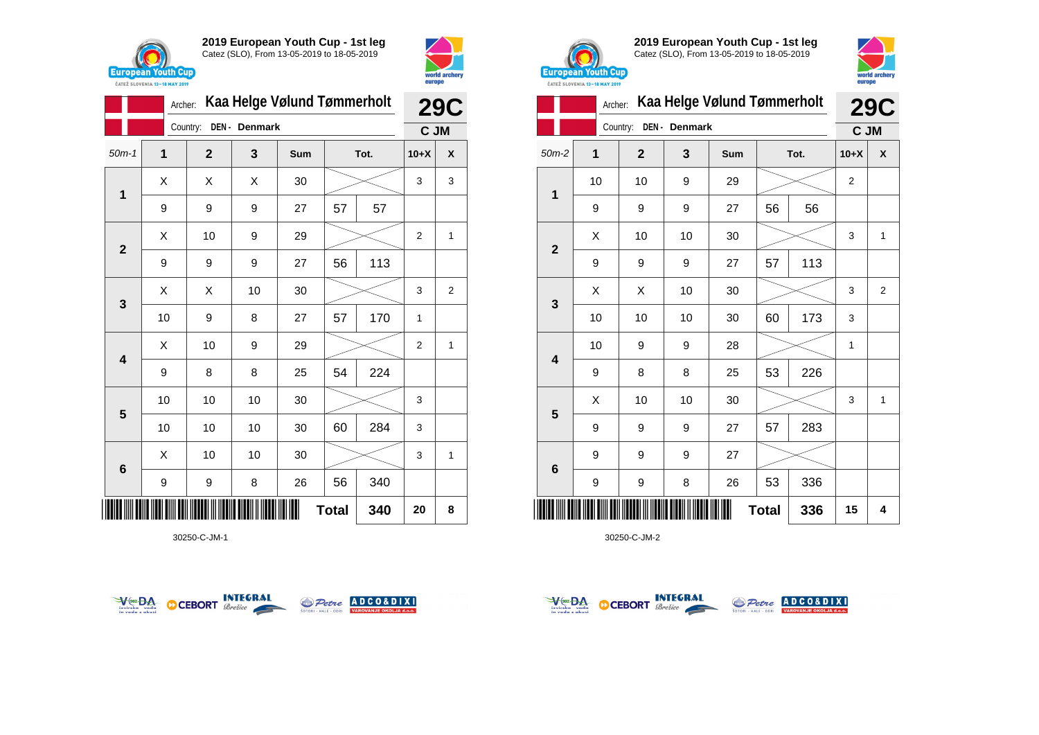## 2019 European Youth Cup - 1st leg

Catez (SLO), From 13-05-2019 to 18-05-2019

Archer: **Kaa Helge Vølund Tømmerholt**
Country: DEN - Denmark

**29C** — C JM

| 50m-1 | 1 | 2 | 3 | Sum | Tot. | | 10+X | X |
|---|---|---|---|---|---|---|---|---|
| 1 | X | X | X | 30 | | | 3 | 3 |
| | 9 | 9 | 9 | 27 | 57 | 57 | | |
| 2 | X | 10 | 9 | 29 | | | 2 | 1 |
| | 9 | 9 | 9 | 27 | 56 | 113 | | |
| 3 | X | X | 10 | 30 | | | 3 | 2 |
| | 10 | 9 | 8 | 27 | 57 | 170 | 1 | |
| 4 | X | 10 | 9 | 29 | | | 2 | 1 |
| | 9 | 8 | 8 | 25 | 54 | 224 | | |
| 5 | 10 | 10 | 10 | 30 | | | 3 | |
| | 10 | 10 | 10 | 30 | 60 | 284 | 3 | |
| 6 | X | 10 | 10 | 30 | | | 3 | 1 |
| | 9 | 9 | 8 | 26 | 56 | 340 | | |
| | | | | | **Total** | **340** | **20** | **8** |

30250-C-JM-1

## 2019 European Youth Cup - 1st leg

Catez (SLO), From 13-05-2019 to 18-05-2019

Archer: **Kaa Helge Vølund Tømmerholt**
Country: DEN - Denmark

**29C** — C JM

| 50m-2 | 1 | 2 | 3 | Sum | Tot. | | 10+X | X |
|---|---|---|---|---|---|---|---|---|
| 1 | 10 | 10 | 9 | 29 | | | 2 | |
| | 9 | 9 | 9 | 27 | 56 | 56 | | |
| 2 | X | 10 | 10 | 30 | | | 3 | 1 |
| | 9 | 9 | 9 | 27 | 57 | 113 | | |
| 3 | X | X | 10 | 30 | | | 3 | 2 |
| | 10 | 10 | 10 | 30 | 60 | 173 | 3 | |
| 4 | 10 | 9 | 9 | 28 | | | 1 | |
| | 9 | 8 | 8 | 25 | 53 | 226 | | |
| 5 | X | 10 | 10 | 30 | | | 3 | 1 |
| | 9 | 9 | 9 | 27 | 57 | 283 | | |
| 6 | 9 | 9 | 9 | 27 | | | | |
| | 9 | 9 | 8 | 26 | 53 | 336 | | |
| | | | | | **Total** | **336** | **15** | **4** |

30250-C-JM-2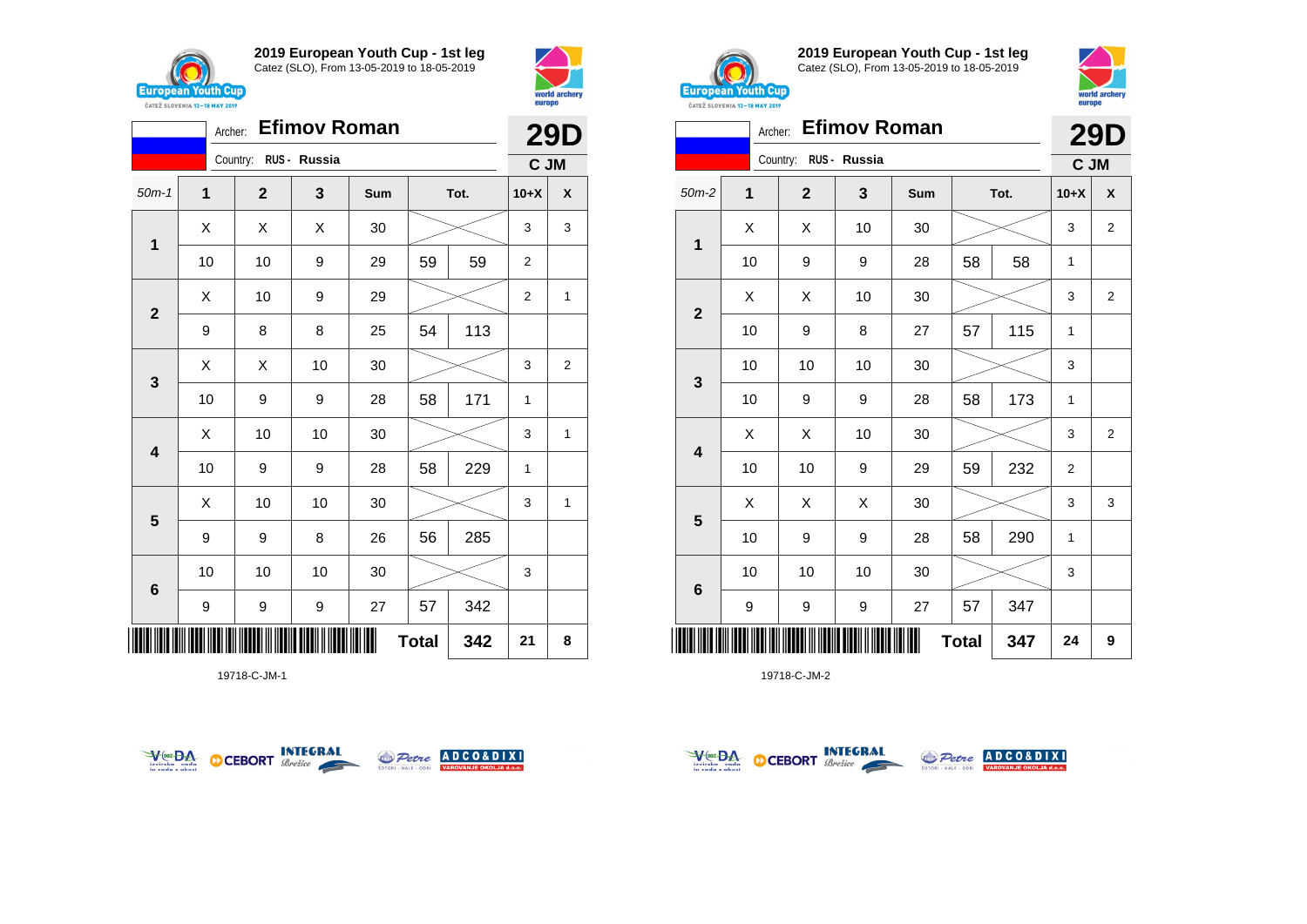**2019 European Youth Cup - 1st leg**
Catez (SLO), From 13-05-2019 to 18-05-2019

Archer: **Efimov Roman** — **29D**
Country: RUS - Russia — C JM

| 50m-1 | 1 | 2 | 3 | Sum | Tot. | | 10+X | X |
|---|---|---|---|---|---|---|---|---|
| 1 | X | X | X | 30 | | | 3 | 3 |
| | 10 | 10 | 9 | 29 | 59 | 59 | 2 | |
| 2 | X | 10 | 9 | 29 | | | 2 | 1 |
| | 9 | 8 | 8 | 25 | 54 | 113 | | |
| 3 | X | X | 10 | 30 | | | 3 | 2 |
| | 10 | 9 | 9 | 28 | 58 | 171 | 1 | |
| 4 | X | 10 | 10 | 30 | | | 3 | 1 |
| | 10 | 9 | 9 | 28 | 58 | 229 | 1 | |
| 5 | X | 10 | 10 | 30 | | | 3 | 1 |
| | 9 | 9 | 8 | 26 | 56 | 285 | | |
| 6 | 10 | 10 | 10 | 30 | | | 3 | |
| | 9 | 9 | 9 | 27 | 57 | 342 | | |
| | | | | | **Total** | **342** | **21** | **8** |

19718-C-JM-1

**2019 European Youth Cup - 1st leg**
Catez (SLO), From 13-05-2019 to 18-05-2019

Archer: **Efimov Roman** — **29D**
Country: RUS - Russia — C JM

| 50m-2 | 1 | 2 | 3 | Sum | Tot. | | 10+X | X |
|---|---|---|---|---|---|---|---|---|
| 1 | X | X | 10 | 30 | | | 3 | 2 |
| | 10 | 9 | 9 | 28 | 58 | 58 | 1 | |
| 2 | X | X | 10 | 30 | | | 3 | 2 |
| | 10 | 9 | 8 | 27 | 57 | 115 | 1 | |
| 3 | 10 | 10 | 10 | 30 | | | 3 | |
| | 10 | 9 | 9 | 28 | 58 | 173 | 1 | |
| 4 | X | X | 10 | 30 | | | 3 | 2 |
| | 10 | 10 | 9 | 29 | 59 | 232 | 2 | |
| 5 | X | X | X | 30 | | | 3 | 3 |
| | 10 | 9 | 9 | 28 | 58 | 290 | 1 | |
| 6 | 10 | 10 | 10 | 30 | | | 3 | |
| | 9 | 9 | 9 | 27 | 57 | 347 | | |
| | | | | | **Total** | **347** | **24** | **9** |

19718-C-JM-2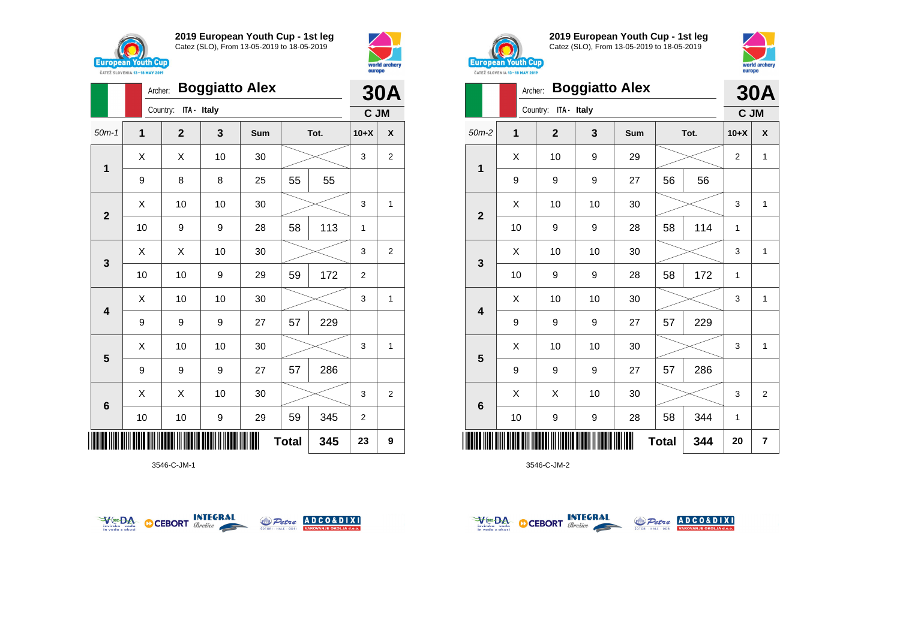## 2019 European Youth Cup - 1st leg
Catez (SLO), From 13-05-2019 to 18-05-2019

Archer: **Boggiatto Alex**
Country: ITA - Italy

**30A**
**C JM**

| 50m-1 | 1 | 2 | 3 | Sum | Tot. | | 10+X | X |
|---|---|---|---|---|---|---|---|---|
| 1 | X | X | 10 | 30 | | | 3 | 2 |
| | 9 | 8 | 8 | 25 | 55 | 55 | | |
| 2 | X | 10 | 10 | 30 | | | 3 | 1 |
| | 10 | 9 | 9 | 28 | 58 | 113 | 1 | |
| 3 | X | X | 10 | 30 | | | 3 | 2 |
| | 10 | 10 | 9 | 29 | 59 | 172 | 2 | |
| 4 | X | 10 | 10 | 30 | | | 3 | 1 |
| | 9 | 9 | 9 | 27 | 57 | 229 | | |
| 5 | X | 10 | 10 | 30 | | | 3 | 1 |
| | 9 | 9 | 9 | 27 | 57 | 286 | | |
| 6 | X | X | 10 | 30 | | | 3 | 2 |
| | 10 | 10 | 9 | 29 | 59 | 345 | 2 | |
| | | | | | **Total** | **345** | **23** | **9** |

3546-C-JM-1

## 2019 European Youth Cup - 1st leg
Catez (SLO), From 13-05-2019 to 18-05-2019

Archer: **Boggiatto Alex**
Country: ITA - Italy

**30A**
**C JM**

| 50m-2 | 1 | 2 | 3 | Sum | Tot. | | 10+X | X |
|---|---|---|---|---|---|---|---|---|
| 1 | X | 10 | 9 | 29 | | | 2 | 1 |
| | 9 | 9 | 9 | 27 | 56 | 56 | | |
| 2 | X | 10 | 10 | 30 | | | 3 | 1 |
| | 10 | 9 | 9 | 28 | 58 | 114 | 1 | |
| 3 | X | 10 | 10 | 30 | | | 3 | 1 |
| | 10 | 9 | 9 | 28 | 58 | 172 | 1 | |
| 4 | X | 10 | 10 | 30 | | | 3 | 1 |
| | 9 | 9 | 9 | 27 | 57 | 229 | | |
| 5 | X | 10 | 10 | 30 | | | 3 | 1 |
| | 9 | 9 | 9 | 27 | 57 | 286 | | |
| 6 | X | X | 10 | 30 | | | 3 | 2 |
| | 10 | 9 | 9 | 28 | 58 | 344 | 1 | |
| | | | | | **Total** | **344** | **20** | **7** |

3546-C-JM-2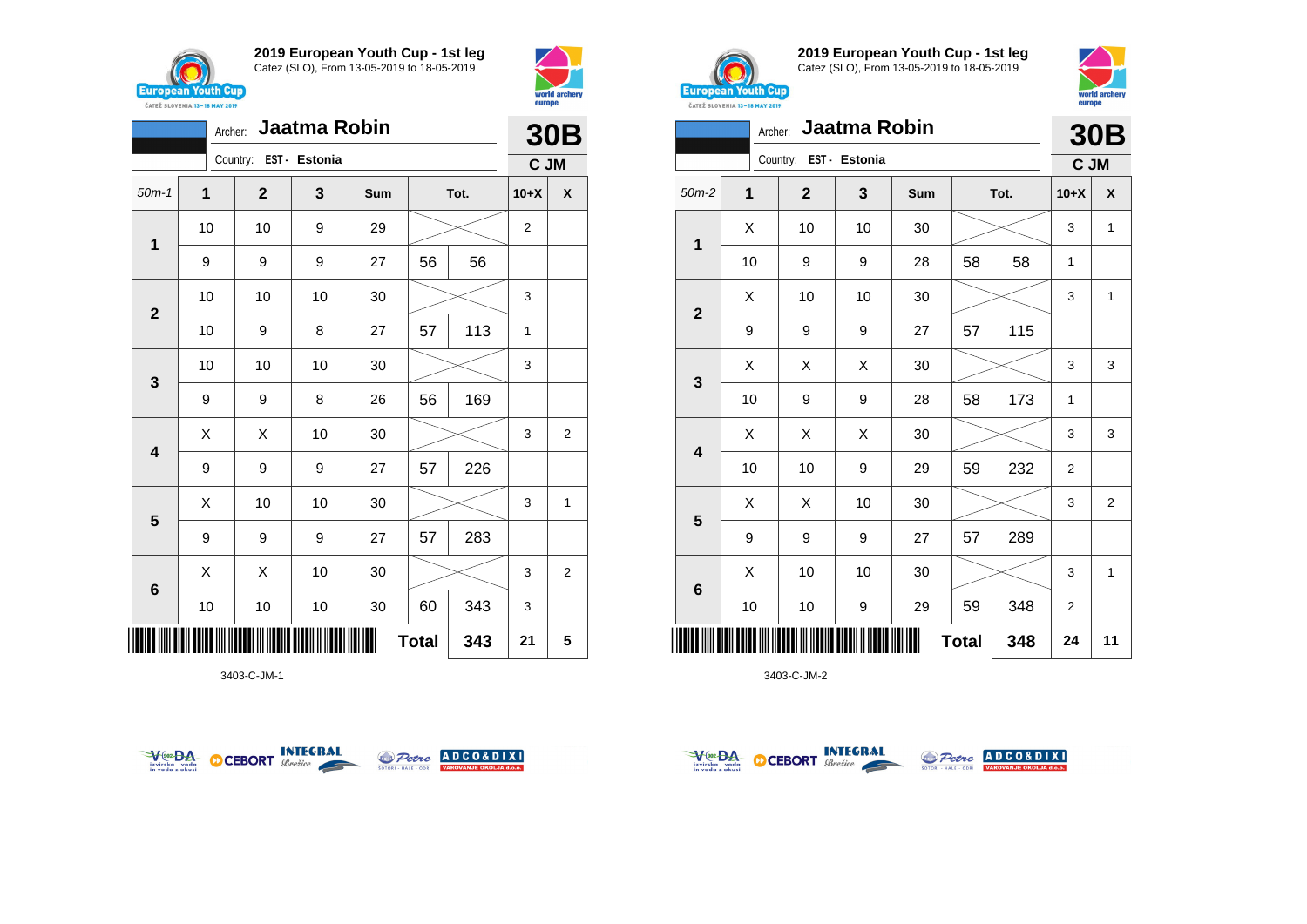## 2019 European Youth Cup - 1st leg

Catez (SLO), From 13-05-2019 to 18-05-2019

Archer: **Jaatma Robin** — **30B**

Country: EST - Estonia — **C JM**

| 50m-1 | 1 | 2 | 3 | Sum | Tot. | | 10+X | X |
|---|---|---|---|---|---|---|---|---|
| 1 | 10 | 10 | 9 | 29 | | | 2 | |
| | 9 | 9 | 9 | 27 | 56 | 56 | | |
| 2 | 10 | 10 | 10 | 30 | | | 3 | |
| | 10 | 9 | 8 | 27 | 57 | 113 | 1 | |
| 3 | 10 | 10 | 10 | 30 | | | 3 | |
| | 9 | 9 | 8 | 26 | 56 | 169 | | |
| 4 | X | X | 10 | 30 | | | 3 | 2 |
| | 9 | 9 | 9 | 27 | 57 | 226 | | |
| 5 | X | 10 | 10 | 30 | | | 3 | 1 |
| | 9 | 9 | 9 | 27 | 57 | 283 | | |
| 6 | X | X | 10 | 30 | | | 3 | 2 |
| | 10 | 10 | 10 | 30 | 60 | 343 | 3 | |
| | | | | | **Total** | **343** | **21** | **5** |

3403-C-JM-1

## 2019 European Youth Cup - 1st leg

Catez (SLO), From 13-05-2019 to 18-05-2019

Archer: **Jaatma Robin** — **30B**

Country: EST - Estonia — **C JM**

| 50m-2 | 1 | 2 | 3 | Sum | Tot. | | 10+X | X |
|---|---|---|---|---|---|---|---|---|
| 1 | X | 10 | 10 | 30 | | | 3 | 1 |
| | 10 | 9 | 9 | 28 | 58 | 58 | 1 | |
| 2 | X | 10 | 10 | 30 | | | 3 | 1 |
| | 9 | 9 | 9 | 27 | 57 | 115 | | |
| 3 | X | X | X | 30 | | | 3 | 3 |
| | 10 | 9 | 9 | 28 | 58 | 173 | 1 | |
| 4 | X | X | X | 30 | | | 3 | 3 |
| | 10 | 10 | 9 | 29 | 59 | 232 | 2 | |
| 5 | X | X | 10 | 30 | | | 3 | 2 |
| | 9 | 9 | 9 | 27 | 57 | 289 | | |
| 6 | X | 10 | 10 | 30 | | | 3 | 1 |
| | 10 | 10 | 9 | 29 | 59 | 348 | 2 | |
| | | | | | **Total** | **348** | **24** | **11** |

3403-C-JM-2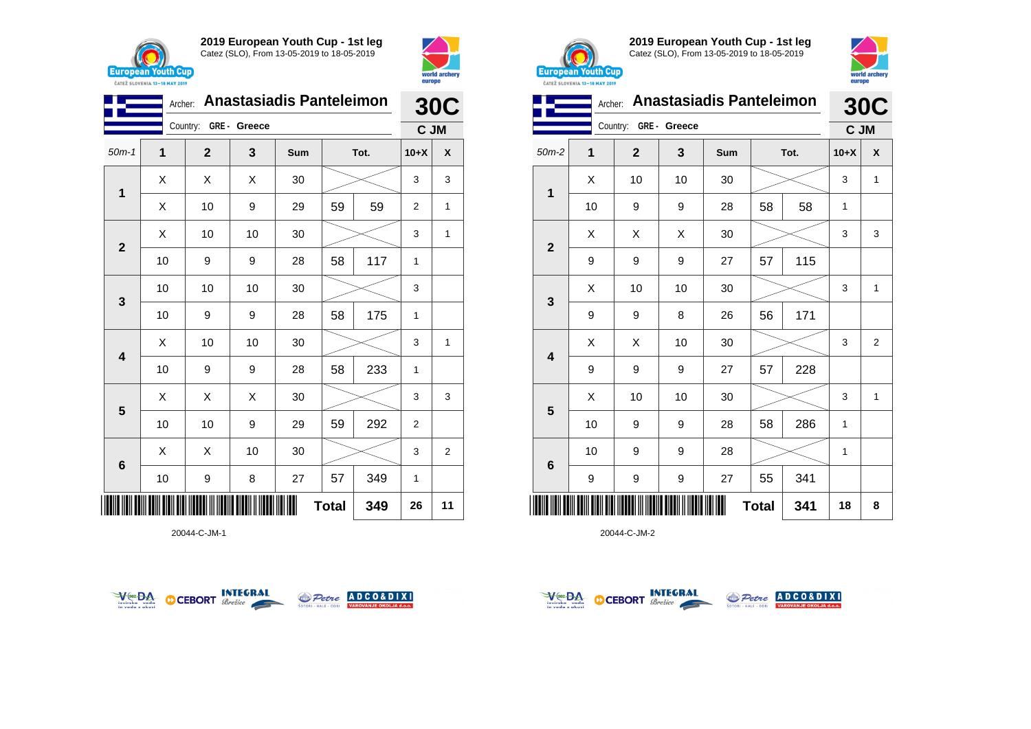## 2019 European Youth Cup - 1st leg

Catez (SLO), From 13-05-2019 to 18-05-2019

Archer: **Anastasiadis Panteleimon** — **30C**

Country: GRE - Greece — **C JM**

| 50m-1 | 1 | 2 | 3 | Sum | Tot. | | 10+X | X |
|---|---|---|---|---|---|---|---|---|
| 1 | X | X | X | 30 | | | 3 | 3 |
| | X | 10 | 9 | 29 | 59 | 59 | 2 | 1 |
| 2 | X | 10 | 10 | 30 | | | 3 | 1 |
| | 10 | 9 | 9 | 28 | 58 | 117 | 1 | |
| 3 | 10 | 10 | 10 | 30 | | | 3 | |
| | 10 | 9 | 9 | 28 | 58 | 175 | 1 | |
| 4 | X | 10 | 10 | 30 | | | 3 | 1 |
| | 10 | 9 | 9 | 28 | 58 | 233 | 1 | |
| 5 | X | X | X | 30 | | | 3 | 3 |
| | 10 | 10 | 9 | 29 | 59 | 292 | 2 | |
| 6 | X | X | 10 | 30 | | | 3 | 2 |
| | 10 | 9 | 8 | 27 | 57 | 349 | 1 | |
| | | | | | **Total** | **349** | **26** | **11** |

20044-C-JM-1

## 2019 European Youth Cup - 1st leg

Catez (SLO), From 13-05-2019 to 18-05-2019

Archer: **Anastasiadis Panteleimon** — **30C**

Country: GRE - Greece — **C JM**

| 50m-2 | 1 | 2 | 3 | Sum | Tot. | | 10+X | X |
|---|---|---|---|---|---|---|---|---|
| 1 | X | 10 | 10 | 30 | | | 3 | 1 |
| | 10 | 9 | 9 | 28 | 58 | 58 | 1 | |
| 2 | X | X | X | 30 | | | 3 | 3 |
| | 9 | 9 | 9 | 27 | 57 | 115 | | |
| 3 | X | 10 | 10 | 30 | | | 3 | 1 |
| | 9 | 9 | 8 | 26 | 56 | 171 | | |
| 4 | X | X | 10 | 30 | | | 3 | 2 |
| | 9 | 9 | 9 | 27 | 57 | 228 | | |
| 5 | X | 10 | 10 | 30 | | | 3 | 1 |
| | 10 | 9 | 9 | 28 | 58 | 286 | 1 | |
| 6 | 10 | 9 | 9 | 28 | | | 1 | |
| | 9 | 9 | 9 | 27 | 55 | 341 | | |
| | | | | | **Total** | **341** | **18** | **8** |

20044-C-JM-2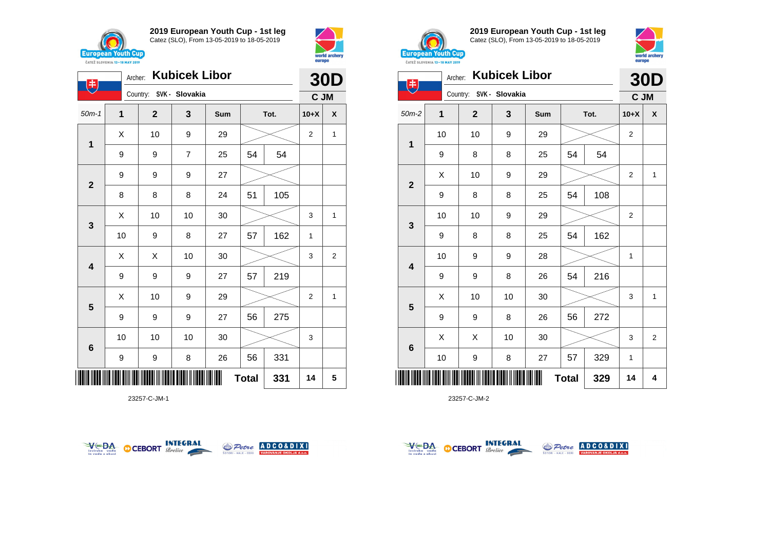**2019 European Youth Cup - 1st leg**
Catez (SLO), From 13-05-2019 to 18-05-2019

Archer: **Kubicek Libor**
Country: SVK - Slovakia

**30D**
**C JM**

| 50m-1 | 1 | 2 | 3 | Sum | Tot. | | 10+X | X |
|---|---|---|---|---|---|---|---|---|
| 1 | X | 10 | 9 | 29 | | | 2 | 1 |
| | 9 | 9 | 7 | 25 | 54 | 54 | | |
| 2 | 9 | 9 | 9 | 27 | | | | |
| | 8 | 8 | 8 | 24 | 51 | 105 | | |
| 3 | X | 10 | 10 | 30 | | | 3 | 1 |
| | 10 | 9 | 8 | 27 | 57 | 162 | 1 | |
| 4 | X | X | 10 | 30 | | | 3 | 2 |
| | 9 | 9 | 9 | 27 | 57 | 219 | | |
| 5 | X | 10 | 9 | 29 | | | 2 | 1 |
| | 9 | 9 | 9 | 27 | 56 | 275 | | |
| 6 | 10 | 10 | 10 | 30 | | | 3 | |
| | 9 | 9 | 8 | 26 | 56 | 331 | | |
| | | | | | Total | 331 | 14 | 5 |

23257-C-JM-1

**2019 European Youth Cup - 1st leg**
Catez (SLO), From 13-05-2019 to 18-05-2019

Archer: **Kubicek Libor**
Country: SVK - Slovakia

**30D**
**C JM**

| 50m-2 | 1 | 2 | 3 | Sum | Tot. | | 10+X | X |
|---|---|---|---|---|---|---|---|---|
| 1 | 10 | 10 | 9 | 29 | | | 2 | |
| | 9 | 8 | 8 | 25 | 54 | 54 | | |
| 2 | X | 10 | 9 | 29 | | | 2 | 1 |
| | 9 | 8 | 8 | 25 | 54 | 108 | | |
| 3 | 10 | 10 | 9 | 29 | | | 2 | |
| | 9 | 8 | 8 | 25 | 54 | 162 | | |
| 4 | 10 | 9 | 9 | 28 | | | 1 | |
| | 9 | 9 | 8 | 26 | 54 | 216 | | |
| 5 | X | 10 | 10 | 30 | | | 3 | 1 |
| | 9 | 9 | 8 | 26 | 56 | 272 | | |
| 6 | X | X | 10 | 30 | | | 3 | 2 |
| | 10 | 9 | 8 | 27 | 57 | 329 | 1 | |
| | | | | | Total | 329 | 14 | 4 |

23257-C-JM-2